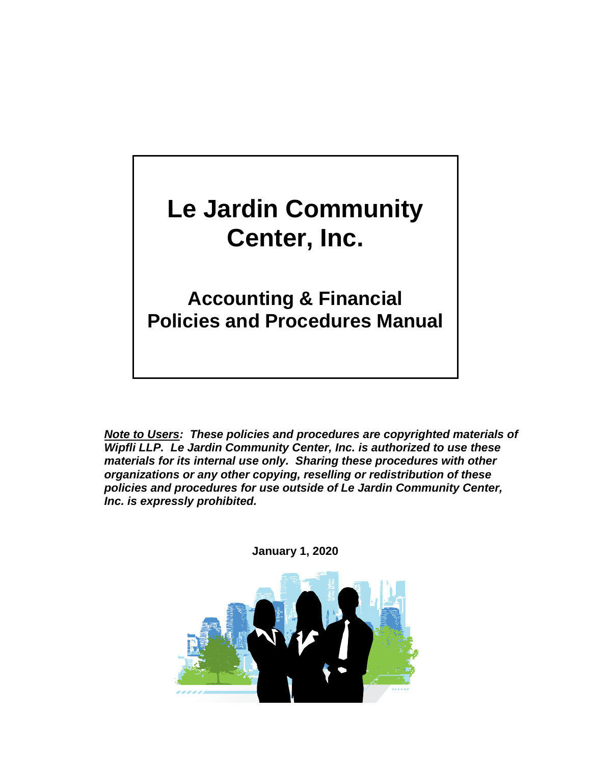# Le Jardin Community Center, Inc.

## Accounting & Financial Policies and Procedures Manual

***Note to Users*: These policies and procedures are copyrighted materials of Wipfli LLP. Le Jardin Community Center, Inc. is authorized to use these materials for its internal use only. Sharing these procedures with other organizations or any other copying, reselling or redistribution of these policies and procedures for use outside of Le Jardin Community Center, Inc. is expressly prohibited.**

**January 1, 2020**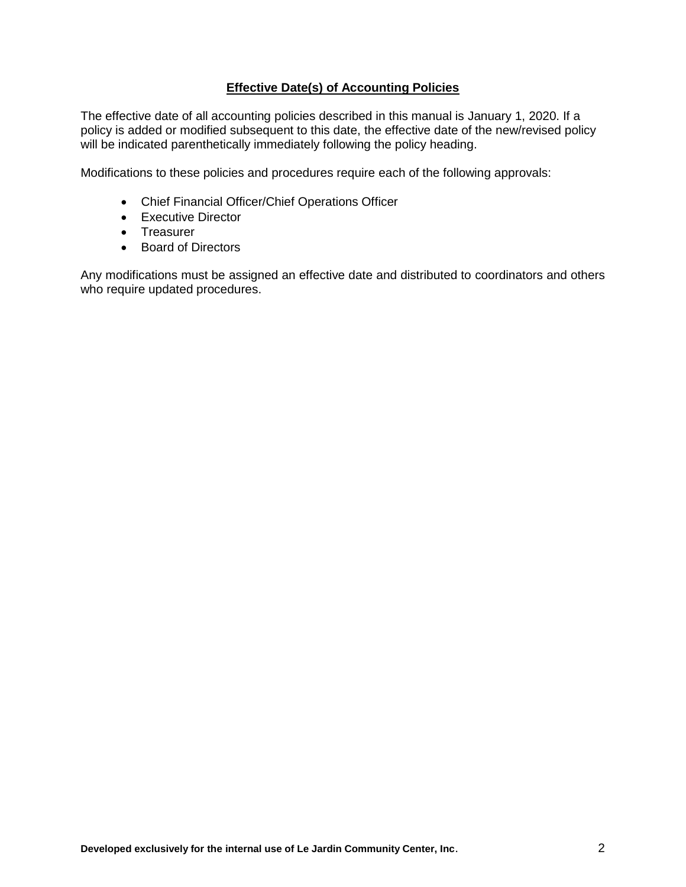## Effective Date(s) of Accounting Policies

The effective date of all accounting policies described in this manual is January 1, 2020. If a policy is added or modified subsequent to this date, the effective date of the new/revised policy will be indicated parenthetically immediately following the policy heading.

Modifications to these policies and procedures require each of the following approvals:

- Chief Financial Officer/Chief Operations Officer
- Executive Director
- Treasurer
- Board of Directors

Any modifications must be assigned an effective date and distributed to coordinators and others who require updated procedures.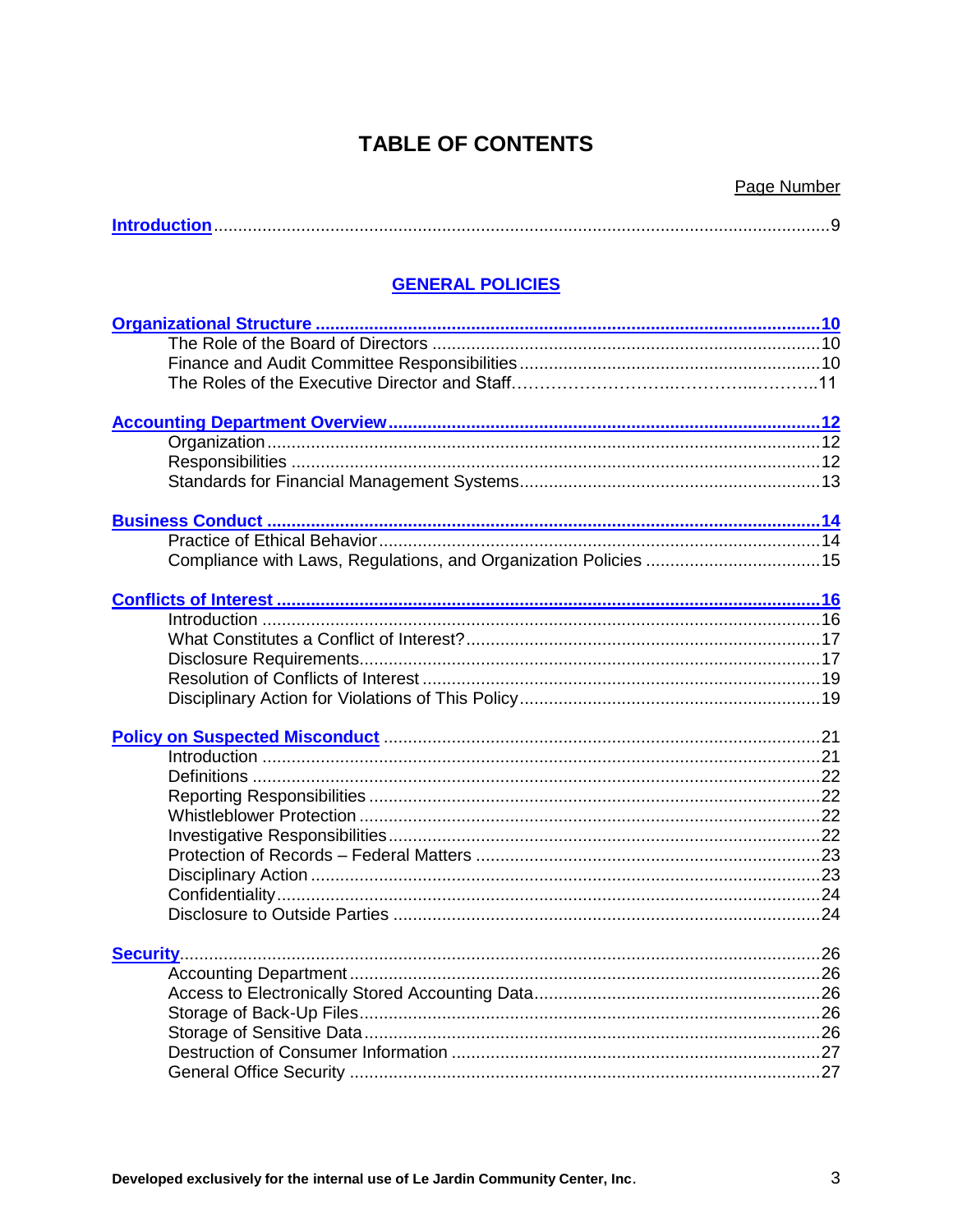# TABLE OF CONTENTS

| | Page Number |
|---|---|
| **Introduction** | 9 |
| **GENERAL POLICIES** | |
| **Organizational Structure** | **10** |
| The Role of the Board of Directors | 10 |
| Finance and Audit Committee Responsibilities | 10 |
| The Roles of the Executive Director and Staff | 11 |
| **Accounting Department Overview** | **12** |
| Organization | 12 |
| Responsibilities | 12 |
| Standards for Financial Management Systems | 13 |
| **Business Conduct** | **14** |
| Practice of Ethical Behavior | 14 |
| Compliance with Laws, Regulations, and Organization Policies | 15 |
| **Conflicts of Interest** | **16** |
| Introduction | 16 |
| What Constitutes a Conflict of Interest? | 17 |
| Disclosure Requirements | 17 |
| Resolution of Conflicts of Interest | 19 |
| Disciplinary Action for Violations of This Policy | 19 |
| **Policy on Suspected Misconduct** | 21 |
| Introduction | 21 |
| Definitions | 22 |
| Reporting Responsibilities | 22 |
| Whistleblower Protection | 22 |
| Investigative Responsibilities | 22 |
| Protection of Records – Federal Matters | 23 |
| Disciplinary Action | 23 |
| Confidentiality | 24 |
| Disclosure to Outside Parties | 24 |
| **Security** | 26 |
| Accounting Department | 26 |
| Access to Electronically Stored Accounting Data | 26 |
| Storage of Back-Up Files | 26 |
| Storage of Sensitive Data | 26 |
| Destruction of Consumer Information | 27 |
| General Office Security | 27 |

**Developed exclusively for the internal use of Le Jardin Community Center, Inc.**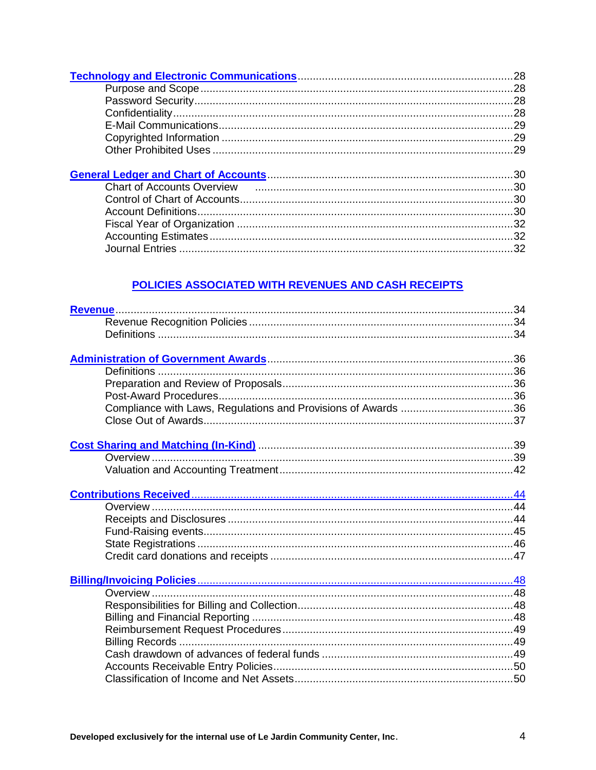**Technology and Electronic Communications** .......... 28
- Purpose and Scope .......... 28
- Password Security .......... 28
- Confidentiality .......... 28
- E-Mail Communications .......... 29
- Copyrighted Information .......... 29
- Other Prohibited Uses .......... 29

**General Ledger and Chart of Accounts** .......... 30
- Chart of Accounts Overview .......... 30
- Control of Chart of Accounts .......... 30
- Account Definitions .......... 30
- Fiscal Year of Organization .......... 32
- Accounting Estimates .......... 32
- Journal Entries .......... 32

## POLICIES ASSOCIATED WITH REVENUES AND CASH RECEIPTS

**Revenue** .......... 34
- Revenue Recognition Policies .......... 34
- Definitions .......... 34

**Administration of Government Awards** .......... 36
- Definitions .......... 36
- Preparation and Review of Proposals .......... 36
- Post-Award Procedures .......... 36
- Compliance with Laws, Regulations and Provisions of Awards .......... 36
- Close Out of Awards .......... 37

**Cost Sharing and Matching (In-Kind)** .......... 39
- Overview .......... 39
- Valuation and Accounting Treatment .......... 42

**Contributions Received** .......... 44
- Overview .......... 44
- Receipts and Disclosures .......... 44
- Fund-Raising events .......... 45
- State Registrations .......... 46
- Credit card donations and receipts .......... 47

**Billing/Invoicing Policies** .......... 48
- Overview .......... 48
- Responsibilities for Billing and Collection .......... 48
- Billing and Financial Reporting .......... 48
- Reimbursement Request Procedures .......... 49
- Billing Records .......... 49
- Cash drawdown of advances of federal funds .......... 49
- Accounts Receivable Entry Policies .......... 50
- Classification of Income and Net Assets .......... 50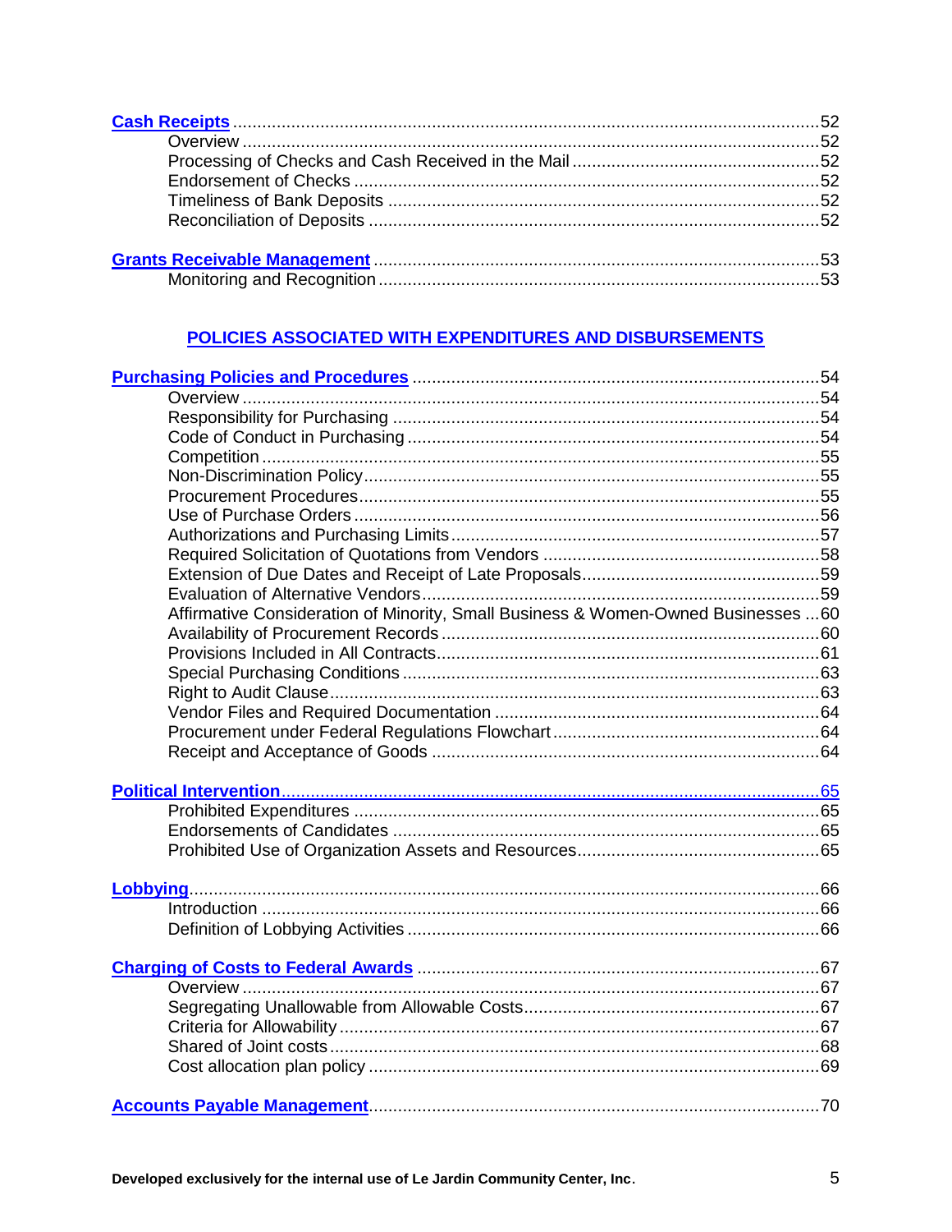**Cash Receipts** ........................................................................................................52
Overview ......................................................................................................52
Processing of Checks and Cash Received in the Mail ..................................................52
Endorsement of Checks ...............................................................................................52
Timeliness of Bank Deposits ........................................................................................52
Reconciliation of Deposits ............................................................................................52

**Grants Receivable Management** ...........................................................................53
Monitoring and Recognition ..........................................................................................53

## POLICIES ASSOCIATED WITH EXPENDITURES AND DISBURSEMENTS

**Purchasing Policies and Procedures** ...................................................................54
Overview ......................................................................................................54
Responsibility for Purchasing .......................................................................................54
Code of Conduct in Purchasing ....................................................................................54
Competition ..................................................................................................55
Non-Discrimination Policy.............................................................................................55
Procurement Procedures..............................................................................................55
Use of Purchase Orders ...............................................................................................56
Authorizations and Purchasing Limits...........................................................................57
Required Solicitation of Quotations from Vendors .........................................................58
Extension of Due Dates and Receipt of Late Proposals................................................59
Evaluation of Alternative Vendors.................................................................................59
Affirmative Consideration of Minority, Small Business & Women-Owned Businesses ...60
Availability of Procurement Records .............................................................................60
Provisions Included in All Contracts..............................................................................61
Special Purchasing Conditions .....................................................................................63
Right to Audit Clause....................................................................................................63
Vendor Files and Required Documentation ..................................................................64
Procurement under Federal Regulations Flowchart.......................................................64
Receipt and Acceptance of Goods ...............................................................................64

**Political Intervention**..............................................................................................65
Prohibited Expenditures ...............................................................................................65
Endorsements of Candidates .......................................................................................65
Prohibited Use of Organization Assets and Resources.................................................65

**Lobbying**.................................................................................................................66
Introduction ..................................................................................................66
Definition of Lobbying Activities ....................................................................................66

**Charging of Costs to Federal Awards** .................................................................67
Overview ......................................................................................................67
Segregating Unallowable from Allowable Costs............................................................67
Criteria for Allowability ..................................................................................................67
Shared of Joint costs ....................................................................................................68
Cost allocation plan policy ............................................................................................69

**Accounts Payable Management**............................................................................70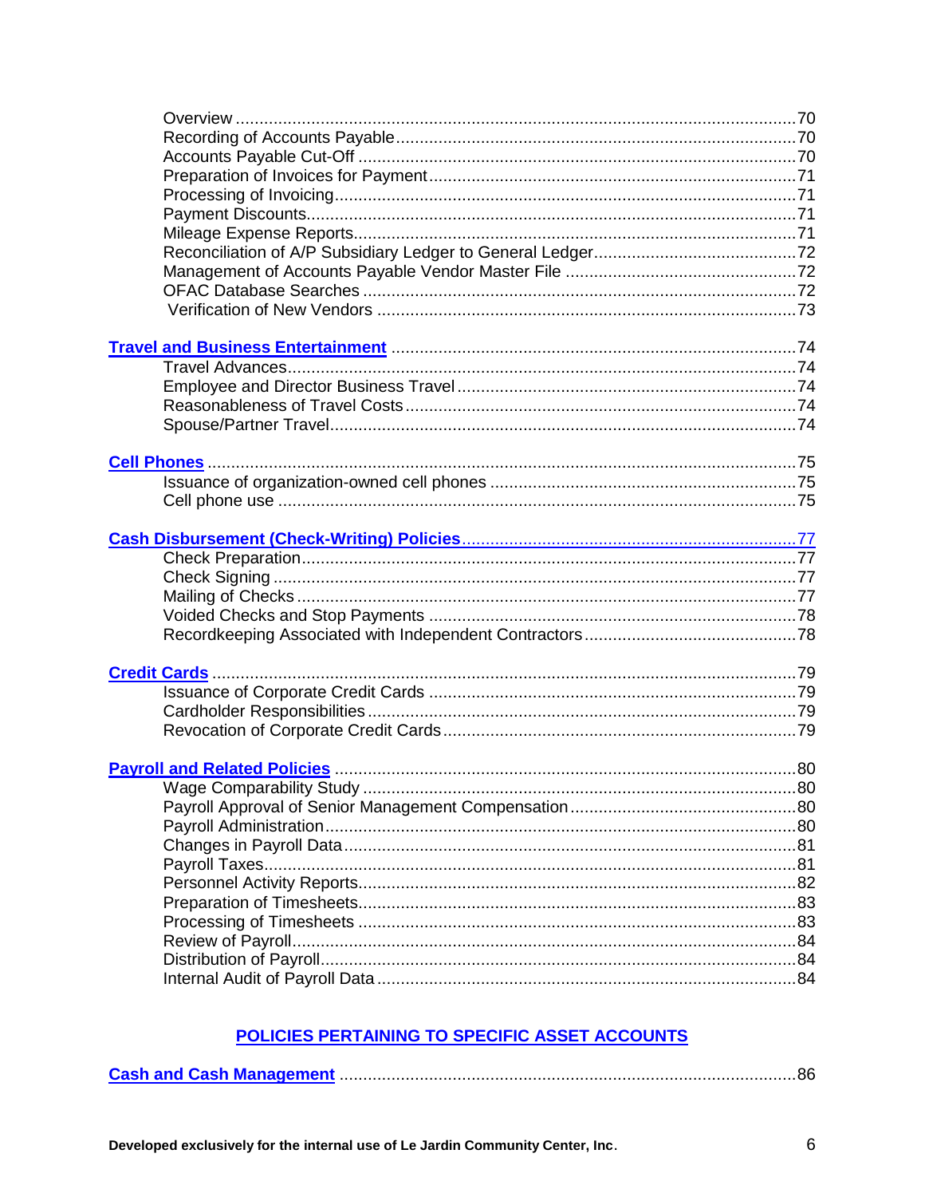Overview ....................................................................................................................70
Recording of Accounts Payable ....................................................................................70
Accounts Payable Cut-Off ............................................................................................70
Preparation of Invoices for Payment .............................................................................71
Processing of Invoicing .................................................................................................71
Payment Discounts .......................................................................................................71
Mileage Expense Reports ..............................................................................................71
Reconciliation of A/P Subsidiary Ledger to General Ledger ...........................................72
Management of Accounts Payable Vendor Master File ..................................................72
OFAC Database Searches ...........................................................................................72
Verification of New Vendors .........................................................................................73

**Travel and Business Entertainment** .........................................................................74
Travel Advances ...........................................................................................................74
Employee and Director Business Travel .......................................................................74
Reasonableness of Travel Costs ..................................................................................74
Spouse/Partner Travel ..................................................................................................74

**Cell Phones** ..............................................................................................................75
Issuance of organization-owned cell phones ................................................................75
Cell phone use .............................................................................................................75

**Cash Disbursement (Check-Writing) Policies** ..........................................................77
Check Preparation ........................................................................................................77
Check Signing ..............................................................................................................77
Mailing of Checks .........................................................................................................77
Voided Checks and Stop Payments .............................................................................78
Recordkeeping Associated with Independent Contractors ............................................78

**Credit Cards** .............................................................................................................79
Issuance of Corporate Credit Cards .............................................................................79
Cardholder Responsibilities ..........................................................................................79
Revocation of Corporate Credit Cards ..........................................................................79

**Payroll and Related Policies** .....................................................................................80
Wage Comparability Study ............................................................................................80
Payroll Approval of Senior Management Compensation ................................................80
Payroll Administration ...................................................................................................80
Changes in Payroll Data ...............................................................................................81
Payroll Taxes ................................................................................................................81
Personnel Activity Reports ............................................................................................82
Preparation of Timesheets ............................................................................................83
Processing of Timesheets ............................................................................................83
Review of Payroll ..........................................................................................................84
Distribution of Payroll ....................................................................................................84
Internal Audit of Payroll Data .........................................................................................84

## POLICIES PERTAINING TO SPECIFIC ASSET ACCOUNTS

**Cash and Cash Management** ...................................................................................86

Developed exclusively for the internal use of Le Jardin Community Center, Inc.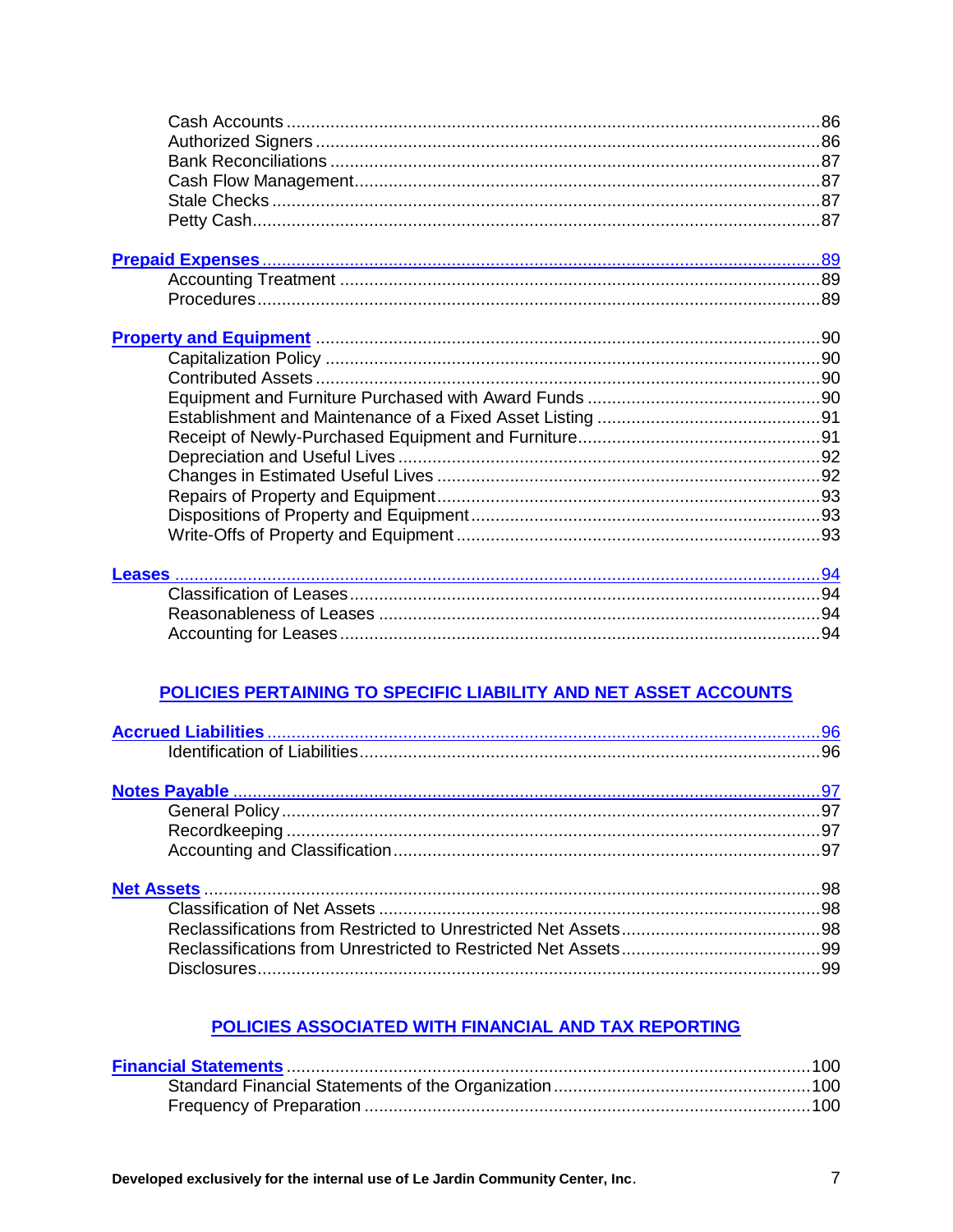Cash Accounts .......................................................................................................86
Authorized Signers ...............................................................................................86
Bank Reconciliations .............................................................................................87
Cash Flow Management........................................................................................87
Stale Checks .........................................................................................................87
Petty Cash.............................................................................................................87

**Prepaid Expenses** ........................................................................................................89
Accounting Treatment ...........................................................................................89
Procedures............................................................................................................89

**Property and Equipment** ...............................................................................................90
Capitalization Policy ..............................................................................................90
Contributed Assets ................................................................................................90
Equipment and Furniture Purchased with Award Funds ..........................................90
Establishment and Maintenance of a Fixed Asset Listing ........................................91
Receipt of Newly-Purchased Equipment and Furniture............................................91
Depreciation and Useful Lives ...............................................................................92
Changes in Estimated Useful Lives .........................................................................92
Repairs of Property and Equipment........................................................................93
Dispositions of Property and Equipment.................................................................93
Write-Offs of Property and Equipment ....................................................................93

**Leases** ..........................................................................................................................94
Classification of Leases.........................................................................................94
Reasonableness of Leases ....................................................................................94
Accounting for Leases ...........................................................................................94

## POLICIES PERTAINING TO SPECIFIC LIABILITY AND NET ASSET ACCOUNTS

**Accrued Liabilities** .......................................................................................................96
Identification of Liabilities.......................................................................................96

**Notes Payable** ...............................................................................................................97
General Policy.......................................................................................................97
Recordkeeping ......................................................................................................97
Accounting and Classification.................................................................................97

**Net Assets** .....................................................................................................................98
Classification of Net Assets ...................................................................................98
Reclassifications from Restricted to Unrestricted Net Assets..................................98
Reclassifications from Unrestricted to Restricted Net Assets..................................99
Disclosures............................................................................................................99

## POLICIES ASSOCIATED WITH FINANCIAL AND TAX REPORTING

**Financial Statements** ...................................................................................................100
Standard Financial Statements of the Organization ..............................................100
Frequency of Preparation ....................................................................................100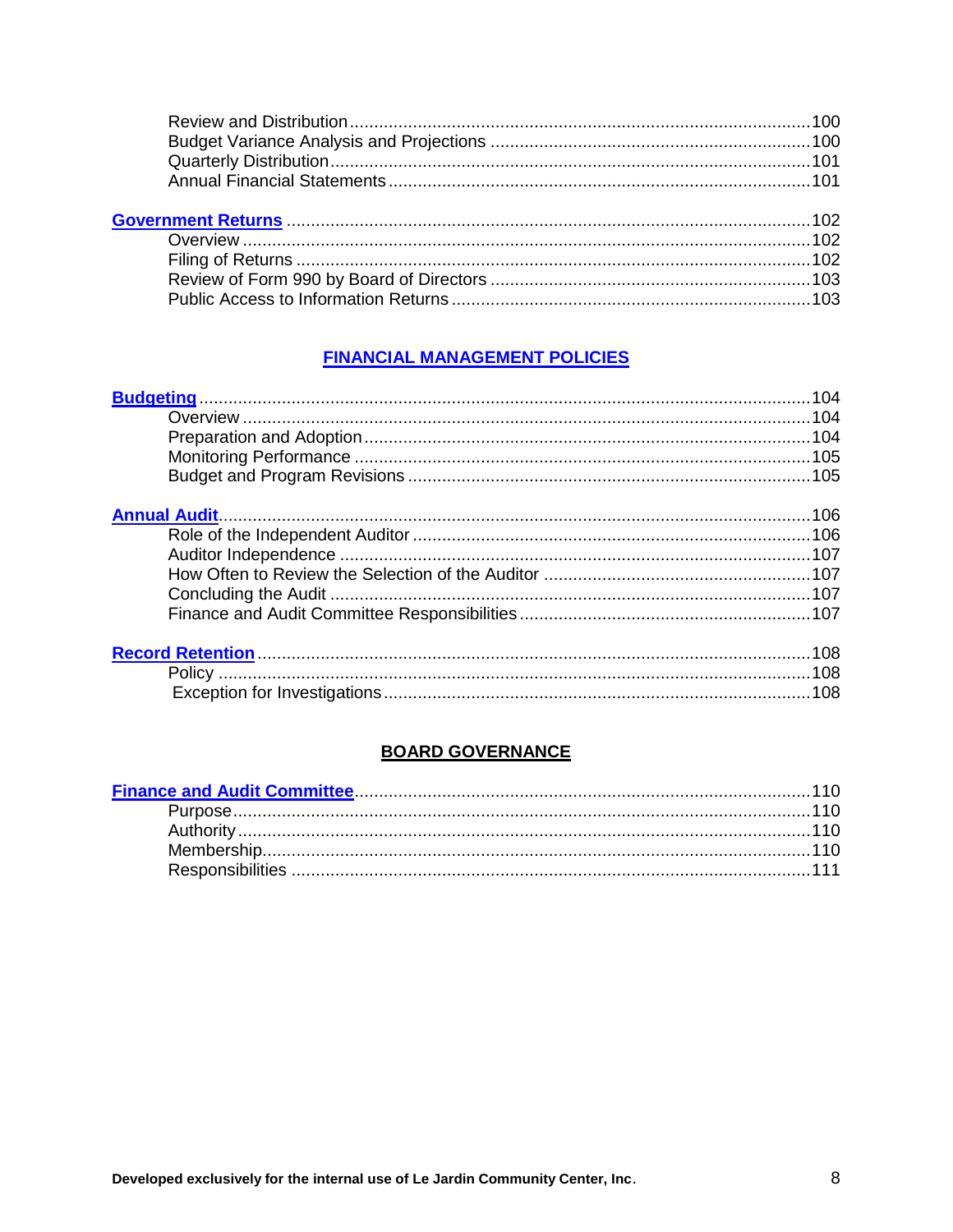Review and Distribution .............................................................. 100
Budget Variance Analysis and Projections .............................................................. 100
Quarterly Distribution .............................................................. 101
Annual Financial Statements .............................................................. 101

**Government Returns** .............................................................. 102
Overview .............................................................. 102
Filing of Returns .............................................................. 102
Review of Form 990 by Board of Directors .............................................................. 103
Public Access to Information Returns .............................................................. 103

## FINANCIAL MANAGEMENT POLICIES

**Budgeting** .............................................................. 104
Overview .............................................................. 104
Preparation and Adoption .............................................................. 104
Monitoring Performance .............................................................. 105
Budget and Program Revisions .............................................................. 105

**Annual Audit** .............................................................. 106
Role of the Independent Auditor .............................................................. 106
Auditor Independence .............................................................. 107
How Often to Review the Selection of the Auditor .............................................................. 107
Concluding the Audit .............................................................. 107
Finance and Audit Committee Responsibilities .............................................................. 107

**Record Retention** .............................................................. 108
Policy .............................................................. 108
Exception for Investigations .............................................................. 108

## BOARD GOVERNANCE

**Finance and Audit Committee** .............................................................. 110
Purpose .............................................................. 110
Authority .............................................................. 110
Membership .............................................................. 110
Responsibilities .............................................................. 111

**Developed exclusively for the internal use of Le Jardin Community Center, Inc.**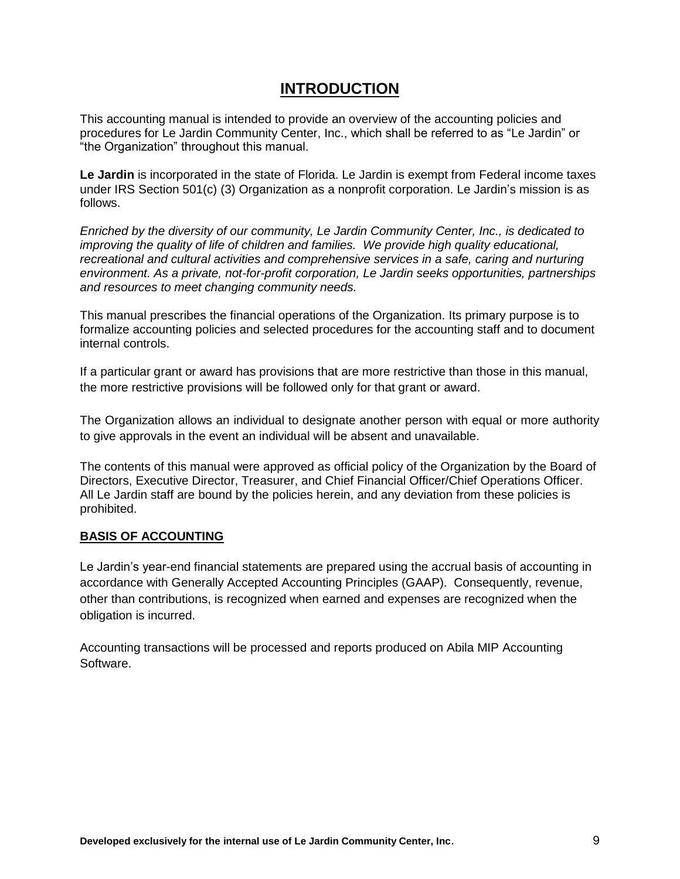# INTRODUCTION

This accounting manual is intended to provide an overview of the accounting policies and procedures for Le Jardin Community Center, Inc., which shall be referred to as "Le Jardin" or "the Organization" throughout this manual.

**Le Jardin** is incorporated in the state of Florida. Le Jardin is exempt from Federal income taxes under IRS Section 501(c) (3) Organization as a nonprofit corporation. Le Jardin's mission is as follows.

*Enriched by the diversity of our community, Le Jardin Community Center, Inc., is dedicated to improving the quality of life of children and families. We provide high quality educational, recreational and cultural activities and comprehensive services in a safe, caring and nurturing environment. As a private, not-for-profit corporation, Le Jardin seeks opportunities, partnerships and resources to meet changing community needs.*

This manual prescribes the financial operations of the Organization. Its primary purpose is to formalize accounting policies and selected procedures for the accounting staff and to document internal controls.

If a particular grant or award has provisions that are more restrictive than those in this manual, the more restrictive provisions will be followed only for that grant or award.

The Organization allows an individual to designate another person with equal or more authority to give approvals in the event an individual will be absent and unavailable.

The contents of this manual were approved as official policy of the Organization by the Board of Directors, Executive Director, Treasurer, and Chief Financial Officer/Chief Operations Officer. All Le Jardin staff are bound by the policies herein, and any deviation from these policies is prohibited.

## BASIS OF ACCOUNTING

Le Jardin's year-end financial statements are prepared using the accrual basis of accounting in accordance with Generally Accepted Accounting Principles (GAAP). Consequently, revenue, other than contributions, is recognized when earned and expenses are recognized when the obligation is incurred.

Accounting transactions will be processed and reports produced on Abila MIP Accounting Software.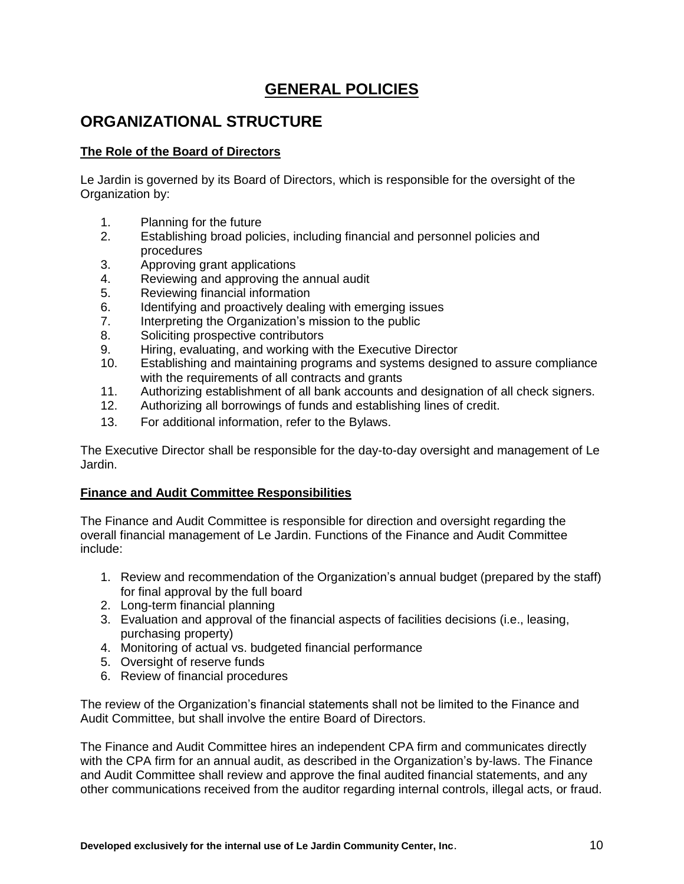# GENERAL POLICIES

## ORGANIZATIONAL STRUCTURE

### The Role of the Board of Directors

Le Jardin is governed by its Board of Directors, which is responsible for the oversight of the Organization by:

1. Planning for the future
2. Establishing broad policies, including financial and personnel policies and procedures
3. Approving grant applications
4. Reviewing and approving the annual audit
5. Reviewing financial information
6. Identifying and proactively dealing with emerging issues
7. Interpreting the Organization's mission to the public
8. Soliciting prospective contributors
9. Hiring, evaluating, and working with the Executive Director
10. Establishing and maintaining programs and systems designed to assure compliance with the requirements of all contracts and grants
11. Authorizing establishment of all bank accounts and designation of all check signers.
12. Authorizing all borrowings of funds and establishing lines of credit.
13. For additional information, refer to the Bylaws.

The Executive Director shall be responsible for the day-to-day oversight and management of Le Jardin.

### Finance and Audit Committee Responsibilities

The Finance and Audit Committee is responsible for direction and oversight regarding the overall financial management of Le Jardin. Functions of the Finance and Audit Committee include:

1. Review and recommendation of the Organization's annual budget (prepared by the staff) for final approval by the full board
2. Long-term financial planning
3. Evaluation and approval of the financial aspects of facilities decisions (i.e., leasing, purchasing property)
4. Monitoring of actual vs. budgeted financial performance
5. Oversight of reserve funds
6. Review of financial procedures

The review of the Organization's financial statements shall not be limited to the Finance and Audit Committee, but shall involve the entire Board of Directors.

The Finance and Audit Committee hires an independent CPA firm and communicates directly with the CPA firm for an annual audit, as described in the Organization's by-laws. The Finance and Audit Committee shall review and approve the final audited financial statements, and any other communications received from the auditor regarding internal controls, illegal acts, or fraud.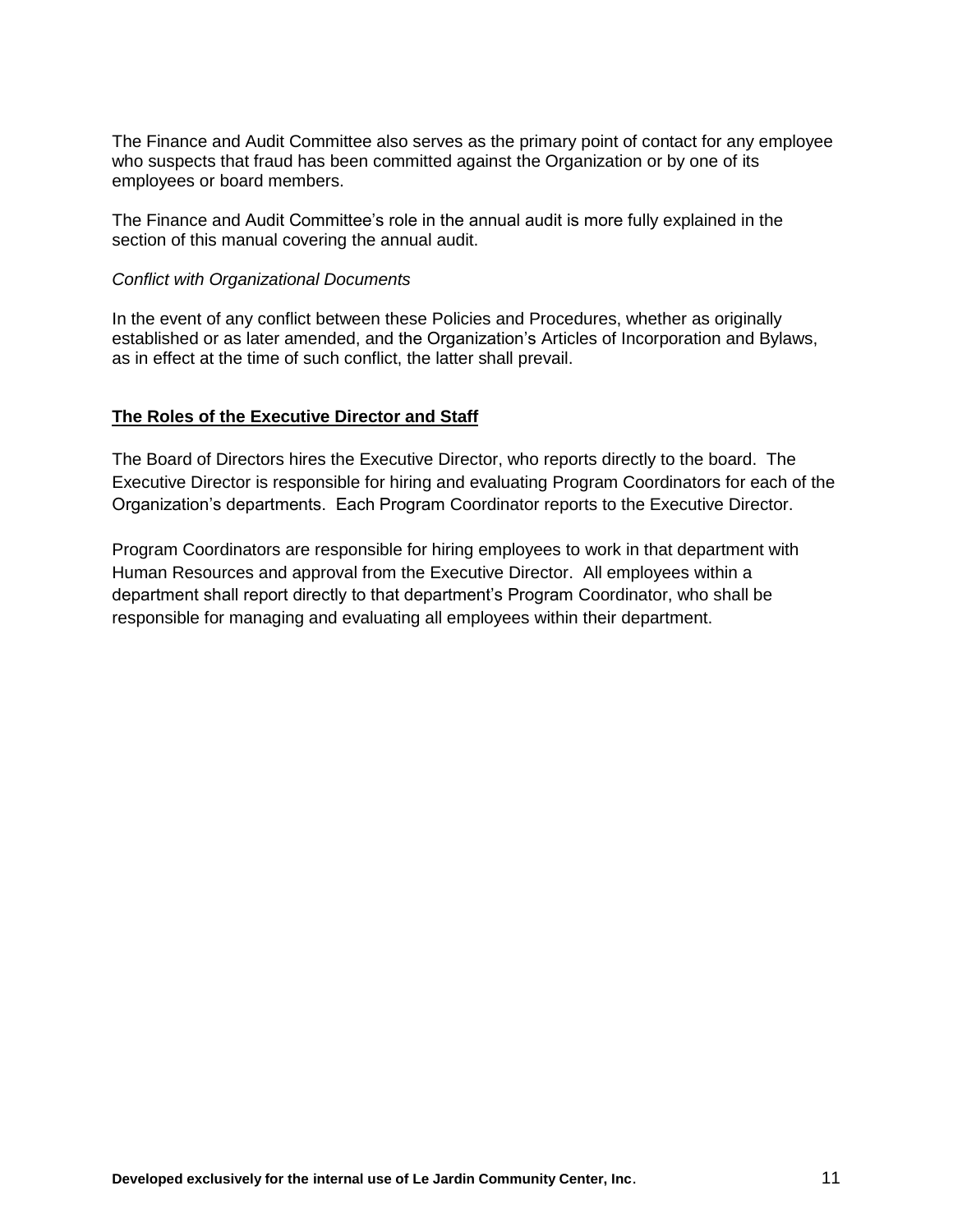The Finance and Audit Committee also serves as the primary point of contact for any employee who suspects that fraud has been committed against the Organization or by one of its employees or board members.

The Finance and Audit Committee's role in the annual audit is more fully explained in the section of this manual covering the annual audit.

*Conflict with Organizational Documents*

In the event of any conflict between these Policies and Procedures, whether as originally established or as later amended, and the Organization's Articles of Incorporation and Bylaws, as in effect at the time of such conflict, the latter shall prevail.

## **The Roles of the Executive Director and Staff**

The Board of Directors hires the Executive Director, who reports directly to the board. The Executive Director is responsible for hiring and evaluating Program Coordinators for each of the Organization's departments. Each Program Coordinator reports to the Executive Director.

Program Coordinators are responsible for hiring employees to work in that department with Human Resources and approval from the Executive Director. All employees within a department shall report directly to that department's Program Coordinator, who shall be responsible for managing and evaluating all employees within their department.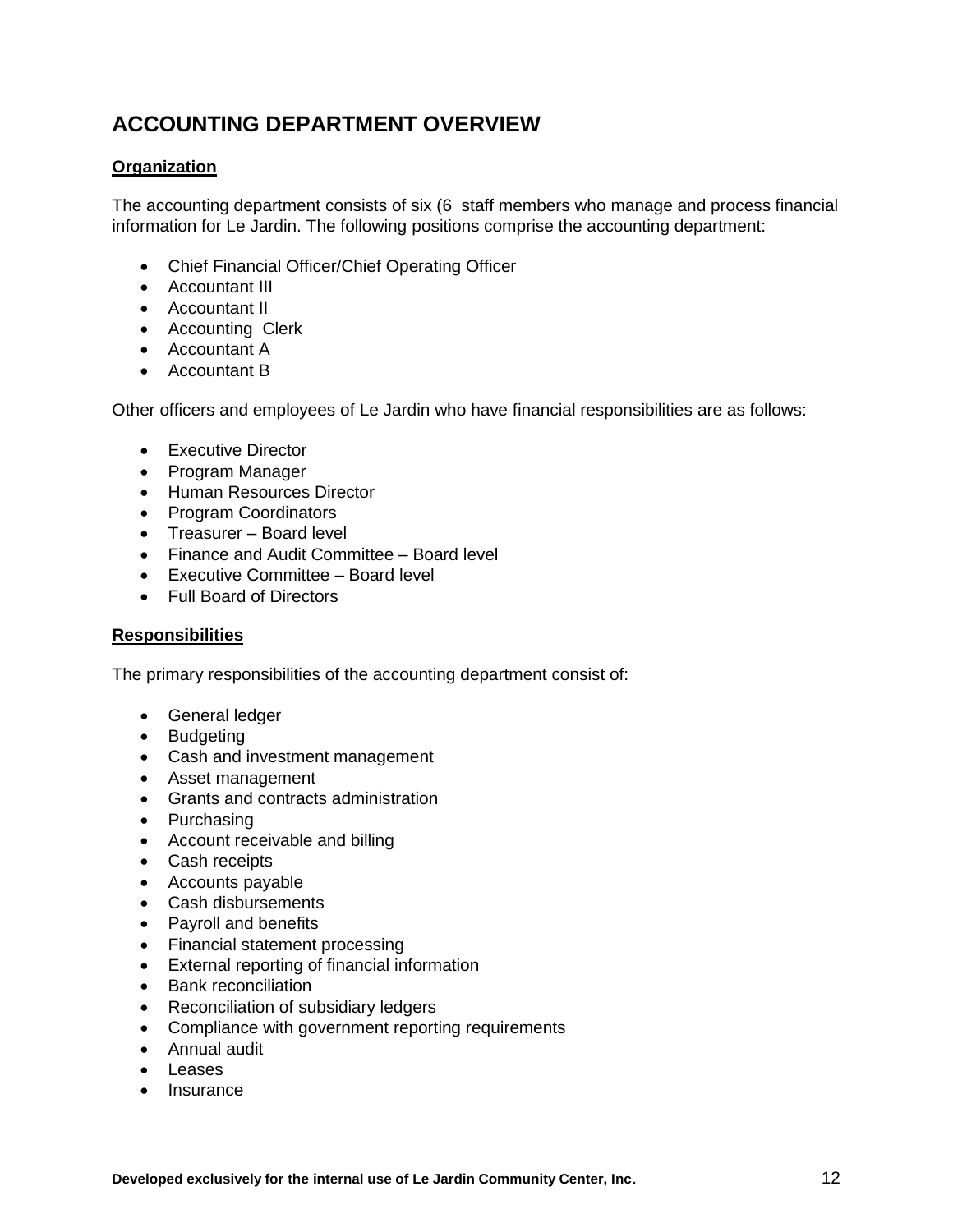## ACCOUNTING DEPARTMENT OVERVIEW

**Organization**

The accounting department consists of six (6 staff members who manage and process financial information for Le Jardin. The following positions comprise the accounting department:

- Chief Financial Officer/Chief Operating Officer
- Accountant III
- Accountant II
- Accounting Clerk
- Accountant A
- Accountant B

Other officers and employees of Le Jardin who have financial responsibilities are as follows:

- Executive Director
- Program Manager
- Human Resources Director
- Program Coordinators
- Treasurer – Board level
- Finance and Audit Committee – Board level
- Executive Committee – Board level
- Full Board of Directors

**Responsibilities**

The primary responsibilities of the accounting department consist of:

- General ledger
- Budgeting
- Cash and investment management
- Asset management
- Grants and contracts administration
- Purchasing
- Account receivable and billing
- Cash receipts
- Accounts payable
- Cash disbursements
- Payroll and benefits
- Financial statement processing
- External reporting of financial information
- Bank reconciliation
- Reconciliation of subsidiary ledgers
- Compliance with government reporting requirements
- Annual audit
- Leases
- Insurance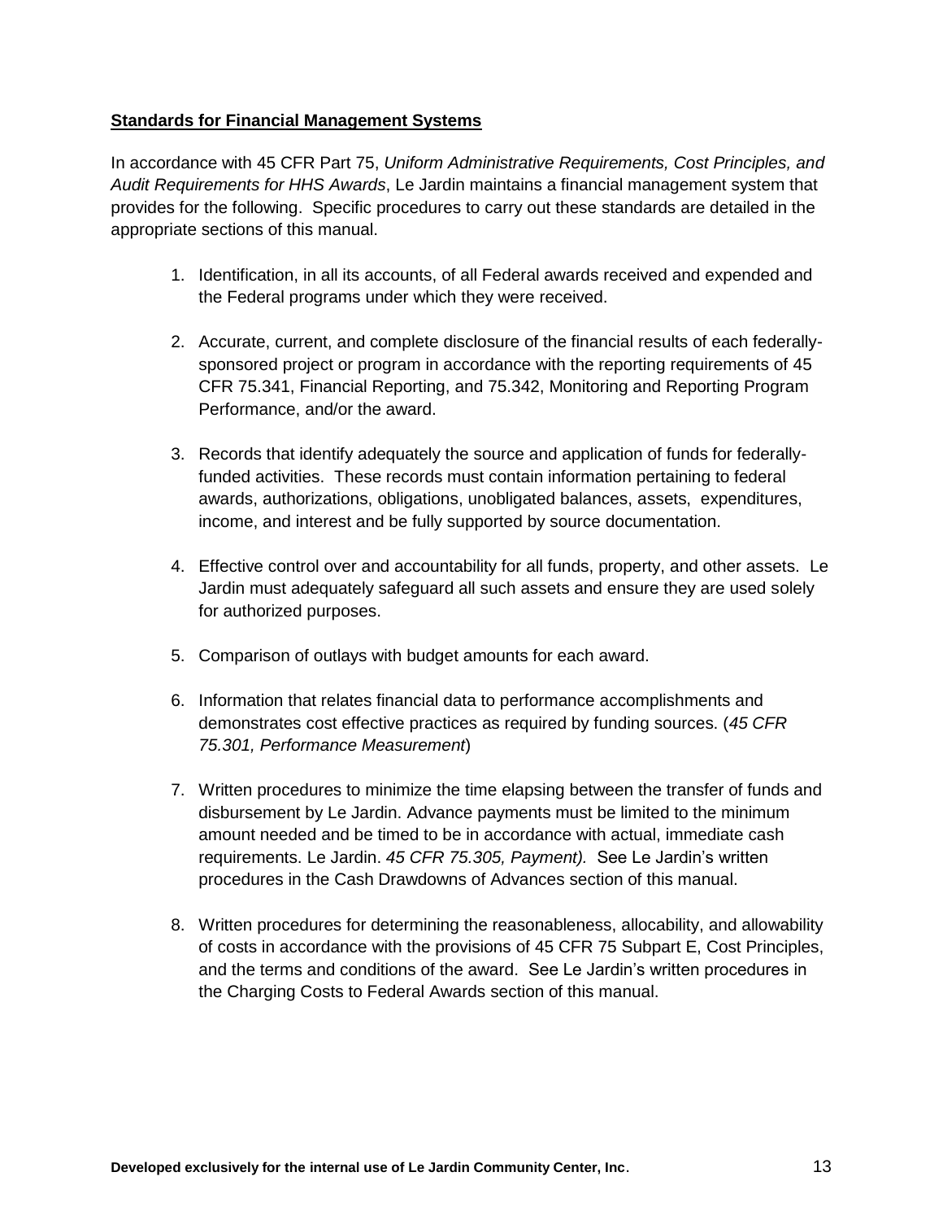**Standards for Financial Management Systems**

In accordance with 45 CFR Part 75, *Uniform Administrative Requirements, Cost Principles, and Audit Requirements for HHS Awards*, Le Jardin maintains a financial management system that provides for the following. Specific procedures to carry out these standards are detailed in the appropriate sections of this manual.

1. Identification, in all its accounts, of all Federal awards received and expended and the Federal programs under which they were received.

2. Accurate, current, and complete disclosure of the financial results of each federally-sponsored project or program in accordance with the reporting requirements of 45 CFR 75.341, Financial Reporting, and 75.342, Monitoring and Reporting Program Performance, and/or the award.

3. Records that identify adequately the source and application of funds for federally-funded activities. These records must contain information pertaining to federal awards, authorizations, obligations, unobligated balances, assets, expenditures, income, and interest and be fully supported by source documentation.

4. Effective control over and accountability for all funds, property, and other assets. Le Jardin must adequately safeguard all such assets and ensure they are used solely for authorized purposes.

5. Comparison of outlays with budget amounts for each award.

6. Information that relates financial data to performance accomplishments and demonstrates cost effective practices as required by funding sources. (*45 CFR 75.301, Performance Measurement*)

7. Written procedures to minimize the time elapsing between the transfer of funds and disbursement by Le Jardin. Advance payments must be limited to the minimum amount needed and be timed to be in accordance with actual, immediate cash requirements. Le Jardin. *45 CFR 75.305, Payment).* See Le Jardin's written procedures in the Cash Drawdowns of Advances section of this manual.

8. Written procedures for determining the reasonableness, allocability, and allowability of costs in accordance with the provisions of 45 CFR 75 Subpart E, Cost Principles, and the terms and conditions of the award. See Le Jardin's written procedures in the Charging Costs to Federal Awards section of this manual.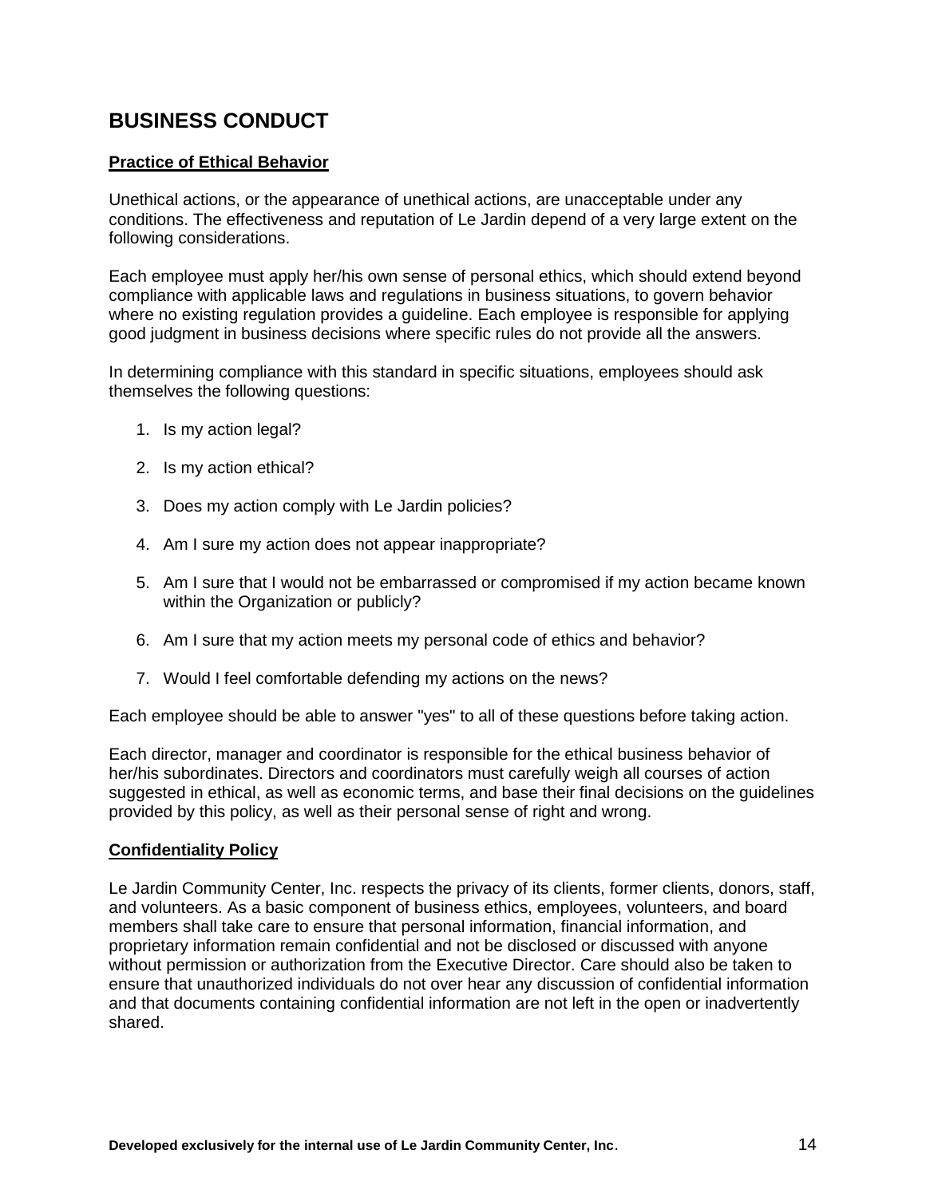## BUSINESS CONDUCT

### Practice of Ethical Behavior

Unethical actions, or the appearance of unethical actions, are unacceptable under any conditions. The effectiveness and reputation of Le Jardin depend of a very large extent on the following considerations.

Each employee must apply her/his own sense of personal ethics, which should extend beyond compliance with applicable laws and regulations in business situations, to govern behavior where no existing regulation provides a guideline. Each employee is responsible for applying good judgment in business decisions where specific rules do not provide all the answers.

In determining compliance with this standard in specific situations, employees should ask themselves the following questions:

1. Is my action legal?
2. Is my action ethical?
3. Does my action comply with Le Jardin policies?
4. Am I sure my action does not appear inappropriate?
5. Am I sure that I would not be embarrassed or compromised if my action became known within the Organization or publicly?
6. Am I sure that my action meets my personal code of ethics and behavior?
7. Would I feel comfortable defending my actions on the news?

Each employee should be able to answer "yes" to all of these questions before taking action.

Each director, manager and coordinator is responsible for the ethical business behavior of her/his subordinates. Directors and coordinators must carefully weigh all courses of action suggested in ethical, as well as economic terms, and base their final decisions on the guidelines provided by this policy, as well as their personal sense of right and wrong.

### Confidentiality Policy

Le Jardin Community Center, Inc. respects the privacy of its clients, former clients, donors, staff, and volunteers. As a basic component of business ethics, employees, volunteers, and board members shall take care to ensure that personal information, financial information, and proprietary information remain confidential and not be disclosed or discussed with anyone without permission or authorization from the Executive Director. Care should also be taken to ensure that unauthorized individuals do not over hear any discussion of confidential information and that documents containing confidential information are not left in the open or inadvertently shared.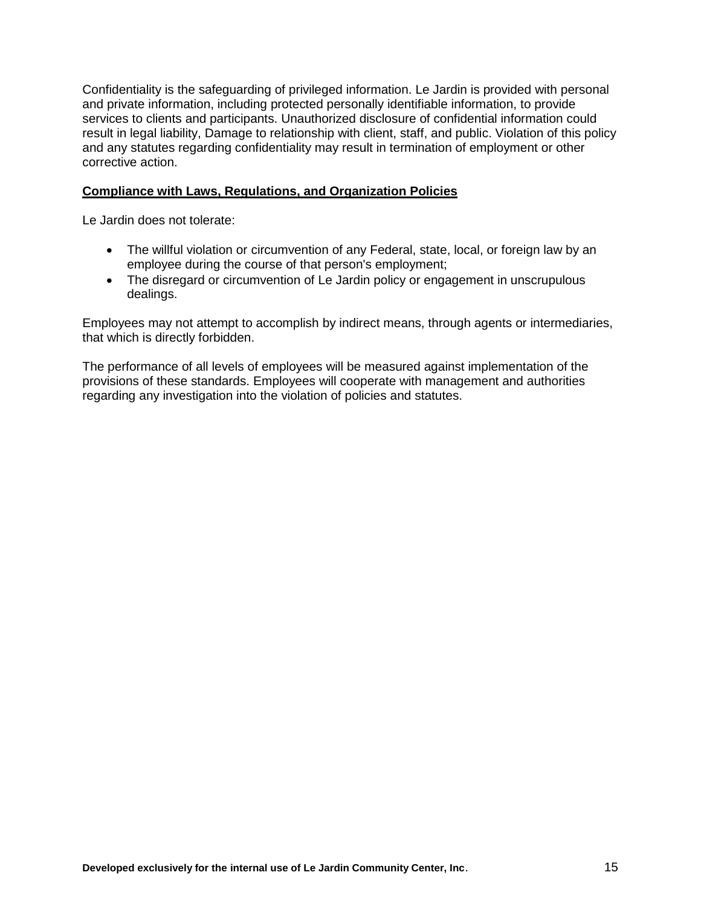Confidentiality is the safeguarding of privileged information. Le Jardin is provided with personal and private information, including protected personally identifiable information, to provide services to clients and participants. Unauthorized disclosure of confidential information could result in legal liability, Damage to relationship with client, staff, and public. Violation of this policy and any statutes regarding confidentiality may result in termination of employment or other corrective action.

**Compliance with Laws, Regulations, and Organization Policies**

Le Jardin does not tolerate:

- The willful violation or circumvention of any Federal, state, local, or foreign law by an employee during the course of that person's employment;
- The disregard or circumvention of Le Jardin policy or engagement in unscrupulous dealings.

Employees may not attempt to accomplish by indirect means, through agents or intermediaries, that which is directly forbidden.

The performance of all levels of employees will be measured against implementation of the provisions of these standards. Employees will cooperate with management and authorities regarding any investigation into the violation of policies and statutes.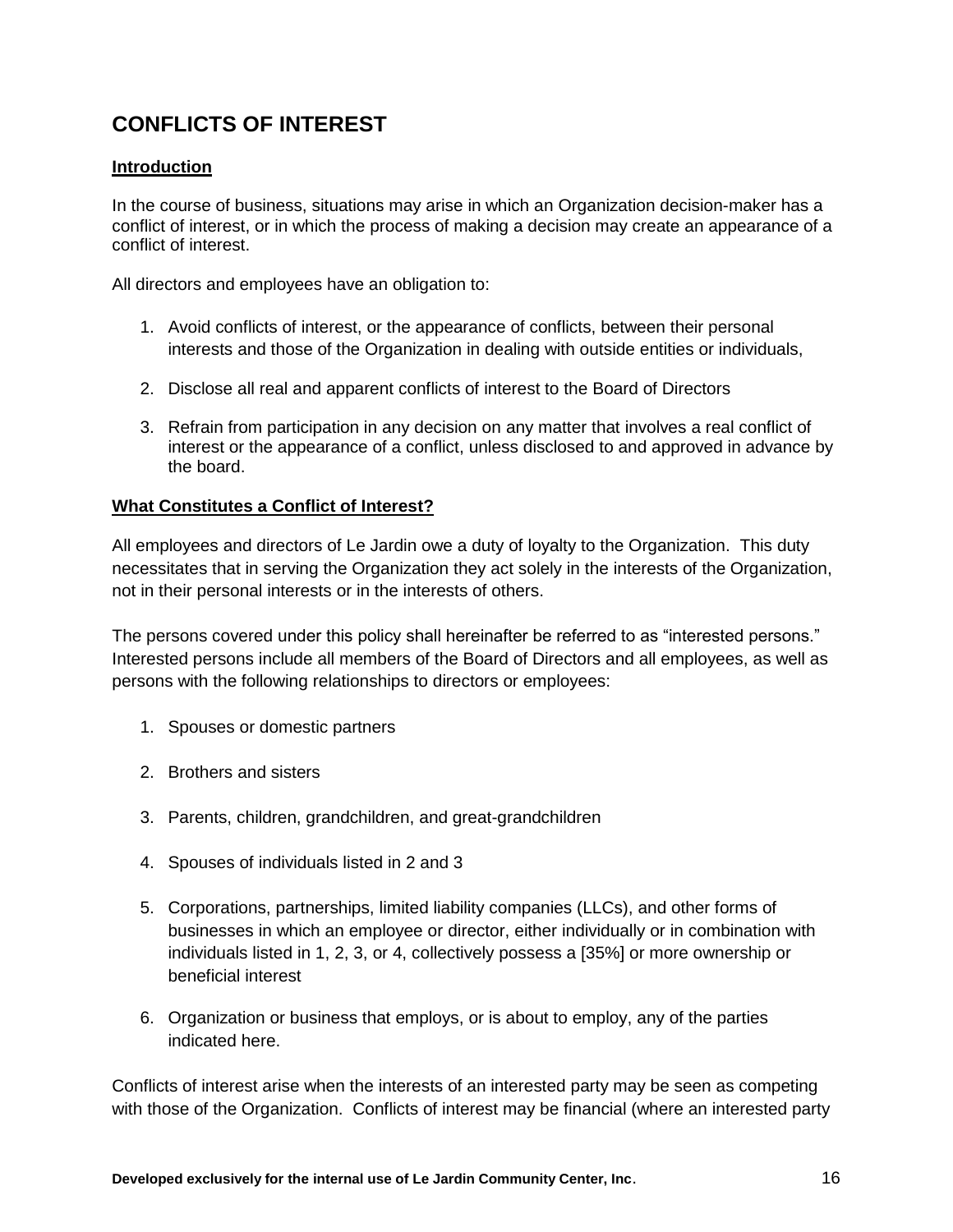## CONFLICTS OF INTEREST

### Introduction

In the course of business, situations may arise in which an Organization decision-maker has a conflict of interest, or in which the process of making a decision may create an appearance of a conflict of interest.

All directors and employees have an obligation to:

1. Avoid conflicts of interest, or the appearance of conflicts, between their personal interests and those of the Organization in dealing with outside entities or individuals,
2. Disclose all real and apparent conflicts of interest to the Board of Directors
3. Refrain from participation in any decision on any matter that involves a real conflict of interest or the appearance of a conflict, unless disclosed to and approved in advance by the board.

### What Constitutes a Conflict of Interest?

All employees and directors of Le Jardin owe a duty of loyalty to the Organization. This duty necessitates that in serving the Organization they act solely in the interests of the Organization, not in their personal interests or in the interests of others.

The persons covered under this policy shall hereinafter be referred to as “interested persons.” Interested persons include all members of the Board of Directors and all employees, as well as persons with the following relationships to directors or employees:

1. Spouses or domestic partners
2. Brothers and sisters
3. Parents, children, grandchildren, and great-grandchildren
4. Spouses of individuals listed in 2 and 3
5. Corporations, partnerships, limited liability companies (LLCs), and other forms of businesses in which an employee or director, either individually or in combination with individuals listed in 1, 2, 3, or 4, collectively possess a [35%] or more ownership or beneficial interest
6. Organization or business that employs, or is about to employ, any of the parties indicated here.

Conflicts of interest arise when the interests of an interested party may be seen as competing with those of the Organization. Conflicts of interest may be financial (where an interested party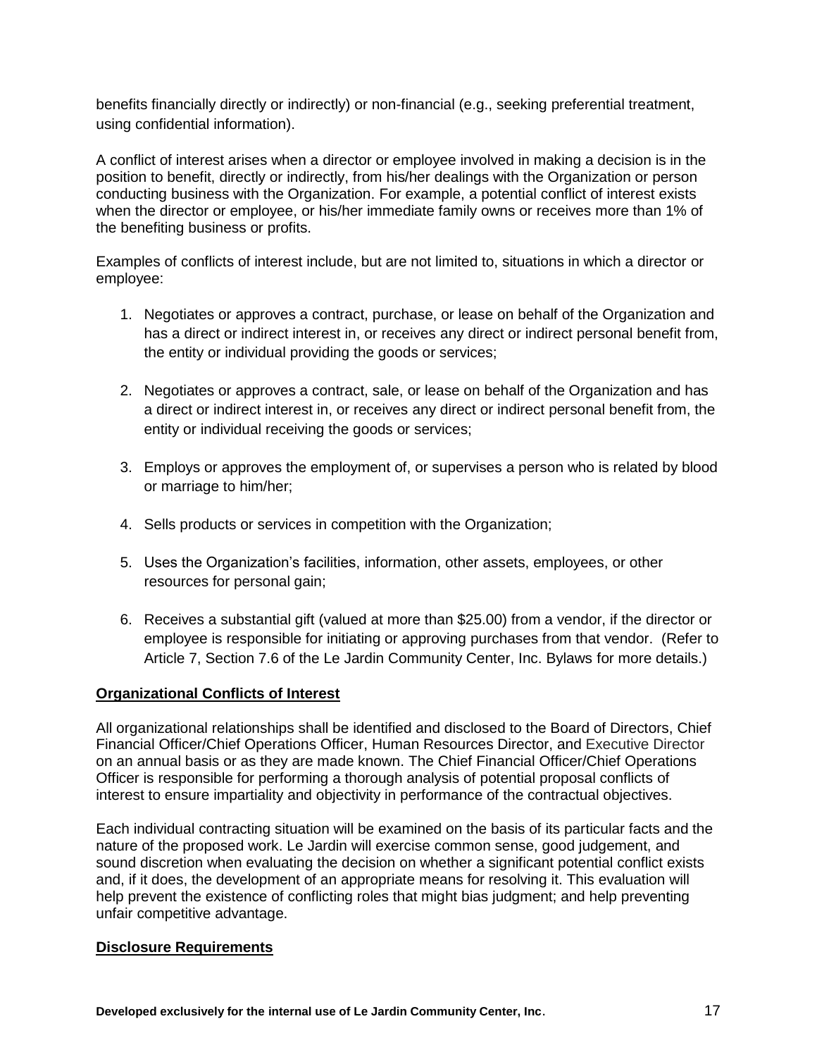benefits financially directly or indirectly) or non-financial (e.g., seeking preferential treatment, using confidential information).

A conflict of interest arises when a director or employee involved in making a decision is in the position to benefit, directly or indirectly, from his/her dealings with the Organization or person conducting business with the Organization. For example, a potential conflict of interest exists when the director or employee, or his/her immediate family owns or receives more than 1% of the benefiting business or profits.

Examples of conflicts of interest include, but are not limited to, situations in which a director or employee:

1. Negotiates or approves a contract, purchase, or lease on behalf of the Organization and has a direct or indirect interest in, or receives any direct or indirect personal benefit from, the entity or individual providing the goods or services;

2. Negotiates or approves a contract, sale, or lease on behalf of the Organization and has a direct or indirect interest in, or receives any direct or indirect personal benefit from, the entity or individual receiving the goods or services;

3. Employs or approves the employment of, or supervises a person who is related by blood or marriage to him/her;

4. Sells products or services in competition with the Organization;

5. Uses the Organization's facilities, information, other assets, employees, or other resources for personal gain;

6. Receives a substantial gift (valued at more than $25.00) from a vendor, if the director or employee is responsible for initiating or approving purchases from that vendor. (Refer to Article 7, Section 7.6 of the Le Jardin Community Center, Inc. Bylaws for more details.)

**Organizational Conflicts of Interest**

All organizational relationships shall be identified and disclosed to the Board of Directors, Chief Financial Officer/Chief Operations Officer, Human Resources Director, and Executive Director on an annual basis or as they are made known. The Chief Financial Officer/Chief Operations Officer is responsible for performing a thorough analysis of potential proposal conflicts of interest to ensure impartiality and objectivity in performance of the contractual objectives.

Each individual contracting situation will be examined on the basis of its particular facts and the nature of the proposed work. Le Jardin will exercise common sense, good judgement, and sound discretion when evaluating the decision on whether a significant potential conflict exists and, if it does, the development of an appropriate means for resolving it. This evaluation will help prevent the existence of conflicting roles that might bias judgment; and help preventing unfair competitive advantage.

**Disclosure Requirements**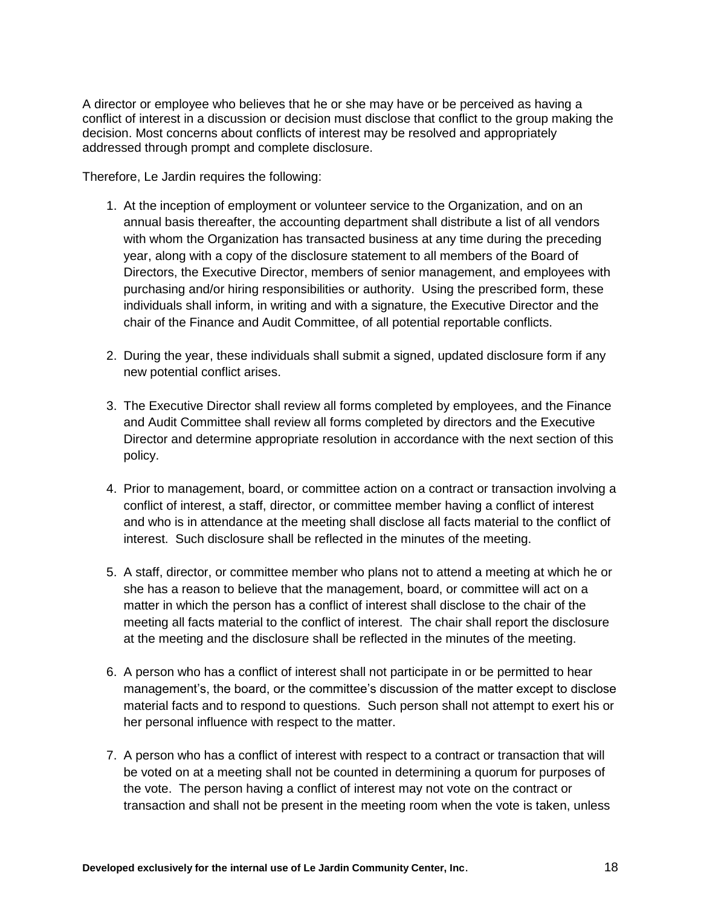A director or employee who believes that he or she may have or be perceived as having a conflict of interest in a discussion or decision must disclose that conflict to the group making the decision. Most concerns about conflicts of interest may be resolved and appropriately addressed through prompt and complete disclosure.

Therefore, Le Jardin requires the following:

1. At the inception of employment or volunteer service to the Organization, and on an annual basis thereafter, the accounting department shall distribute a list of all vendors with whom the Organization has transacted business at any time during the preceding year, along with a copy of the disclosure statement to all members of the Board of Directors, the Executive Director, members of senior management, and employees with purchasing and/or hiring responsibilities or authority. Using the prescribed form, these individuals shall inform, in writing and with a signature, the Executive Director and the chair of the Finance and Audit Committee, of all potential reportable conflicts.

2. During the year, these individuals shall submit a signed, updated disclosure form if any new potential conflict arises.

3. The Executive Director shall review all forms completed by employees, and the Finance and Audit Committee shall review all forms completed by directors and the Executive Director and determine appropriate resolution in accordance with the next section of this policy.

4. Prior to management, board, or committee action on a contract or transaction involving a conflict of interest, a staff, director, or committee member having a conflict of interest and who is in attendance at the meeting shall disclose all facts material to the conflict of interest. Such disclosure shall be reflected in the minutes of the meeting.

5. A staff, director, or committee member who plans not to attend a meeting at which he or she has a reason to believe that the management, board, or committee will act on a matter in which the person has a conflict of interest shall disclose to the chair of the meeting all facts material to the conflict of interest. The chair shall report the disclosure at the meeting and the disclosure shall be reflected in the minutes of the meeting.

6. A person who has a conflict of interest shall not participate in or be permitted to hear management's, the board, or the committee's discussion of the matter except to disclose material facts and to respond to questions. Such person shall not attempt to exert his or her personal influence with respect to the matter.

7. A person who has a conflict of interest with respect to a contract or transaction that will be voted on at a meeting shall not be counted in determining a quorum for purposes of the vote. The person having a conflict of interest may not vote on the contract or transaction and shall not be present in the meeting room when the vote is taken, unless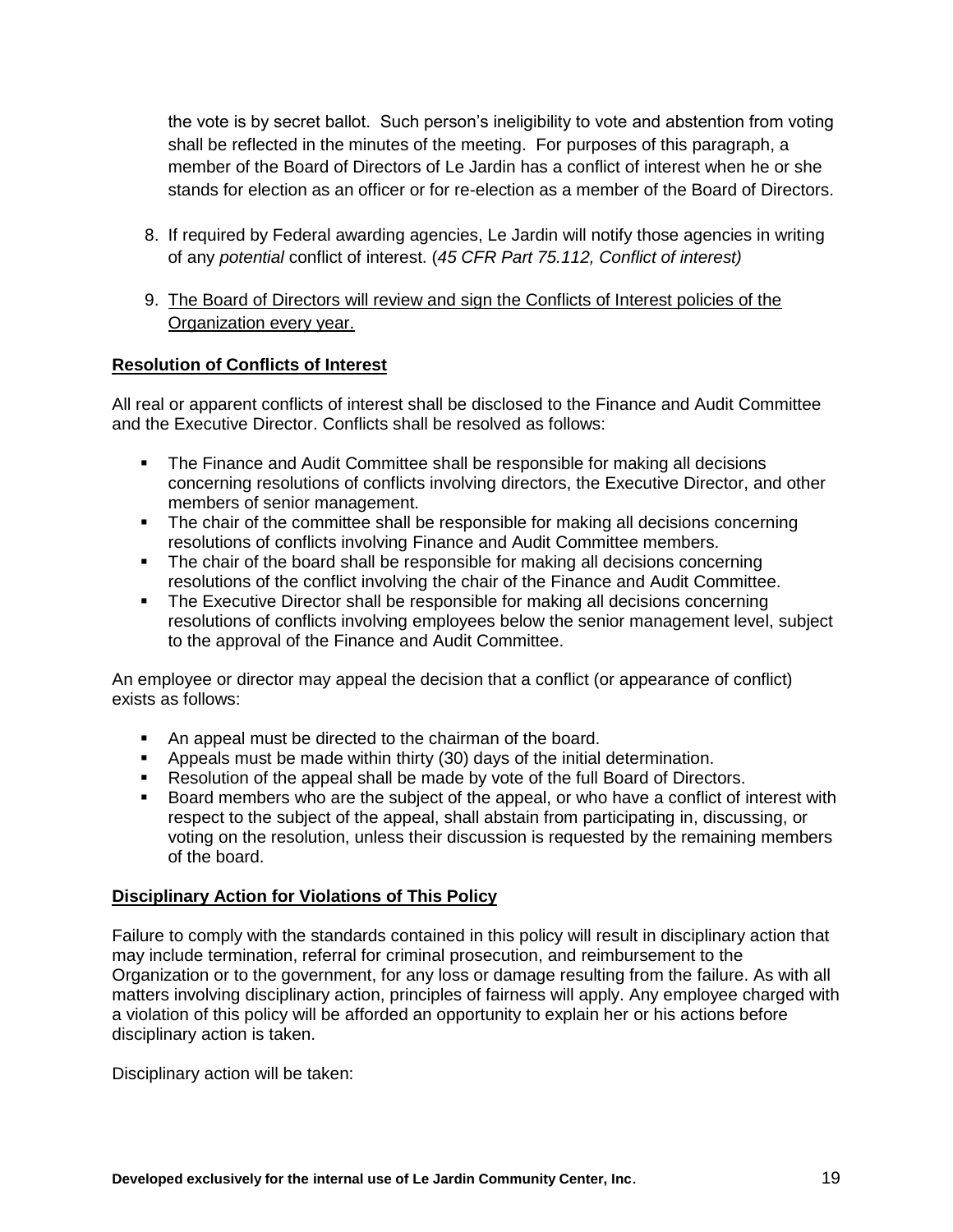the vote is by secret ballot. Such person's ineligibility to vote and abstention from voting shall be reflected in the minutes of the meeting. For purposes of this paragraph, a member of the Board of Directors of Le Jardin has a conflict of interest when he or she stands for election as an officer or for re-election as a member of the Board of Directors.

8. If required by Federal awarding agencies, Le Jardin will notify those agencies in writing of any *potential* conflict of interest. (*45 CFR Part 75.112, Conflict of interest)*

9. <u>The Board of Directors will review and sign the Conflicts of Interest policies of the Organization every year.</u>

**<u>Resolution of Conflicts of Interest</u>**

All real or apparent conflicts of interest shall be disclosed to the Finance and Audit Committee and the Executive Director. Conflicts shall be resolved as follows:

- The Finance and Audit Committee shall be responsible for making all decisions concerning resolutions of conflicts involving directors, the Executive Director, and other members of senior management.
- The chair of the committee shall be responsible for making all decisions concerning resolutions of conflicts involving Finance and Audit Committee members.
- The chair of the board shall be responsible for making all decisions concerning resolutions of the conflict involving the chair of the Finance and Audit Committee.
- The Executive Director shall be responsible for making all decisions concerning resolutions of conflicts involving employees below the senior management level, subject to the approval of the Finance and Audit Committee.

An employee or director may appeal the decision that a conflict (or appearance of conflict) exists as follows:

- An appeal must be directed to the chairman of the board.
- Appeals must be made within thirty (30) days of the initial determination.
- Resolution of the appeal shall be made by vote of the full Board of Directors.
- Board members who are the subject of the appeal, or who have a conflict of interest with respect to the subject of the appeal, shall abstain from participating in, discussing, or voting on the resolution, unless their discussion is requested by the remaining members of the board.

**<u>Disciplinary Action for Violations of This Policy</u>**

Failure to comply with the standards contained in this policy will result in disciplinary action that may include termination, referral for criminal prosecution, and reimbursement to the Organization or to the government, for any loss or damage resulting from the failure. As with all matters involving disciplinary action, principles of fairness will apply. Any employee charged with a violation of this policy will be afforded an opportunity to explain her or his actions before disciplinary action is taken.

Disciplinary action will be taken: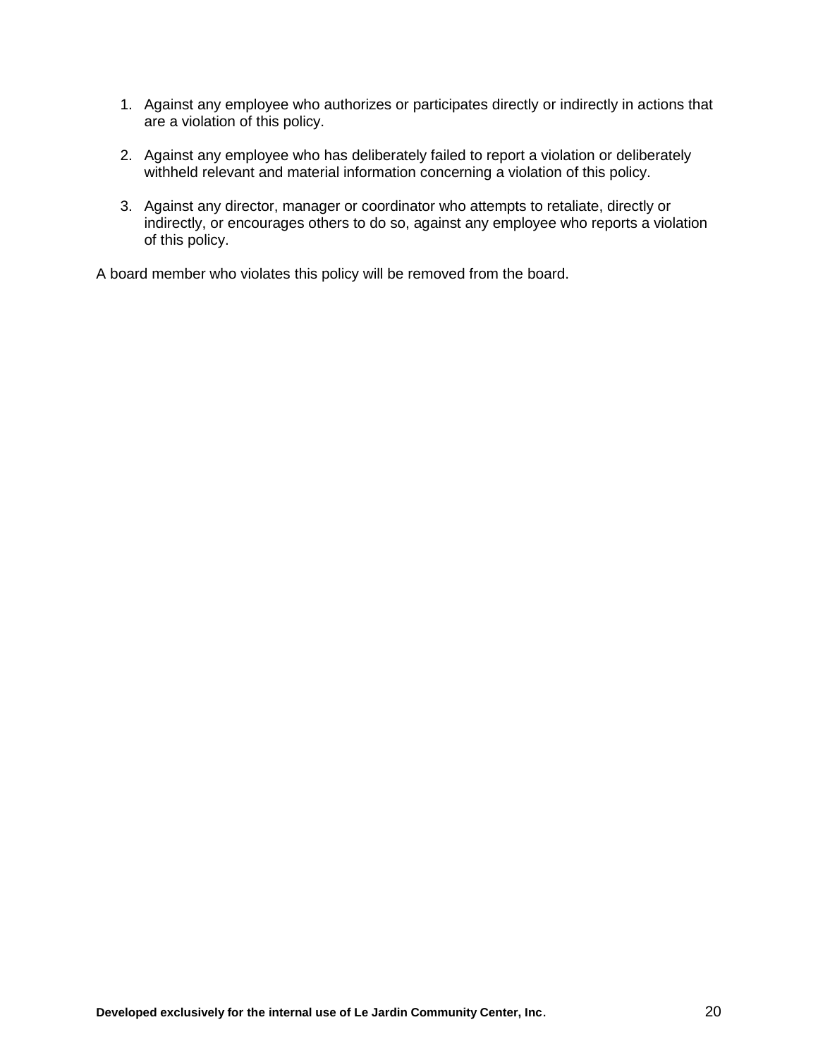1. Against any employee who authorizes or participates directly or indirectly in actions that are a violation of this policy.

2. Against any employee who has deliberately failed to report a violation or deliberately withheld relevant and material information concerning a violation of this policy.

3. Against any director, manager or coordinator who attempts to retaliate, directly or indirectly, or encourages others to do so, against any employee who reports a violation of this policy.

A board member who violates this policy will be removed from the board.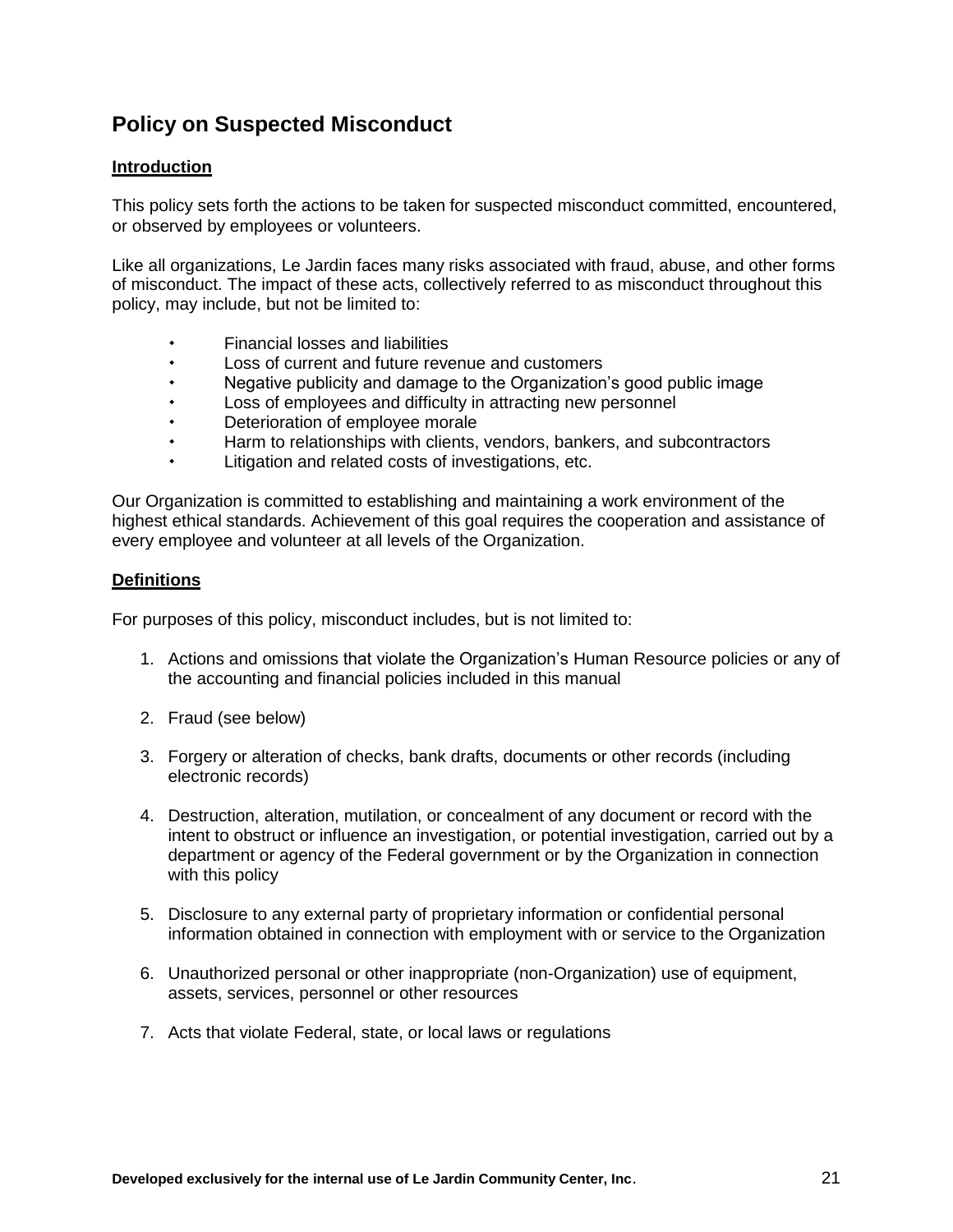## Policy on Suspected Misconduct

**Introduction**

This policy sets forth the actions to be taken for suspected misconduct committed, encountered, or observed by employees or volunteers.

Like all organizations, Le Jardin faces many risks associated with fraud, abuse, and other forms of misconduct. The impact of these acts, collectively referred to as misconduct throughout this policy, may include, but not be limited to:

- Financial losses and liabilities
- Loss of current and future revenue and customers
- Negative publicity and damage to the Organization's good public image
- Loss of employees and difficulty in attracting new personnel
- Deterioration of employee morale
- Harm to relationships with clients, vendors, bankers, and subcontractors
- Litigation and related costs of investigations, etc.

Our Organization is committed to establishing and maintaining a work environment of the highest ethical standards. Achievement of this goal requires the cooperation and assistance of every employee and volunteer at all levels of the Organization.

**Definitions**

For purposes of this policy, misconduct includes, but is not limited to:

1. Actions and omissions that violate the Organization's Human Resource policies or any of the accounting and financial policies included in this manual

2. Fraud (see below)

3. Forgery or alteration of checks, bank drafts, documents or other records (including electronic records)

4. Destruction, alteration, mutilation, or concealment of any document or record with the intent to obstruct or influence an investigation, or potential investigation, carried out by a department or agency of the Federal government or by the Organization in connection with this policy

5. Disclosure to any external party of proprietary information or confidential personal information obtained in connection with employment with or service to the Organization

6. Unauthorized personal or other inappropriate (non-Organization) use of equipment, assets, services, personnel or other resources

7. Acts that violate Federal, state, or local laws or regulations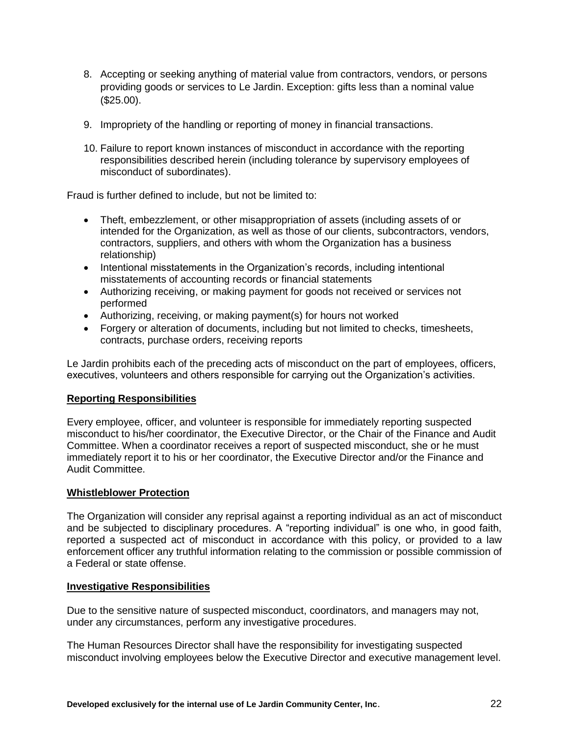8. Accepting or seeking anything of material value from contractors, vendors, or persons providing goods or services to Le Jardin. Exception: gifts less than a nominal value ($25.00).

9. Impropriety of the handling or reporting of money in financial transactions.

10. Failure to report known instances of misconduct in accordance with the reporting responsibilities described herein (including tolerance by supervisory employees of misconduct of subordinates).

Fraud is further defined to include, but not be limited to:

- Theft, embezzlement, or other misappropriation of assets (including assets of or intended for the Organization, as well as those of our clients, subcontractors, vendors, contractors, suppliers, and others with whom the Organization has a business relationship)
- Intentional misstatements in the Organization's records, including intentional misstatements of accounting records or financial statements
- Authorizing receiving, or making payment for goods not received or services not performed
- Authorizing, receiving, or making payment(s) for hours not worked
- Forgery or alteration of documents, including but not limited to checks, timesheets, contracts, purchase orders, receiving reports

Le Jardin prohibits each of the preceding acts of misconduct on the part of employees, officers, executives, volunteers and others responsible for carrying out the Organization's activities.

**Reporting Responsibilities**

Every employee, officer, and volunteer is responsible for immediately reporting suspected misconduct to his/her coordinator, the Executive Director, or the Chair of the Finance and Audit Committee. When a coordinator receives a report of suspected misconduct, she or he must immediately report it to his or her coordinator, the Executive Director and/or the Finance and Audit Committee.

**Whistleblower Protection**

The Organization will consider any reprisal against a reporting individual as an act of misconduct and be subjected to disciplinary procedures. A "reporting individual" is one who, in good faith, reported a suspected act of misconduct in accordance with this policy, or provided to a law enforcement officer any truthful information relating to the commission or possible commission of a Federal or state offense.

**Investigative Responsibilities**

Due to the sensitive nature of suspected misconduct, coordinators, and managers may not, under any circumstances, perform any investigative procedures.

The Human Resources Director shall have the responsibility for investigating suspected misconduct involving employees below the Executive Director and executive management level.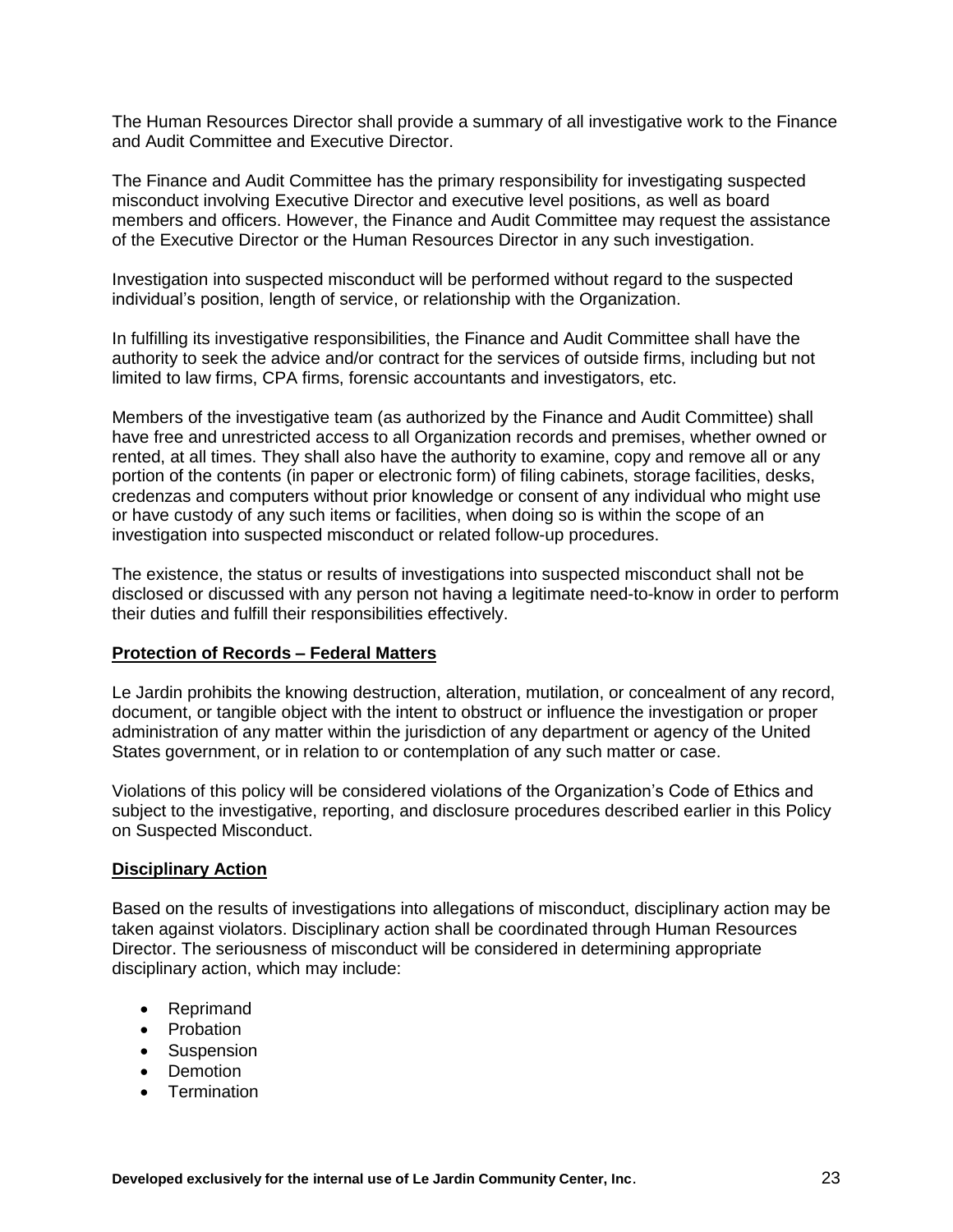The Human Resources Director shall provide a summary of all investigative work to the Finance and Audit Committee and Executive Director.

The Finance and Audit Committee has the primary responsibility for investigating suspected misconduct involving Executive Director and executive level positions, as well as board members and officers. However, the Finance and Audit Committee may request the assistance of the Executive Director or the Human Resources Director in any such investigation.

Investigation into suspected misconduct will be performed without regard to the suspected individual's position, length of service, or relationship with the Organization.

In fulfilling its investigative responsibilities, the Finance and Audit Committee shall have the authority to seek the advice and/or contract for the services of outside firms, including but not limited to law firms, CPA firms, forensic accountants and investigators, etc.

Members of the investigative team (as authorized by the Finance and Audit Committee) shall have free and unrestricted access to all Organization records and premises, whether owned or rented, at all times. They shall also have the authority to examine, copy and remove all or any portion of the contents (in paper or electronic form) of filing cabinets, storage facilities, desks, credenzas and computers without prior knowledge or consent of any individual who might use or have custody of any such items or facilities, when doing so is within the scope of an investigation into suspected misconduct or related follow-up procedures.

The existence, the status or results of investigations into suspected misconduct shall not be disclosed or discussed with any person not having a legitimate need-to-know in order to perform their duties and fulfill their responsibilities effectively.

## Protection of Records – Federal Matters

Le Jardin prohibits the knowing destruction, alteration, mutilation, or concealment of any record, document, or tangible object with the intent to obstruct or influence the investigation or proper administration of any matter within the jurisdiction of any department or agency of the United States government, or in relation to or contemplation of any such matter or case.

Violations of this policy will be considered violations of the Organization's Code of Ethics and subject to the investigative, reporting, and disclosure procedures described earlier in this Policy on Suspected Misconduct.

## Disciplinary Action

Based on the results of investigations into allegations of misconduct, disciplinary action may be taken against violators. Disciplinary action shall be coordinated through Human Resources Director. The seriousness of misconduct will be considered in determining appropriate disciplinary action, which may include:

- Reprimand
- Probation
- Suspension
- Demotion
- Termination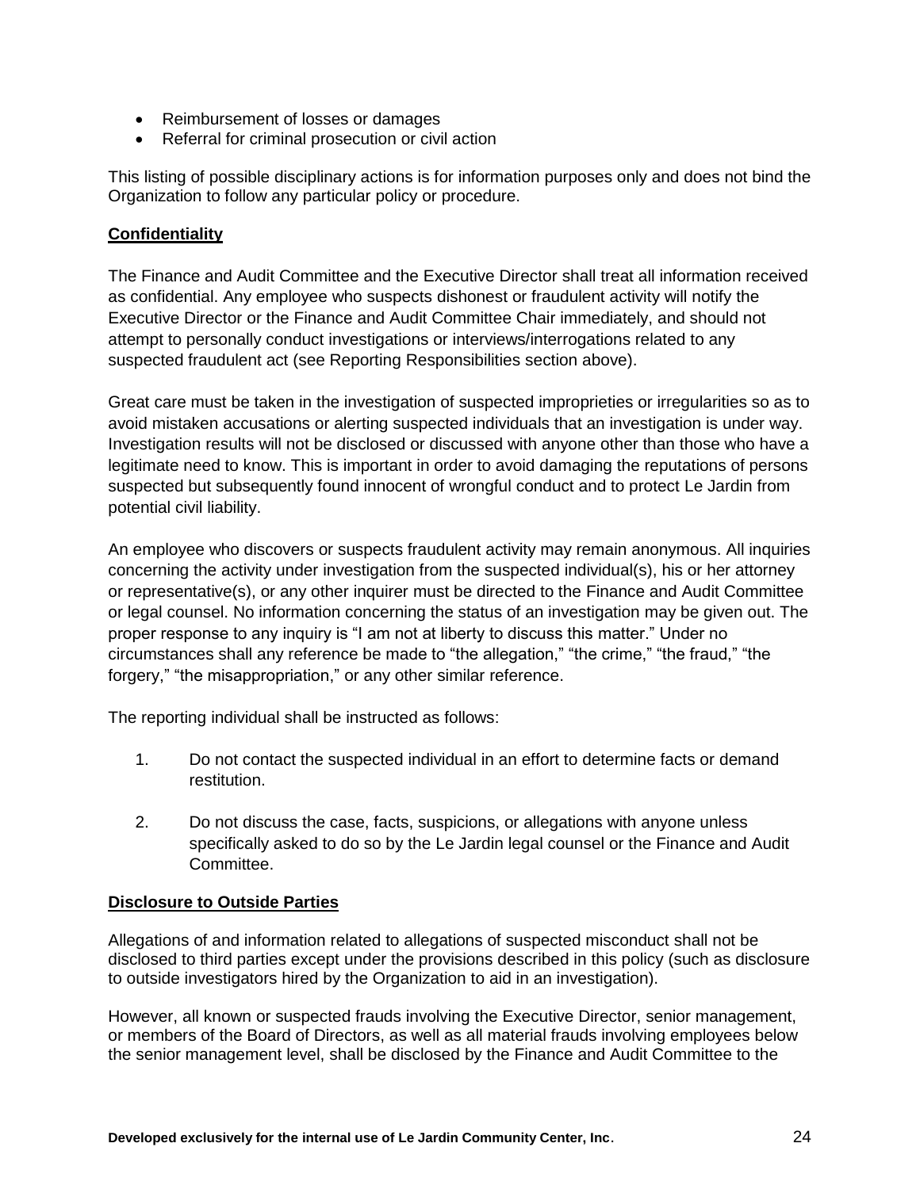- Reimbursement of losses or damages
- Referral for criminal prosecution or civil action

This listing of possible disciplinary actions is for information purposes only and does not bind the Organization to follow any particular policy or procedure.

**Confidentiality**

The Finance and Audit Committee and the Executive Director shall treat all information received as confidential. Any employee who suspects dishonest or fraudulent activity will notify the Executive Director or the Finance and Audit Committee Chair immediately, and should not attempt to personally conduct investigations or interviews/interrogations related to any suspected fraudulent act (see Reporting Responsibilities section above).

Great care must be taken in the investigation of suspected improprieties or irregularities so as to avoid mistaken accusations or alerting suspected individuals that an investigation is under way. Investigation results will not be disclosed or discussed with anyone other than those who have a legitimate need to know. This is important in order to avoid damaging the reputations of persons suspected but subsequently found innocent of wrongful conduct and to protect Le Jardin from potential civil liability.

An employee who discovers or suspects fraudulent activity may remain anonymous. All inquiries concerning the activity under investigation from the suspected individual(s), his or her attorney or representative(s), or any other inquirer must be directed to the Finance and Audit Committee or legal counsel. No information concerning the status of an investigation may be given out. The proper response to any inquiry is "I am not at liberty to discuss this matter." Under no circumstances shall any reference be made to "the allegation," "the crime," "the fraud," "the forgery," "the misappropriation," or any other similar reference.

The reporting individual shall be instructed as follows:

1. Do not contact the suspected individual in an effort to determine facts or demand restitution.

2. Do not discuss the case, facts, suspicions, or allegations with anyone unless specifically asked to do so by the Le Jardin legal counsel or the Finance and Audit Committee.

**Disclosure to Outside Parties**

Allegations of and information related to allegations of suspected misconduct shall not be disclosed to third parties except under the provisions described in this policy (such as disclosure to outside investigators hired by the Organization to aid in an investigation).

However, all known or suspected frauds involving the Executive Director, senior management, or members of the Board of Directors, as well as all material frauds involving employees below the senior management level, shall be disclosed by the Finance and Audit Committee to the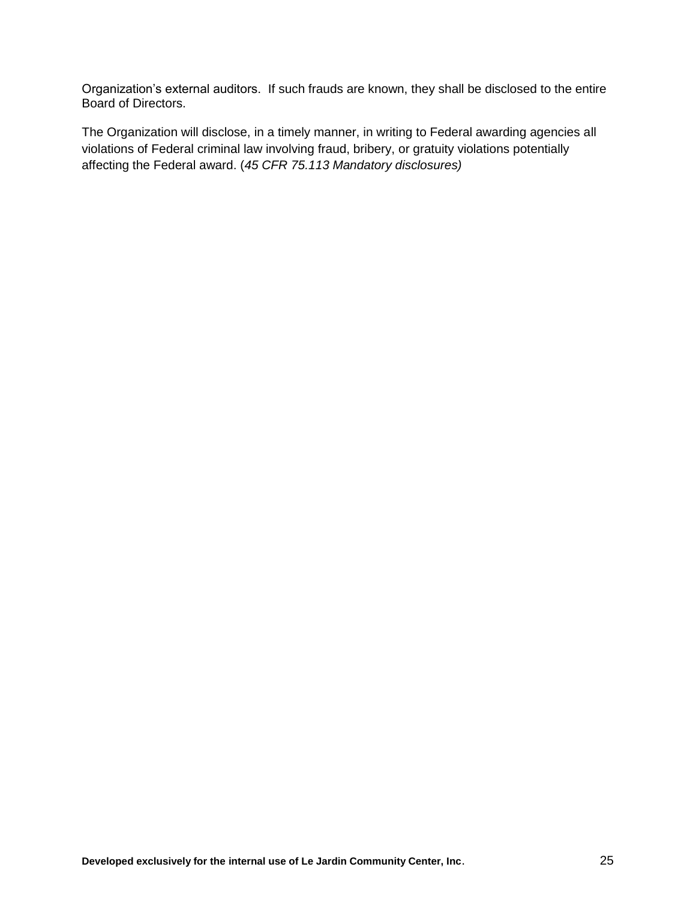Organization's external auditors. If such frauds are known, they shall be disclosed to the entire Board of Directors.

The Organization will disclose, in a timely manner, in writing to Federal awarding agencies all violations of Federal criminal law involving fraud, bribery, or gratuity violations potentially affecting the Federal award. (*45 CFR 75.113 Mandatory disclosures)*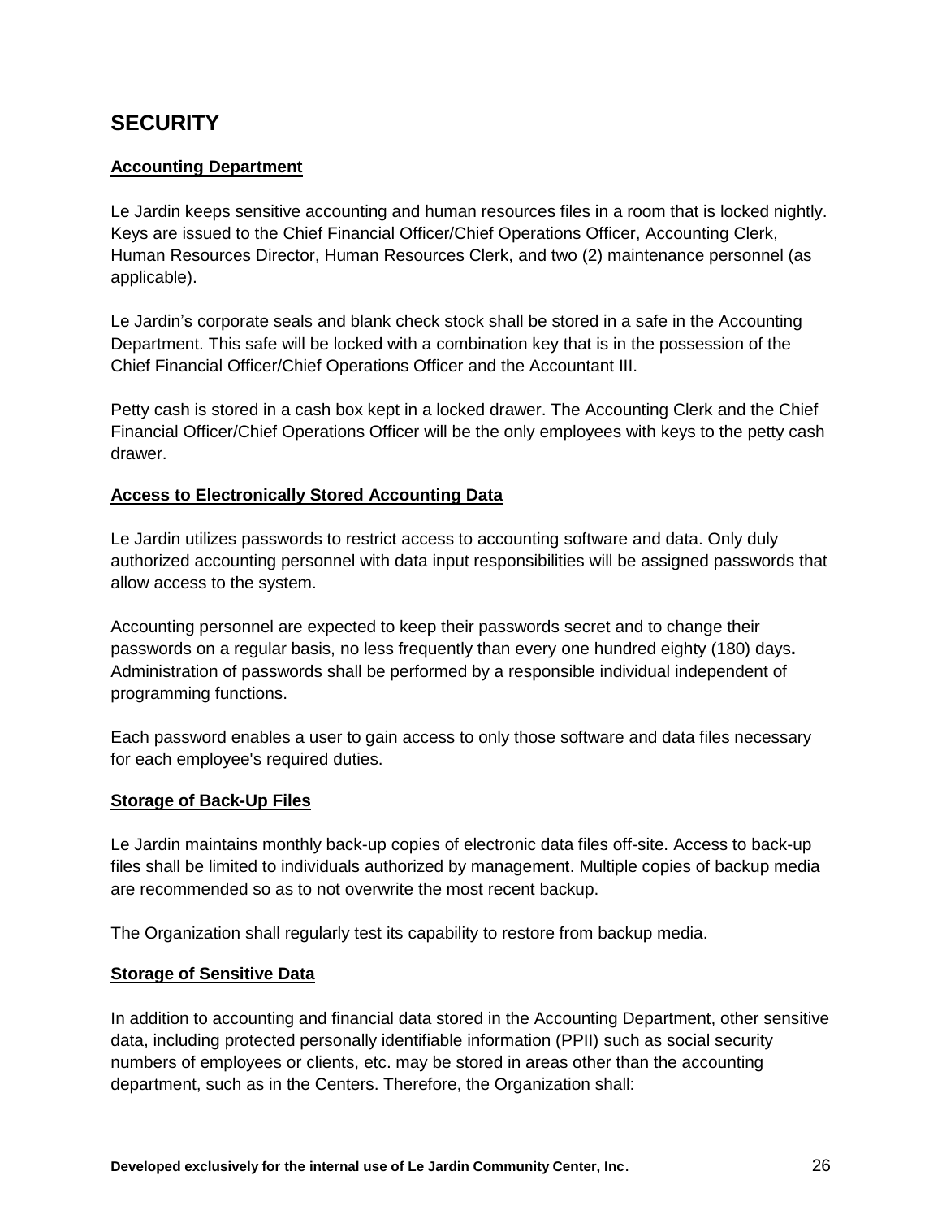## SECURITY

**Accounting Department**

Le Jardin keeps sensitive accounting and human resources files in a room that is locked nightly. Keys are issued to the Chief Financial Officer/Chief Operations Officer, Accounting Clerk, Human Resources Director, Human Resources Clerk, and two (2) maintenance personnel (as applicable).

Le Jardin's corporate seals and blank check stock shall be stored in a safe in the Accounting Department. This safe will be locked with a combination key that is in the possession of the Chief Financial Officer/Chief Operations Officer and the Accountant III.

Petty cash is stored in a cash box kept in a locked drawer. The Accounting Clerk and the Chief Financial Officer/Chief Operations Officer will be the only employees with keys to the petty cash drawer.

**Access to Electronically Stored Accounting Data**

Le Jardin utilizes passwords to restrict access to accounting software and data. Only duly authorized accounting personnel with data input responsibilities will be assigned passwords that allow access to the system.

Accounting personnel are expected to keep their passwords secret and to change their passwords on a regular basis, no less frequently than every one hundred eighty (180) days**.** Administration of passwords shall be performed by a responsible individual independent of programming functions.

Each password enables a user to gain access to only those software and data files necessary for each employee's required duties.

**Storage of Back-Up Files**

Le Jardin maintains monthly back-up copies of electronic data files off-site. Access to back-up files shall be limited to individuals authorized by management. Multiple copies of backup media are recommended so as to not overwrite the most recent backup.

The Organization shall regularly test its capability to restore from backup media.

**Storage of Sensitive Data**

In addition to accounting and financial data stored in the Accounting Department, other sensitive data, including protected personally identifiable information (PPII) such as social security numbers of employees or clients, etc. may be stored in areas other than the accounting department, such as in the Centers. Therefore, the Organization shall: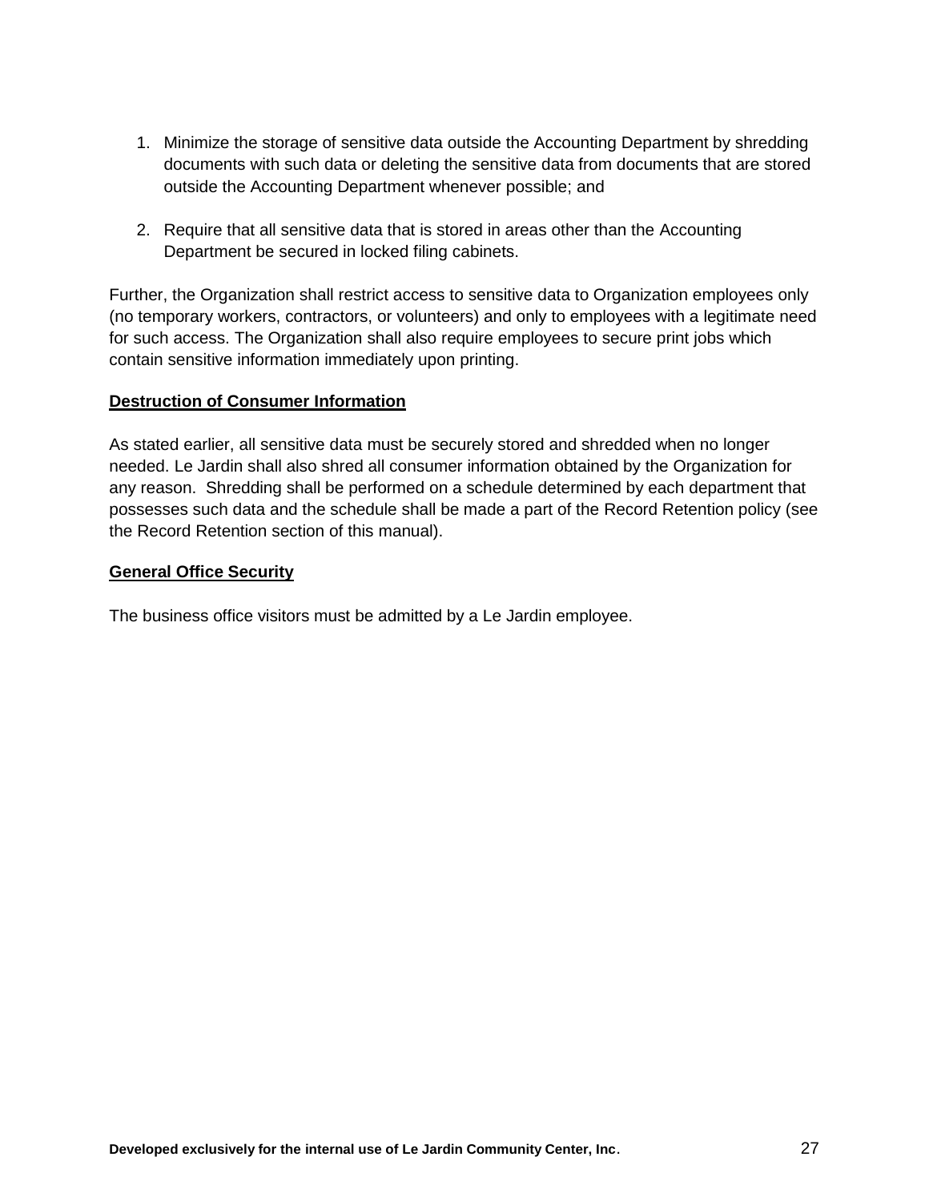1. Minimize the storage of sensitive data outside the Accounting Department by shredding documents with such data or deleting the sensitive data from documents that are stored outside the Accounting Department whenever possible; and

2. Require that all sensitive data that is stored in areas other than the Accounting Department be secured in locked filing cabinets.

Further, the Organization shall restrict access to sensitive data to Organization employees only (no temporary workers, contractors, or volunteers) and only to employees with a legitimate need for such access. The Organization shall also require employees to secure print jobs which contain sensitive information immediately upon printing.

**Destruction of Consumer Information**

As stated earlier, all sensitive data must be securely stored and shredded when no longer needed. Le Jardin shall also shred all consumer information obtained by the Organization for any reason. Shredding shall be performed on a schedule determined by each department that possesses such data and the schedule shall be made a part of the Record Retention policy (see the Record Retention section of this manual).

**General Office Security**

The business office visitors must be admitted by a Le Jardin employee.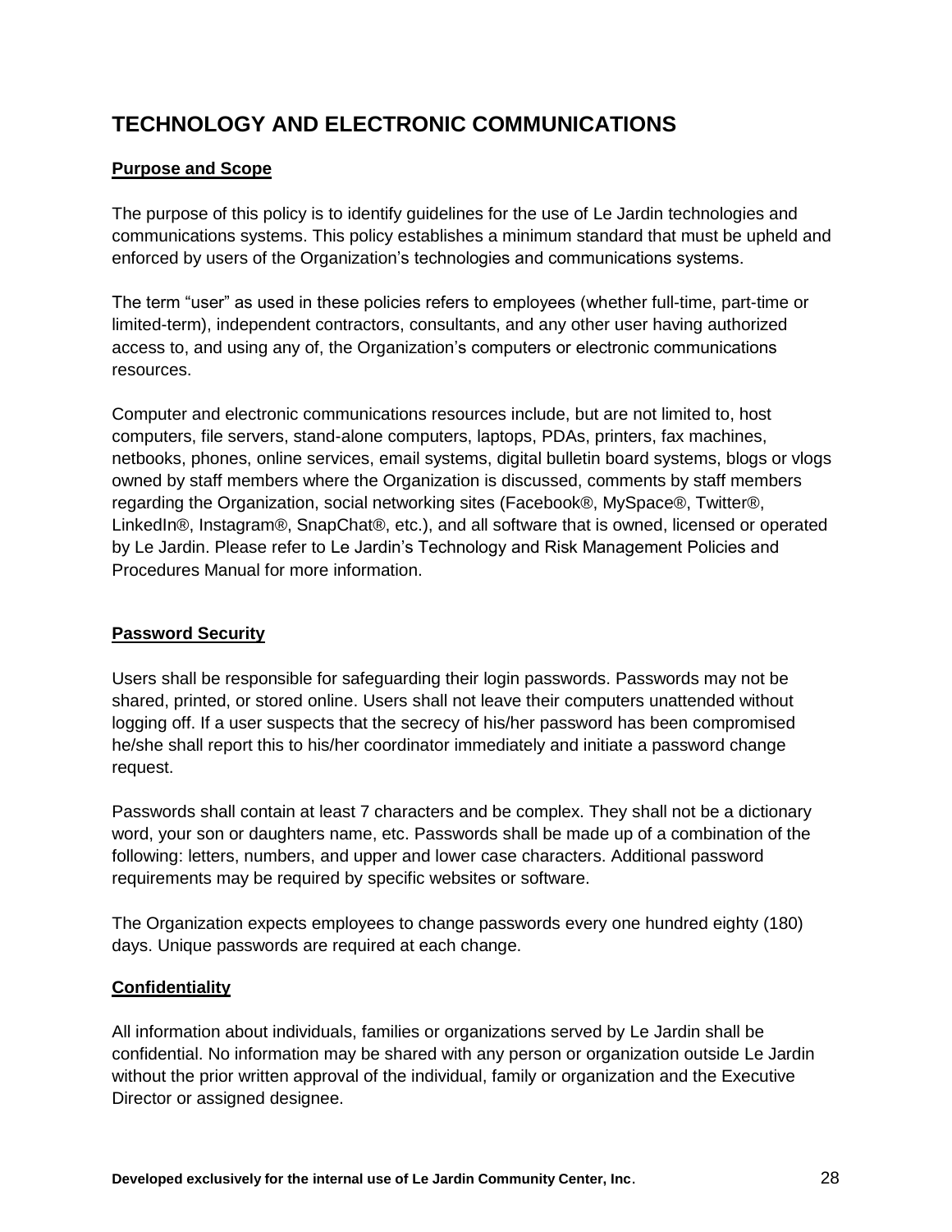# TECHNOLOGY AND ELECTRONIC COMMUNICATIONS

**Purpose and Scope**

The purpose of this policy is to identify guidelines for the use of Le Jardin technologies and communications systems. This policy establishes a minimum standard that must be upheld and enforced by users of the Organization's technologies and communications systems.

The term "user" as used in these policies refers to employees (whether full-time, part-time or limited-term), independent contractors, consultants, and any other user having authorized access to, and using any of, the Organization's computers or electronic communications resources.

Computer and electronic communications resources include, but are not limited to, host computers, file servers, stand-alone computers, laptops, PDAs, printers, fax machines, netbooks, phones, online services, email systems, digital bulletin board systems, blogs or vlogs owned by staff members where the Organization is discussed, comments by staff members regarding the Organization, social networking sites (Facebook®, MySpace®, Twitter®, LinkedIn®, Instagram®, SnapChat®, etc.), and all software that is owned, licensed or operated by Le Jardin. Please refer to Le Jardin's Technology and Risk Management Policies and Procedures Manual for more information.

**Password Security**

Users shall be responsible for safeguarding their login passwords. Passwords may not be shared, printed, or stored online. Users shall not leave their computers unattended without logging off. If a user suspects that the secrecy of his/her password has been compromised he/she shall report this to his/her coordinator immediately and initiate a password change request.

Passwords shall contain at least 7 characters and be complex. They shall not be a dictionary word, your son or daughters name, etc. Passwords shall be made up of a combination of the following: letters, numbers, and upper and lower case characters. Additional password requirements may be required by specific websites or software.

The Organization expects employees to change passwords every one hundred eighty (180) days. Unique passwords are required at each change.

**Confidentiality**

All information about individuals, families or organizations served by Le Jardin shall be confidential. No information may be shared with any person or organization outside Le Jardin without the prior written approval of the individual, family or organization and the Executive Director or assigned designee.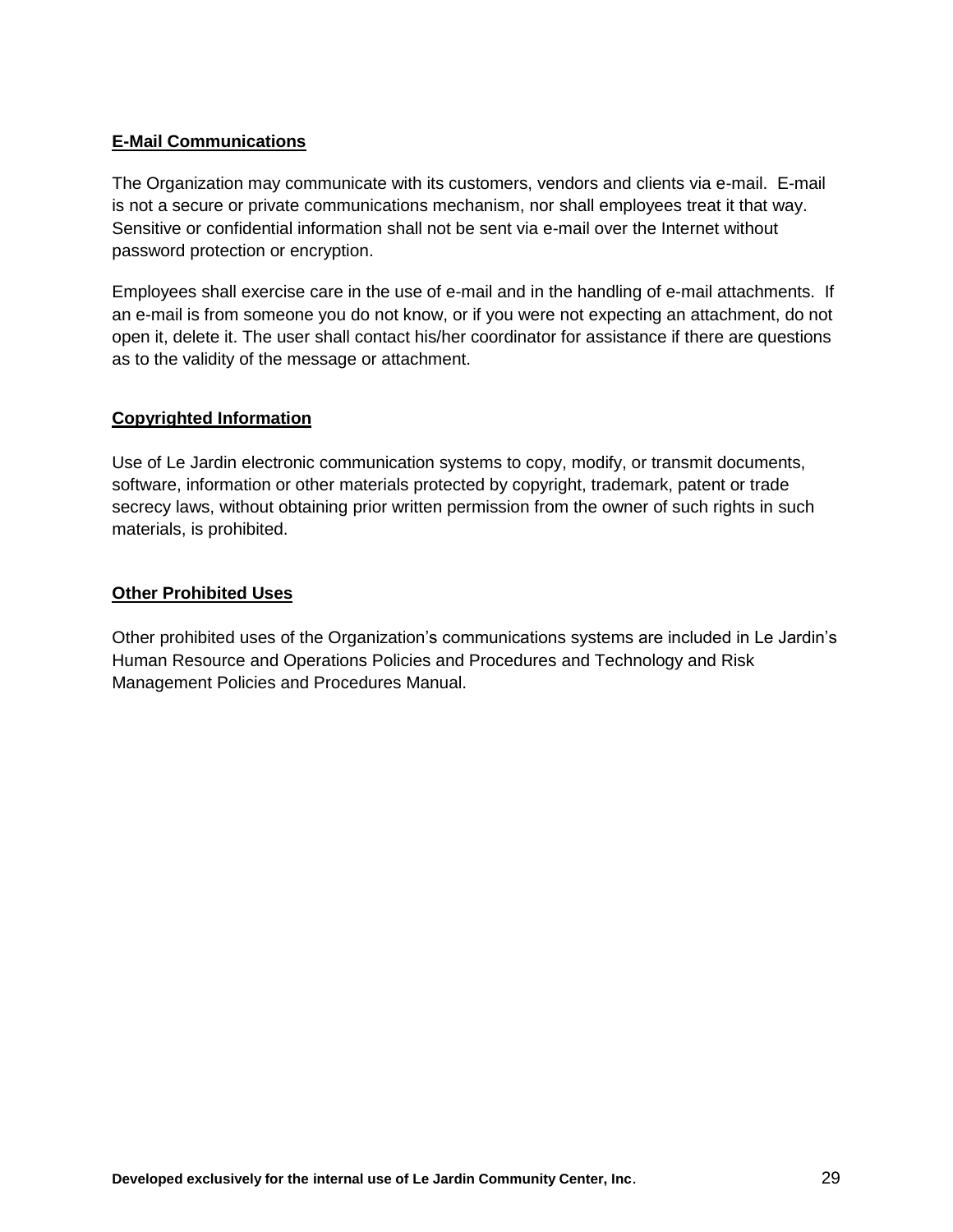**E-Mail Communications**

The Organization may communicate with its customers, vendors and clients via e-mail. E-mail is not a secure or private communications mechanism, nor shall employees treat it that way. Sensitive or confidential information shall not be sent via e-mail over the Internet without password protection or encryption.

Employees shall exercise care in the use of e-mail and in the handling of e-mail attachments. If an e-mail is from someone you do not know, or if you were not expecting an attachment, do not open it, delete it. The user shall contact his/her coordinator for assistance if there are questions as to the validity of the message or attachment.

**Copyrighted Information**

Use of Le Jardin electronic communication systems to copy, modify, or transmit documents, software, information or other materials protected by copyright, trademark, patent or trade secrecy laws, without obtaining prior written permission from the owner of such rights in such materials, is prohibited.

**Other Prohibited Uses**

Other prohibited uses of the Organization's communications systems are included in Le Jardin's Human Resource and Operations Policies and Procedures and Technology and Risk Management Policies and Procedures Manual.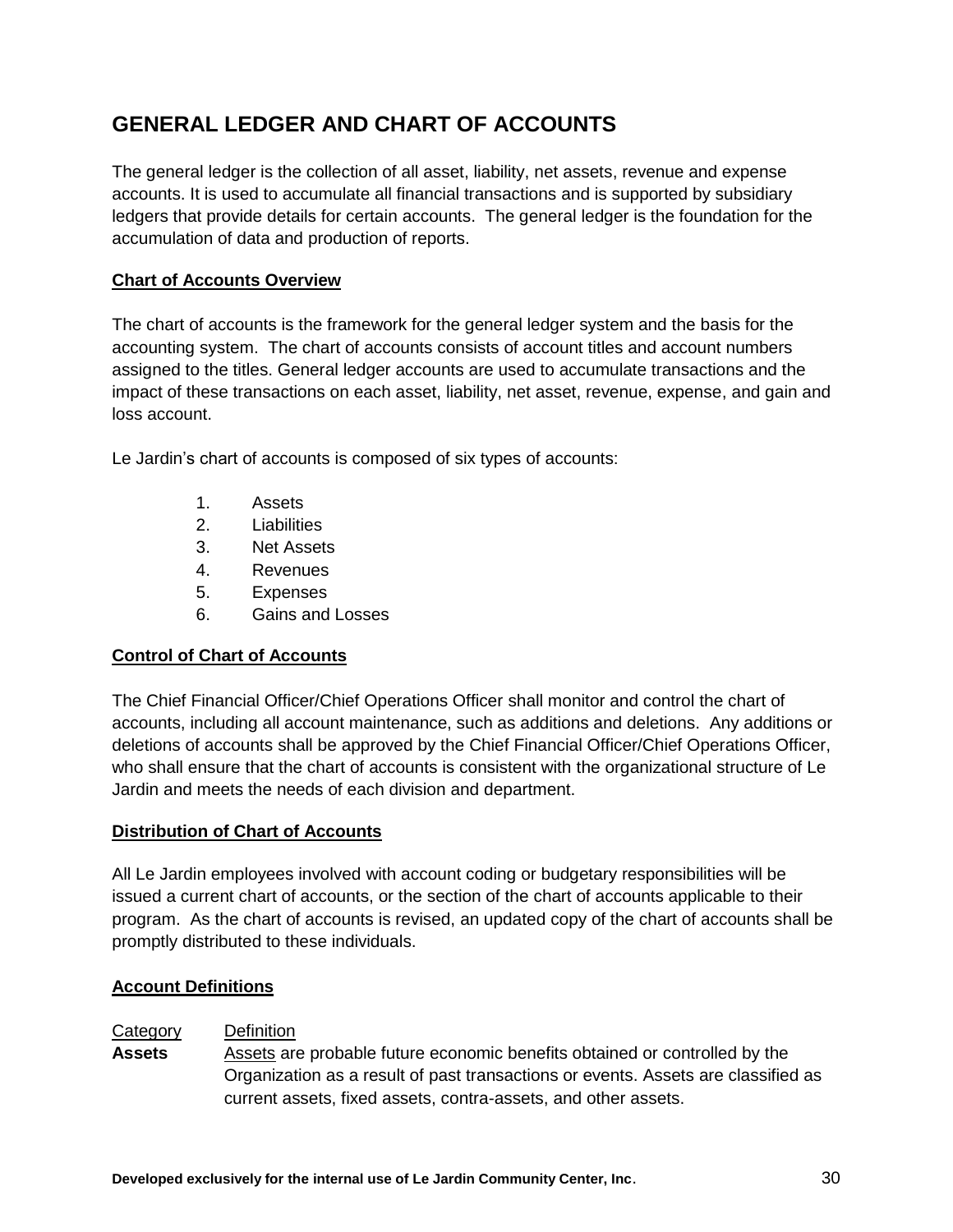## GENERAL LEDGER AND CHART OF ACCOUNTS

The general ledger is the collection of all asset, liability, net assets, revenue and expense accounts. It is used to accumulate all financial transactions and is supported by subsidiary ledgers that provide details for certain accounts. The general ledger is the foundation for the accumulation of data and production of reports.

**Chart of Accounts Overview**

The chart of accounts is the framework for the general ledger system and the basis for the accounting system. The chart of accounts consists of account titles and account numbers assigned to the titles. General ledger accounts are used to accumulate transactions and the impact of these transactions on each asset, liability, net asset, revenue, expense, and gain and loss account.

Le Jardin's chart of accounts is composed of six types of accounts:

1. Assets
2. Liabilities
3. Net Assets
4. Revenues
5. Expenses
6. Gains and Losses

**Control of Chart of Accounts**

The Chief Financial Officer/Chief Operations Officer shall monitor and control the chart of accounts, including all account maintenance, such as additions and deletions. Any additions or deletions of accounts shall be approved by the Chief Financial Officer/Chief Operations Officer, who shall ensure that the chart of accounts is consistent with the organizational structure of Le Jardin and meets the needs of each division and department.

**Distribution of Chart of Accounts**

All Le Jardin employees involved with account coding or budgetary responsibilities will be issued a current chart of accounts, or the section of the chart of accounts applicable to their program. As the chart of accounts is revised, an updated copy of the chart of accounts shall be promptly distributed to these individuals.

**Account Definitions**

| Category | Definition |
|---|---|
| **Assets** | Assets are probable future economic benefits obtained or controlled by the Organization as a result of past transactions or events. Assets are classified as current assets, fixed assets, contra-assets, and other assets. |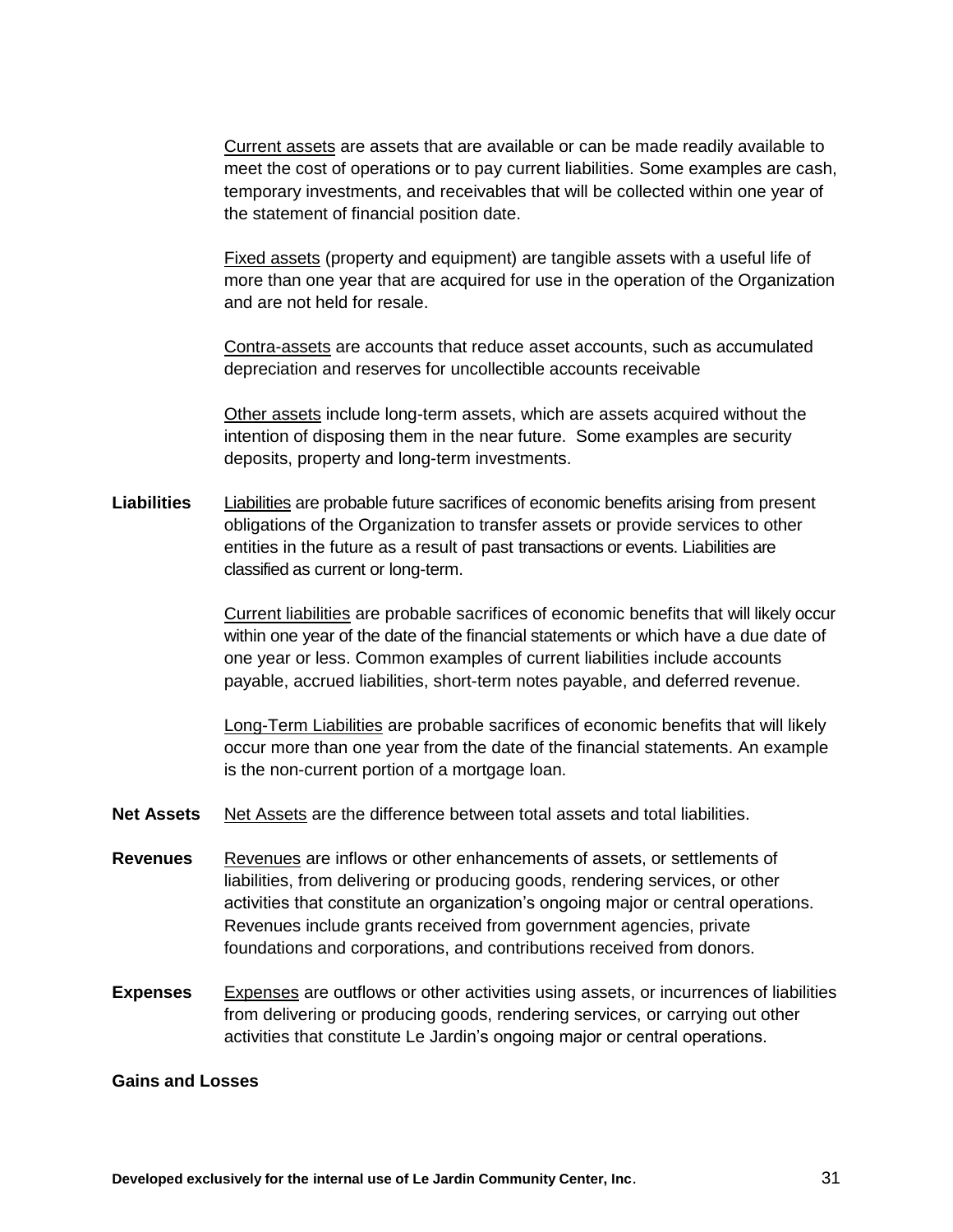Current assets are assets that are available or can be made readily available to meet the cost of operations or to pay current liabilities. Some examples are cash, temporary investments, and receivables that will be collected within one year of the statement of financial position date.

Fixed assets (property and equipment) are tangible assets with a useful life of more than one year that are acquired for use in the operation of the Organization and are not held for resale.

Contra-assets are accounts that reduce asset accounts, such as accumulated depreciation and reserves for uncollectible accounts receivable

Other assets include long-term assets, which are assets acquired without the intention of disposing them in the near future. Some examples are security deposits, property and long-term investments.

**Liabilities** Liabilities are probable future sacrifices of economic benefits arising from present obligations of the Organization to transfer assets or provide services to other entities in the future as a result of past transactions or events. Liabilities are classified as current or long-term.

Current liabilities are probable sacrifices of economic benefits that will likely occur within one year of the date of the financial statements or which have a due date of one year or less. Common examples of current liabilities include accounts payable, accrued liabilities, short-term notes payable, and deferred revenue.

Long-Term Liabilities are probable sacrifices of economic benefits that will likely occur more than one year from the date of the financial statements. An example is the non-current portion of a mortgage loan.

**Net Assets** Net Assets are the difference between total assets and total liabilities.

**Revenues** Revenues are inflows or other enhancements of assets, or settlements of liabilities, from delivering or producing goods, rendering services, or other activities that constitute an organization's ongoing major or central operations. Revenues include grants received from government agencies, private foundations and corporations, and contributions received from donors.

**Expenses** Expenses are outflows or other activities using assets, or incurrences of liabilities from delivering or producing goods, rendering services, or carrying out other activities that constitute Le Jardin's ongoing major or central operations.

**Gains and Losses**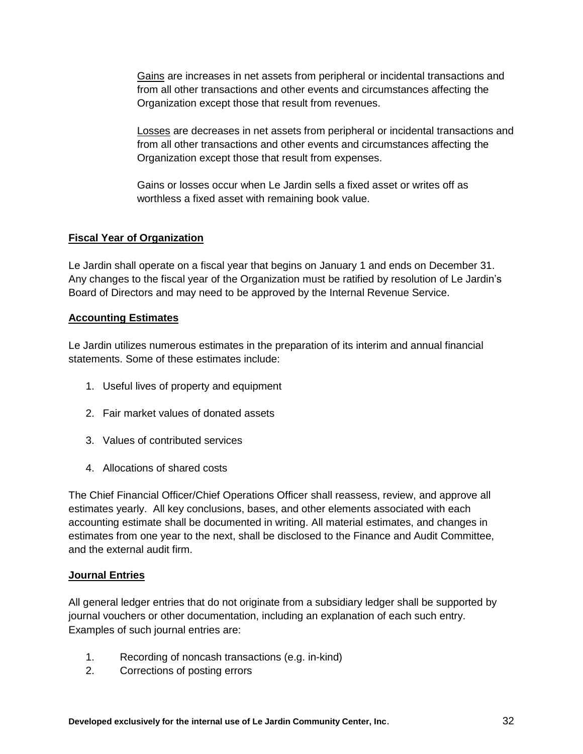Gains are increases in net assets from peripheral or incidental transactions and from all other transactions and other events and circumstances affecting the Organization except those that result from revenues.

Losses are decreases in net assets from peripheral or incidental transactions and from all other transactions and other events and circumstances affecting the Organization except those that result from expenses.

Gains or losses occur when Le Jardin sells a fixed asset or writes off as worthless a fixed asset with remaining book value.

**Fiscal Year of Organization**

Le Jardin shall operate on a fiscal year that begins on January 1 and ends on December 31. Any changes to the fiscal year of the Organization must be ratified by resolution of Le Jardin's Board of Directors and may need to be approved by the Internal Revenue Service.

**Accounting Estimates**

Le Jardin utilizes numerous estimates in the preparation of its interim and annual financial statements. Some of these estimates include:

1. Useful lives of property and equipment
2. Fair market values of donated assets
3. Values of contributed services
4. Allocations of shared costs

The Chief Financial Officer/Chief Operations Officer shall reassess, review, and approve all estimates yearly. All key conclusions, bases, and other elements associated with each accounting estimate shall be documented in writing. All material estimates, and changes in estimates from one year to the next, shall be disclosed to the Finance and Audit Committee, and the external audit firm.

**Journal Entries**

All general ledger entries that do not originate from a subsidiary ledger shall be supported by journal vouchers or other documentation, including an explanation of each such entry. Examples of such journal entries are:

1. Recording of noncash transactions (e.g. in-kind)
2. Corrections of posting errors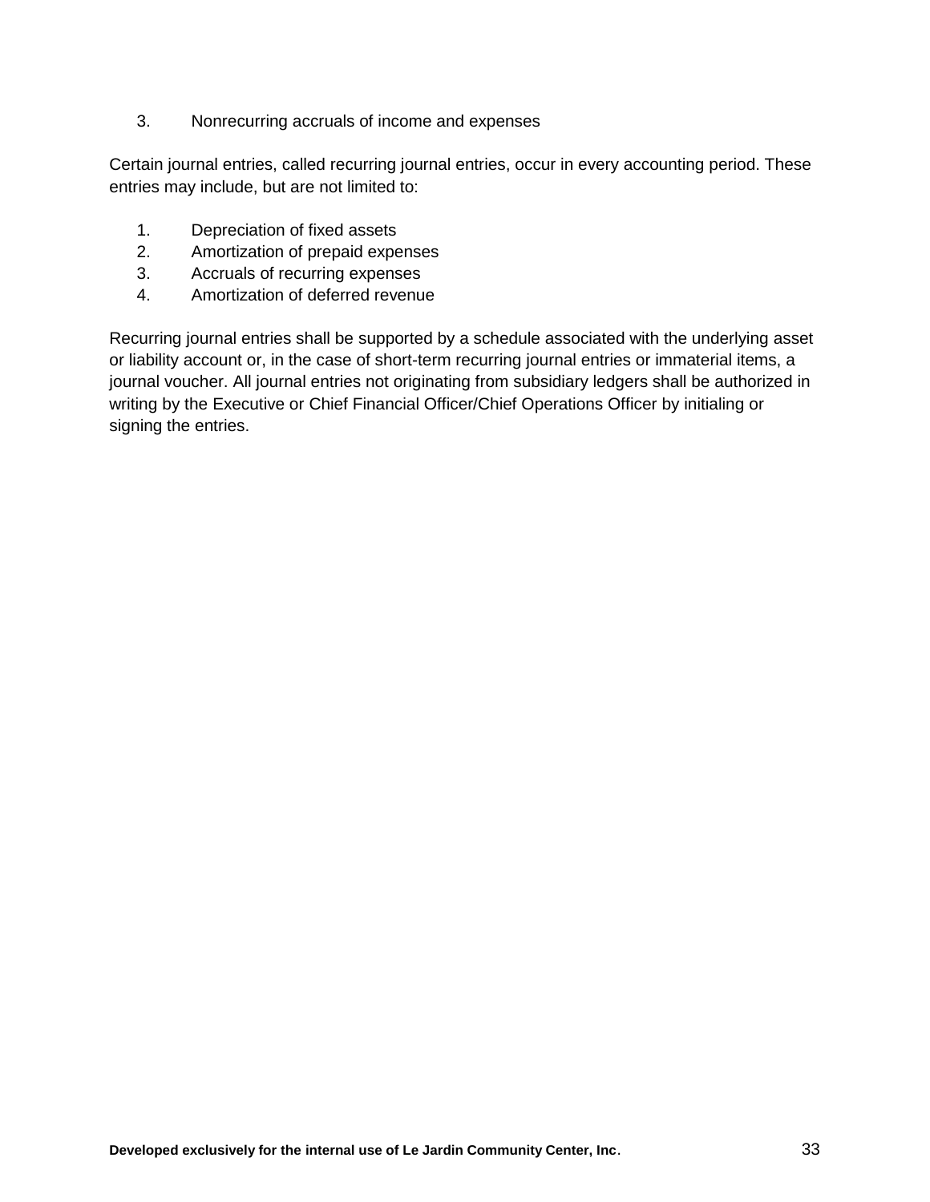3. Nonrecurring accruals of income and expenses

Certain journal entries, called recurring journal entries, occur in every accounting period. These entries may include, but are not limited to:

1. Depreciation of fixed assets
2. Amortization of prepaid expenses
3. Accruals of recurring expenses
4. Amortization of deferred revenue

Recurring journal entries shall be supported by a schedule associated with the underlying asset or liability account or, in the case of short-term recurring journal entries or immaterial items, a journal voucher. All journal entries not originating from subsidiary ledgers shall be authorized in writing by the Executive or Chief Financial Officer/Chief Operations Officer by initialing or signing the entries.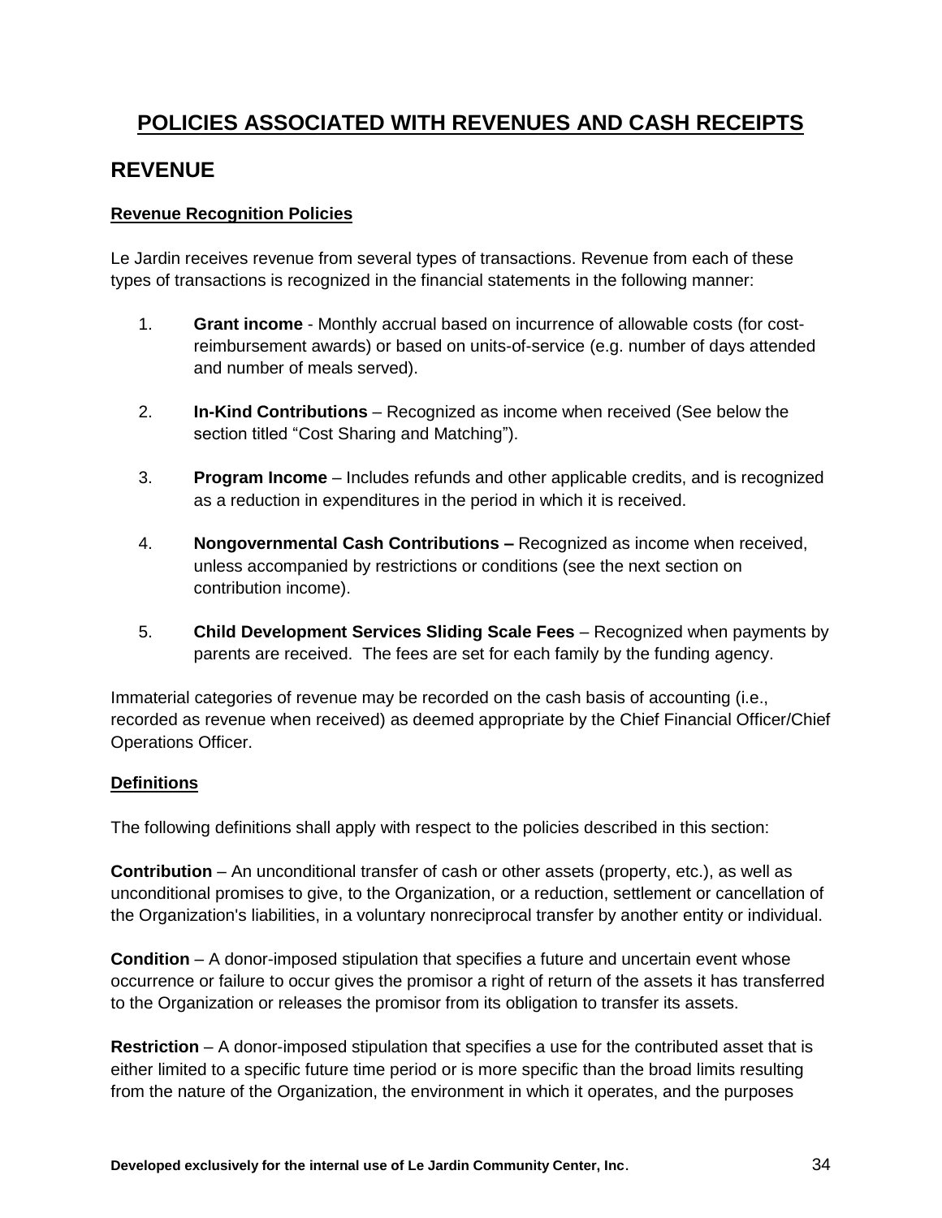# POLICIES ASSOCIATED WITH REVENUES AND CASH RECEIPTS

## REVENUE

**Revenue Recognition Policies**

Le Jardin receives revenue from several types of transactions. Revenue from each of these types of transactions is recognized in the financial statements in the following manner:

1. **Grant income** - Monthly accrual based on incurrence of allowable costs (for cost-reimbursement awards) or based on units-of-service (e.g. number of days attended and number of meals served).

2. **In-Kind Contributions** – Recognized as income when received (See below the section titled "Cost Sharing and Matching").

3. **Program Income** – Includes refunds and other applicable credits, and is recognized as a reduction in expenditures in the period in which it is received.

4. **Nongovernmental Cash Contributions –** Recognized as income when received, unless accompanied by restrictions or conditions (see the next section on contribution income).

5. **Child Development Services Sliding Scale Fees** – Recognized when payments by parents are received. The fees are set for each family by the funding agency.

Immaterial categories of revenue may be recorded on the cash basis of accounting (i.e., recorded as revenue when received) as deemed appropriate by the Chief Financial Officer/Chief Operations Officer.

**Definitions**

The following definitions shall apply with respect to the policies described in this section:

**Contribution** – An unconditional transfer of cash or other assets (property, etc.), as well as unconditional promises to give, to the Organization, or a reduction, settlement or cancellation of the Organization's liabilities, in a voluntary nonreciprocal transfer by another entity or individual.

**Condition** – A donor-imposed stipulation that specifies a future and uncertain event whose occurrence or failure to occur gives the promisor a right of return of the assets it has transferred to the Organization or releases the promisor from its obligation to transfer its assets.

**Restriction** – A donor-imposed stipulation that specifies a use for the contributed asset that is either limited to a specific future time period or is more specific than the broad limits resulting from the nature of the Organization, the environment in which it operates, and the purposes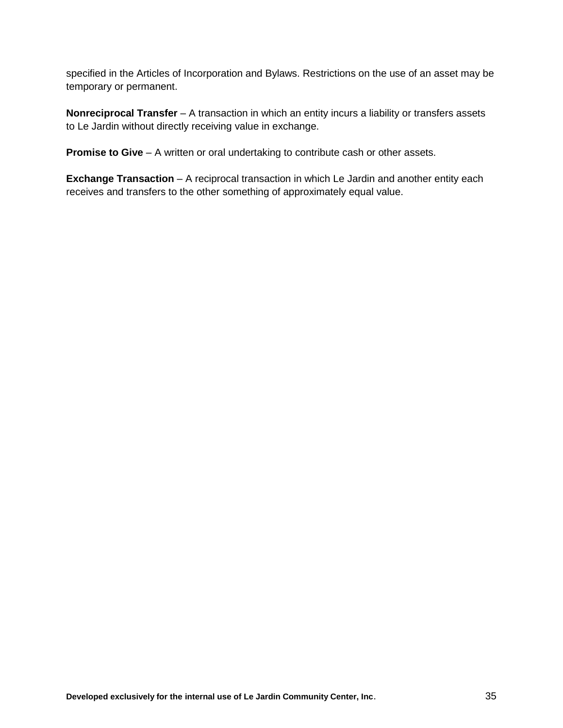specified in the Articles of Incorporation and Bylaws. Restrictions on the use of an asset may be temporary or permanent.

**Nonreciprocal Transfer** – A transaction in which an entity incurs a liability or transfers assets to Le Jardin without directly receiving value in exchange.

**Promise to Give** – A written or oral undertaking to contribute cash or other assets.

**Exchange Transaction** – A reciprocal transaction in which Le Jardin and another entity each receives and transfers to the other something of approximately equal value.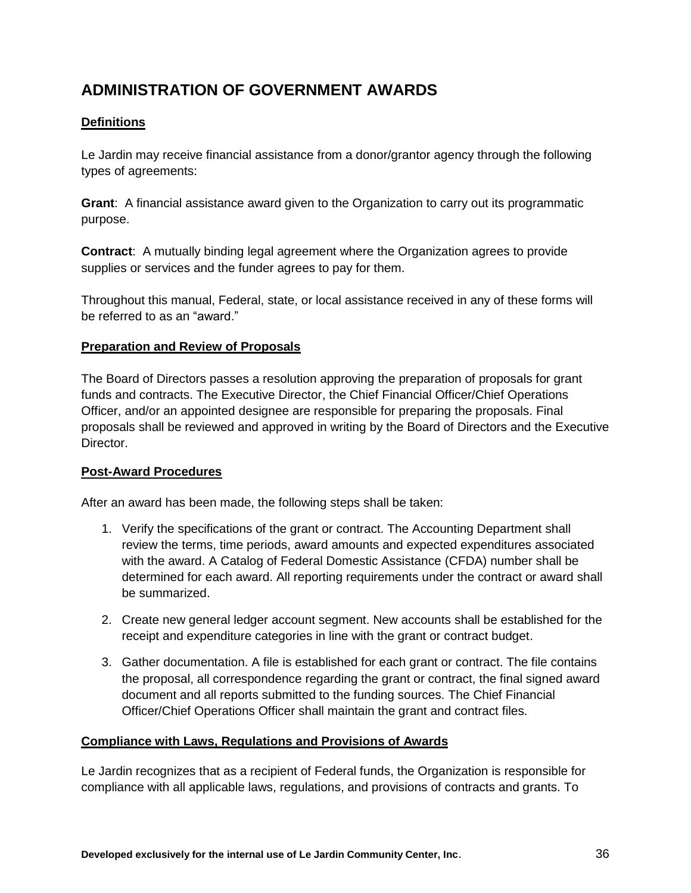# ADMINISTRATION OF GOVERNMENT AWARDS

## Definitions

Le Jardin may receive financial assistance from a donor/grantor agency through the following types of agreements:

**Grant**: A financial assistance award given to the Organization to carry out its programmatic purpose.

**Contract**: A mutually binding legal agreement where the Organization agrees to provide supplies or services and the funder agrees to pay for them.

Throughout this manual, Federal, state, or local assistance received in any of these forms will be referred to as an "award."

## Preparation and Review of Proposals

The Board of Directors passes a resolution approving the preparation of proposals for grant funds and contracts. The Executive Director, the Chief Financial Officer/Chief Operations Officer, and/or an appointed designee are responsible for preparing the proposals. Final proposals shall be reviewed and approved in writing by the Board of Directors and the Executive Director.

## Post-Award Procedures

After an award has been made, the following steps shall be taken:

1. Verify the specifications of the grant or contract. The Accounting Department shall review the terms, time periods, award amounts and expected expenditures associated with the award. A Catalog of Federal Domestic Assistance (CFDA) number shall be determined for each award. All reporting requirements under the contract or award shall be summarized.
2. Create new general ledger account segment. New accounts shall be established for the receipt and expenditure categories in line with the grant or contract budget.
3. Gather documentation. A file is established for each grant or contract. The file contains the proposal, all correspondence regarding the grant or contract, the final signed award document and all reports submitted to the funding sources. The Chief Financial Officer/Chief Operations Officer shall maintain the grant and contract files.

## Compliance with Laws, Regulations and Provisions of Awards

Le Jardin recognizes that as a recipient of Federal funds, the Organization is responsible for compliance with all applicable laws, regulations, and provisions of contracts and grants. To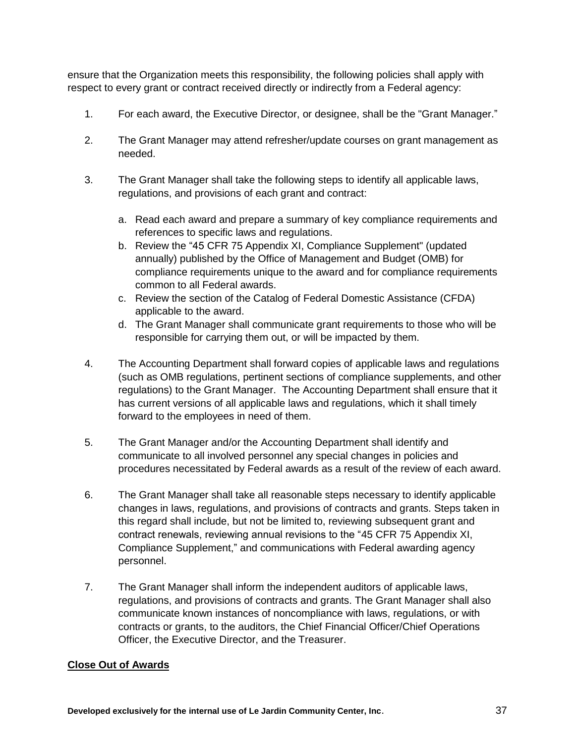ensure that the Organization meets this responsibility, the following policies shall apply with respect to every grant or contract received directly or indirectly from a Federal agency:

1. For each award, the Executive Director, or designee, shall be the "Grant Manager."

2. The Grant Manager may attend refresher/update courses on grant management as needed.

3. The Grant Manager shall take the following steps to identify all applicable laws, regulations, and provisions of each grant and contract:

   a. Read each award and prepare a summary of key compliance requirements and references to specific laws and regulations.
   b. Review the "45 CFR 75 Appendix XI, Compliance Supplement" (updated annually) published by the Office of Management and Budget (OMB) for compliance requirements unique to the award and for compliance requirements common to all Federal awards.
   c. Review the section of the Catalog of Federal Domestic Assistance (CFDA) applicable to the award.
   d. The Grant Manager shall communicate grant requirements to those who will be responsible for carrying them out, or will be impacted by them.

4. The Accounting Department shall forward copies of applicable laws and regulations (such as OMB regulations, pertinent sections of compliance supplements, and other regulations) to the Grant Manager. The Accounting Department shall ensure that it has current versions of all applicable laws and regulations, which it shall timely forward to the employees in need of them.

5. The Grant Manager and/or the Accounting Department shall identify and communicate to all involved personnel any special changes in policies and procedures necessitated by Federal awards as a result of the review of each award.

6. The Grant Manager shall take all reasonable steps necessary to identify applicable changes in laws, regulations, and provisions of contracts and grants. Steps taken in this regard shall include, but not be limited to, reviewing subsequent grant and contract renewals, reviewing annual revisions to the "45 CFR 75 Appendix XI, Compliance Supplement," and communications with Federal awarding agency personnel.

7. The Grant Manager shall inform the independent auditors of applicable laws, regulations, and provisions of contracts and grants. The Grant Manager shall also communicate known instances of noncompliance with laws, regulations, or with contracts or grants, to the auditors, the Chief Financial Officer/Chief Operations Officer, the Executive Director, and the Treasurer.

**Close Out of Awards**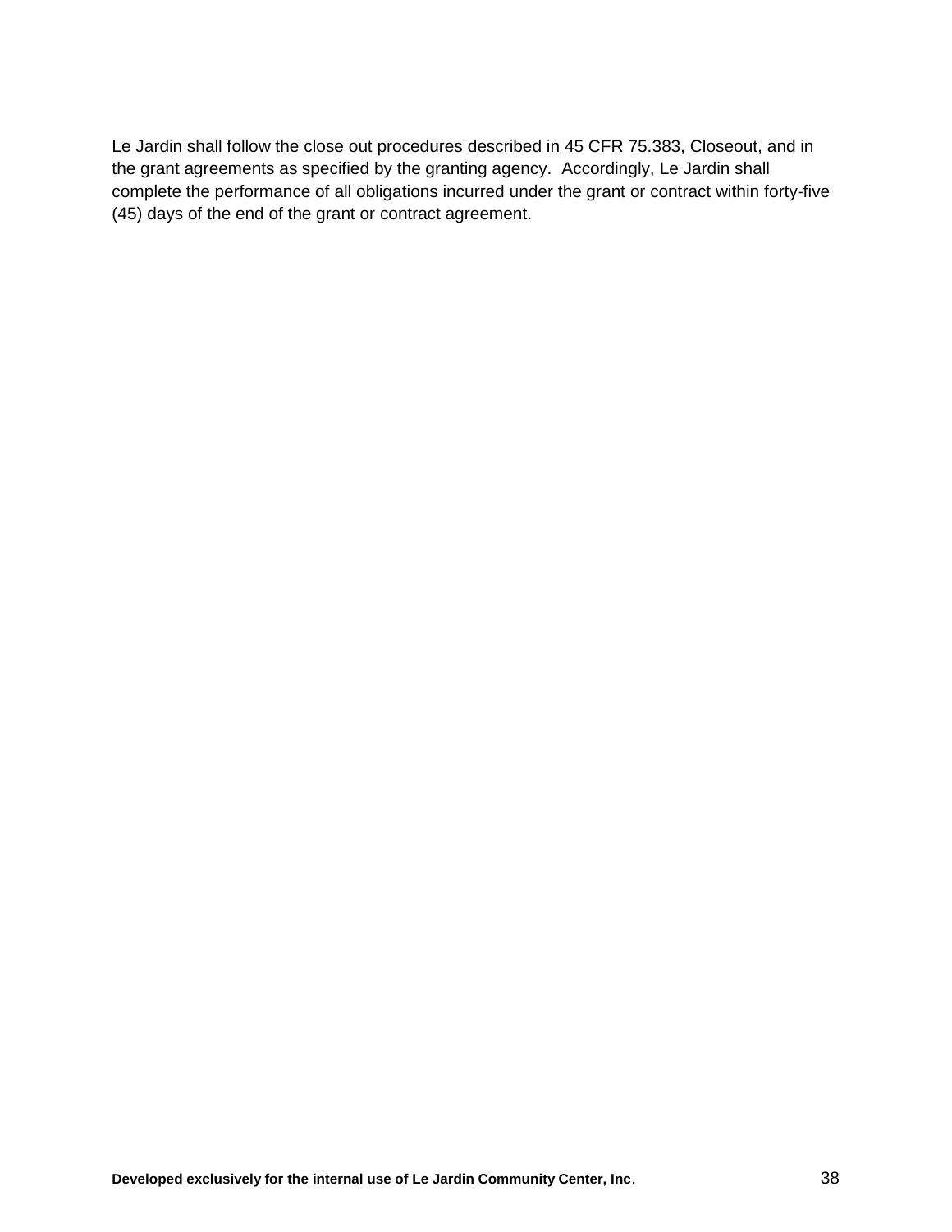Le Jardin shall follow the close out procedures described in 45 CFR 75.383, Closeout, and in the grant agreements as specified by the granting agency. Accordingly, Le Jardin shall complete the performance of all obligations incurred under the grant or contract within forty-five (45) days of the end of the grant or contract agreement.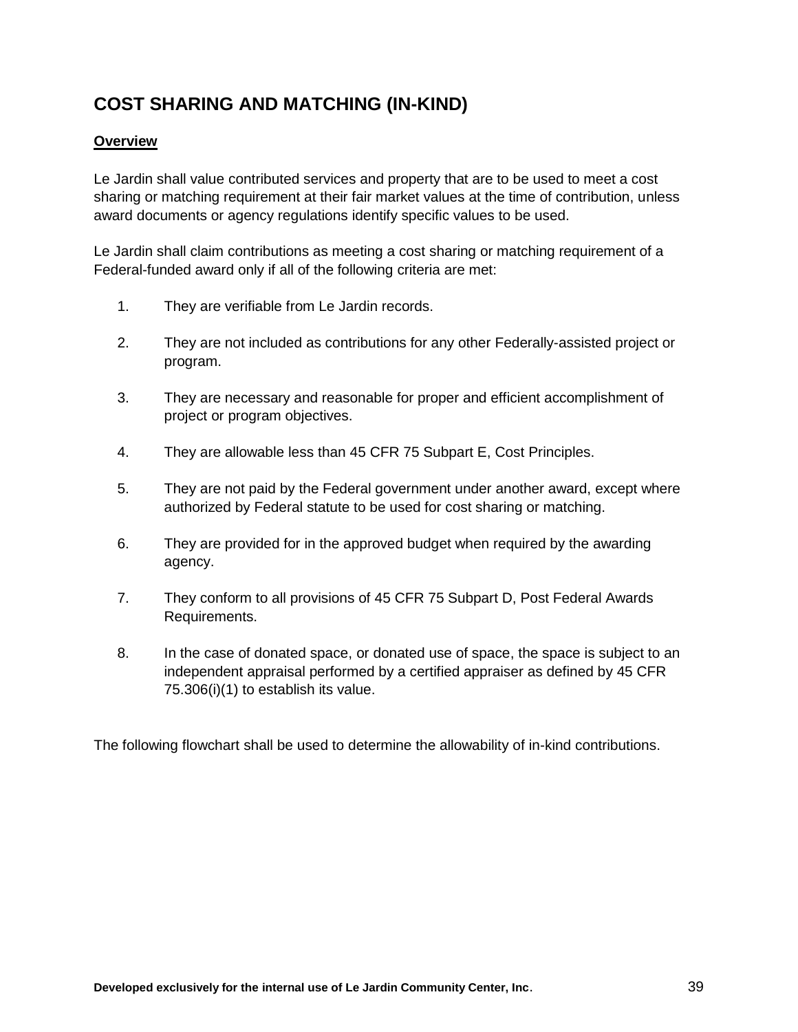## COST SHARING AND MATCHING (IN-KIND)

**Overview**

Le Jardin shall value contributed services and property that are to be used to meet a cost sharing or matching requirement at their fair market values at the time of contribution, unless award documents or agency regulations identify specific values to be used.

Le Jardin shall claim contributions as meeting a cost sharing or matching requirement of a Federal-funded award only if all of the following criteria are met:

1. They are verifiable from Le Jardin records.
2. They are not included as contributions for any other Federally-assisted project or program.
3. They are necessary and reasonable for proper and efficient accomplishment of project or program objectives.
4. They are allowable less than 45 CFR 75 Subpart E, Cost Principles.
5. They are not paid by the Federal government under another award, except where authorized by Federal statute to be used for cost sharing or matching.
6. They are provided for in the approved budget when required by the awarding agency.
7. They conform to all provisions of 45 CFR 75 Subpart D, Post Federal Awards Requirements.
8. In the case of donated space, or donated use of space, the space is subject to an independent appraisal performed by a certified appraiser as defined by 45 CFR 75.306(i)(1) to establish its value.

The following flowchart shall be used to determine the allowability of in-kind contributions.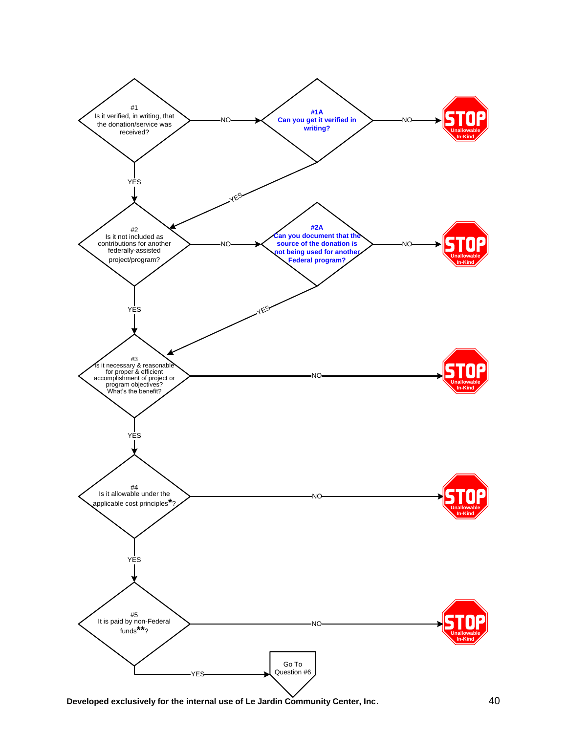**#1** Is it verified, in writing, that the donation/service was received?

- NO → **#1A Can you get it verified in writing?**
  - NO → STOP Unallowable In-Kind
  - YES → #2
- YES → #2

**#2** Is it not included as contributions for another federally-assisted project/program?

- NO → **#2A Can you document that the source of the donation is not being used for another Federal program?**
  - NO → STOP Unallowable In-Kind
  - YES → #3
- YES → #3

**#3** Is it necessary & reasonable for proper & efficient accomplishment of project or program objectives? What's the benefit?

- NO → STOP Unallowable In-Kind
- YES → #4

**#4** Is it allowable under the applicable cost principles*?

- NO → STOP Unallowable In-Kind
- YES → #5

**#5** It is paid by non-Federal funds**?

- NO → STOP Unallowable In-Kind
- YES → Go To Question #6

**Developed exclusively for the internal use of Le Jardin Community Center, Inc.**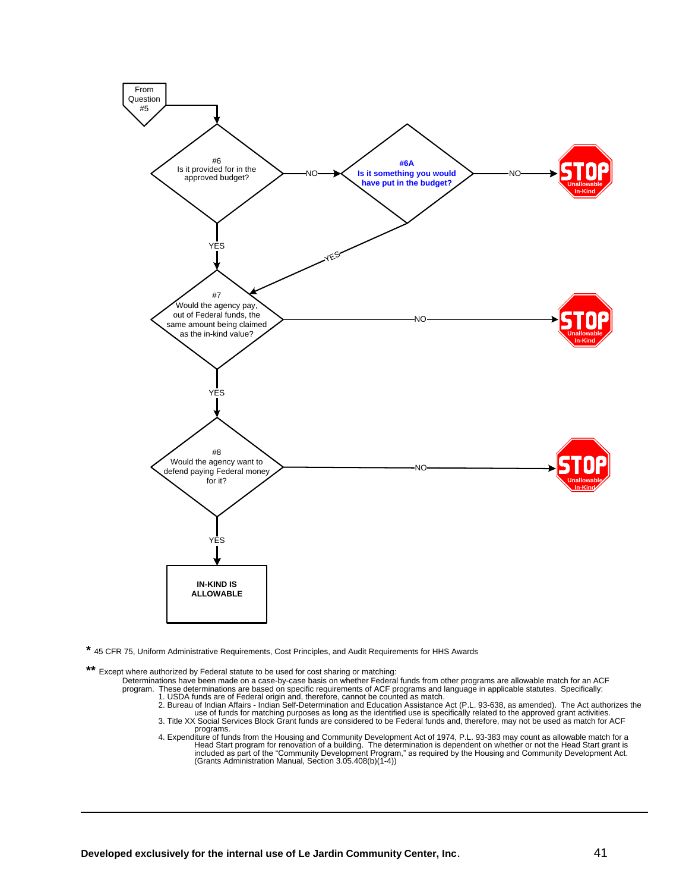From Question #5

#6
Is it provided for in the approved budget?

- NO → **#6A Is it something you would have put in the budget?**
  - NO → **STOP** Unallowable In-Kind
  - YES → #7
- YES → #7

#7
Would the agency pay, out of Federal funds, the same amount being claimed as the in-kind value?

- NO → **STOP** Unallowable In-Kind
- YES → #8

#8
Would the agency want to defend paying Federal money for it?

- NO → **STOP** Unallowable In-Kind
- YES → **IN-KIND IS ALLOWABLE**

**\*** 45 CFR 75, Uniform Administrative Requirements, Cost Principles, and Audit Requirements for HHS Awards

**\*\*** Except where authorized by Federal statute to be used for cost sharing or matching:

Determinations have been made on a case-by-case basis on whether Federal funds from other programs are allowable match for an ACF program. These determinations are based on specific requirements of ACF programs and language in applicable statutes. Specifically:

1. USDA funds are of Federal origin and, therefore, cannot be counted as match.
2. Bureau of Indian Affairs - Indian Self-Determination and Education Assistance Act (P.L. 93-638, as amended). The Act authorizes the use of funds for matching purposes as long as the identified use is specifically related to the approved grant activities.
3. Title XX Social Services Block Grant funds are considered to be Federal funds and, therefore, may not be used as match for ACF programs.
4. Expenditure of funds from the Housing and Community Development Act of 1974, P.L. 93-383 may count as allowable match for a Head Start program for renovation of a building. The determination is dependent on whether or not the Head Start grant is included as part of the "Community Development Program," as required by the Housing and Community Development Act. (Grants Administration Manual, Section 3.05.408(b)(1-4))

**Developed exclusively for the internal use of Le Jardin Community Center, Inc.**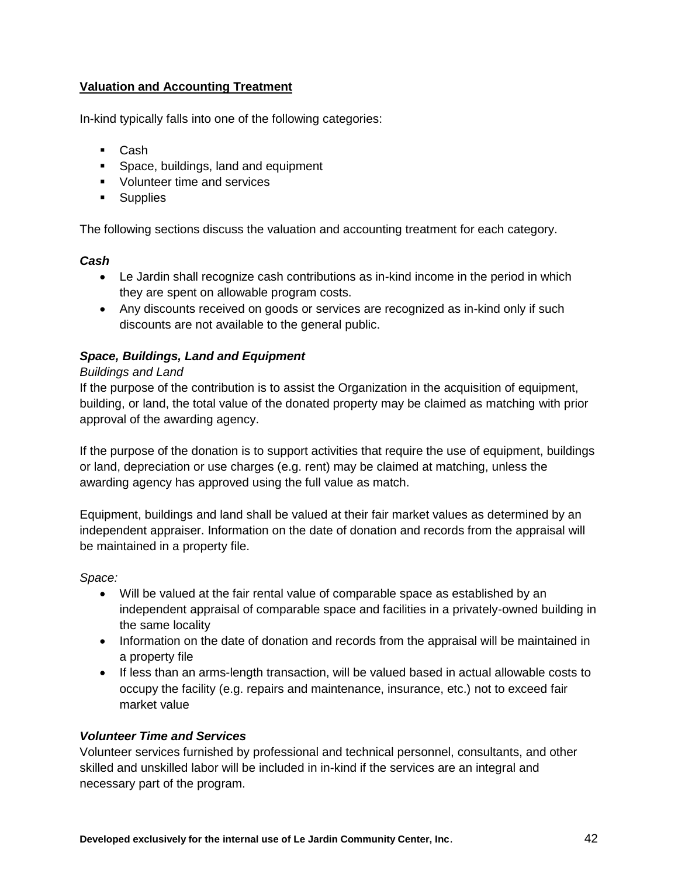**Valuation and Accounting Treatment**

In-kind typically falls into one of the following categories:

- Cash
- Space, buildings, land and equipment
- Volunteer time and services
- Supplies

The following sections discuss the valuation and accounting treatment for each category.

***Cash***

- Le Jardin shall recognize cash contributions as in-kind income in the period in which they are spent on allowable program costs.
- Any discounts received on goods or services are recognized as in-kind only if such discounts are not available to the general public.

***Space, Buildings, Land and Equipment***

*Buildings and Land*

If the purpose of the contribution is to assist the Organization in the acquisition of equipment, building, or land, the total value of the donated property may be claimed as matching with prior approval of the awarding agency.

If the purpose of the donation is to support activities that require the use of equipment, buildings or land, depreciation or use charges (e.g. rent) may be claimed at matching, unless the awarding agency has approved using the full value as match.

Equipment, buildings and land shall be valued at their fair market values as determined by an independent appraiser. Information on the date of donation and records from the appraisal will be maintained in a property file.

*Space:*

- Will be valued at the fair rental value of comparable space as established by an independent appraisal of comparable space and facilities in a privately-owned building in the same locality
- Information on the date of donation and records from the appraisal will be maintained in a property file
- If less than an arms-length transaction, will be valued based in actual allowable costs to occupy the facility (e.g. repairs and maintenance, insurance, etc.) not to exceed fair market value

***Volunteer Time and Services***

Volunteer services furnished by professional and technical personnel, consultants, and other skilled and unskilled labor will be included in in-kind if the services are an integral and necessary part of the program.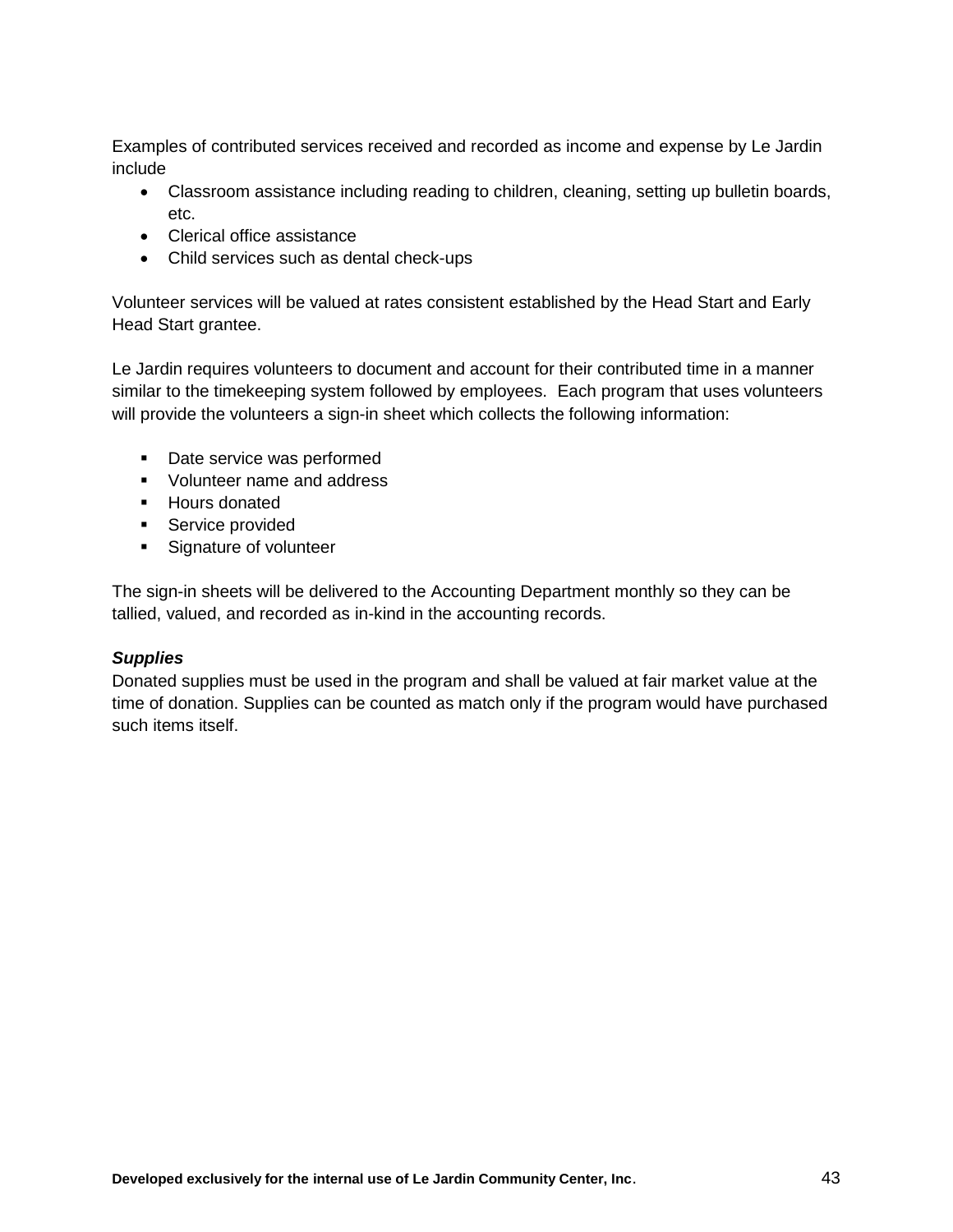Examples of contributed services received and recorded as income and expense by Le Jardin include

- Classroom assistance including reading to children, cleaning, setting up bulletin boards, etc.
- Clerical office assistance
- Child services such as dental check-ups

Volunteer services will be valued at rates consistent established by the Head Start and Early Head Start grantee.

Le Jardin requires volunteers to document and account for their contributed time in a manner similar to the timekeeping system followed by employees. Each program that uses volunteers will provide the volunteers a sign-in sheet which collects the following information:

- Date service was performed
- Volunteer name and address
- Hours donated
- Service provided
- Signature of volunteer

The sign-in sheets will be delivered to the Accounting Department monthly so they can be tallied, valued, and recorded as in-kind in the accounting records.

***Supplies***

Donated supplies must be used in the program and shall be valued at fair market value at the time of donation. Supplies can be counted as match only if the program would have purchased such items itself.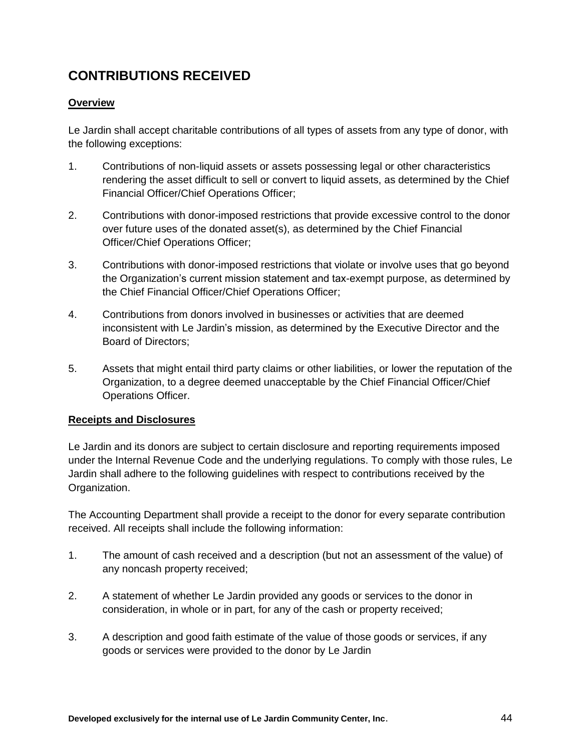## CONTRIBUTIONS RECEIVED

### Overview

Le Jardin shall accept charitable contributions of all types of assets from any type of donor, with the following exceptions:

1. Contributions of non-liquid assets or assets possessing legal or other characteristics rendering the asset difficult to sell or convert to liquid assets, as determined by the Chief Financial Officer/Chief Operations Officer;
2. Contributions with donor-imposed restrictions that provide excessive control to the donor over future uses of the donated asset(s), as determined by the Chief Financial Officer/Chief Operations Officer;
3. Contributions with donor-imposed restrictions that violate or involve uses that go beyond the Organization's current mission statement and tax-exempt purpose, as determined by the Chief Financial Officer/Chief Operations Officer;
4. Contributions from donors involved in businesses or activities that are deemed inconsistent with Le Jardin's mission, as determined by the Executive Director and the Board of Directors;
5. Assets that might entail third party claims or other liabilities, or lower the reputation of the Organization, to a degree deemed unacceptable by the Chief Financial Officer/Chief Operations Officer.

### Receipts and Disclosures

Le Jardin and its donors are subject to certain disclosure and reporting requirements imposed under the Internal Revenue Code and the underlying regulations. To comply with those rules, Le Jardin shall adhere to the following guidelines with respect to contributions received by the Organization.

The Accounting Department shall provide a receipt to the donor for every separate contribution received. All receipts shall include the following information:

1. The amount of cash received and a description (but not an assessment of the value) of any noncash property received;
2. A statement of whether Le Jardin provided any goods or services to the donor in consideration, in whole or in part, for any of the cash or property received;
3. A description and good faith estimate of the value of those goods or services, if any goods or services were provided to the donor by Le Jardin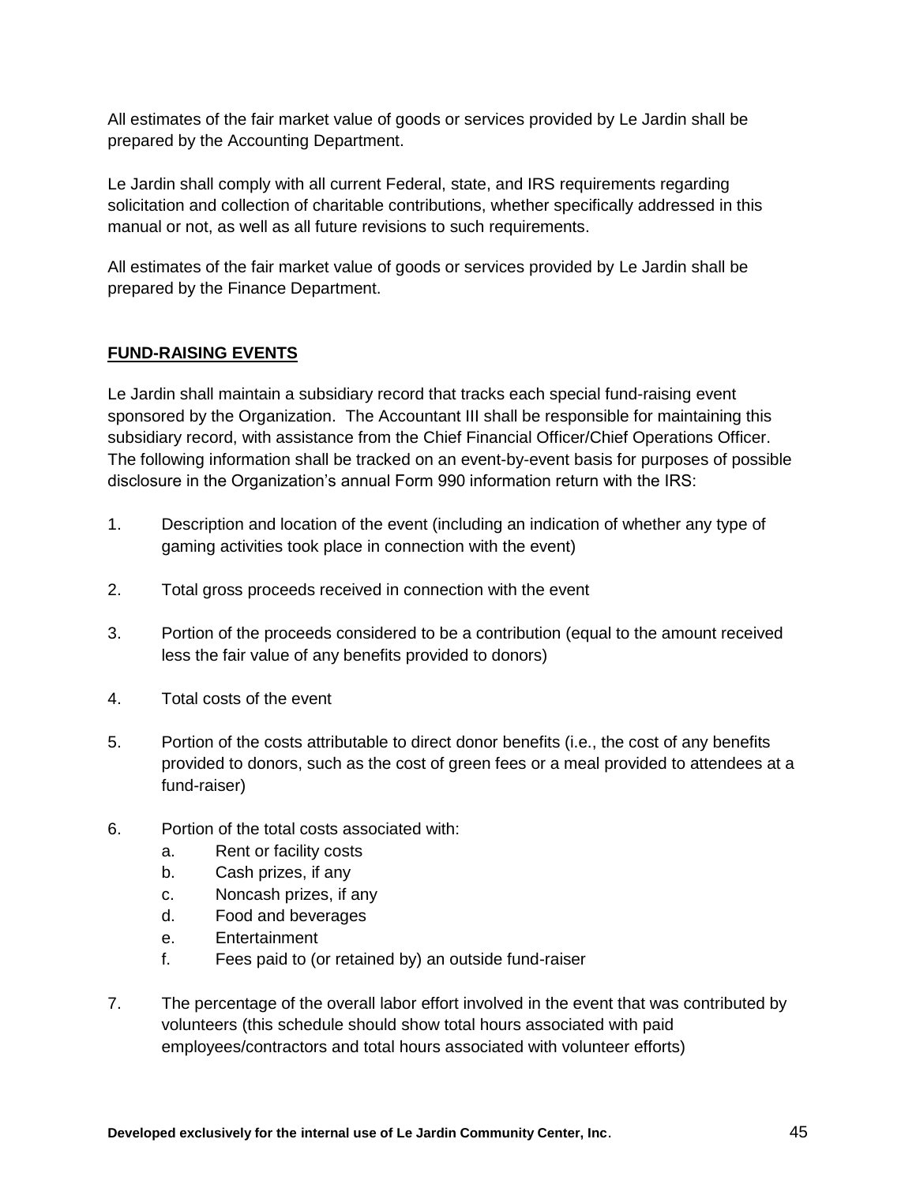All estimates of the fair market value of goods or services provided by Le Jardin shall be prepared by the Accounting Department.

Le Jardin shall comply with all current Federal, state, and IRS requirements regarding solicitation and collection of charitable contributions, whether specifically addressed in this manual or not, as well as all future revisions to such requirements.

All estimates of the fair market value of goods or services provided by Le Jardin shall be prepared by the Finance Department.

## FUND-RAISING EVENTS

Le Jardin shall maintain a subsidiary record that tracks each special fund-raising event sponsored by the Organization. The Accountant III shall be responsible for maintaining this subsidiary record, with assistance from the Chief Financial Officer/Chief Operations Officer. The following information shall be tracked on an event-by-event basis for purposes of possible disclosure in the Organization's annual Form 990 information return with the IRS:

1. Description and location of the event (including an indication of whether any type of gaming activities took place in connection with the event)

2. Total gross proceeds received in connection with the event

3. Portion of the proceeds considered to be a contribution (equal to the amount received less the fair value of any benefits provided to donors)

4. Total costs of the event

5. Portion of the costs attributable to direct donor benefits (i.e., the cost of any benefits provided to donors, such as the cost of green fees or a meal provided to attendees at a fund-raiser)

6. Portion of the total costs associated with:
   a. Rent or facility costs
   b. Cash prizes, if any
   c. Noncash prizes, if any
   d. Food and beverages
   e. Entertainment
   f. Fees paid to (or retained by) an outside fund-raiser

7. The percentage of the overall labor effort involved in the event that was contributed by volunteers (this schedule should show total hours associated with paid employees/contractors and total hours associated with volunteer efforts)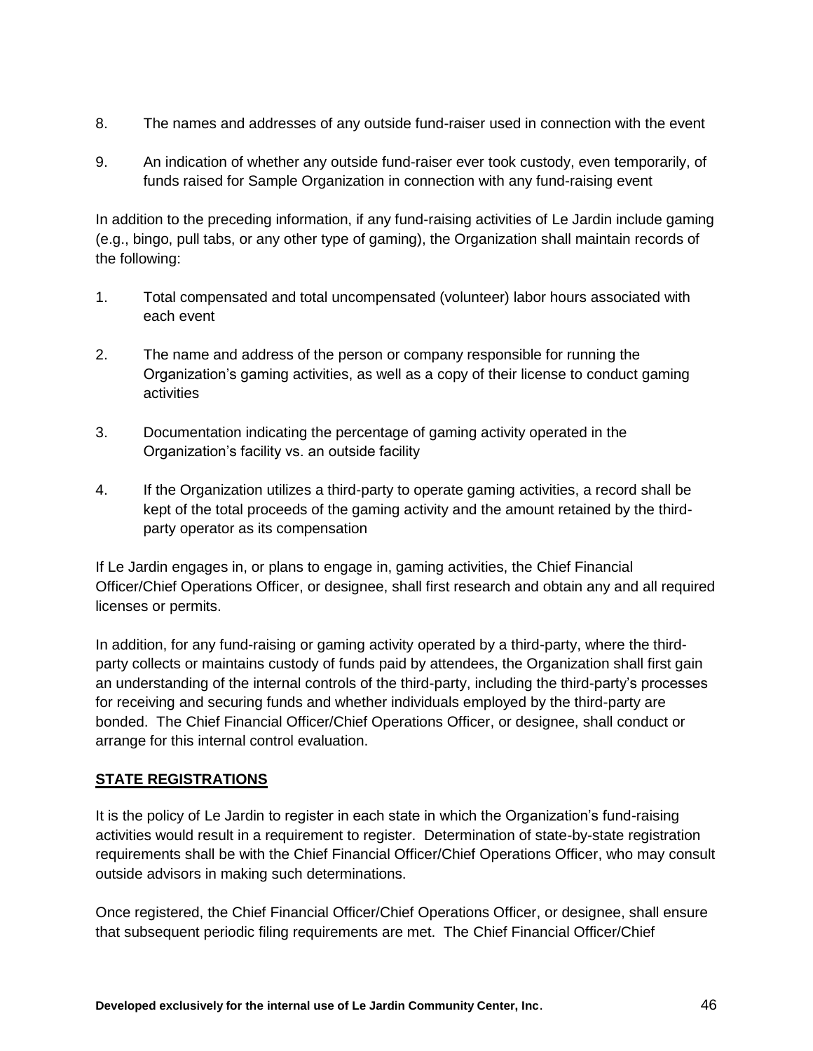8. The names and addresses of any outside fund-raiser used in connection with the event

9. An indication of whether any outside fund-raiser ever took custody, even temporarily, of funds raised for Sample Organization in connection with any fund-raising event

In addition to the preceding information, if any fund-raising activities of Le Jardin include gaming (e.g., bingo, pull tabs, or any other type of gaming), the Organization shall maintain records of the following:

1. Total compensated and total uncompensated (volunteer) labor hours associated with each event

2. The name and address of the person or company responsible for running the Organization's gaming activities, as well as a copy of their license to conduct gaming activities

3. Documentation indicating the percentage of gaming activity operated in the Organization's facility vs. an outside facility

4. If the Organization utilizes a third-party to operate gaming activities, a record shall be kept of the total proceeds of the gaming activity and the amount retained by the third-party operator as its compensation

If Le Jardin engages in, or plans to engage in, gaming activities, the Chief Financial Officer/Chief Operations Officer, or designee, shall first research and obtain any and all required licenses or permits.

In addition, for any fund-raising or gaming activity operated by a third-party, where the third-party collects or maintains custody of funds paid by attendees, the Organization shall first gain an understanding of the internal controls of the third-party, including the third-party's processes for receiving and securing funds and whether individuals employed by the third-party are bonded. The Chief Financial Officer/Chief Operations Officer, or designee, shall conduct or arrange for this internal control evaluation.

## STATE REGISTRATIONS

It is the policy of Le Jardin to register in each state in which the Organization's fund-raising activities would result in a requirement to register. Determination of state-by-state registration requirements shall be with the Chief Financial Officer/Chief Operations Officer, who may consult outside advisors in making such determinations.

Once registered, the Chief Financial Officer/Chief Operations Officer, or designee, shall ensure that subsequent periodic filing requirements are met. The Chief Financial Officer/Chief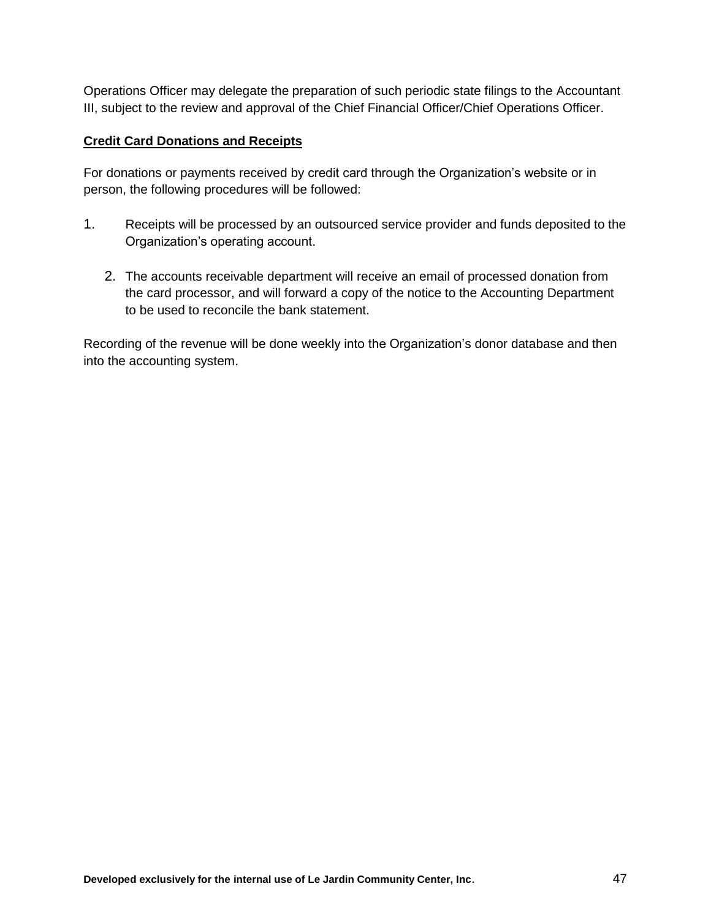Operations Officer may delegate the preparation of such periodic state filings to the Accountant III, subject to the review and approval of the Chief Financial Officer/Chief Operations Officer.

**Credit Card Donations and Receipts**

For donations or payments received by credit card through the Organization's website or in person, the following procedures will be followed:

1. Receipts will be processed by an outsourced service provider and funds deposited to the Organization's operating account.

2. The accounts receivable department will receive an email of processed donation from the card processor, and will forward a copy of the notice to the Accounting Department to be used to reconcile the bank statement.

Recording of the revenue will be done weekly into the Organization's donor database and then into the accounting system.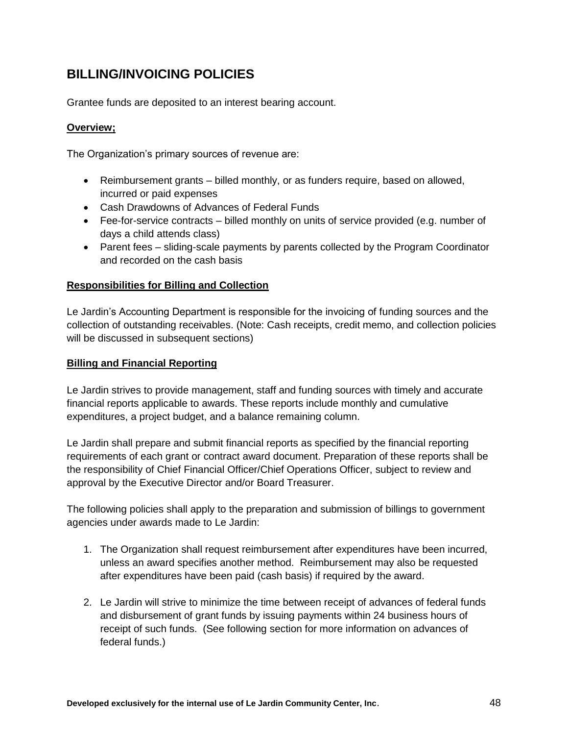## BILLING/INVOICING POLICIES

Grantee funds are deposited to an interest bearing account.

**Overview;**

The Organization's primary sources of revenue are:

- Reimbursement grants – billed monthly, or as funders require, based on allowed, incurred or paid expenses
- Cash Drawdowns of Advances of Federal Funds
- Fee-for-service contracts – billed monthly on units of service provided (e.g. number of days a child attends class)
- Parent fees – sliding-scale payments by parents collected by the Program Coordinator and recorded on the cash basis

**Responsibilities for Billing and Collection**

Le Jardin's Accounting Department is responsible for the invoicing of funding sources and the collection of outstanding receivables. (Note: Cash receipts, credit memo, and collection policies will be discussed in subsequent sections)

**Billing and Financial Reporting**

Le Jardin strives to provide management, staff and funding sources with timely and accurate financial reports applicable to awards. These reports include monthly and cumulative expenditures, a project budget, and a balance remaining column.

Le Jardin shall prepare and submit financial reports as specified by the financial reporting requirements of each grant or contract award document. Preparation of these reports shall be the responsibility of Chief Financial Officer/Chief Operations Officer, subject to review and approval by the Executive Director and/or Board Treasurer.

The following policies shall apply to the preparation and submission of billings to government agencies under awards made to Le Jardin:

1. The Organization shall request reimbursement after expenditures have been incurred, unless an award specifies another method. Reimbursement may also be requested after expenditures have been paid (cash basis) if required by the award.

2. Le Jardin will strive to minimize the time between receipt of advances of federal funds and disbursement of grant funds by issuing payments within 24 business hours of receipt of such funds. (See following section for more information on advances of federal funds.)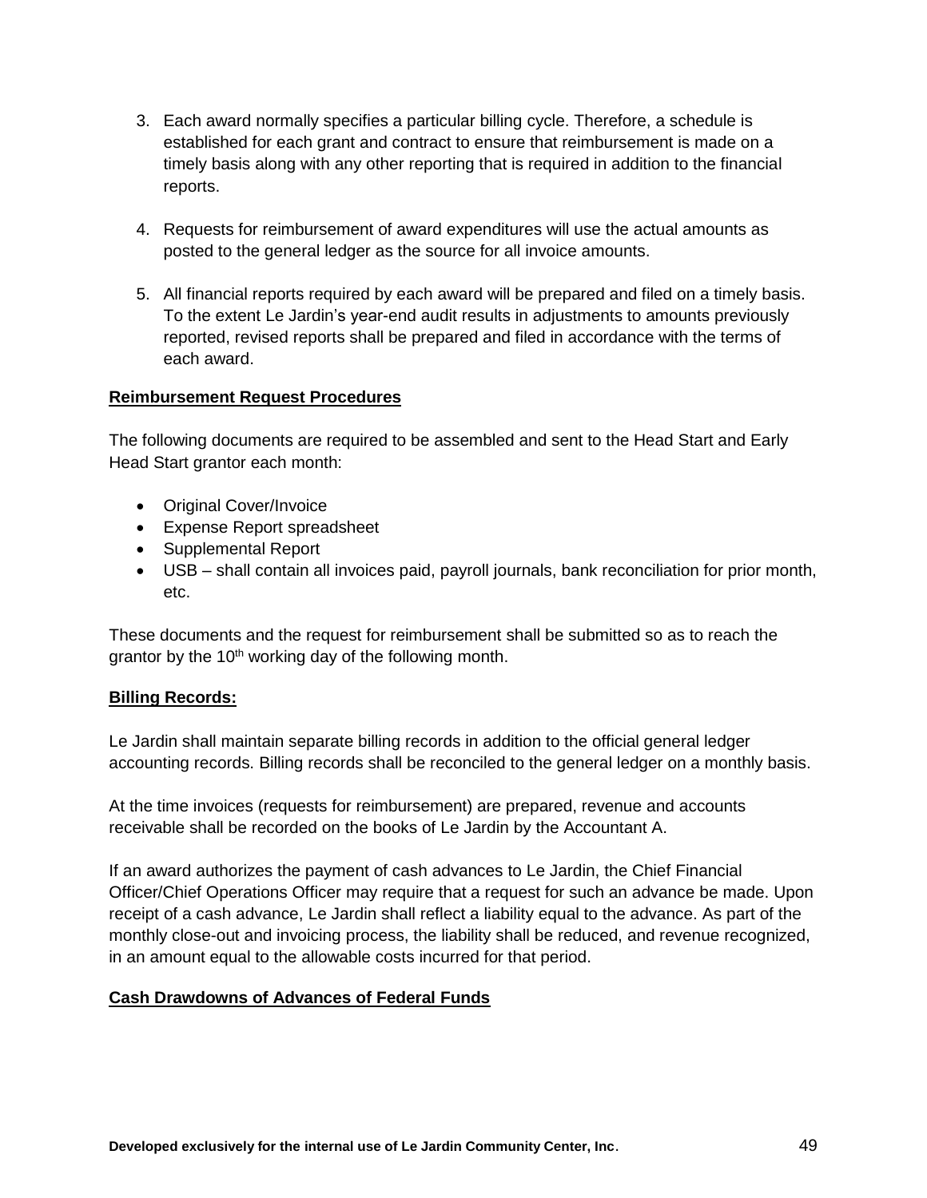3. Each award normally specifies a particular billing cycle. Therefore, a schedule is established for each grant and contract to ensure that reimbursement is made on a timely basis along with any other reporting that is required in addition to the financial reports.

4. Requests for reimbursement of award expenditures will use the actual amounts as posted to the general ledger as the source for all invoice amounts.

5. All financial reports required by each award will be prepared and filed on a timely basis. To the extent Le Jardin's year-end audit results in adjustments to amounts previously reported, revised reports shall be prepared and filed in accordance with the terms of each award.

**Reimbursement Request Procedures**

The following documents are required to be assembled and sent to the Head Start and Early Head Start grantor each month:

- Original Cover/Invoice
- Expense Report spreadsheet
- Supplemental Report
- USB – shall contain all invoices paid, payroll journals, bank reconciliation for prior month, etc.

These documents and the request for reimbursement shall be submitted so as to reach the grantor by the 10th working day of the following month.

**Billing Records:**

Le Jardin shall maintain separate billing records in addition to the official general ledger accounting records. Billing records shall be reconciled to the general ledger on a monthly basis.

At the time invoices (requests for reimbursement) are prepared, revenue and accounts receivable shall be recorded on the books of Le Jardin by the Accountant A.

If an award authorizes the payment of cash advances to Le Jardin, the Chief Financial Officer/Chief Operations Officer may require that a request for such an advance be made. Upon receipt of a cash advance, Le Jardin shall reflect a liability equal to the advance. As part of the monthly close-out and invoicing process, the liability shall be reduced, and revenue recognized, in an amount equal to the allowable costs incurred for that period.

**Cash Drawdowns of Advances of Federal Funds**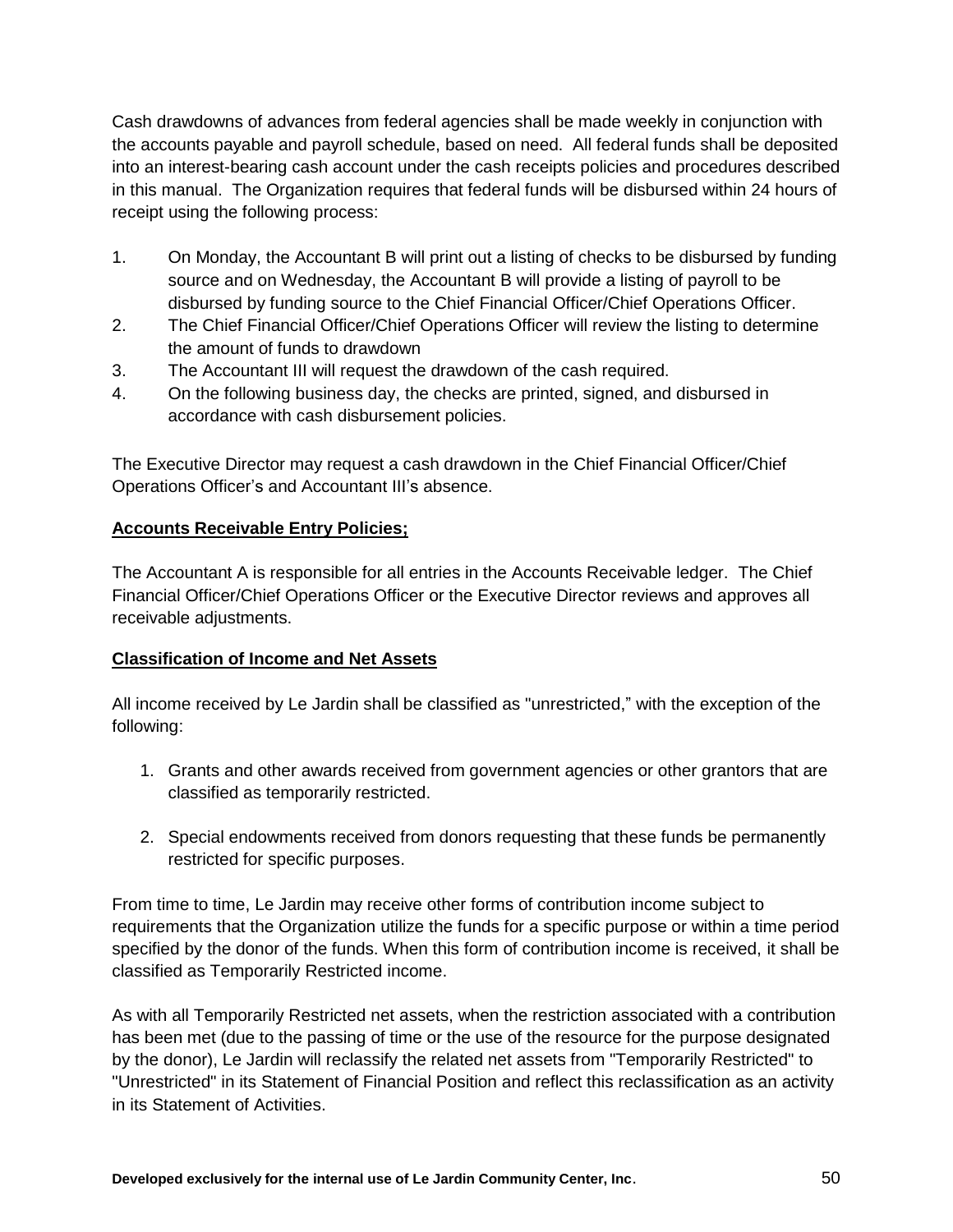Cash drawdowns of advances from federal agencies shall be made weekly in conjunction with the accounts payable and payroll schedule, based on need. All federal funds shall be deposited into an interest-bearing cash account under the cash receipts policies and procedures described in this manual. The Organization requires that federal funds will be disbursed within 24 hours of receipt using the following process:

1. On Monday, the Accountant B will print out a listing of checks to be disbursed by funding source and on Wednesday, the Accountant B will provide a listing of payroll to be disbursed by funding source to the Chief Financial Officer/Chief Operations Officer.
2. The Chief Financial Officer/Chief Operations Officer will review the listing to determine the amount of funds to drawdown
3. The Accountant III will request the drawdown of the cash required.
4. On the following business day, the checks are printed, signed, and disbursed in accordance with cash disbursement policies.

The Executive Director may request a cash drawdown in the Chief Financial Officer/Chief Operations Officer's and Accountant III's absence.

**Accounts Receivable Entry Policies;**

The Accountant A is responsible for all entries in the Accounts Receivable ledger. The Chief Financial Officer/Chief Operations Officer or the Executive Director reviews and approves all receivable adjustments.

**Classification of Income and Net Assets**

All income received by Le Jardin shall be classified as "unrestricted," with the exception of the following:

1. Grants and other awards received from government agencies or other grantors that are classified as temporarily restricted.

2. Special endowments received from donors requesting that these funds be permanently restricted for specific purposes.

From time to time, Le Jardin may receive other forms of contribution income subject to requirements that the Organization utilize the funds for a specific purpose or within a time period specified by the donor of the funds. When this form of contribution income is received, it shall be classified as Temporarily Restricted income.

As with all Temporarily Restricted net assets, when the restriction associated with a contribution has been met (due to the passing of time or the use of the resource for the purpose designated by the donor), Le Jardin will reclassify the related net assets from "Temporarily Restricted" to "Unrestricted" in its Statement of Financial Position and reflect this reclassification as an activity in its Statement of Activities.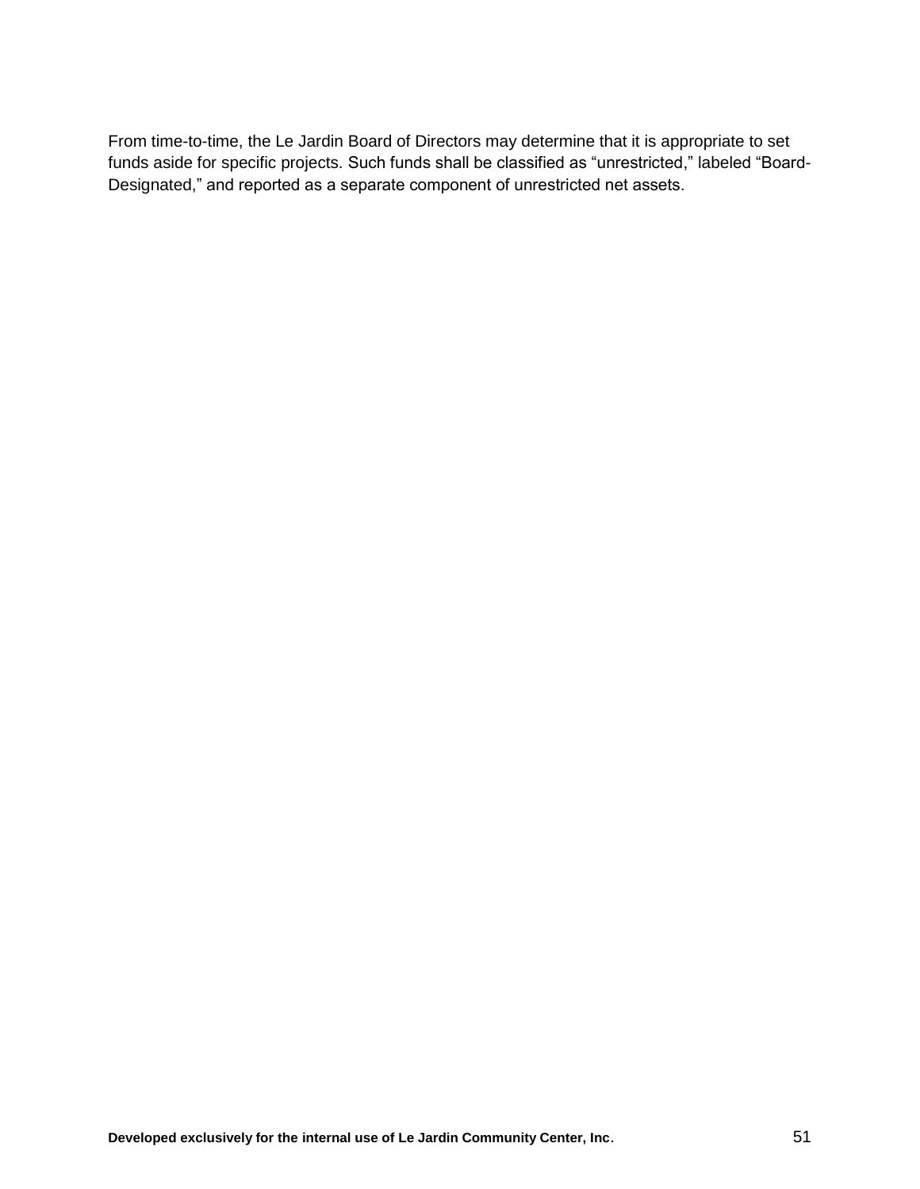From time-to-time, the Le Jardin Board of Directors may determine that it is appropriate to set funds aside for specific projects. Such funds shall be classified as "unrestricted," labeled "Board-Designated," and reported as a separate component of unrestricted net assets.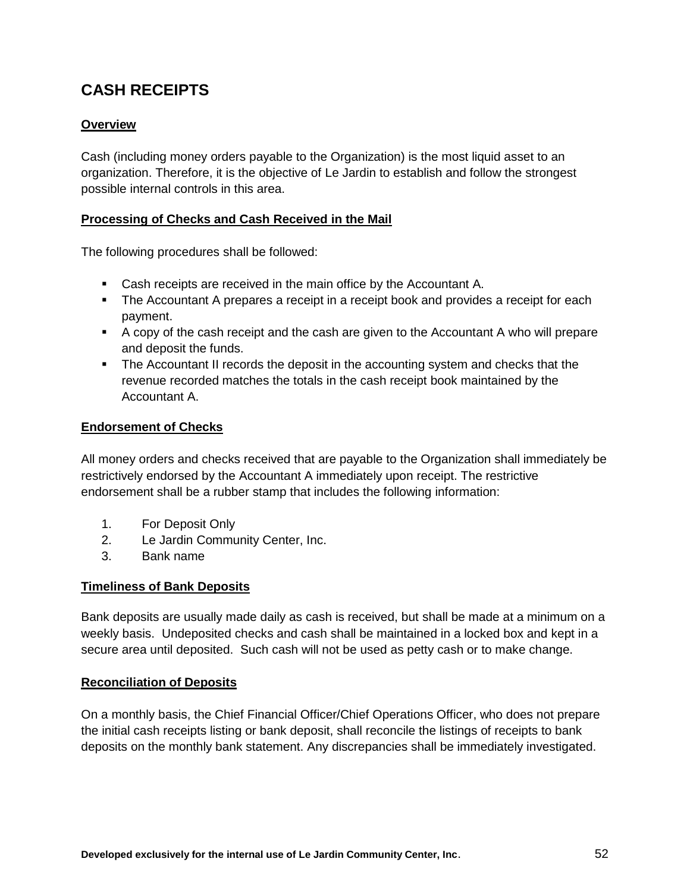## CASH RECEIPTS

### Overview

Cash (including money orders payable to the Organization) is the most liquid asset to an organization. Therefore, it is the objective of Le Jardin to establish and follow the strongest possible internal controls in this area.

### Processing of Checks and Cash Received in the Mail

The following procedures shall be followed:

- Cash receipts are received in the main office by the Accountant A.
- The Accountant A prepares a receipt in a receipt book and provides a receipt for each payment.
- A copy of the cash receipt and the cash are given to the Accountant A who will prepare and deposit the funds.
- The Accountant II records the deposit in the accounting system and checks that the revenue recorded matches the totals in the cash receipt book maintained by the Accountant A.

### Endorsement of Checks

All money orders and checks received that are payable to the Organization shall immediately be restrictively endorsed by the Accountant A immediately upon receipt. The restrictive endorsement shall be a rubber stamp that includes the following information:

1. For Deposit Only
2. Le Jardin Community Center, Inc.
3. Bank name

### Timeliness of Bank Deposits

Bank deposits are usually made daily as cash is received, but shall be made at a minimum on a weekly basis. Undeposited checks and cash shall be maintained in a locked box and kept in a secure area until deposited. Such cash will not be used as petty cash or to make change.

### Reconciliation of Deposits

On a monthly basis, the Chief Financial Officer/Chief Operations Officer, who does not prepare the initial cash receipts listing or bank deposit, shall reconcile the listings of receipts to bank deposits on the monthly bank statement. Any discrepancies shall be immediately investigated.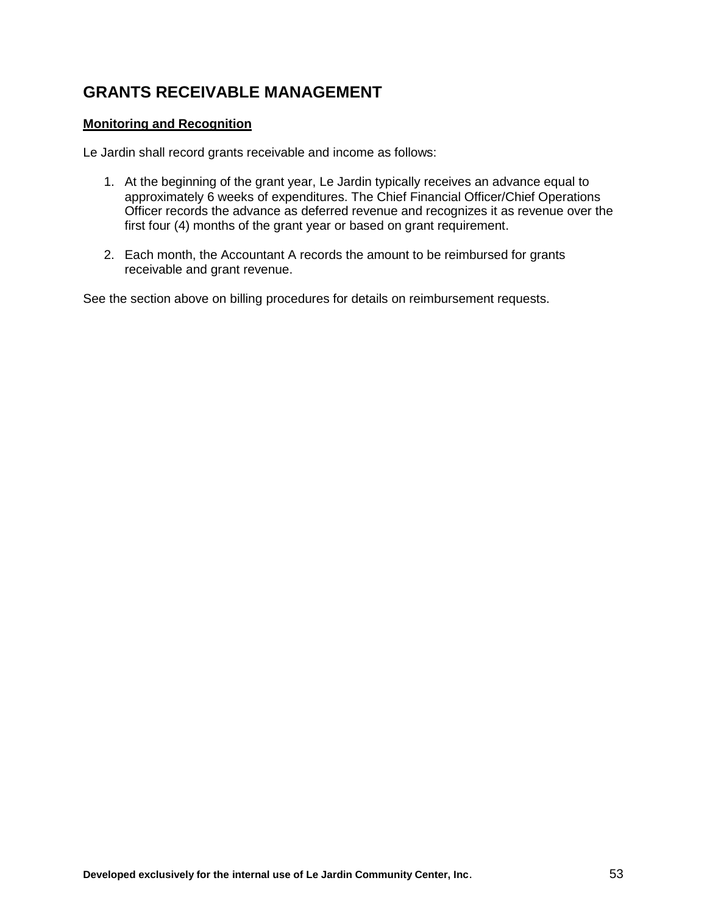## GRANTS RECEIVABLE MANAGEMENT

**Monitoring and Recognition**

Le Jardin shall record grants receivable and income as follows:

1. At the beginning of the grant year, Le Jardin typically receives an advance equal to approximately 6 weeks of expenditures. The Chief Financial Officer/Chief Operations Officer records the advance as deferred revenue and recognizes it as revenue over the first four (4) months of the grant year or based on grant requirement.

2. Each month, the Accountant A records the amount to be reimbursed for grants receivable and grant revenue.

See the section above on billing procedures for details on reimbursement requests.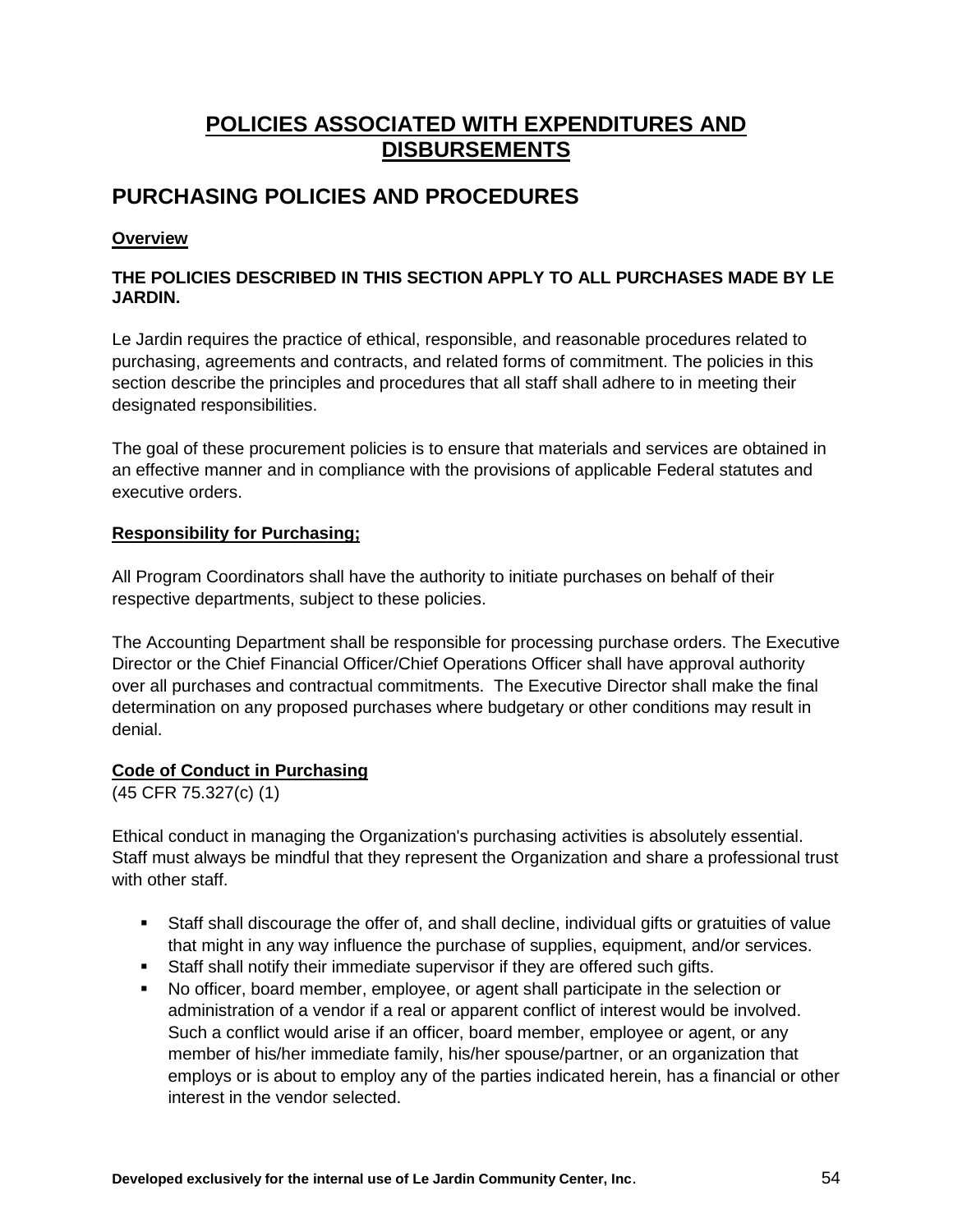# POLICIES ASSOCIATED WITH EXPENDITURES AND DISBURSEMENTS

## PURCHASING POLICIES AND PROCEDURES

**Overview**

**THE POLICIES DESCRIBED IN THIS SECTION APPLY TO ALL PURCHASES MADE BY LE JARDIN.**

Le Jardin requires the practice of ethical, responsible, and reasonable procedures related to purchasing, agreements and contracts, and related forms of commitment. The policies in this section describe the principles and procedures that all staff shall adhere to in meeting their designated responsibilities.

The goal of these procurement policies is to ensure that materials and services are obtained in an effective manner and in compliance with the provisions of applicable Federal statutes and executive orders.

**Responsibility for Purchasing;**

All Program Coordinators shall have the authority to initiate purchases on behalf of their respective departments, subject to these policies.

The Accounting Department shall be responsible for processing purchase orders. The Executive Director or the Chief Financial Officer/Chief Operations Officer shall have approval authority over all purchases and contractual commitments. The Executive Director shall make the final determination on any proposed purchases where budgetary or other conditions may result in denial.

**Code of Conduct in Purchasing**
(45 CFR 75.327(c) (1)

Ethical conduct in managing the Organization's purchasing activities is absolutely essential. Staff must always be mindful that they represent the Organization and share a professional trust with other staff.

- Staff shall discourage the offer of, and shall decline, individual gifts or gratuities of value that might in any way influence the purchase of supplies, equipment, and/or services.
- Staff shall notify their immediate supervisor if they are offered such gifts.
- No officer, board member, employee, or agent shall participate in the selection or administration of a vendor if a real or apparent conflict of interest would be involved. Such a conflict would arise if an officer, board member, employee or agent, or any member of his/her immediate family, his/her spouse/partner, or an organization that employs or is about to employ any of the parties indicated herein, has a financial or other interest in the vendor selected.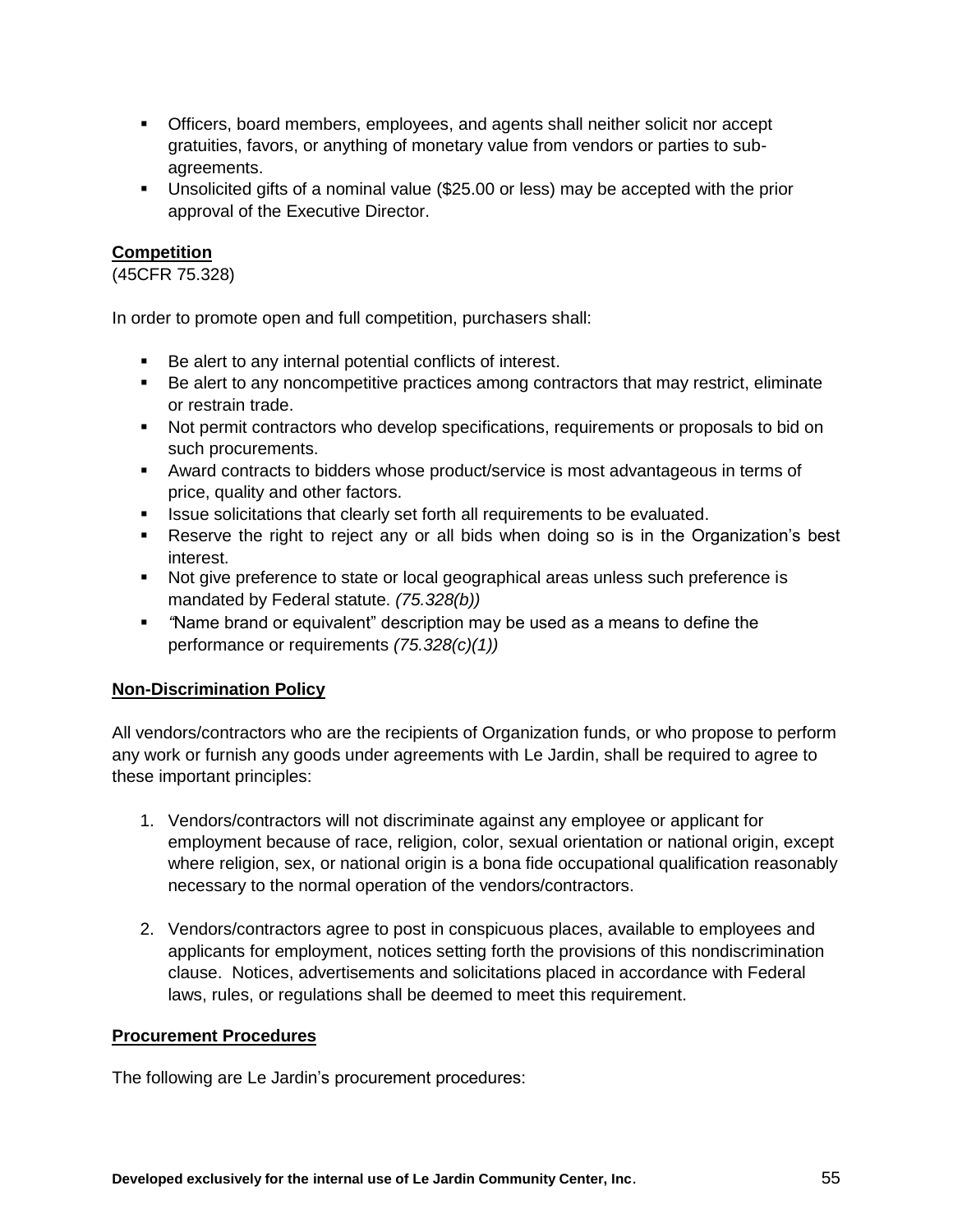- Officers, board members, employees, and agents shall neither solicit nor accept gratuities, favors, or anything of monetary value from vendors or parties to sub-agreements.
- Unsolicited gifts of a nominal value ($25.00 or less) may be accepted with the prior approval of the Executive Director.

**Competition**
(45CFR 75.328)

In order to promote open and full competition, purchasers shall:

- Be alert to any internal potential conflicts of interest.
- Be alert to any noncompetitive practices among contractors that may restrict, eliminate or restrain trade.
- Not permit contractors who develop specifications, requirements or proposals to bid on such procurements.
- Award contracts to bidders whose product/service is most advantageous in terms of price, quality and other factors.
- Issue solicitations that clearly set forth all requirements to be evaluated.
- Reserve the right to reject any or all bids when doing so is in the Organization's best interest.
- Not give preference to state or local geographical areas unless such preference is mandated by Federal statute. *(75.328(b))*
- *"*Name brand or equivalent" description may be used as a means to define the performance or requirements *(75.328(c)(1))*

**Non-Discrimination Policy**

All vendors/contractors who are the recipients of Organization funds, or who propose to perform any work or furnish any goods under agreements with Le Jardin, shall be required to agree to these important principles:

1. Vendors/contractors will not discriminate against any employee or applicant for employment because of race, religion, color, sexual orientation or national origin, except where religion, sex, or national origin is a bona fide occupational qualification reasonably necessary to the normal operation of the vendors/contractors.

2. Vendors/contractors agree to post in conspicuous places, available to employees and applicants for employment, notices setting forth the provisions of this nondiscrimination clause. Notices, advertisements and solicitations placed in accordance with Federal laws, rules, or regulations shall be deemed to meet this requirement.

**Procurement Procedures**

The following are Le Jardin's procurement procedures: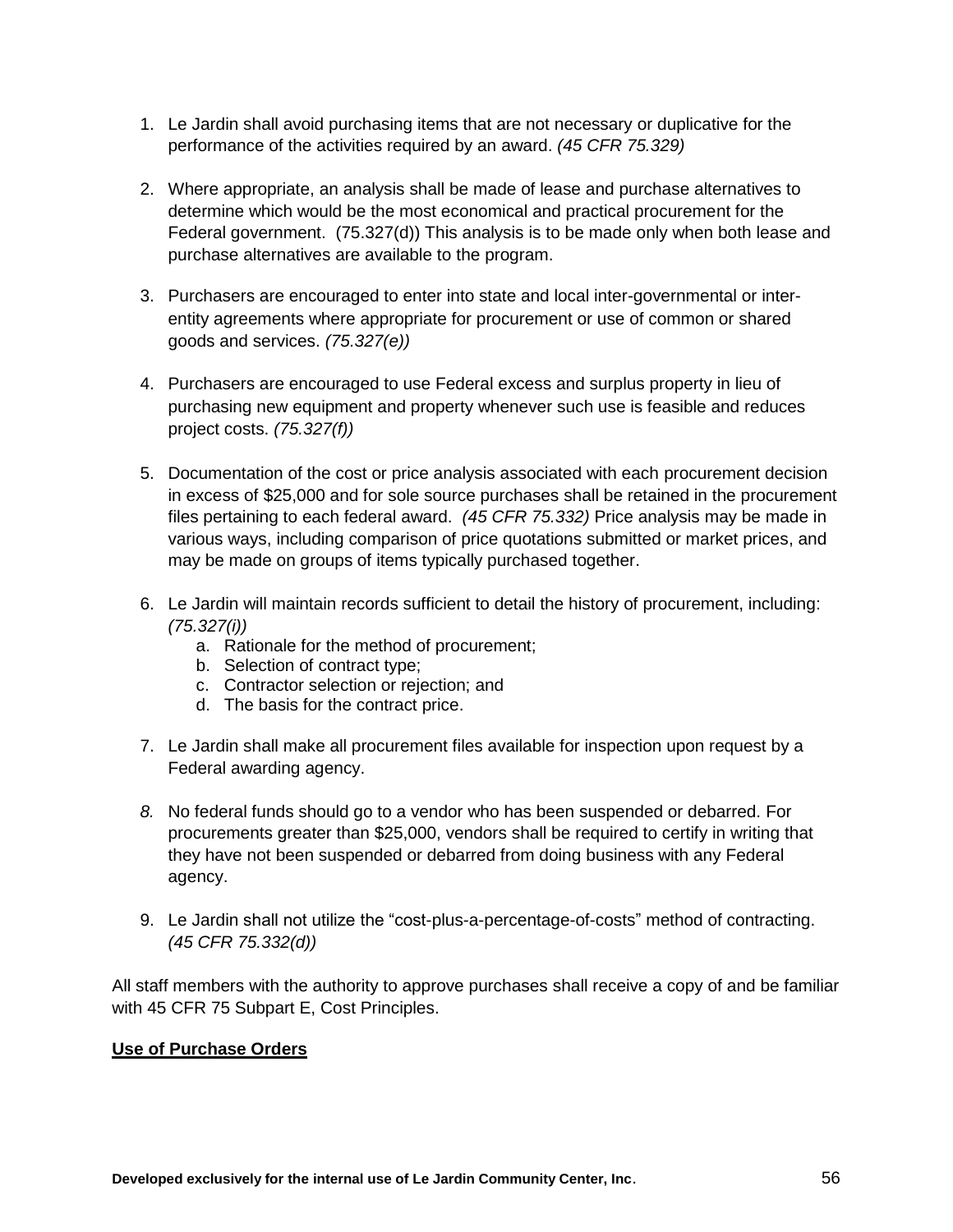1. Le Jardin shall avoid purchasing items that are not necessary or duplicative for the performance of the activities required by an award. *(45 CFR 75.329)*

2. Where appropriate, an analysis shall be made of lease and purchase alternatives to determine which would be the most economical and practical procurement for the Federal government. (75.327(d)) This analysis is to be made only when both lease and purchase alternatives are available to the program.

3. Purchasers are encouraged to enter into state and local inter-governmental or inter-entity agreements where appropriate for procurement or use of common or shared goods and services. *(75.327(e))*

4. Purchasers are encouraged to use Federal excess and surplus property in lieu of purchasing new equipment and property whenever such use is feasible and reduces project costs. *(75.327(f))*

5. Documentation of the cost or price analysis associated with each procurement decision in excess of $25,000 and for sole source purchases shall be retained in the procurement files pertaining to each federal award. *(45 CFR 75.332)* Price analysis may be made in various ways, including comparison of price quotations submitted or market prices, and may be made on groups of items typically purchased together.

6. Le Jardin will maintain records sufficient to detail the history of procurement, including: *(75.327(i))*
   a. Rationale for the method of procurement;
   b. Selection of contract type;
   c. Contractor selection or rejection; and
   d. The basis for the contract price.

7. Le Jardin shall make all procurement files available for inspection upon request by a Federal awarding agency.

8. No federal funds should go to a vendor who has been suspended or debarred. For procurements greater than $25,000, vendors shall be required to certify in writing that they have not been suspended or debarred from doing business with any Federal agency.

9. Le Jardin shall not utilize the "cost-plus-a-percentage-of-costs" method of contracting. *(45 CFR 75.332(d))*

All staff members with the authority to approve purchases shall receive a copy of and be familiar with 45 CFR 75 Subpart E, Cost Principles.

**Use of Purchase Orders**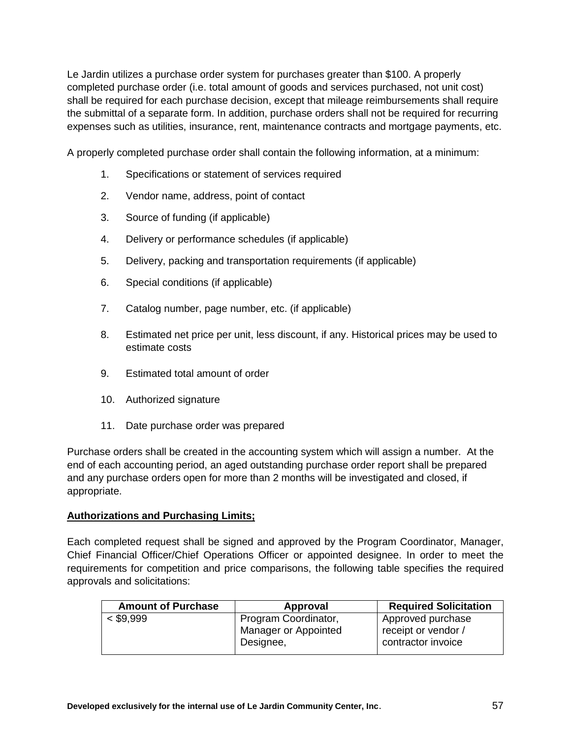Le Jardin utilizes a purchase order system for purchases greater than $100. A properly completed purchase order (i.e. total amount of goods and services purchased, not unit cost) shall be required for each purchase decision, except that mileage reimbursements shall require the submittal of a separate form. In addition, purchase orders shall not be required for recurring expenses such as utilities, insurance, rent, maintenance contracts and mortgage payments, etc.

A properly completed purchase order shall contain the following information, at a minimum:

1. Specifications or statement of services required
2. Vendor name, address, point of contact
3. Source of funding (if applicable)
4. Delivery or performance schedules (if applicable)
5. Delivery, packing and transportation requirements (if applicable)
6. Special conditions (if applicable)
7. Catalog number, page number, etc. (if applicable)
8. Estimated net price per unit, less discount, if any. Historical prices may be used to estimate costs
9. Estimated total amount of order
10. Authorized signature
11. Date purchase order was prepared

Purchase orders shall be created in the accounting system which will assign a number. At the end of each accounting period, an aged outstanding purchase order report shall be prepared and any purchase orders open for more than 2 months will be investigated and closed, if appropriate.

**Authorizations and Purchasing Limits;**

Each completed request shall be signed and approved by the Program Coordinator, Manager, Chief Financial Officer/Chief Operations Officer or appointed designee. In order to meet the requirements for competition and price comparisons, the following table specifies the required approvals and solicitations:

| Amount of Purchase | Approval | Required Solicitation |
|---|---|---|
| < $9,999 | Program Coordinator, Manager or Appointed Designee, | Approved purchase receipt or vendor / contractor invoice |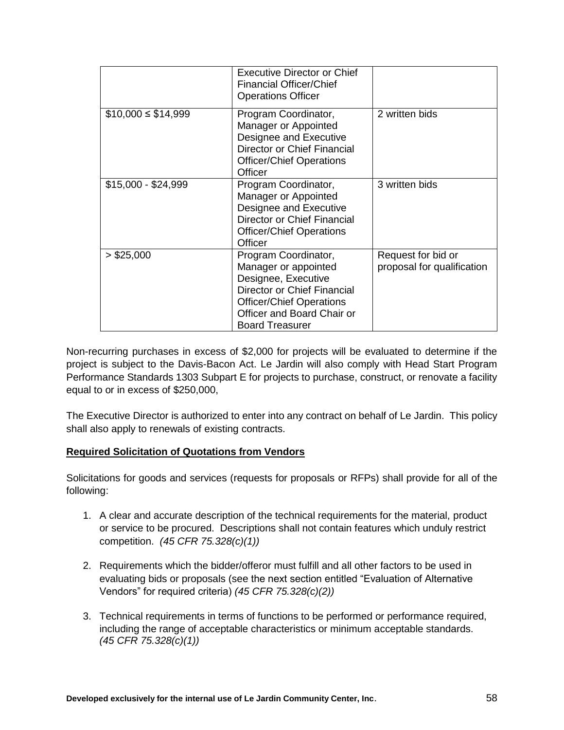| | | |
|---|---|---|
| | Executive Director or Chief Financial Officer/Chief Operations Officer | |
| $10,000 ≤ $14,999 | Program Coordinator, Manager or Appointed Designee and Executive Director or Chief Financial Officer/Chief Operations Officer | 2 written bids |
| $15,000 - $24,999 | Program Coordinator, Manager or Appointed Designee and Executive Director or Chief Financial Officer/Chief Operations Officer | 3 written bids |
| > $25,000 | Program Coordinator, Manager or appointed Designee, Executive Director or Chief Financial Officer/Chief Operations Officer and Board Chair or Board Treasurer | Request for bid or proposal for qualification |

Non-recurring purchases in excess of $2,000 for projects will be evaluated to determine if the project is subject to the Davis-Bacon Act. Le Jardin will also comply with Head Start Program Performance Standards 1303 Subpart E for projects to purchase, construct, or renovate a facility equal to or in excess of $250,000,

The Executive Director is authorized to enter into any contract on behalf of Le Jardin. This policy shall also apply to renewals of existing contracts.

**Required Solicitation of Quotations from Vendors**

Solicitations for goods and services (requests for proposals or RFPs) shall provide for all of the following:

1. A clear and accurate description of the technical requirements for the material, product or service to be procured. Descriptions shall not contain features which unduly restrict competition. *(45 CFR 75.328(c)(1))*

2. Requirements which the bidder/offeror must fulfill and all other factors to be used in evaluating bids or proposals (see the next section entitled "Evaluation of Alternative Vendors" for required criteria) *(45 CFR 75.328(c)(2))*

3. Technical requirements in terms of functions to be performed or performance required, including the range of acceptable characteristics or minimum acceptable standards. *(45 CFR 75.328(c)(1))*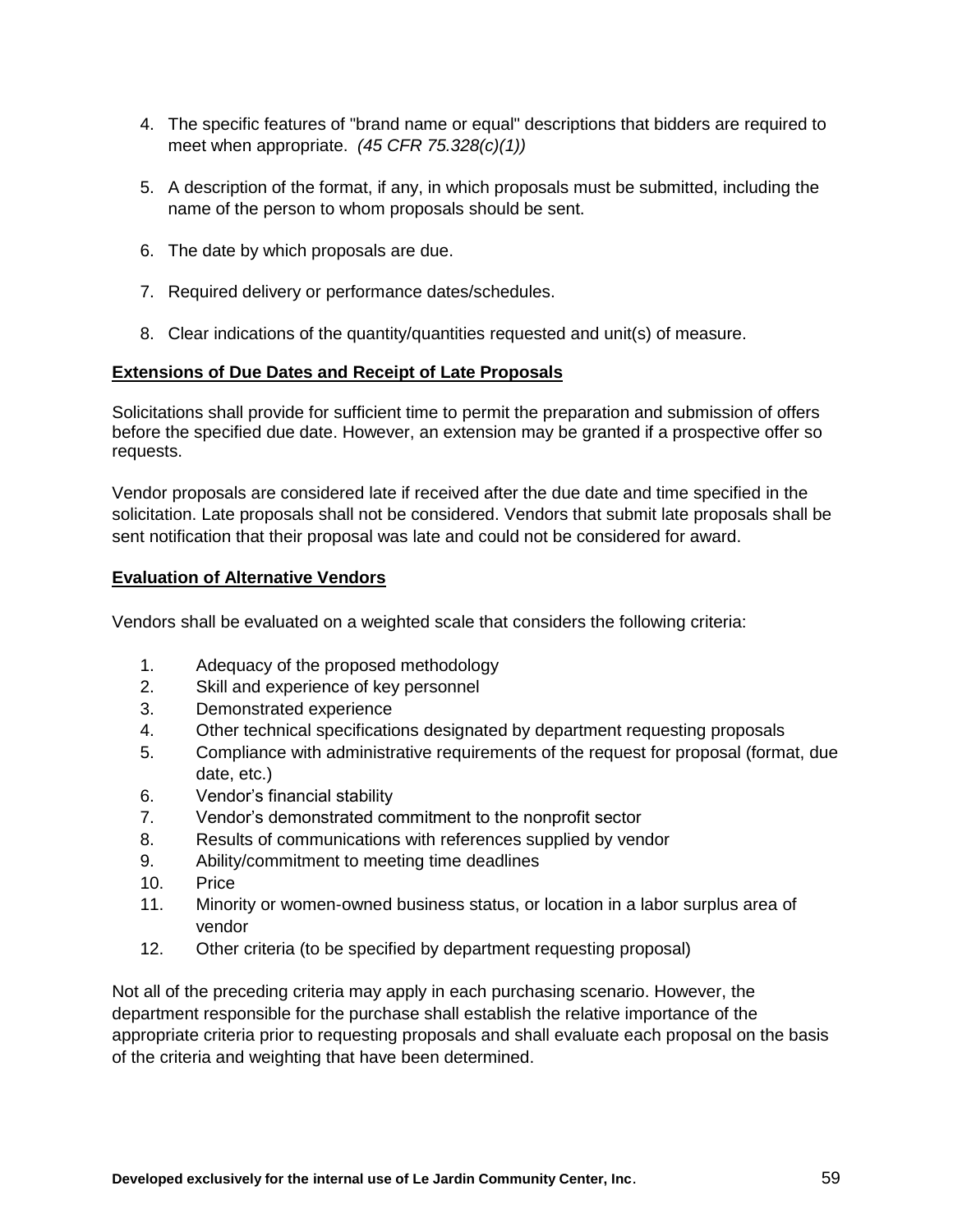4. The specific features of "brand name or equal" descriptions that bidders are required to meet when appropriate. *(45 CFR 75.328(c)(1))*

5. A description of the format, if any, in which proposals must be submitted, including the name of the person to whom proposals should be sent.

6. The date by which proposals are due.

7. Required delivery or performance dates/schedules.

8. Clear indications of the quantity/quantities requested and unit(s) of measure.

**Extensions of Due Dates and Receipt of Late Proposals**

Solicitations shall provide for sufficient time to permit the preparation and submission of offers before the specified due date. However, an extension may be granted if a prospective offer so requests.

Vendor proposals are considered late if received after the due date and time specified in the solicitation. Late proposals shall not be considered. Vendors that submit late proposals shall be sent notification that their proposal was late and could not be considered for award.

**Evaluation of Alternative Vendors**

Vendors shall be evaluated on a weighted scale that considers the following criteria:

1. Adequacy of the proposed methodology
2. Skill and experience of key personnel
3. Demonstrated experience
4. Other technical specifications designated by department requesting proposals
5. Compliance with administrative requirements of the request for proposal (format, due date, etc.)
6. Vendor's financial stability
7. Vendor's demonstrated commitment to the nonprofit sector
8. Results of communications with references supplied by vendor
9. Ability/commitment to meeting time deadlines
10. Price
11. Minority or women-owned business status, or location in a labor surplus area of vendor
12. Other criteria (to be specified by department requesting proposal)

Not all of the preceding criteria may apply in each purchasing scenario. However, the department responsible for the purchase shall establish the relative importance of the appropriate criteria prior to requesting proposals and shall evaluate each proposal on the basis of the criteria and weighting that have been determined.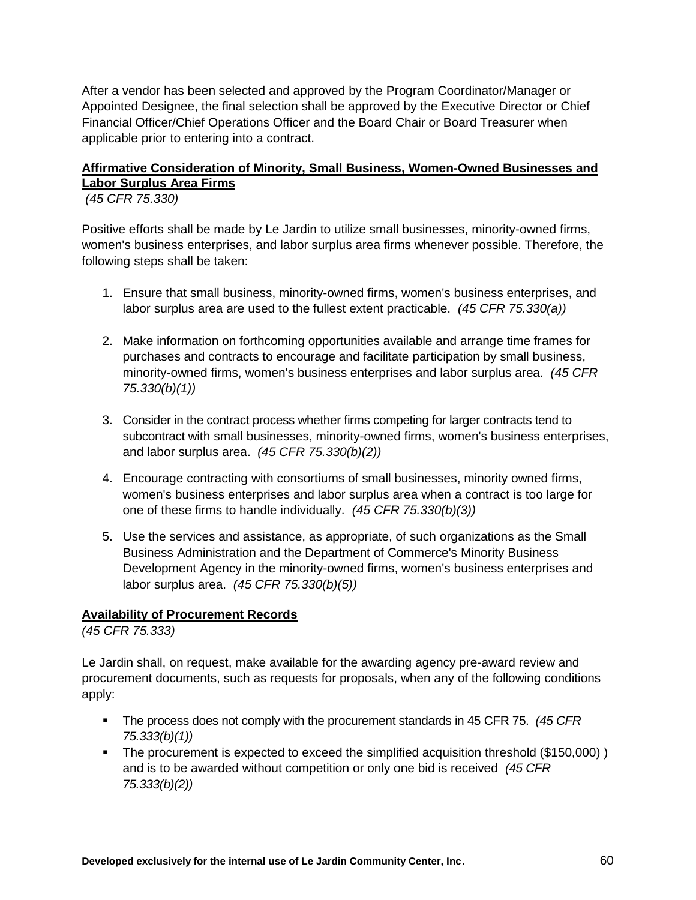After a vendor has been selected and approved by the Program Coordinator/Manager or Appointed Designee, the final selection shall be approved by the Executive Director or Chief Financial Officer/Chief Operations Officer and the Board Chair or Board Treasurer when applicable prior to entering into a contract.

**Affirmative Consideration of Minority, Small Business, Women-Owned Businesses and Labor Surplus Area Firms**

*(45 CFR 75.330)*

Positive efforts shall be made by Le Jardin to utilize small businesses, minority-owned firms, women's business enterprises, and labor surplus area firms whenever possible. Therefore, the following steps shall be taken:

1. Ensure that small business, minority-owned firms, women's business enterprises, and labor surplus area are used to the fullest extent practicable. *(45 CFR 75.330(a))*
2. Make information on forthcoming opportunities available and arrange time frames for purchases and contracts to encourage and facilitate participation by small business, minority-owned firms, women's business enterprises and labor surplus area. *(45 CFR 75.330(b)(1))*
3. Consider in the contract process whether firms competing for larger contracts tend to subcontract with small businesses, minority-owned firms, women's business enterprises, and labor surplus area. *(45 CFR 75.330(b)(2))*
4. Encourage contracting with consortiums of small businesses, minority owned firms, women's business enterprises and labor surplus area when a contract is too large for one of these firms to handle individually. *(45 CFR 75.330(b)(3))*
5. Use the services and assistance, as appropriate, of such organizations as the Small Business Administration and the Department of Commerce's Minority Business Development Agency in the minority-owned firms, women's business enterprises and labor surplus area. *(45 CFR 75.330(b)(5))*

**Availability of Procurement Records**

*(45 CFR 75.333)*

Le Jardin shall, on request, make available for the awarding agency pre-award review and procurement documents, such as requests for proposals, when any of the following conditions apply:

- The process does not comply with the procurement standards in 45 CFR 75. *(45 CFR 75.333(b)(1))*
- The procurement is expected to exceed the simplified acquisition threshold ($150,000) ) and is to be awarded without competition or only one bid is received *(45 CFR 75.333(b)(2))*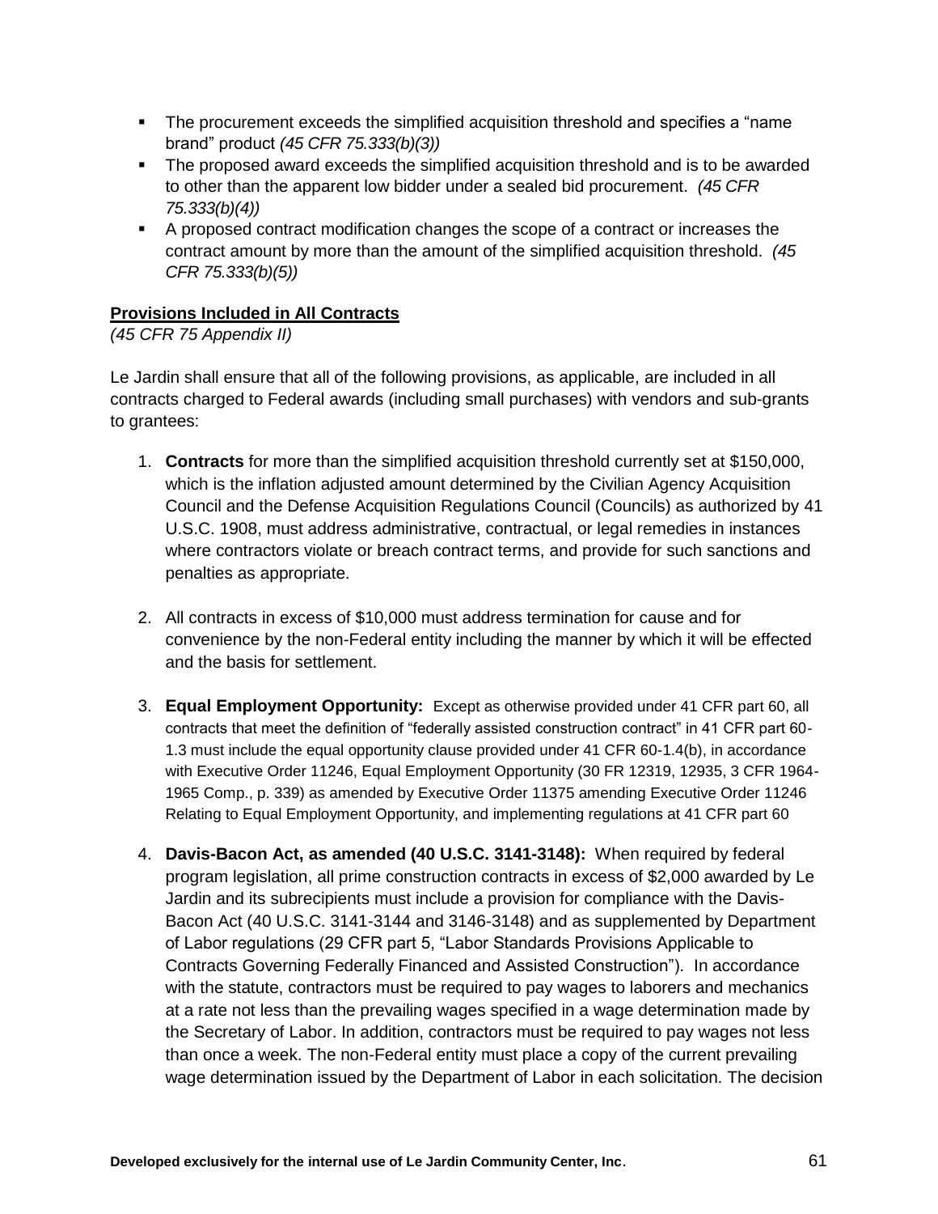- The procurement exceeds the simplified acquisition threshold and specifies a "name brand" product *(45 CFR 75.333(b)(3))*
- The proposed award exceeds the simplified acquisition threshold and is to be awarded to other than the apparent low bidder under a sealed bid procurement. *(45 CFR 75.333(b)(4))*
- A proposed contract modification changes the scope of a contract or increases the contract amount by more than the amount of the simplified acquisition threshold. *(45 CFR 75.333(b)(5))*

**Provisions Included in All Contracts**
*(45 CFR 75 Appendix II)*

Le Jardin shall ensure that all of the following provisions, as applicable, are included in all contracts charged to Federal awards (including small purchases) with vendors and sub-grants to grantees:

1. **Contracts** for more than the simplified acquisition threshold currently set at $150,000, which is the inflation adjusted amount determined by the Civilian Agency Acquisition Council and the Defense Acquisition Regulations Council (Councils) as authorized by 41 U.S.C. 1908, must address administrative, contractual, or legal remedies in instances where contractors violate or breach contract terms, and provide for such sanctions and penalties as appropriate.

2. All contracts in excess of $10,000 must address termination for cause and for convenience by the non-Federal entity including the manner by which it will be effected and the basis for settlement.

3. **Equal Employment Opportunity:** Except as otherwise provided under 41 CFR part 60, all contracts that meet the definition of "federally assisted construction contract" in 41 CFR part 60-1.3 must include the equal opportunity clause provided under 41 CFR 60-1.4(b), in accordance with Executive Order 11246, Equal Employment Opportunity (30 FR 12319, 12935, 3 CFR 1964-1965 Comp., p. 339) as amended by Executive Order 11375 amending Executive Order 11246 Relating to Equal Employment Opportunity, and implementing regulations at 41 CFR part 60

4. **Davis-Bacon Act, as amended (40 U.S.C. 3141-3148):** When required by federal program legislation, all prime construction contracts in excess of $2,000 awarded by Le Jardin and its subrecipients must include a provision for compliance with the Davis-Bacon Act (40 U.S.C. 3141-3144 and 3146-3148) and as supplemented by Department of Labor regulations (29 CFR part 5, "Labor Standards Provisions Applicable to Contracts Governing Federally Financed and Assisted Construction"). In accordance with the statute, contractors must be required to pay wages to laborers and mechanics at a rate not less than the prevailing wages specified in a wage determination made by the Secretary of Labor. In addition, contractors must be required to pay wages not less than once a week. The non-Federal entity must place a copy of the current prevailing wage determination issued by the Department of Labor in each solicitation. The decision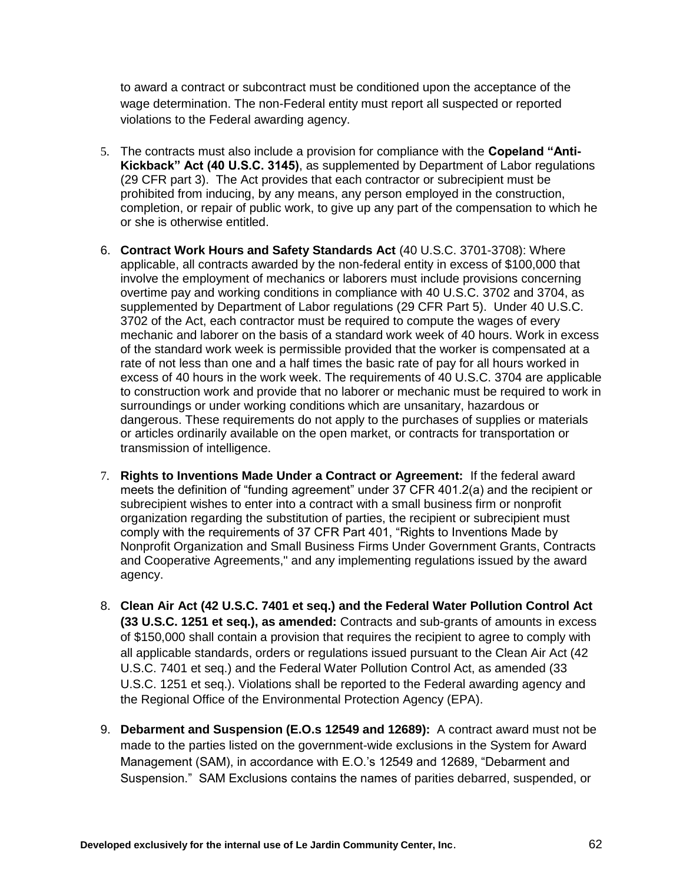to award a contract or subcontract must be conditioned upon the acceptance of the wage determination. The non-Federal entity must report all suspected or reported violations to the Federal awarding agency.

5. The contracts must also include a provision for compliance with the **Copeland "Anti-Kickback" Act (40 U.S.C. 3145)**, as supplemented by Department of Labor regulations (29 CFR part 3). The Act provides that each contractor or subrecipient must be prohibited from inducing, by any means, any person employed in the construction, completion, or repair of public work, to give up any part of the compensation to which he or she is otherwise entitled.

6. **Contract Work Hours and Safety Standards Act** (40 U.S.C. 3701-3708): Where applicable, all contracts awarded by the non-federal entity in excess of $100,000 that involve the employment of mechanics or laborers must include provisions concerning overtime pay and working conditions in compliance with 40 U.S.C. 3702 and 3704, as supplemented by Department of Labor regulations (29 CFR Part 5). Under 40 U.S.C. 3702 of the Act, each contractor must be required to compute the wages of every mechanic and laborer on the basis of a standard work week of 40 hours. Work in excess of the standard work week is permissible provided that the worker is compensated at a rate of not less than one and a half times the basic rate of pay for all hours worked in excess of 40 hours in the work week. The requirements of 40 U.S.C. 3704 are applicable to construction work and provide that no laborer or mechanic must be required to work in surroundings or under working conditions which are unsanitary, hazardous or dangerous. These requirements do not apply to the purchases of supplies or materials or articles ordinarily available on the open market, or contracts for transportation or transmission of intelligence.

7. **Rights to Inventions Made Under a Contract or Agreement:** If the federal award meets the definition of "funding agreement" under 37 CFR 401.2(a) and the recipient or subrecipient wishes to enter into a contract with a small business firm or nonprofit organization regarding the substitution of parties, the recipient or subrecipient must comply with the requirements of 37 CFR Part 401, "Rights to Inventions Made by Nonprofit Organization and Small Business Firms Under Government Grants, Contracts and Cooperative Agreements," and any implementing regulations issued by the award agency.

8. **Clean Air Act (42 U.S.C. 7401 et seq.) and the Federal Water Pollution Control Act (33 U.S.C. 1251 et seq.), as amended:** Contracts and sub-grants of amounts in excess of $150,000 shall contain a provision that requires the recipient to agree to comply with all applicable standards, orders or regulations issued pursuant to the Clean Air Act (42 U.S.C. 7401 et seq.) and the Federal Water Pollution Control Act, as amended (33 U.S.C. 1251 et seq.). Violations shall be reported to the Federal awarding agency and the Regional Office of the Environmental Protection Agency (EPA).

9. **Debarment and Suspension (E.O.s 12549 and 12689):** A contract award must not be made to the parties listed on the government-wide exclusions in the System for Award Management (SAM), in accordance with E.O.'s 12549 and 12689, "Debarment and Suspension." SAM Exclusions contains the names of parities debarred, suspended, or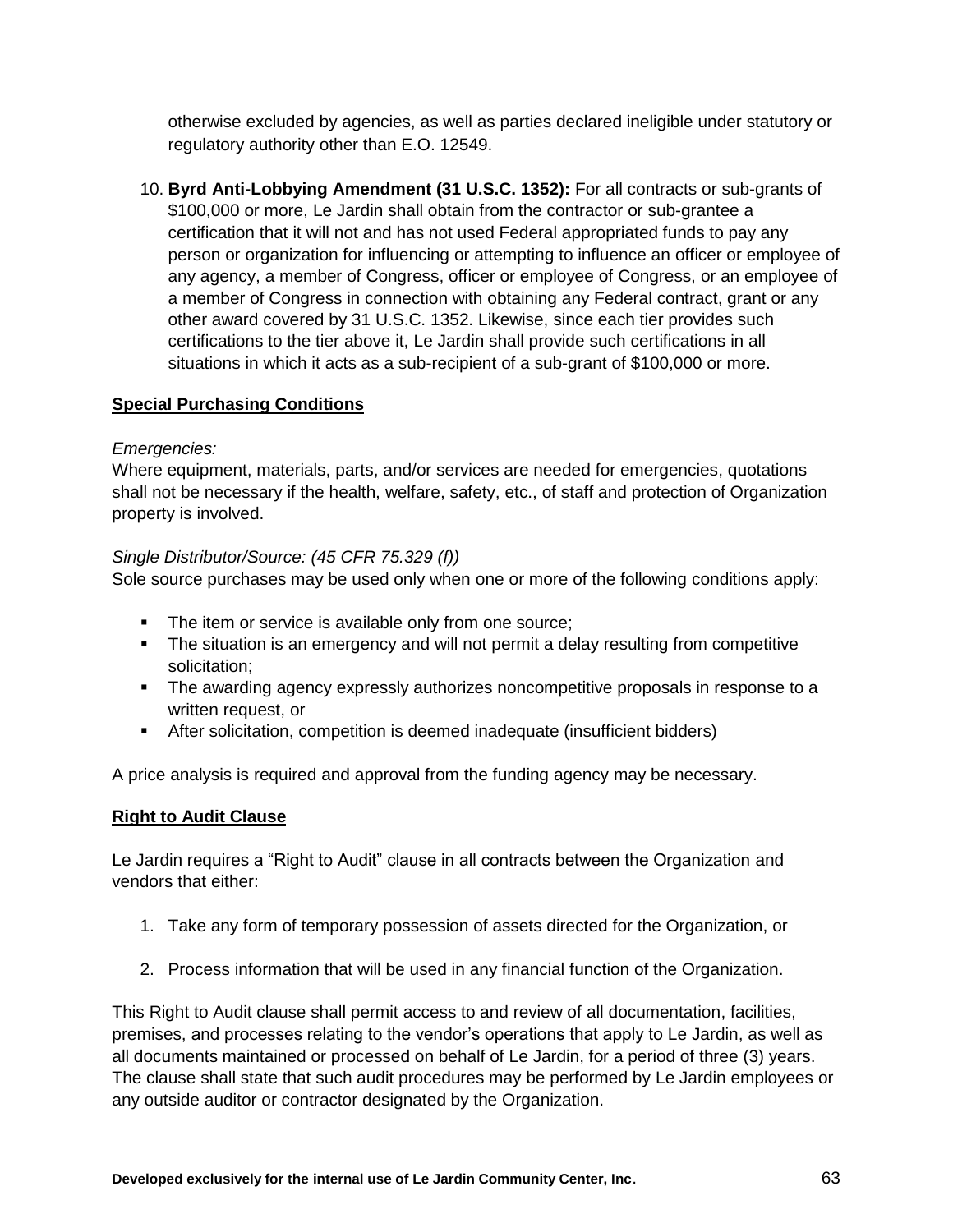otherwise excluded by agencies, as well as parties declared ineligible under statutory or regulatory authority other than E.O. 12549.

10. **Byrd Anti-Lobbying Amendment (31 U.S.C. 1352):** For all contracts or sub-grants of $100,000 or more, Le Jardin shall obtain from the contractor or sub-grantee a certification that it will not and has not used Federal appropriated funds to pay any person or organization for influencing or attempting to influence an officer or employee of any agency, a member of Congress, officer or employee of Congress, or an employee of a member of Congress in connection with obtaining any Federal contract, grant or any other award covered by 31 U.S.C. 1352. Likewise, since each tier provides such certifications to the tier above it, Le Jardin shall provide such certifications in all situations in which it acts as a sub-recipient of a sub-grant of $100,000 or more.

## Special Purchasing Conditions

*Emergencies:*
Where equipment, materials, parts, and/or services are needed for emergencies, quotations shall not be necessary if the health, welfare, safety, etc., of staff and protection of Organization property is involved.

*Single Distributor/Source: (45 CFR 75.329 (f))*
Sole source purchases may be used only when one or more of the following conditions apply:

- The item or service is available only from one source;
- The situation is an emergency and will not permit a delay resulting from competitive solicitation;
- The awarding agency expressly authorizes noncompetitive proposals in response to a written request, or
- After solicitation, competition is deemed inadequate (insufficient bidders)

A price analysis is required and approval from the funding agency may be necessary.

## Right to Audit Clause

Le Jardin requires a "Right to Audit" clause in all contracts between the Organization and vendors that either:

1. Take any form of temporary possession of assets directed for the Organization, or
2. Process information that will be used in any financial function of the Organization.

This Right to Audit clause shall permit access to and review of all documentation, facilities, premises, and processes relating to the vendor's operations that apply to Le Jardin, as well as all documents maintained or processed on behalf of Le Jardin, for a period of three (3) years. The clause shall state that such audit procedures may be performed by Le Jardin employees or any outside auditor or contractor designated by the Organization.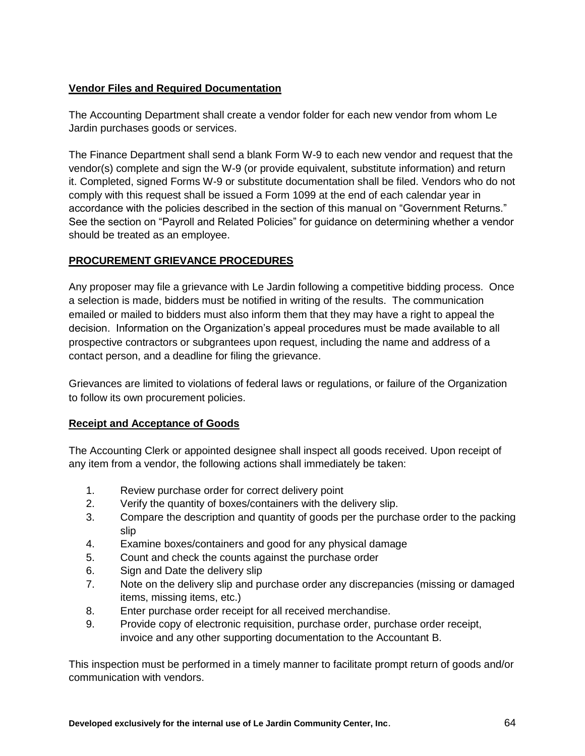**Vendor Files and Required Documentation**

The Accounting Department shall create a vendor folder for each new vendor from whom Le Jardin purchases goods or services.

The Finance Department shall send a blank Form W-9 to each new vendor and request that the vendor(s) complete and sign the W-9 (or provide equivalent, substitute information) and return it. Completed, signed Forms W-9 or substitute documentation shall be filed. Vendors who do not comply with this request shall be issued a Form 1099 at the end of each calendar year in accordance with the policies described in the section of this manual on "Government Returns." See the section on "Payroll and Related Policies" for guidance on determining whether a vendor should be treated as an employee.

**PROCUREMENT GRIEVANCE PROCEDURES**

Any proposer may file a grievance with Le Jardin following a competitive bidding process. Once a selection is made, bidders must be notified in writing of the results. The communication emailed or mailed to bidders must also inform them that they may have a right to appeal the decision. Information on the Organization's appeal procedures must be made available to all prospective contractors or subgrantees upon request, including the name and address of a contact person, and a deadline for filing the grievance.

Grievances are limited to violations of federal laws or regulations, or failure of the Organization to follow its own procurement policies.

**Receipt and Acceptance of Goods**

The Accounting Clerk or appointed designee shall inspect all goods received. Upon receipt of any item from a vendor, the following actions shall immediately be taken:

1. Review purchase order for correct delivery point
2. Verify the quantity of boxes/containers with the delivery slip.
3. Compare the description and quantity of goods per the purchase order to the packing slip
4. Examine boxes/containers and good for any physical damage
5. Count and check the counts against the purchase order
6. Sign and Date the delivery slip
7. Note on the delivery slip and purchase order any discrepancies (missing or damaged items, missing items, etc.)
8. Enter purchase order receipt for all received merchandise.
9. Provide copy of electronic requisition, purchase order, purchase order receipt, invoice and any other supporting documentation to the Accountant B.

This inspection must be performed in a timely manner to facilitate prompt return of goods and/or communication with vendors.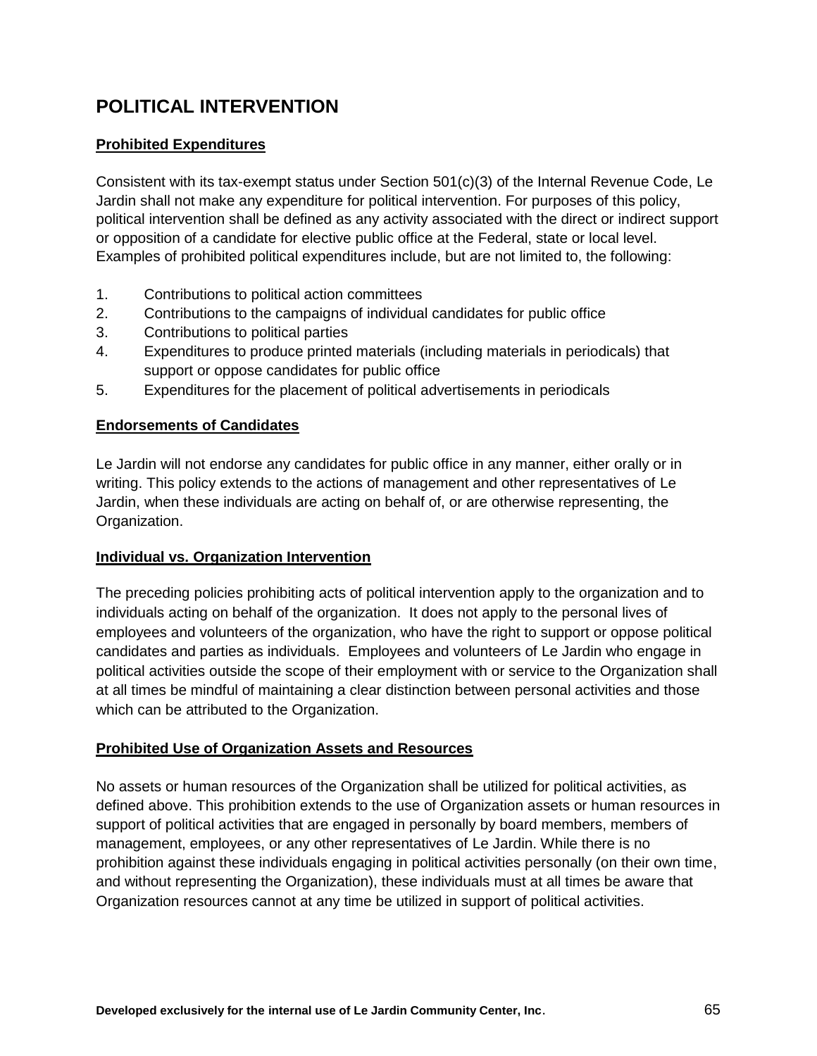# POLITICAL INTERVENTION

**Prohibited Expenditures**

Consistent with its tax-exempt status under Section 501(c)(3) of the Internal Revenue Code, Le Jardin shall not make any expenditure for political intervention. For purposes of this policy, political intervention shall be defined as any activity associated with the direct or indirect support or opposition of a candidate for elective public office at the Federal, state or local level. Examples of prohibited political expenditures include, but are not limited to, the following:

1. Contributions to political action committees
2. Contributions to the campaigns of individual candidates for public office
3. Contributions to political parties
4. Expenditures to produce printed materials (including materials in periodicals) that support or oppose candidates for public office
5. Expenditures for the placement of political advertisements in periodicals

**Endorsements of Candidates**

Le Jardin will not endorse any candidates for public office in any manner, either orally or in writing. This policy extends to the actions of management and other representatives of Le Jardin, when these individuals are acting on behalf of, or are otherwise representing, the Organization.

**Individual vs. Organization Intervention**

The preceding policies prohibiting acts of political intervention apply to the organization and to individuals acting on behalf of the organization. It does not apply to the personal lives of employees and volunteers of the organization, who have the right to support or oppose political candidates and parties as individuals. Employees and volunteers of Le Jardin who engage in political activities outside the scope of their employment with or service to the Organization shall at all times be mindful of maintaining a clear distinction between personal activities and those which can be attributed to the Organization.

**Prohibited Use of Organization Assets and Resources**

No assets or human resources of the Organization shall be utilized for political activities, as defined above. This prohibition extends to the use of Organization assets or human resources in support of political activities that are engaged in personally by board members, members of management, employees, or any other representatives of Le Jardin. While there is no prohibition against these individuals engaging in political activities personally (on their own time, and without representing the Organization), these individuals must at all times be aware that Organization resources cannot at any time be utilized in support of political activities.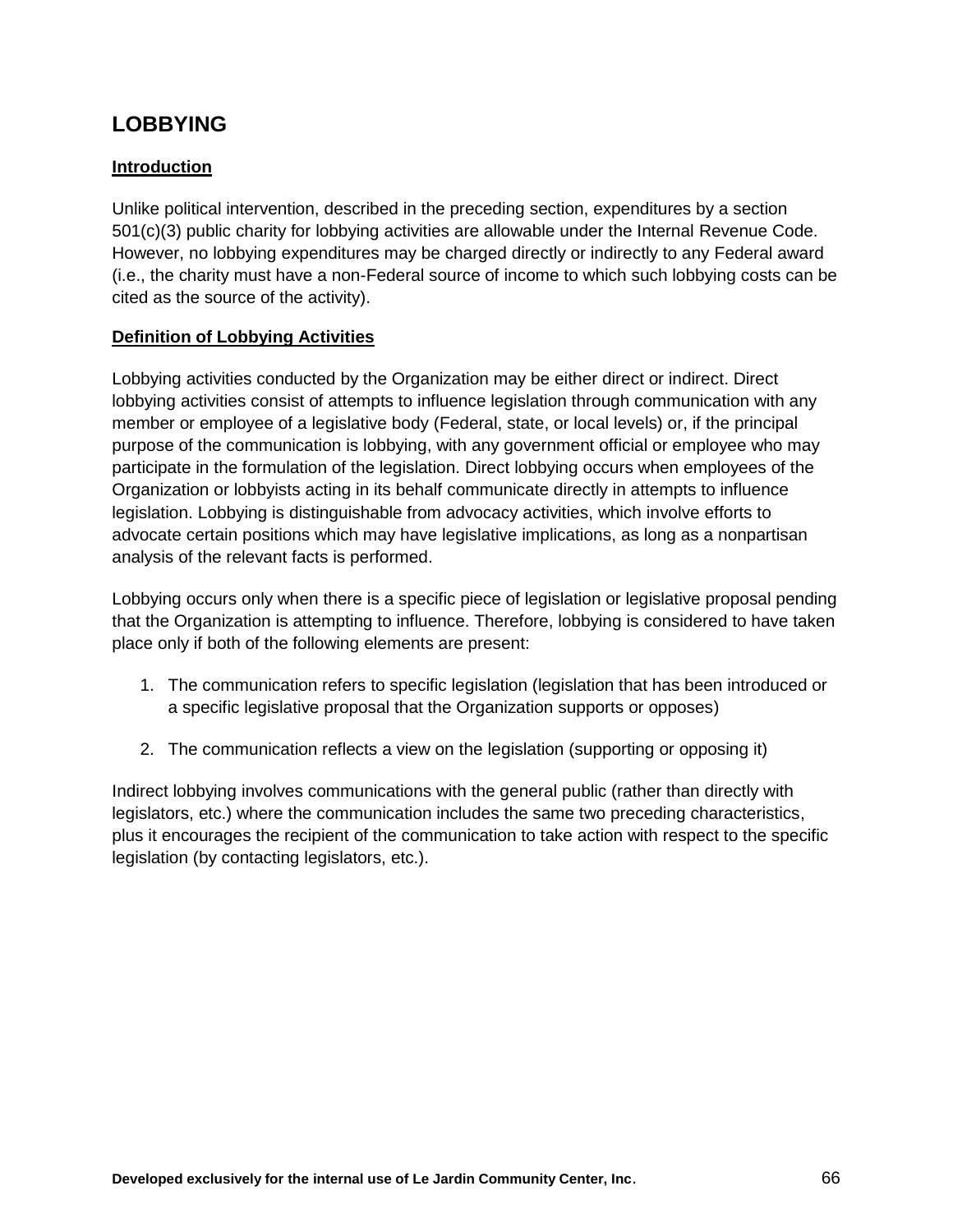## LOBBYING

### Introduction

Unlike political intervention, described in the preceding section, expenditures by a section 501(c)(3) public charity for lobbying activities are allowable under the Internal Revenue Code. However, no lobbying expenditures may be charged directly or indirectly to any Federal award (i.e., the charity must have a non-Federal source of income to which such lobbying costs can be cited as the source of the activity).

### Definition of Lobbying Activities

Lobbying activities conducted by the Organization may be either direct or indirect. Direct lobbying activities consist of attempts to influence legislation through communication with any member or employee of a legislative body (Federal, state, or local levels) or, if the principal purpose of the communication is lobbying, with any government official or employee who may participate in the formulation of the legislation. Direct lobbying occurs when employees of the Organization or lobbyists acting in its behalf communicate directly in attempts to influence legislation. Lobbying is distinguishable from advocacy activities, which involve efforts to advocate certain positions which may have legislative implications, as long as a nonpartisan analysis of the relevant facts is performed.

Lobbying occurs only when there is a specific piece of legislation or legislative proposal pending that the Organization is attempting to influence. Therefore, lobbying is considered to have taken place only if both of the following elements are present:

1. The communication refers to specific legislation (legislation that has been introduced or a specific legislative proposal that the Organization supports or opposes)

2. The communication reflects a view on the legislation (supporting or opposing it)

Indirect lobbying involves communications with the general public (rather than directly with legislators, etc.) where the communication includes the same two preceding characteristics, plus it encourages the recipient of the communication to take action with respect to the specific legislation (by contacting legislators, etc.).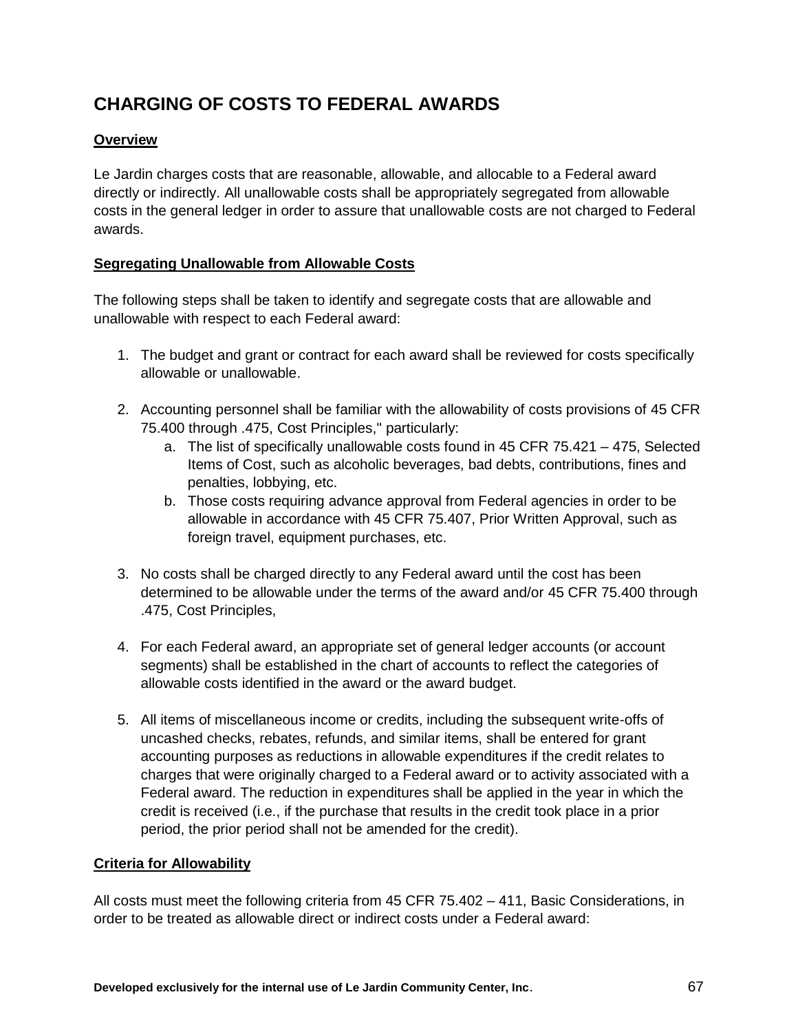# CHARGING OF COSTS TO FEDERAL AWARDS

## Overview

Le Jardin charges costs that are reasonable, allowable, and allocable to a Federal award directly or indirectly. All unallowable costs shall be appropriately segregated from allowable costs in the general ledger in order to assure that unallowable costs are not charged to Federal awards.

## Segregating Unallowable from Allowable Costs

The following steps shall be taken to identify and segregate costs that are allowable and unallowable with respect to each Federal award:

1. The budget and grant or contract for each award shall be reviewed for costs specifically allowable or unallowable.

2. Accounting personnel shall be familiar with the allowability of costs provisions of 45 CFR 75.400 through .475, Cost Principles," particularly:
   a. The list of specifically unallowable costs found in 45 CFR 75.421 – 475, Selected Items of Cost, such as alcoholic beverages, bad debts, contributions, fines and penalties, lobbying, etc.
   b. Those costs requiring advance approval from Federal agencies in order to be allowable in accordance with 45 CFR 75.407, Prior Written Approval, such as foreign travel, equipment purchases, etc.

3. No costs shall be charged directly to any Federal award until the cost has been determined to be allowable under the terms of the award and/or 45 CFR 75.400 through .475, Cost Principles,

4. For each Federal award, an appropriate set of general ledger accounts (or account segments) shall be established in the chart of accounts to reflect the categories of allowable costs identified in the award or the award budget.

5. All items of miscellaneous income or credits, including the subsequent write-offs of uncashed checks, rebates, refunds, and similar items, shall be entered for grant accounting purposes as reductions in allowable expenditures if the credit relates to charges that were originally charged to a Federal award or to activity associated with a Federal award. The reduction in expenditures shall be applied in the year in which the credit is received (i.e., if the purchase that results in the credit took place in a prior period, the prior period shall not be amended for the credit).

## Criteria for Allowability

All costs must meet the following criteria from 45 CFR 75.402 – 411, Basic Considerations, in order to be treated as allowable direct or indirect costs under a Federal award: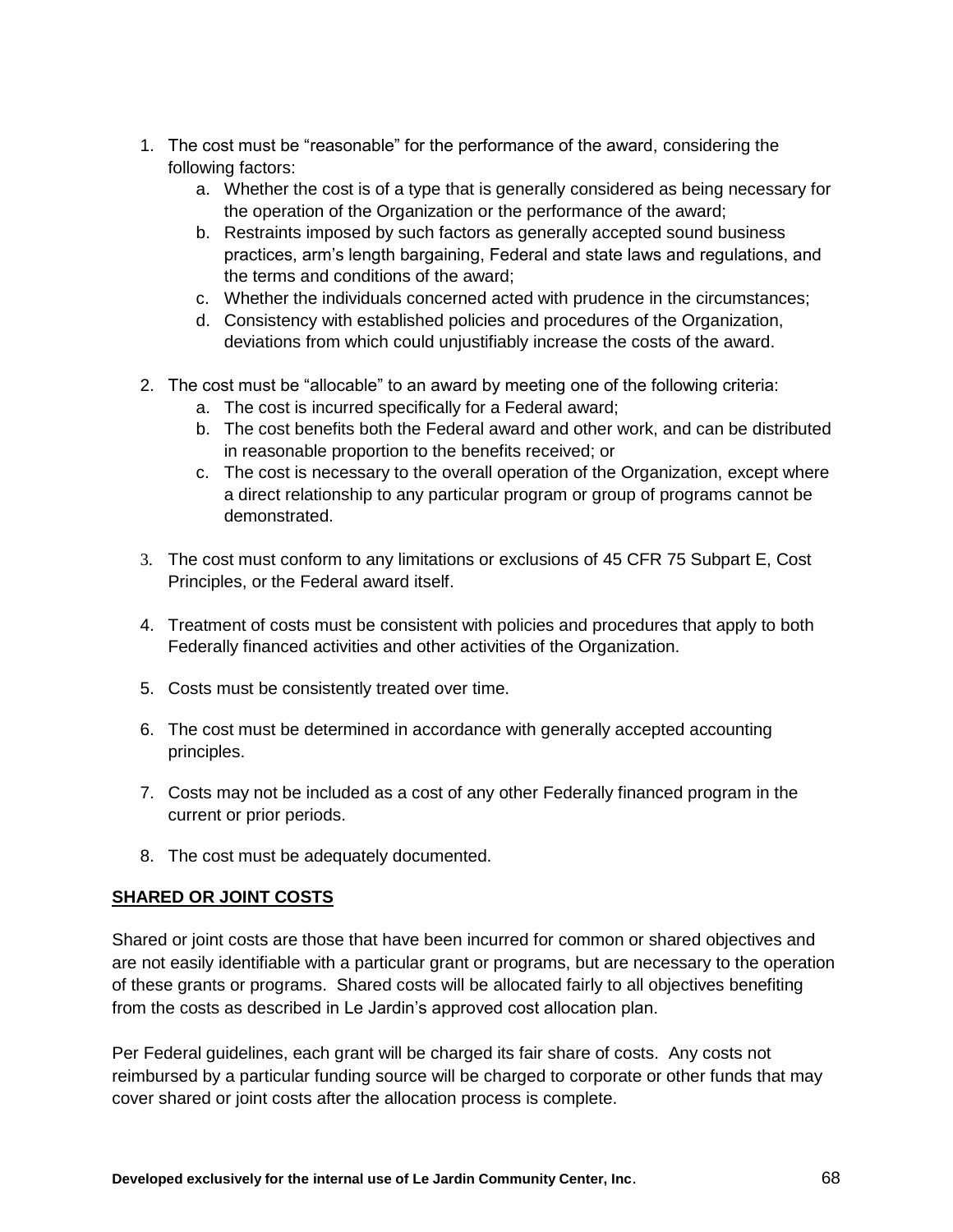1. The cost must be "reasonable" for the performance of the award, considering the following factors:
   a. Whether the cost is of a type that is generally considered as being necessary for the operation of the Organization or the performance of the award;
   b. Restraints imposed by such factors as generally accepted sound business practices, arm's length bargaining, Federal and state laws and regulations, and the terms and conditions of the award;
   c. Whether the individuals concerned acted with prudence in the circumstances;
   d. Consistency with established policies and procedures of the Organization, deviations from which could unjustifiably increase the costs of the award.

2. The cost must be "allocable" to an award by meeting one of the following criteria:
   a. The cost is incurred specifically for a Federal award;
   b. The cost benefits both the Federal award and other work, and can be distributed in reasonable proportion to the benefits received; or
   c. The cost is necessary to the overall operation of the Organization, except where a direct relationship to any particular program or group of programs cannot be demonstrated.

3. The cost must conform to any limitations or exclusions of 45 CFR 75 Subpart E, Cost Principles, or the Federal award itself.

4. Treatment of costs must be consistent with policies and procedures that apply to both Federally financed activities and other activities of the Organization.

5. Costs must be consistently treated over time.

6. The cost must be determined in accordance with generally accepted accounting principles.

7. Costs may not be included as a cost of any other Federally financed program in the current or prior periods.

8. The cost must be adequately documented.

## SHARED OR JOINT COSTS

Shared or joint costs are those that have been incurred for common or shared objectives and are not easily identifiable with a particular grant or programs, but are necessary to the operation of these grants or programs. Shared costs will be allocated fairly to all objectives benefiting from the costs as described in Le Jardin's approved cost allocation plan.

Per Federal guidelines, each grant will be charged its fair share of costs. Any costs not reimbursed by a particular funding source will be charged to corporate or other funds that may cover shared or joint costs after the allocation process is complete.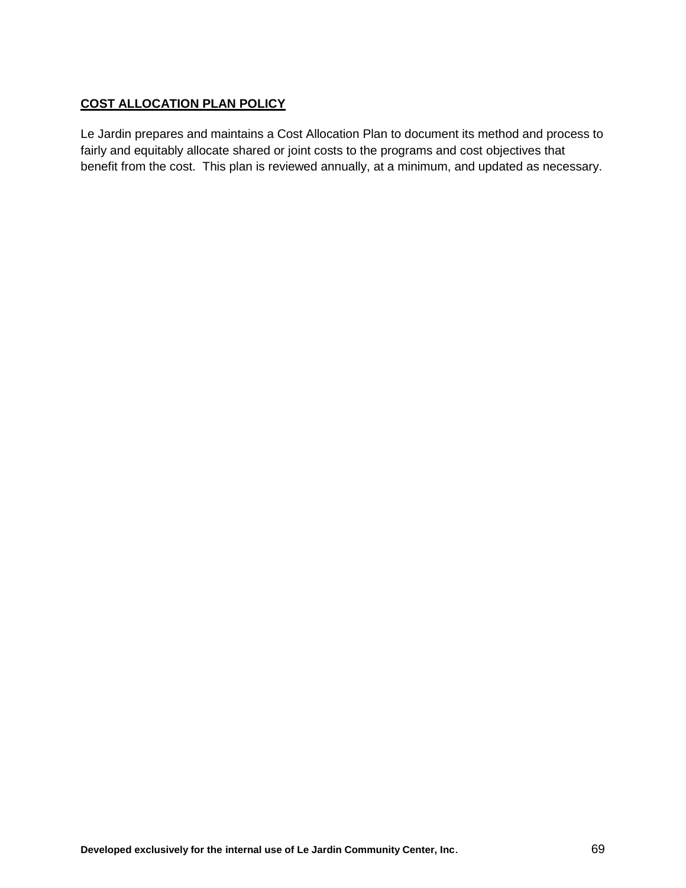## COST ALLOCATION PLAN POLICY

Le Jardin prepares and maintains a Cost Allocation Plan to document its method and process to fairly and equitably allocate shared or joint costs to the programs and cost objectives that benefit from the cost. This plan is reviewed annually, at a minimum, and updated as necessary.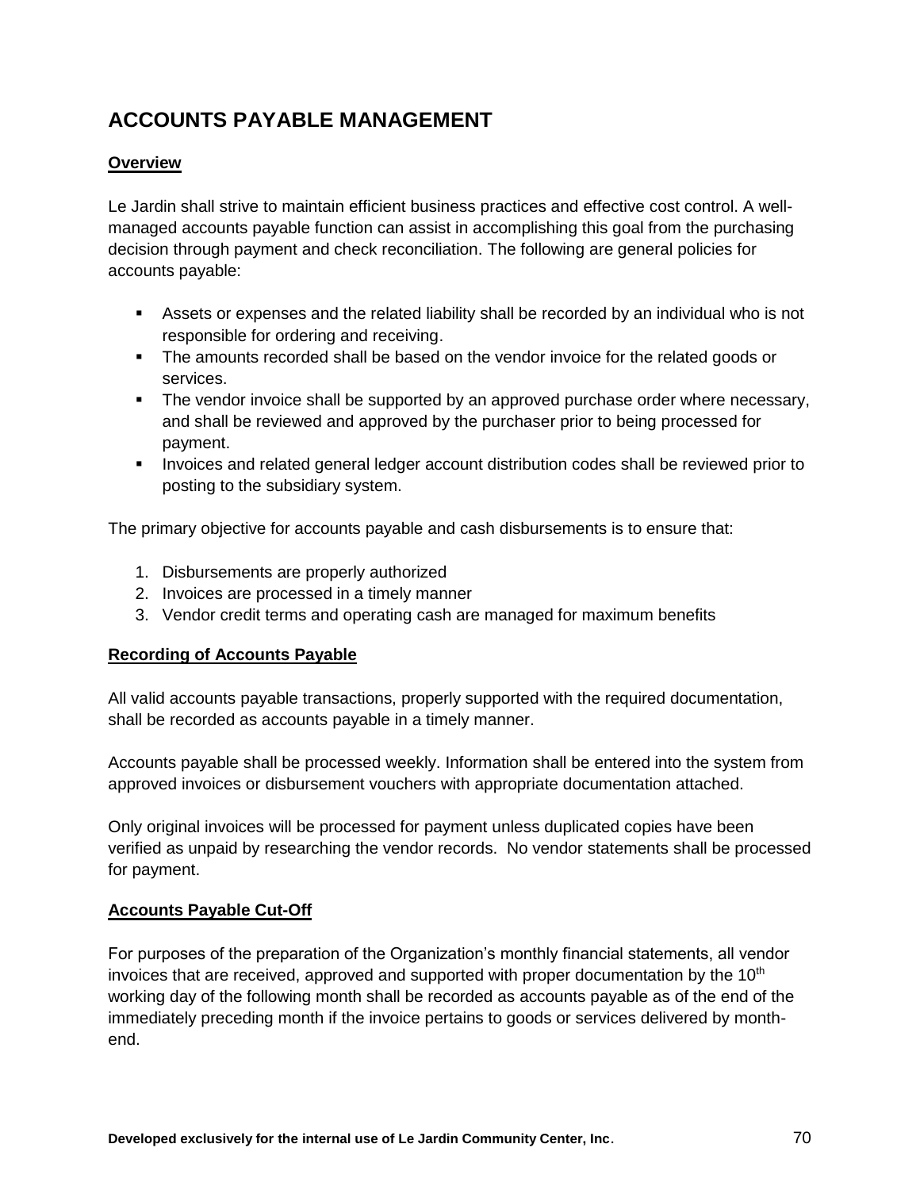# ACCOUNTS PAYABLE MANAGEMENT

**Overview**

Le Jardin shall strive to maintain efficient business practices and effective cost control. A well-managed accounts payable function can assist in accomplishing this goal from the purchasing decision through payment and check reconciliation. The following are general policies for accounts payable:

- Assets or expenses and the related liability shall be recorded by an individual who is not responsible for ordering and receiving.
- The amounts recorded shall be based on the vendor invoice for the related goods or services.
- The vendor invoice shall be supported by an approved purchase order where necessary, and shall be reviewed and approved by the purchaser prior to being processed for payment.
- Invoices and related general ledger account distribution codes shall be reviewed prior to posting to the subsidiary system.

The primary objective for accounts payable and cash disbursements is to ensure that:

1. Disbursements are properly authorized
2. Invoices are processed in a timely manner
3. Vendor credit terms and operating cash are managed for maximum benefits

**Recording of Accounts Payable**

All valid accounts payable transactions, properly supported with the required documentation, shall be recorded as accounts payable in a timely manner.

Accounts payable shall be processed weekly. Information shall be entered into the system from approved invoices or disbursement vouchers with appropriate documentation attached.

Only original invoices will be processed for payment unless duplicated copies have been verified as unpaid by researching the vendor records. No vendor statements shall be processed for payment.

**Accounts Payable Cut-Off**

For purposes of the preparation of the Organization's monthly financial statements, all vendor invoices that are received, approved and supported with proper documentation by the 10th working day of the following month shall be recorded as accounts payable as of the end of the immediately preceding month if the invoice pertains to goods or services delivered by month-end.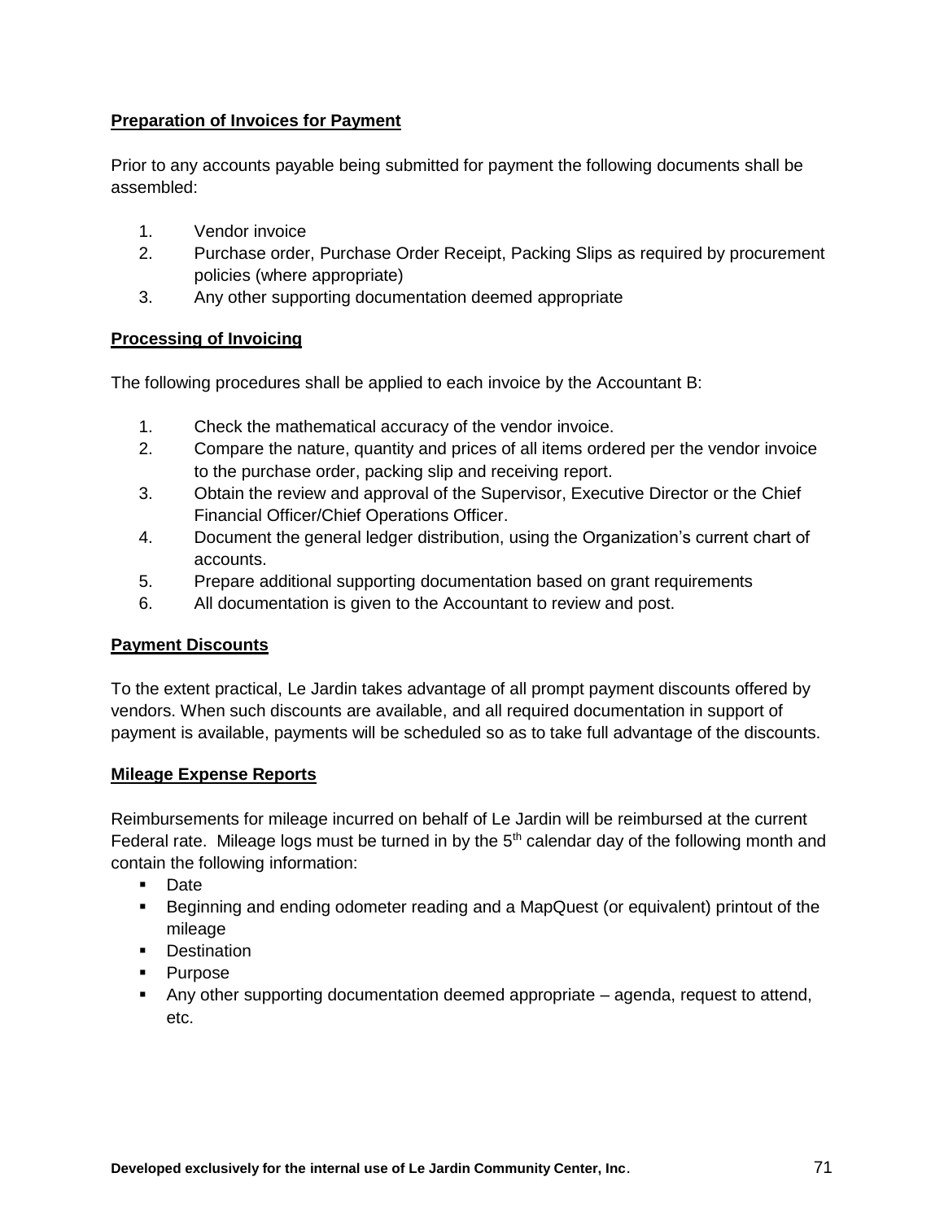**Preparation of Invoices for Payment**

Prior to any accounts payable being submitted for payment the following documents shall be assembled:

1. Vendor invoice
2. Purchase order, Purchase Order Receipt, Packing Slips as required by procurement policies (where appropriate)
3. Any other supporting documentation deemed appropriate

**Processing of Invoicing**

The following procedures shall be applied to each invoice by the Accountant B:

1. Check the mathematical accuracy of the vendor invoice.
2. Compare the nature, quantity and prices of all items ordered per the vendor invoice to the purchase order, packing slip and receiving report.
3. Obtain the review and approval of the Supervisor, Executive Director or the Chief Financial Officer/Chief Operations Officer.
4. Document the general ledger distribution, using the Organization's current chart of accounts.
5. Prepare additional supporting documentation based on grant requirements
6. All documentation is given to the Accountant to review and post.

**Payment Discounts**

To the extent practical, Le Jardin takes advantage of all prompt payment discounts offered by vendors. When such discounts are available, and all required documentation in support of payment is available, payments will be scheduled so as to take full advantage of the discounts.

**Mileage Expense Reports**

Reimbursements for mileage incurred on behalf of Le Jardin will be reimbursed at the current Federal rate. Mileage logs must be turned in by the 5th calendar day of the following month and contain the following information:

- Date
- Beginning and ending odometer reading and a MapQuest (or equivalent) printout of the mileage
- Destination
- Purpose
- Any other supporting documentation deemed appropriate – agenda, request to attend, etc.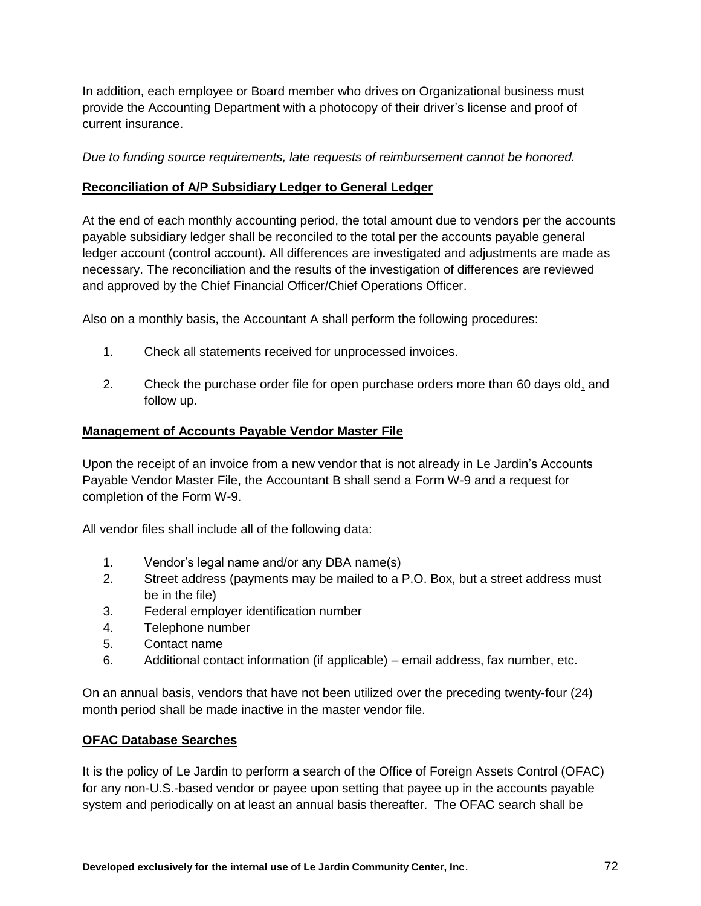In addition, each employee or Board member who drives on Organizational business must provide the Accounting Department with a photocopy of their driver's license and proof of current insurance.

*Due to funding source requirements, late requests of reimbursement cannot be honored.*

**Reconciliation of A/P Subsidiary Ledger to General Ledger**

At the end of each monthly accounting period, the total amount due to vendors per the accounts payable subsidiary ledger shall be reconciled to the total per the accounts payable general ledger account (control account). All differences are investigated and adjustments are made as necessary. The reconciliation and the results of the investigation of differences are reviewed and approved by the Chief Financial Officer/Chief Operations Officer.

Also on a monthly basis, the Accountant A shall perform the following procedures:

1. Check all statements received for unprocessed invoices.
2. Check the purchase order file for open purchase orders more than 60 days old, and follow up.

**Management of Accounts Payable Vendor Master File**

Upon the receipt of an invoice from a new vendor that is not already in Le Jardin's Accounts Payable Vendor Master File, the Accountant B shall send a Form W-9 and a request for completion of the Form W-9.

All vendor files shall include all of the following data:

1. Vendor's legal name and/or any DBA name(s)
2. Street address (payments may be mailed to a P.O. Box, but a street address must be in the file)
3. Federal employer identification number
4. Telephone number
5. Contact name
6. Additional contact information (if applicable) – email address, fax number, etc.

On an annual basis, vendors that have not been utilized over the preceding twenty-four (24) month period shall be made inactive in the master vendor file.

**OFAC Database Searches**

It is the policy of Le Jardin to perform a search of the Office of Foreign Assets Control (OFAC) for any non-U.S.-based vendor or payee upon setting that payee up in the accounts payable system and periodically on at least an annual basis thereafter. The OFAC search shall be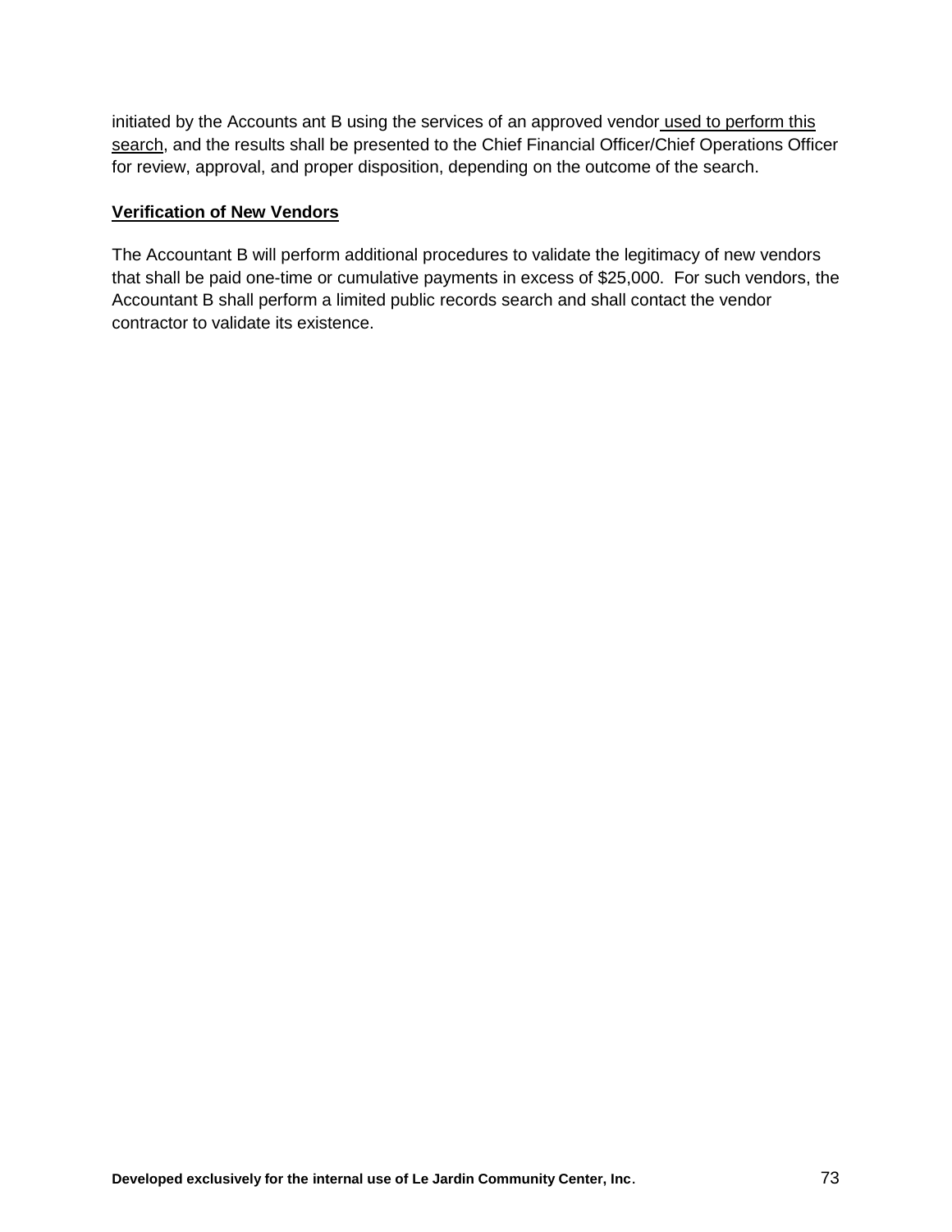initiated by the Accounts ant B using the services of an approved vendor used to perform this search, and the results shall be presented to the Chief Financial Officer/Chief Operations Officer for review, approval, and proper disposition, depending on the outcome of the search.

**Verification of New Vendors**

The Accountant B will perform additional procedures to validate the legitimacy of new vendors that shall be paid one-time or cumulative payments in excess of $25,000. For such vendors, the Accountant B shall perform a limited public records search and shall contact the vendor contractor to validate its existence.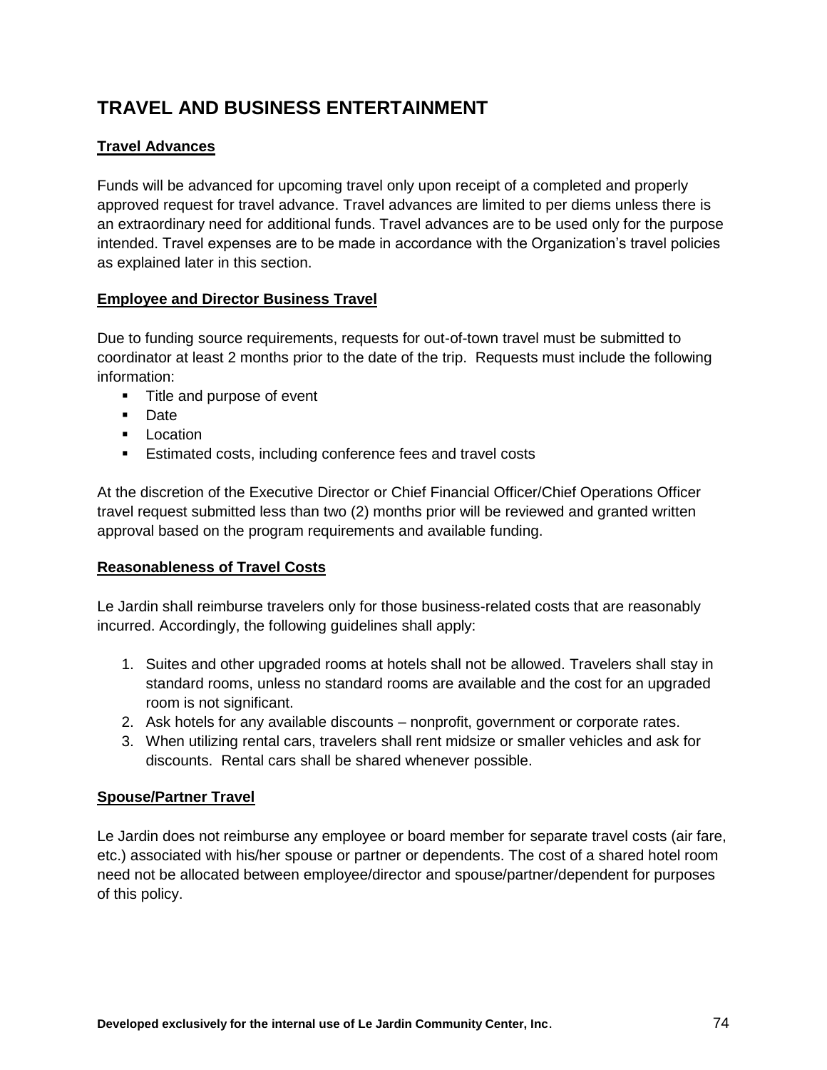## TRAVEL AND BUSINESS ENTERTAINMENT

### Travel Advances

Funds will be advanced for upcoming travel only upon receipt of a completed and properly approved request for travel advance. Travel advances are limited to per diems unless there is an extraordinary need for additional funds. Travel advances are to be used only for the purpose intended. Travel expenses are to be made in accordance with the Organization's travel policies as explained later in this section.

### Employee and Director Business Travel

Due to funding source requirements, requests for out-of-town travel must be submitted to coordinator at least 2 months prior to the date of the trip. Requests must include the following information:

- Title and purpose of event
- Date
- Location
- Estimated costs, including conference fees and travel costs

At the discretion of the Executive Director or Chief Financial Officer/Chief Operations Officer travel request submitted less than two (2) months prior will be reviewed and granted written approval based on the program requirements and available funding.

### Reasonableness of Travel Costs

Le Jardin shall reimburse travelers only for those business-related costs that are reasonably incurred. Accordingly, the following guidelines shall apply:

1. Suites and other upgraded rooms at hotels shall not be allowed. Travelers shall stay in standard rooms, unless no standard rooms are available and the cost for an upgraded room is not significant.
2. Ask hotels for any available discounts – nonprofit, government or corporate rates.
3. When utilizing rental cars, travelers shall rent midsize or smaller vehicles and ask for discounts. Rental cars shall be shared whenever possible.

### Spouse/Partner Travel

Le Jardin does not reimburse any employee or board member for separate travel costs (air fare, etc.) associated with his/her spouse or partner or dependents. The cost of a shared hotel room need not be allocated between employee/director and spouse/partner/dependent for purposes of this policy.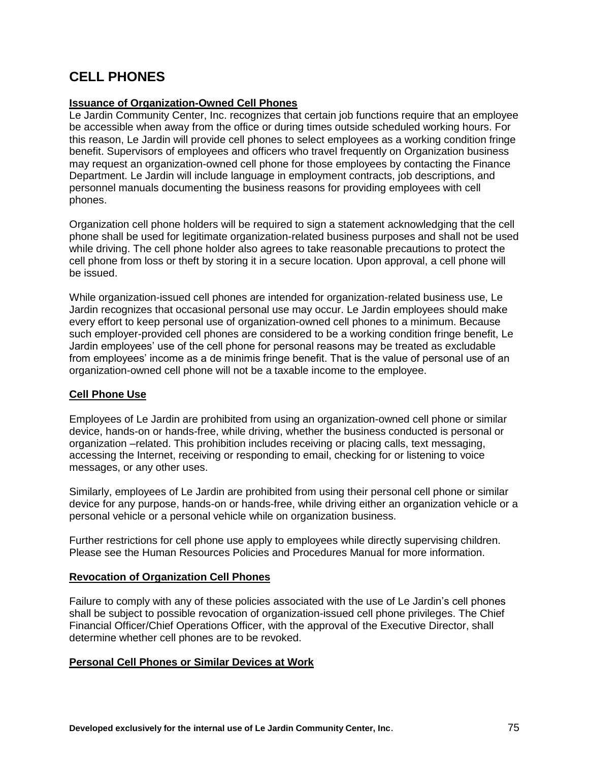# CELL PHONES

**Issuance of Organization-Owned Cell Phones**

Le Jardin Community Center, Inc. recognizes that certain job functions require that an employee be accessible when away from the office or during times outside scheduled working hours. For this reason, Le Jardin will provide cell phones to select employees as a working condition fringe benefit. Supervisors of employees and officers who travel frequently on Organization business may request an organization-owned cell phone for those employees by contacting the Finance Department. Le Jardin will include language in employment contracts, job descriptions, and personnel manuals documenting the business reasons for providing employees with cell phones.

Organization cell phone holders will be required to sign a statement acknowledging that the cell phone shall be used for legitimate organization-related business purposes and shall not be used while driving. The cell phone holder also agrees to take reasonable precautions to protect the cell phone from loss or theft by storing it in a secure location. Upon approval, a cell phone will be issued.

While organization-issued cell phones are intended for organization-related business use, Le Jardin recognizes that occasional personal use may occur. Le Jardin employees should make every effort to keep personal use of organization-owned cell phones to a minimum. Because such employer-provided cell phones are considered to be a working condition fringe benefit, Le Jardin employees' use of the cell phone for personal reasons may be treated as excludable from employees' income as a de minimis fringe benefit. That is the value of personal use of an organization-owned cell phone will not be a taxable income to the employee.

**Cell Phone Use**

Employees of Le Jardin are prohibited from using an organization-owned cell phone or similar device, hands-on or hands-free, while driving, whether the business conducted is personal or organization –related. This prohibition includes receiving or placing calls, text messaging, accessing the Internet, receiving or responding to email, checking for or listening to voice messages, or any other uses.

Similarly, employees of Le Jardin are prohibited from using their personal cell phone or similar device for any purpose, hands-on or hands-free, while driving either an organization vehicle or a personal vehicle or a personal vehicle while on organization business.

Further restrictions for cell phone use apply to employees while directly supervising children. Please see the Human Resources Policies and Procedures Manual for more information.

**Revocation of Organization Cell Phones**

Failure to comply with any of these policies associated with the use of Le Jardin's cell phones shall be subject to possible revocation of organization-issued cell phone privileges. The Chief Financial Officer/Chief Operations Officer, with the approval of the Executive Director, shall determine whether cell phones are to be revoked.

**Personal Cell Phones or Similar Devices at Work**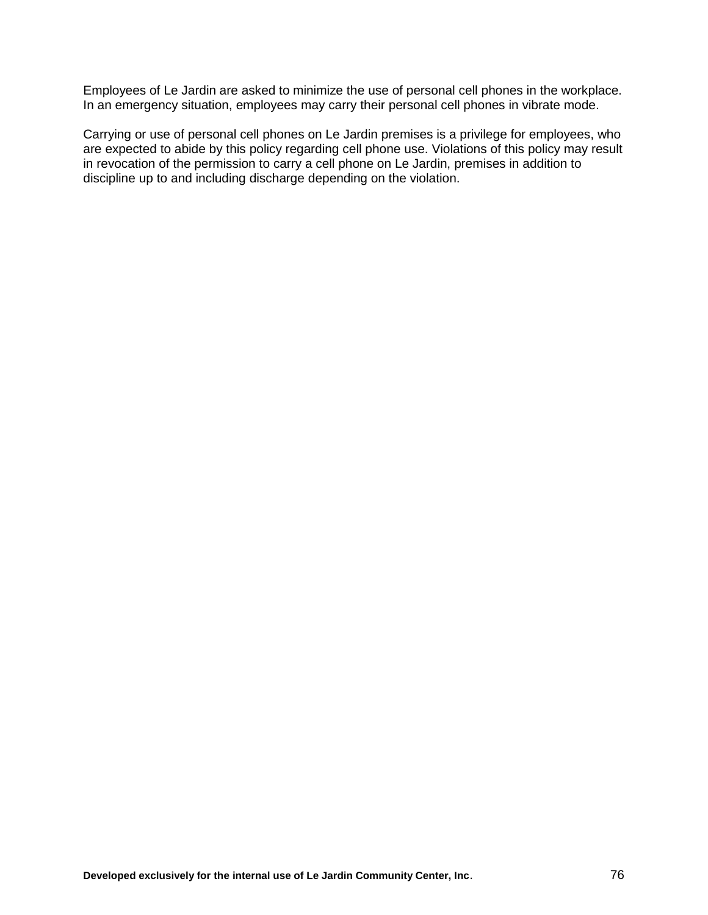Employees of Le Jardin are asked to minimize the use of personal cell phones in the workplace. In an emergency situation, employees may carry their personal cell phones in vibrate mode.

Carrying or use of personal cell phones on Le Jardin premises is a privilege for employees, who are expected to abide by this policy regarding cell phone use. Violations of this policy may result in revocation of the permission to carry a cell phone on Le Jardin, premises in addition to discipline up to and including discharge depending on the violation.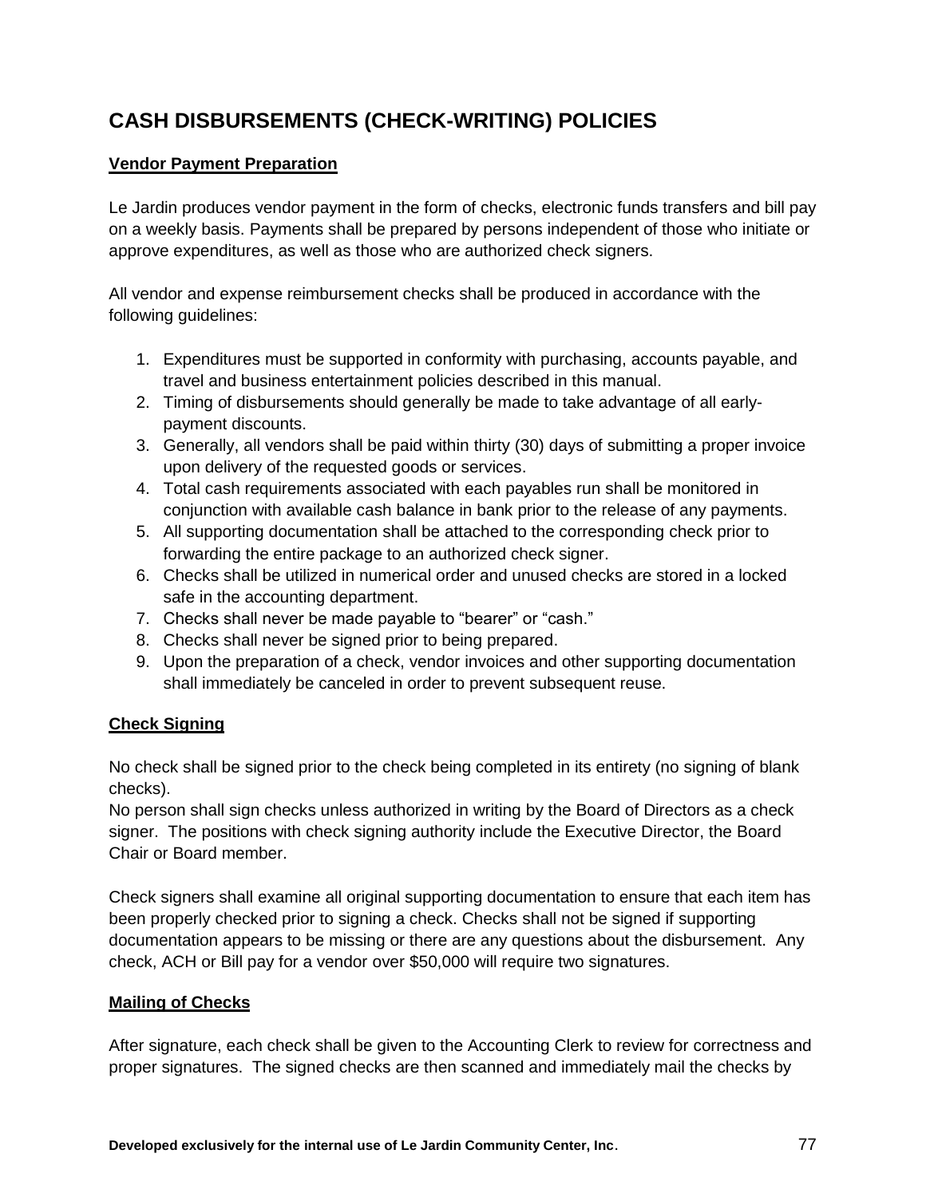# CASH DISBURSEMENTS (CHECK-WRITING) POLICIES

## Vendor Payment Preparation

Le Jardin produces vendor payment in the form of checks, electronic funds transfers and bill pay on a weekly basis. Payments shall be prepared by persons independent of those who initiate or approve expenditures, as well as those who are authorized check signers.

All vendor and expense reimbursement checks shall be produced in accordance with the following guidelines:

1. Expenditures must be supported in conformity with purchasing, accounts payable, and travel and business entertainment policies described in this manual.
2. Timing of disbursements should generally be made to take advantage of all early-payment discounts.
3. Generally, all vendors shall be paid within thirty (30) days of submitting a proper invoice upon delivery of the requested goods or services.
4. Total cash requirements associated with each payables run shall be monitored in conjunction with available cash balance in bank prior to the release of any payments.
5. All supporting documentation shall be attached to the corresponding check prior to forwarding the entire package to an authorized check signer.
6. Checks shall be utilized in numerical order and unused checks are stored in a locked safe in the accounting department.
7. Checks shall never be made payable to "bearer" or "cash."
8. Checks shall never be signed prior to being prepared.
9. Upon the preparation of a check, vendor invoices and other supporting documentation shall immediately be canceled in order to prevent subsequent reuse.

## Check Signing

No check shall be signed prior to the check being completed in its entirety (no signing of blank checks).
No person shall sign checks unless authorized in writing by the Board of Directors as a check signer. The positions with check signing authority include the Executive Director, the Board Chair or Board member.

Check signers shall examine all original supporting documentation to ensure that each item has been properly checked prior to signing a check. Checks shall not be signed if supporting documentation appears to be missing or there are any questions about the disbursement. Any check, ACH or Bill pay for a vendor over $50,000 will require two signatures.

## Mailing of Checks

After signature, each check shall be given to the Accounting Clerk to review for correctness and proper signatures. The signed checks are then scanned and immediately mail the checks by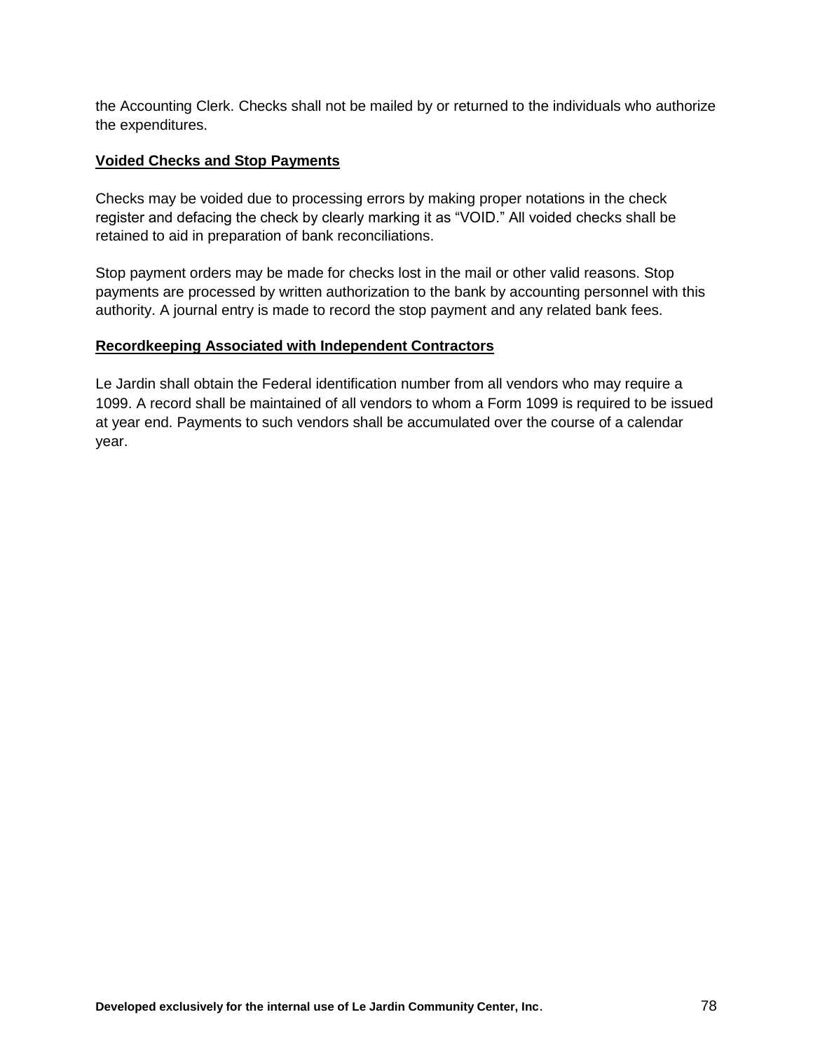the Accounting Clerk. Checks shall not be mailed by or returned to the individuals who authorize the expenditures.

### Voided Checks and Stop Payments

Checks may be voided due to processing errors by making proper notations in the check register and defacing the check by clearly marking it as "VOID." All voided checks shall be retained to aid in preparation of bank reconciliations.

Stop payment orders may be made for checks lost in the mail or other valid reasons. Stop payments are processed by written authorization to the bank by accounting personnel with this authority. A journal entry is made to record the stop payment and any related bank fees.

### Recordkeeping Associated with Independent Contractors

Le Jardin shall obtain the Federal identification number from all vendors who may require a 1099. A record shall be maintained of all vendors to whom a Form 1099 is required to be issued at year end. Payments to such vendors shall be accumulated over the course of a calendar year.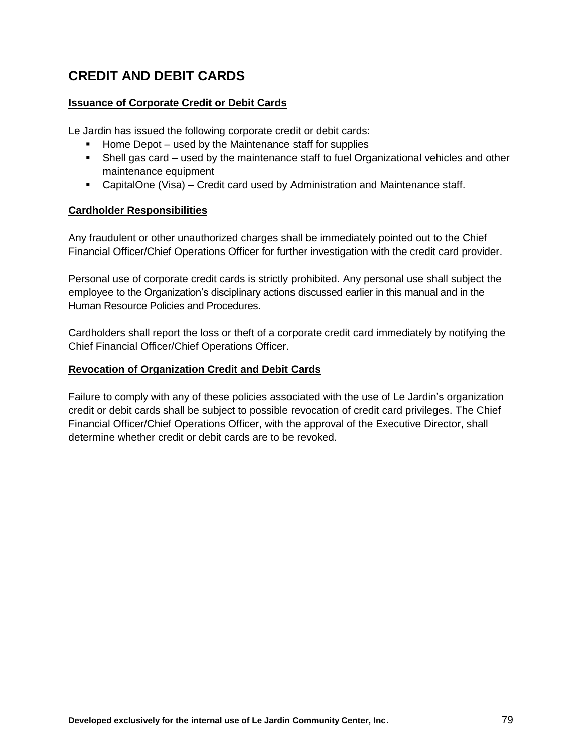## CREDIT AND DEBIT CARDS

**Issuance of Corporate Credit or Debit Cards**

Le Jardin has issued the following corporate credit or debit cards:

- Home Depot – used by the Maintenance staff for supplies
- Shell gas card – used by the maintenance staff to fuel Organizational vehicles and other maintenance equipment
- CapitalOne (Visa) – Credit card used by Administration and Maintenance staff.

**Cardholder Responsibilities**

Any fraudulent or other unauthorized charges shall be immediately pointed out to the Chief Financial Officer/Chief Operations Officer for further investigation with the credit card provider.

Personal use of corporate credit cards is strictly prohibited. Any personal use shall subject the employee to the Organization's disciplinary actions discussed earlier in this manual and in the Human Resource Policies and Procedures.

Cardholders shall report the loss or theft of a corporate credit card immediately by notifying the Chief Financial Officer/Chief Operations Officer.

**Revocation of Organization Credit and Debit Cards**

Failure to comply with any of these policies associated with the use of Le Jardin's organization credit or debit cards shall be subject to possible revocation of credit card privileges. The Chief Financial Officer/Chief Operations Officer, with the approval of the Executive Director, shall determine whether credit or debit cards are to be revoked.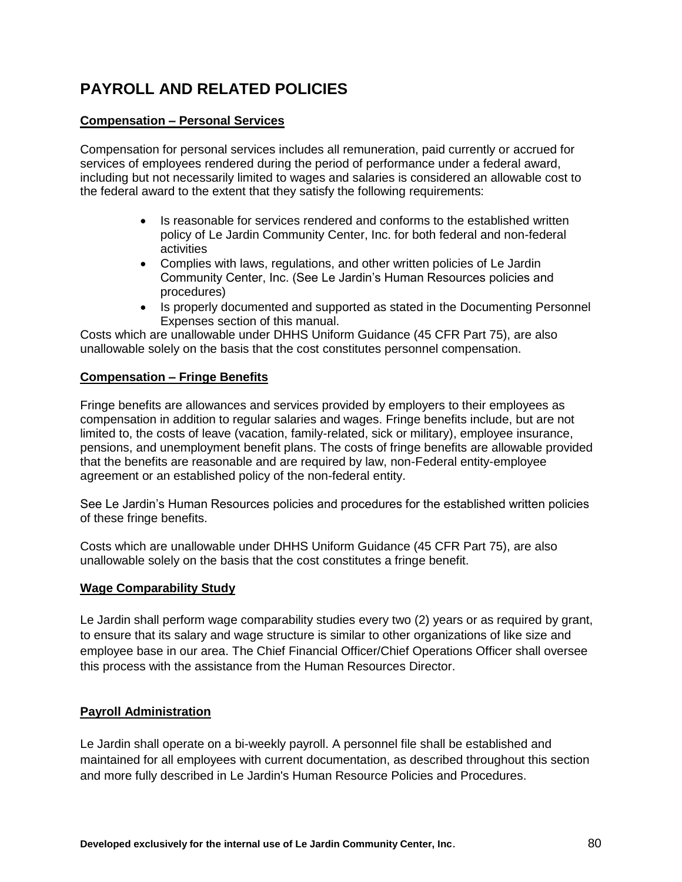# PAYROLL AND RELATED POLICIES

**Compensation – Personal Services**

Compensation for personal services includes all remuneration, paid currently or accrued for services of employees rendered during the period of performance under a federal award, including but not necessarily limited to wages and salaries is considered an allowable cost to the federal award to the extent that they satisfy the following requirements:

- Is reasonable for services rendered and conforms to the established written policy of Le Jardin Community Center, Inc. for both federal and non-federal activities
- Complies with laws, regulations, and other written policies of Le Jardin Community Center, Inc. (See Le Jardin's Human Resources policies and procedures)
- Is properly documented and supported as stated in the Documenting Personnel Expenses section of this manual.

Costs which are unallowable under DHHS Uniform Guidance (45 CFR Part 75), are also unallowable solely on the basis that the cost constitutes personnel compensation.

**Compensation – Fringe Benefits**

Fringe benefits are allowances and services provided by employers to their employees as compensation in addition to regular salaries and wages. Fringe benefits include, but are not limited to, the costs of leave (vacation, family-related, sick or military), employee insurance, pensions, and unemployment benefit plans. The costs of fringe benefits are allowable provided that the benefits are reasonable and are required by law, non-Federal entity-employee agreement or an established policy of the non-federal entity.

See Le Jardin's Human Resources policies and procedures for the established written policies of these fringe benefits.

Costs which are unallowable under DHHS Uniform Guidance (45 CFR Part 75), are also unallowable solely on the basis that the cost constitutes a fringe benefit.

**Wage Comparability Study**

Le Jardin shall perform wage comparability studies every two (2) years or as required by grant, to ensure that its salary and wage structure is similar to other organizations of like size and employee base in our area. The Chief Financial Officer/Chief Operations Officer shall oversee this process with the assistance from the Human Resources Director.

**Payroll Administration**

Le Jardin shall operate on a bi-weekly payroll. A personnel file shall be established and maintained for all employees with current documentation, as described throughout this section and more fully described in Le Jardin's Human Resource Policies and Procedures.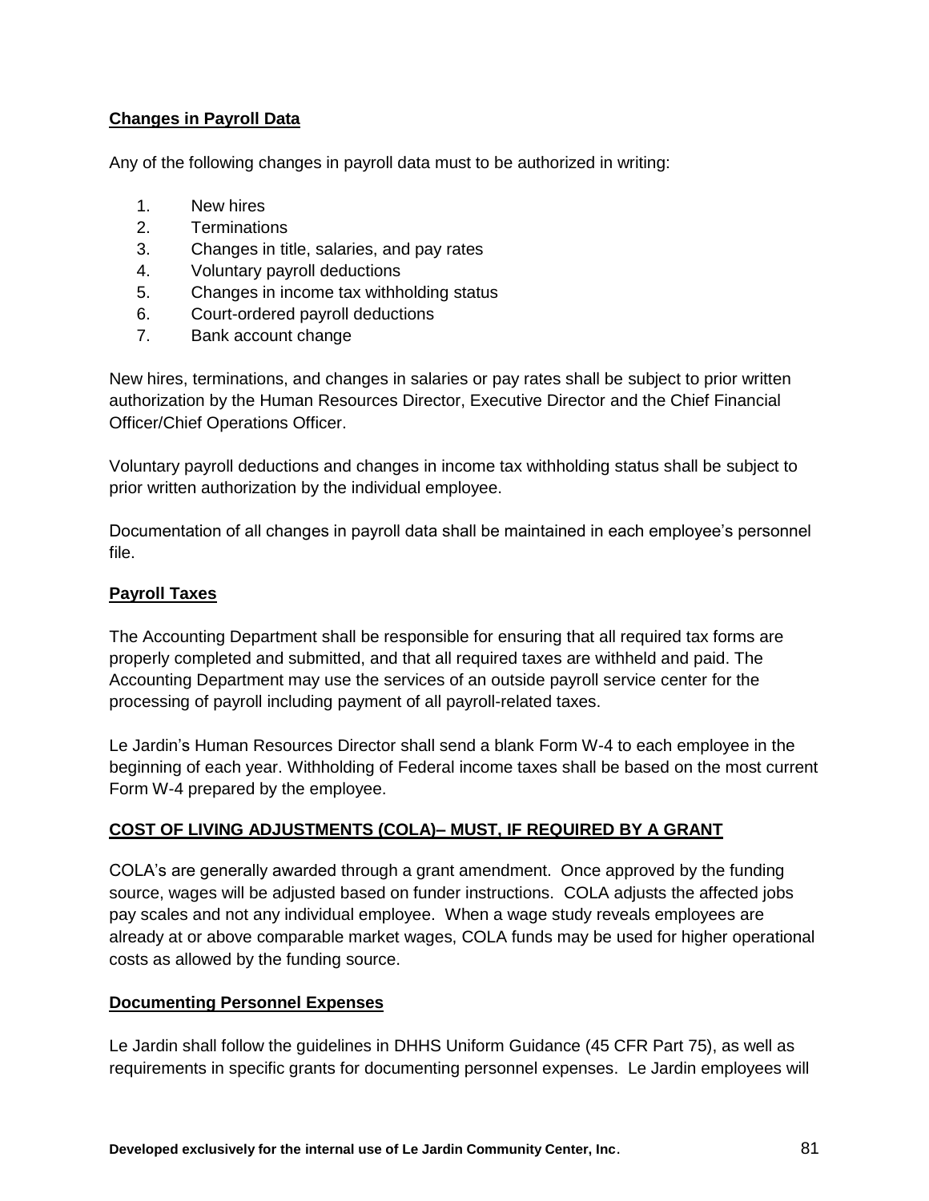**Changes in Payroll Data**

Any of the following changes in payroll data must to be authorized in writing:

1. New hires
2. Terminations
3. Changes in title, salaries, and pay rates
4. Voluntary payroll deductions
5. Changes in income tax withholding status
6. Court-ordered payroll deductions
7. Bank account change

New hires, terminations, and changes in salaries or pay rates shall be subject to prior written authorization by the Human Resources Director, Executive Director and the Chief Financial Officer/Chief Operations Officer.

Voluntary payroll deductions and changes in income tax withholding status shall be subject to prior written authorization by the individual employee.

Documentation of all changes in payroll data shall be maintained in each employee's personnel file.

**Payroll Taxes**

The Accounting Department shall be responsible for ensuring that all required tax forms are properly completed and submitted, and that all required taxes are withheld and paid. The Accounting Department may use the services of an outside payroll service center for the processing of payroll including payment of all payroll-related taxes.

Le Jardin's Human Resources Director shall send a blank Form W-4 to each employee in the beginning of each year. Withholding of Federal income taxes shall be based on the most current Form W-4 prepared by the employee.

**COST OF LIVING ADJUSTMENTS (COLA)– MUST, IF REQUIRED BY A GRANT**

COLA's are generally awarded through a grant amendment. Once approved by the funding source, wages will be adjusted based on funder instructions. COLA adjusts the affected jobs pay scales and not any individual employee. When a wage study reveals employees are already at or above comparable market wages, COLA funds may be used for higher operational costs as allowed by the funding source.

**Documenting Personnel Expenses**

Le Jardin shall follow the guidelines in DHHS Uniform Guidance (45 CFR Part 75), as well as requirements in specific grants for documenting personnel expenses. Le Jardin employees will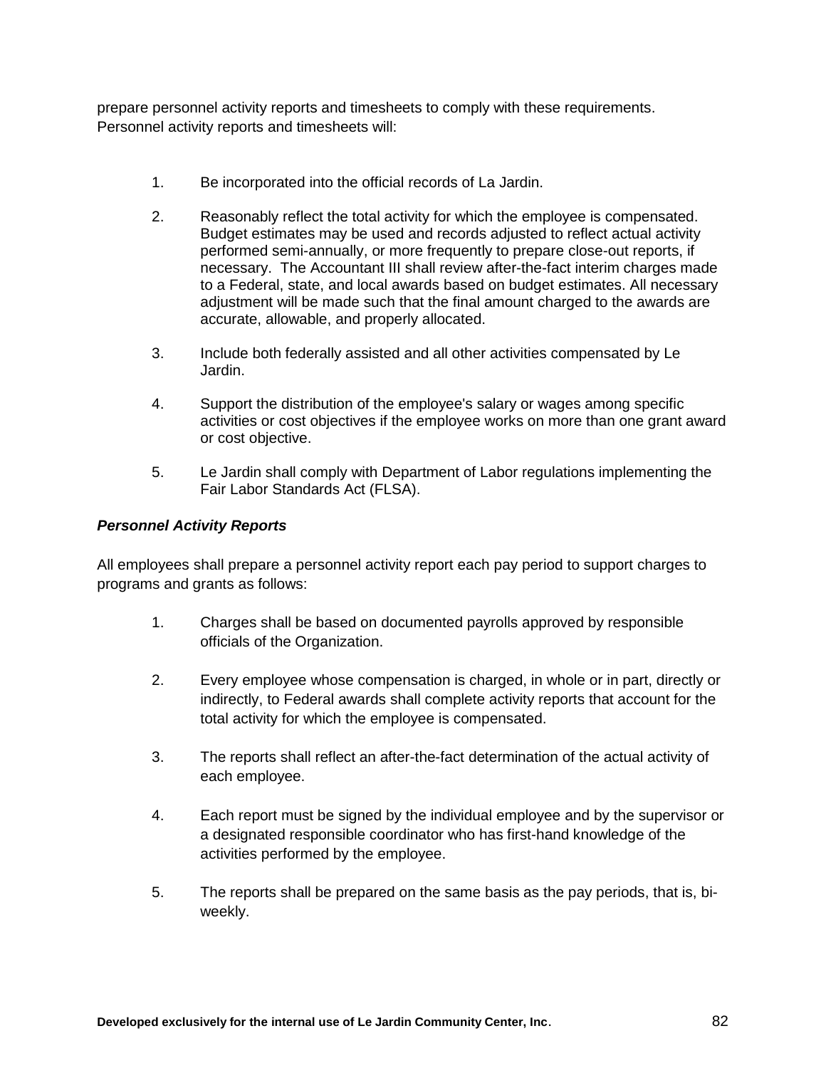prepare personnel activity reports and timesheets to comply with these requirements. Personnel activity reports and timesheets will:

1. Be incorporated into the official records of La Jardin.

2. Reasonably reflect the total activity for which the employee is compensated. Budget estimates may be used and records adjusted to reflect actual activity performed semi-annually, or more frequently to prepare close-out reports, if necessary. The Accountant III shall review after-the-fact interim charges made to a Federal, state, and local awards based on budget estimates. All necessary adjustment will be made such that the final amount charged to the awards are accurate, allowable, and properly allocated.

3. Include both federally assisted and all other activities compensated by Le Jardin.

4. Support the distribution of the employee's salary or wages among specific activities or cost objectives if the employee works on more than one grant award or cost objective.

5. Le Jardin shall comply with Department of Labor regulations implementing the Fair Labor Standards Act (FLSA).

***Personnel Activity Reports***

All employees shall prepare a personnel activity report each pay period to support charges to programs and grants as follows:

1. Charges shall be based on documented payrolls approved by responsible officials of the Organization.

2. Every employee whose compensation is charged, in whole or in part, directly or indirectly, to Federal awards shall complete activity reports that account for the total activity for which the employee is compensated.

3. The reports shall reflect an after-the-fact determination of the actual activity of each employee.

4. Each report must be signed by the individual employee and by the supervisor or a designated responsible coordinator who has first-hand knowledge of the activities performed by the employee.

5. The reports shall be prepared on the same basis as the pay periods, that is, bi-weekly.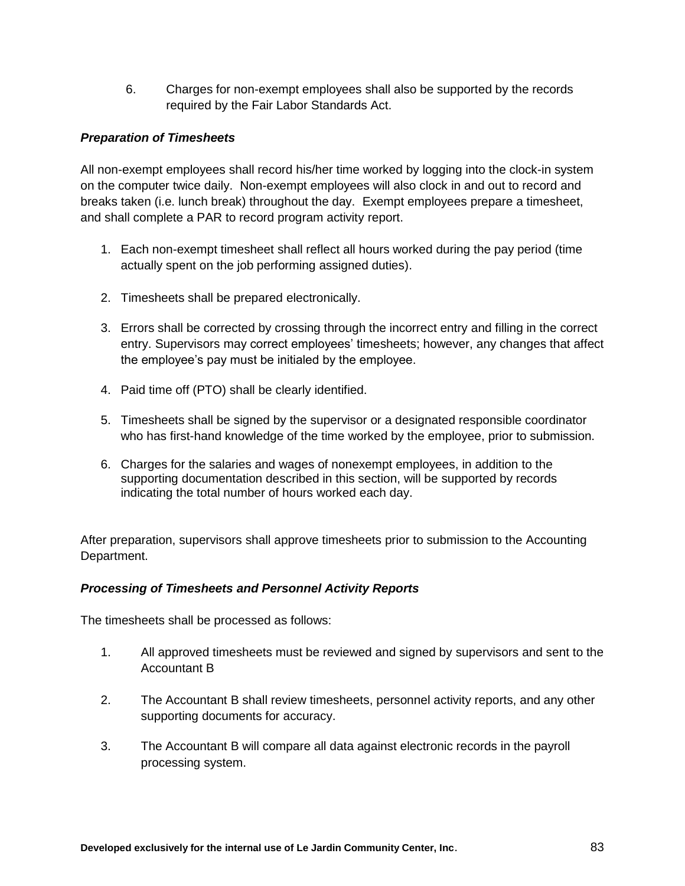6. Charges for non-exempt employees shall also be supported by the records required by the Fair Labor Standards Act.

***Preparation of Timesheets***

All non-exempt employees shall record his/her time worked by logging into the clock-in system on the computer twice daily. Non-exempt employees will also clock in and out to record and breaks taken (i.e. lunch break) throughout the day. Exempt employees prepare a timesheet, and shall complete a PAR to record program activity report.

1. Each non-exempt timesheet shall reflect all hours worked during the pay period (time actually spent on the job performing assigned duties).

2. Timesheets shall be prepared electronically.

3. Errors shall be corrected by crossing through the incorrect entry and filling in the correct entry. Supervisors may correct employees' timesheets; however, any changes that affect the employee's pay must be initialed by the employee.

4. Paid time off (PTO) shall be clearly identified.

5. Timesheets shall be signed by the supervisor or a designated responsible coordinator who has first-hand knowledge of the time worked by the employee, prior to submission.

6. Charges for the salaries and wages of nonexempt employees, in addition to the supporting documentation described in this section, will be supported by records indicating the total number of hours worked each day.

After preparation, supervisors shall approve timesheets prior to submission to the Accounting Department.

***Processing of Timesheets and Personnel Activity Reports***

The timesheets shall be processed as follows:

1. All approved timesheets must be reviewed and signed by supervisors and sent to the Accountant B

2. The Accountant B shall review timesheets, personnel activity reports, and any other supporting documents for accuracy.

3. The Accountant B will compare all data against electronic records in the payroll processing system.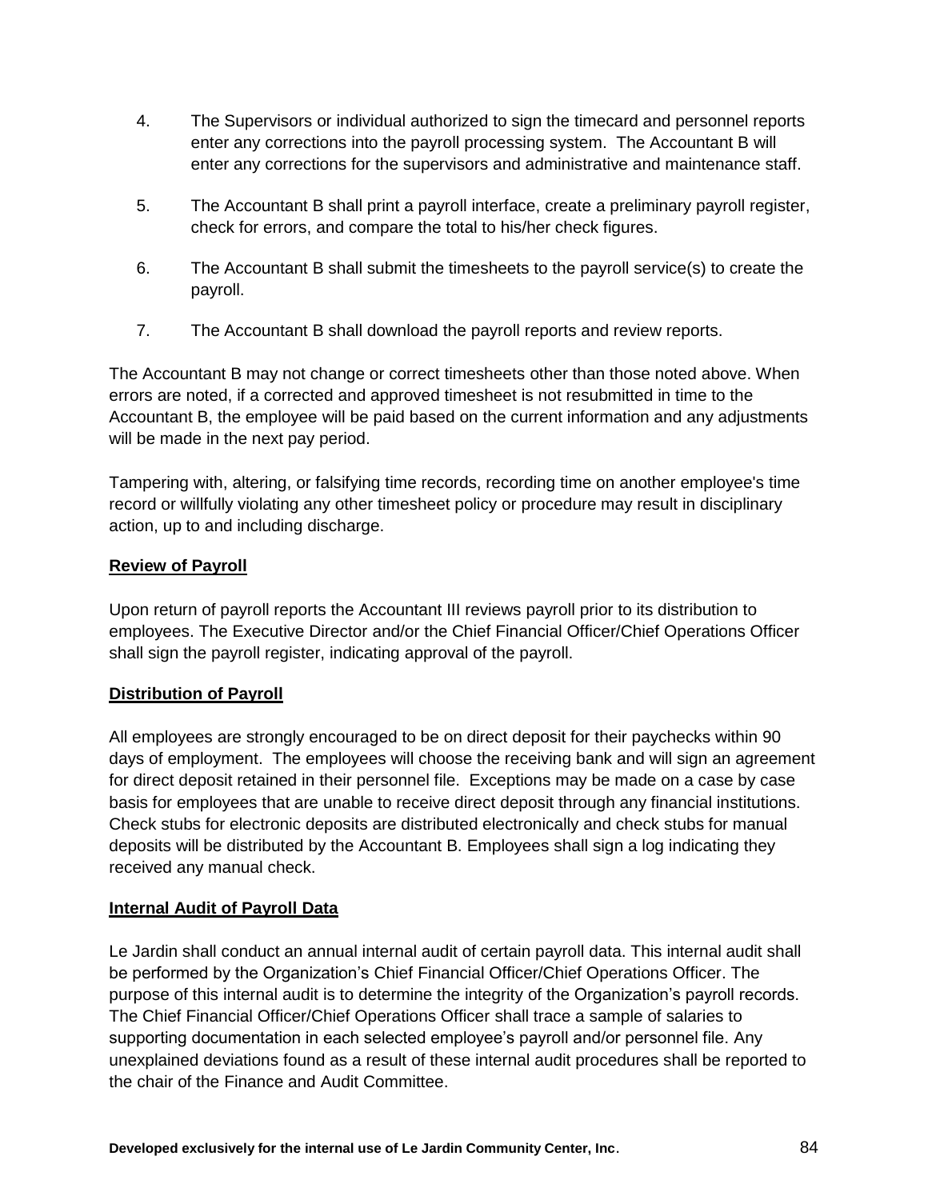4. The Supervisors or individual authorized to sign the timecard and personnel reports enter any corrections into the payroll processing system. The Accountant B will enter any corrections for the supervisors and administrative and maintenance staff.

5. The Accountant B shall print a payroll interface, create a preliminary payroll register, check for errors, and compare the total to his/her check figures.

6. The Accountant B shall submit the timesheets to the payroll service(s) to create the payroll.

7. The Accountant B shall download the payroll reports and review reports.

The Accountant B may not change or correct timesheets other than those noted above. When errors are noted, if a corrected and approved timesheet is not resubmitted in time to the Accountant B, the employee will be paid based on the current information and any adjustments will be made in the next pay period.

Tampering with, altering, or falsifying time records, recording time on another employee's time record or willfully violating any other timesheet policy or procedure may result in disciplinary action, up to and including discharge.

**Review of Payroll**

Upon return of payroll reports the Accountant III reviews payroll prior to its distribution to employees. The Executive Director and/or the Chief Financial Officer/Chief Operations Officer shall sign the payroll register, indicating approval of the payroll.

**Distribution of Payroll**

All employees are strongly encouraged to be on direct deposit for their paychecks within 90 days of employment. The employees will choose the receiving bank and will sign an agreement for direct deposit retained in their personnel file. Exceptions may be made on a case by case basis for employees that are unable to receive direct deposit through any financial institutions. Check stubs for electronic deposits are distributed electronically and check stubs for manual deposits will be distributed by the Accountant B. Employees shall sign a log indicating they received any manual check.

**Internal Audit of Payroll Data**

Le Jardin shall conduct an annual internal audit of certain payroll data. This internal audit shall be performed by the Organization's Chief Financial Officer/Chief Operations Officer. The purpose of this internal audit is to determine the integrity of the Organization's payroll records. The Chief Financial Officer/Chief Operations Officer shall trace a sample of salaries to supporting documentation in each selected employee's payroll and/or personnel file. Any unexplained deviations found as a result of these internal audit procedures shall be reported to the chair of the Finance and Audit Committee.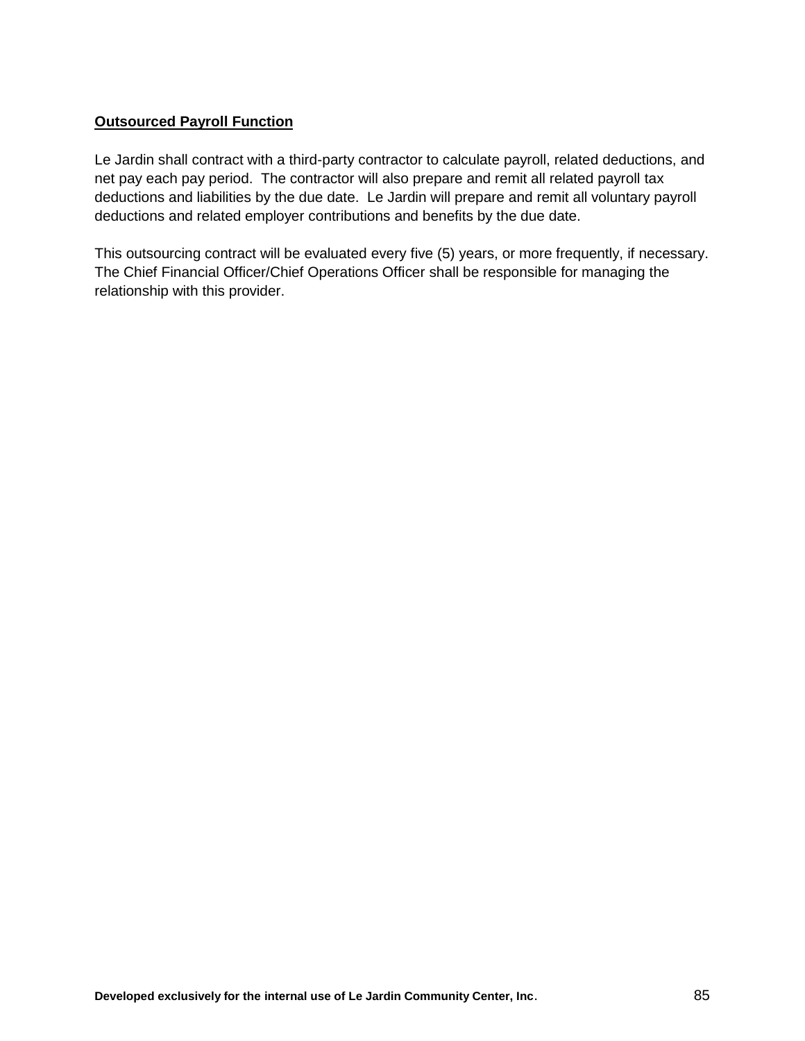**Outsourced Payroll Function**

Le Jardin shall contract with a third-party contractor to calculate payroll, related deductions, and net pay each pay period. The contractor will also prepare and remit all related payroll tax deductions and liabilities by the due date. Le Jardin will prepare and remit all voluntary payroll deductions and related employer contributions and benefits by the due date.

This outsourcing contract will be evaluated every five (5) years, or more frequently, if necessary. The Chief Financial Officer/Chief Operations Officer shall be responsible for managing the relationship with this provider.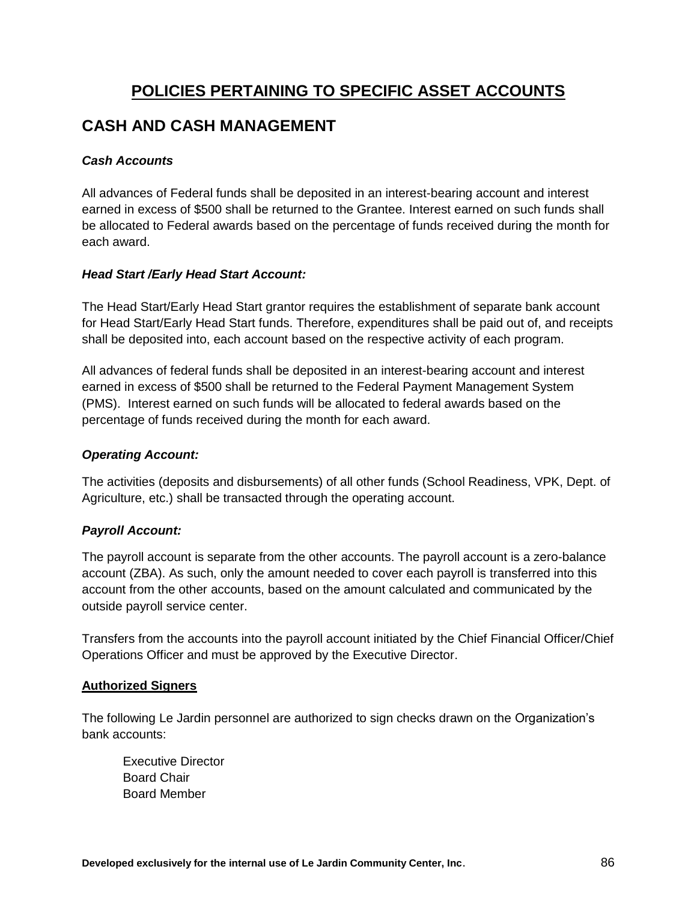# POLICIES PERTAINING TO SPECIFIC ASSET ACCOUNTS

## CASH AND CASH MANAGEMENT

### *Cash Accounts*

All advances of Federal funds shall be deposited in an interest-bearing account and interest earned in excess of $500 shall be returned to the Grantee. Interest earned on such funds shall be allocated to Federal awards based on the percentage of funds received during the month for each award.

### *Head Start /Early Head Start Account:*

The Head Start/Early Head Start grantor requires the establishment of separate bank account for Head Start/Early Head Start funds. Therefore, expenditures shall be paid out of, and receipts shall be deposited into, each account based on the respective activity of each program.

All advances of federal funds shall be deposited in an interest-bearing account and interest earned in excess of $500 shall be returned to the Federal Payment Management System (PMS). Interest earned on such funds will be allocated to federal awards based on the percentage of funds received during the month for each award.

### *Operating Account:*

The activities (deposits and disbursements) of all other funds (School Readiness, VPK, Dept. of Agriculture, etc.) shall be transacted through the operating account.

### *Payroll Account:*

The payroll account is separate from the other accounts. The payroll account is a zero-balance account (ZBA). As such, only the amount needed to cover each payroll is transferred into this account from the other accounts, based on the amount calculated and communicated by the outside payroll service center.

Transfers from the accounts into the payroll account initiated by the Chief Financial Officer/Chief Operations Officer and must be approved by the Executive Director.

**Authorized Signers**

The following Le Jardin personnel are authorized to sign checks drawn on the Organization's bank accounts:

Executive Director  
Board Chair  
Board Member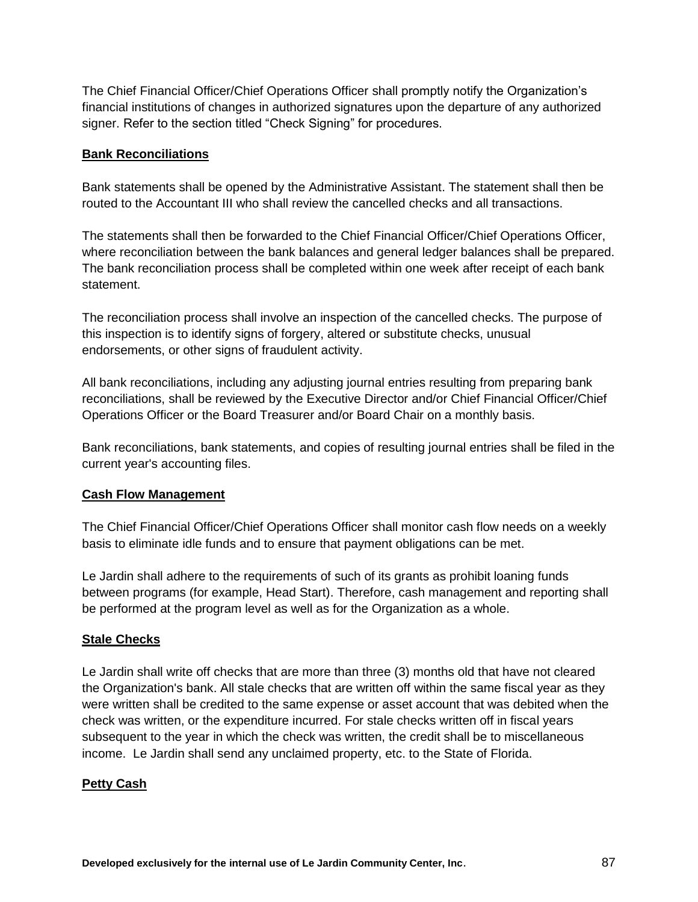The Chief Financial Officer/Chief Operations Officer shall promptly notify the Organization's financial institutions of changes in authorized signatures upon the departure of any authorized signer. Refer to the section titled "Check Signing" for procedures.

## Bank Reconciliations

Bank statements shall be opened by the Administrative Assistant. The statement shall then be routed to the Accountant III who shall review the cancelled checks and all transactions.

The statements shall then be forwarded to the Chief Financial Officer/Chief Operations Officer, where reconciliation between the bank balances and general ledger balances shall be prepared. The bank reconciliation process shall be completed within one week after receipt of each bank statement.

The reconciliation process shall involve an inspection of the cancelled checks. The purpose of this inspection is to identify signs of forgery, altered or substitute checks, unusual endorsements, or other signs of fraudulent activity.

All bank reconciliations, including any adjusting journal entries resulting from preparing bank reconciliations, shall be reviewed by the Executive Director and/or Chief Financial Officer/Chief Operations Officer or the Board Treasurer and/or Board Chair on a monthly basis.

Bank reconciliations, bank statements, and copies of resulting journal entries shall be filed in the current year's accounting files.

## Cash Flow Management

The Chief Financial Officer/Chief Operations Officer shall monitor cash flow needs on a weekly basis to eliminate idle funds and to ensure that payment obligations can be met.

Le Jardin shall adhere to the requirements of such of its grants as prohibit loaning funds between programs (for example, Head Start). Therefore, cash management and reporting shall be performed at the program level as well as for the Organization as a whole.

## Stale Checks

Le Jardin shall write off checks that are more than three (3) months old that have not cleared the Organization's bank. All stale checks that are written off within the same fiscal year as they were written shall be credited to the same expense or asset account that was debited when the check was written, or the expenditure incurred. For stale checks written off in fiscal years subsequent to the year in which the check was written, the credit shall be to miscellaneous income. Le Jardin shall send any unclaimed property, etc. to the State of Florida.

## Petty Cash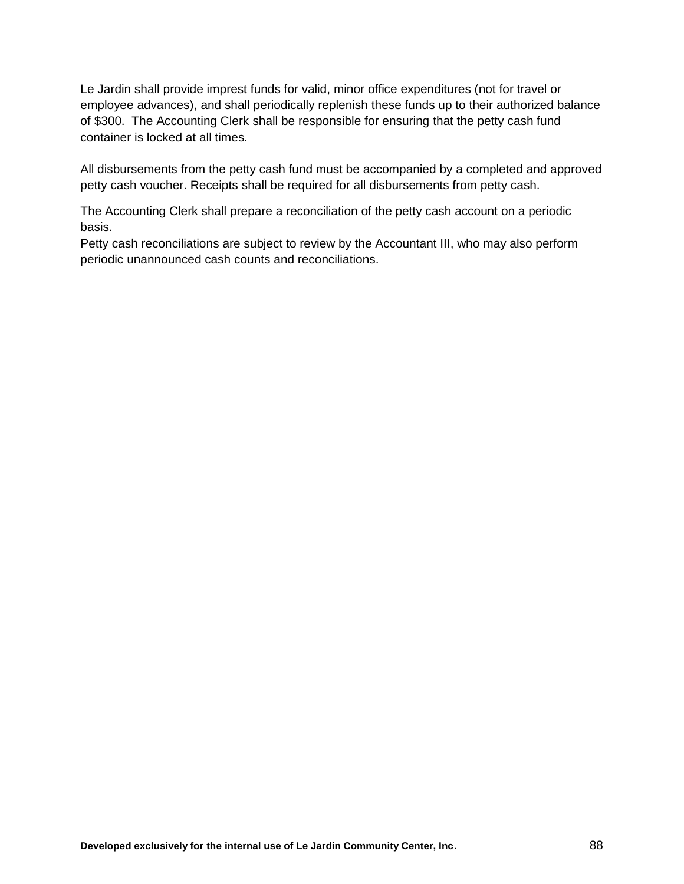Le Jardin shall provide imprest funds for valid, minor office expenditures (not for travel or employee advances), and shall periodically replenish these funds up to their authorized balance of $300. The Accounting Clerk shall be responsible for ensuring that the petty cash fund container is locked at all times.

All disbursements from the petty cash fund must be accompanied by a completed and approved petty cash voucher. Receipts shall be required for all disbursements from petty cash.

The Accounting Clerk shall prepare a reconciliation of the petty cash account on a periodic basis.
Petty cash reconciliations are subject to review by the Accountant III, who may also perform periodic unannounced cash counts and reconciliations.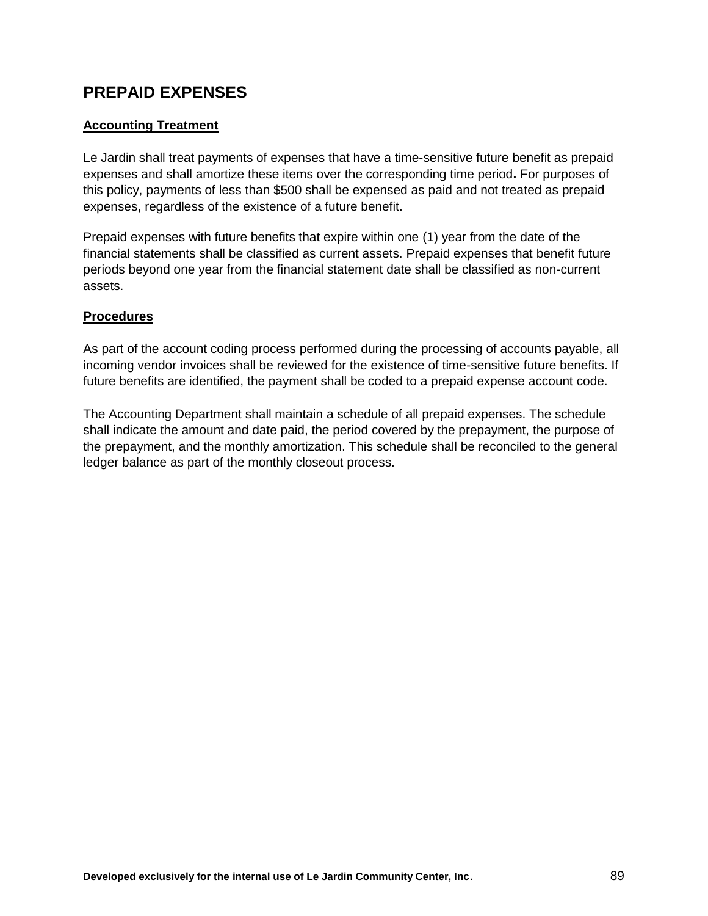## PREPAID EXPENSES

### Accounting Treatment

Le Jardin shall treat payments of expenses that have a time-sensitive future benefit as prepaid expenses and shall amortize these items over the corresponding time period**.** For purposes of this policy, payments of less than $500 shall be expensed as paid and not treated as prepaid expenses, regardless of the existence of a future benefit.

Prepaid expenses with future benefits that expire within one (1) year from the date of the financial statements shall be classified as current assets. Prepaid expenses that benefit future periods beyond one year from the financial statement date shall be classified as non-current assets.

### Procedures

As part of the account coding process performed during the processing of accounts payable, all incoming vendor invoices shall be reviewed for the existence of time-sensitive future benefits. If future benefits are identified, the payment shall be coded to a prepaid expense account code.

The Accounting Department shall maintain a schedule of all prepaid expenses. The schedule shall indicate the amount and date paid, the period covered by the prepayment, the purpose of the prepayment, and the monthly amortization. This schedule shall be reconciled to the general ledger balance as part of the monthly closeout process.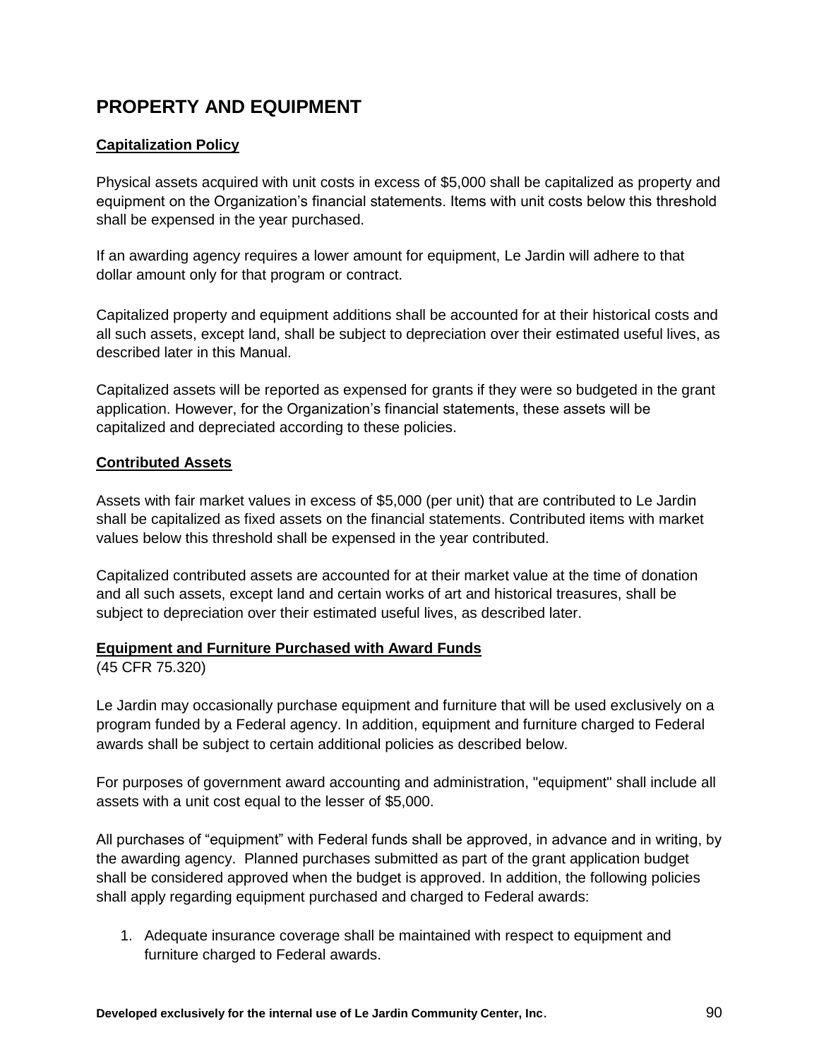## PROPERTY AND EQUIPMENT

### Capitalization Policy

Physical assets acquired with unit costs in excess of $5,000 shall be capitalized as property and equipment on the Organization's financial statements. Items with unit costs below this threshold shall be expensed in the year purchased.

If an awarding agency requires a lower amount for equipment, Le Jardin will adhere to that dollar amount only for that program or contract.

Capitalized property and equipment additions shall be accounted for at their historical costs and all such assets, except land, shall be subject to depreciation over their estimated useful lives, as described later in this Manual.

Capitalized assets will be reported as expensed for grants if they were so budgeted in the grant application. However, for the Organization's financial statements, these assets will be capitalized and depreciated according to these policies.

### Contributed Assets

Assets with fair market values in excess of $5,000 (per unit) that are contributed to Le Jardin shall be capitalized as fixed assets on the financial statements. Contributed items with market values below this threshold shall be expensed in the year contributed.

Capitalized contributed assets are accounted for at their market value at the time of donation and all such assets, except land and certain works of art and historical treasures, shall be subject to depreciation over their estimated useful lives, as described later.

### Equipment and Furniture Purchased with Award Funds

(45 CFR 75.320)

Le Jardin may occasionally purchase equipment and furniture that will be used exclusively on a program funded by a Federal agency. In addition, equipment and furniture charged to Federal awards shall be subject to certain additional policies as described below.

For purposes of government award accounting and administration, "equipment" shall include all assets with a unit cost equal to the lesser of $5,000.

All purchases of "equipment" with Federal funds shall be approved, in advance and in writing, by the awarding agency. Planned purchases submitted as part of the grant application budget shall be considered approved when the budget is approved. In addition, the following policies shall apply regarding equipment purchased and charged to Federal awards:

1. Adequate insurance coverage shall be maintained with respect to equipment and furniture charged to Federal awards.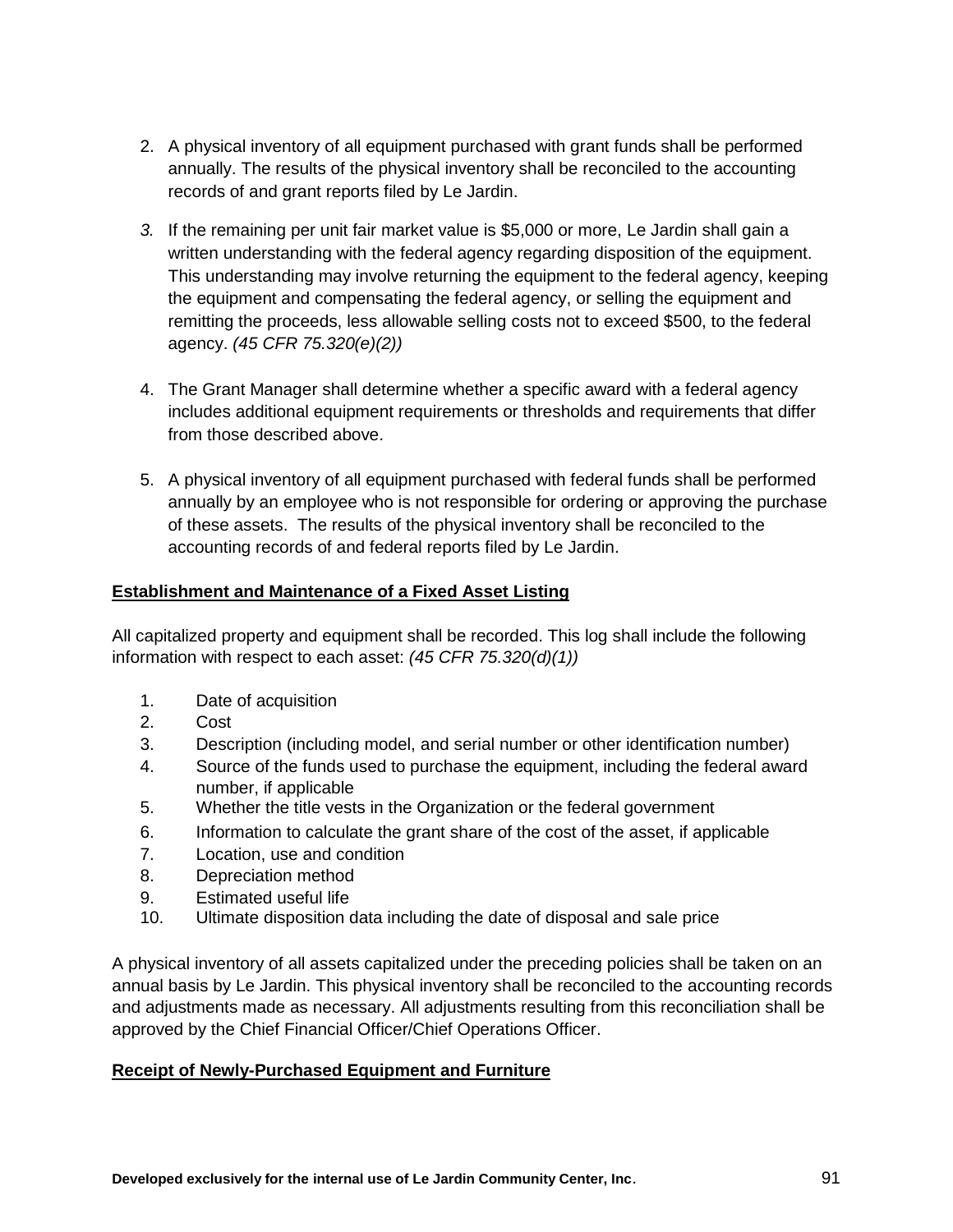2. A physical inventory of all equipment purchased with grant funds shall be performed annually. The results of the physical inventory shall be reconciled to the accounting records of and grant reports filed by Le Jardin.

3. If the remaining per unit fair market value is $5,000 or more, Le Jardin shall gain a written understanding with the federal agency regarding disposition of the equipment. This understanding may involve returning the equipment to the federal agency, keeping the equipment and compensating the federal agency, or selling the equipment and remitting the proceeds, less allowable selling costs not to exceed $500, to the federal agency. *(45 CFR 75.320(e)(2))*

4. The Grant Manager shall determine whether a specific award with a federal agency includes additional equipment requirements or thresholds and requirements that differ from those described above.

5. A physical inventory of all equipment purchased with federal funds shall be performed annually by an employee who is not responsible for ordering or approving the purchase of these assets. The results of the physical inventory shall be reconciled to the accounting records of and federal reports filed by Le Jardin.

**Establishment and Maintenance of a Fixed Asset Listing**

All capitalized property and equipment shall be recorded. This log shall include the following information with respect to each asset: *(45 CFR 75.320(d)(1))*

1. Date of acquisition
2. Cost
3. Description (including model, and serial number or other identification number)
4. Source of the funds used to purchase the equipment, including the federal award number, if applicable
5. Whether the title vests in the Organization or the federal government
6. Information to calculate the grant share of the cost of the asset, if applicable
7. Location, use and condition
8. Depreciation method
9. Estimated useful life
10. Ultimate disposition data including the date of disposal and sale price

A physical inventory of all assets capitalized under the preceding policies shall be taken on an annual basis by Le Jardin. This physical inventory shall be reconciled to the accounting records and adjustments made as necessary. All adjustments resulting from this reconciliation shall be approved by the Chief Financial Officer/Chief Operations Officer.

**Receipt of Newly-Purchased Equipment and Furniture**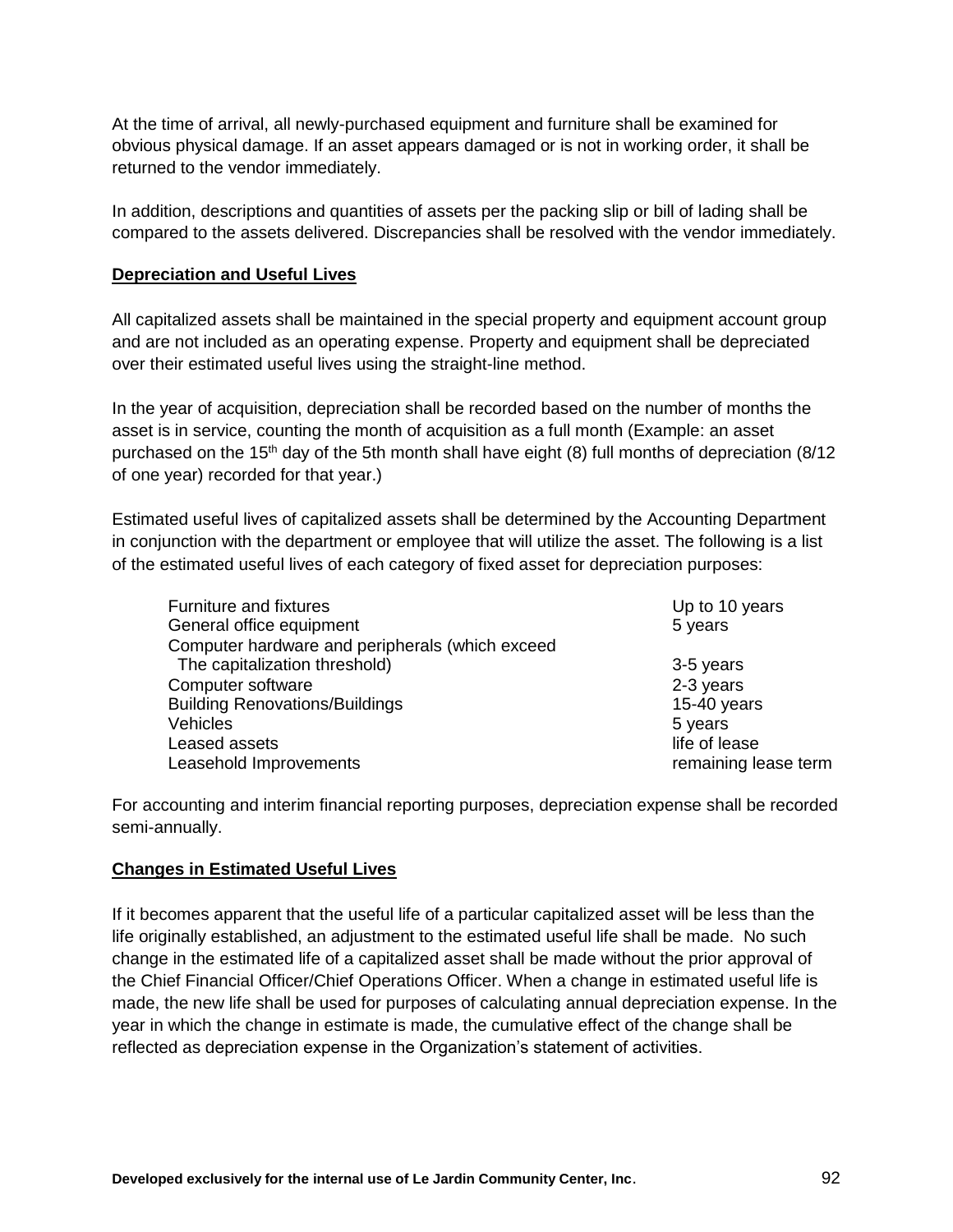At the time of arrival, all newly-purchased equipment and furniture shall be examined for obvious physical damage. If an asset appears damaged or is not in working order, it shall be returned to the vendor immediately.

In addition, descriptions and quantities of assets per the packing slip or bill of lading shall be compared to the assets delivered. Discrepancies shall be resolved with the vendor immediately.

**Depreciation and Useful Lives**

All capitalized assets shall be maintained in the special property and equipment account group and are not included as an operating expense. Property and equipment shall be depreciated over their estimated useful lives using the straight-line method.

In the year of acquisition, depreciation shall be recorded based on the number of months the asset is in service, counting the month of acquisition as a full month (Example: an asset purchased on the 15th day of the 5th month shall have eight (8) full months of depreciation (8/12 of one year) recorded for that year.)

Estimated useful lives of capitalized assets shall be determined by the Accounting Department in conjunction with the department or employee that will utilize the asset. The following is a list of the estimated useful lives of each category of fixed asset for depreciation purposes:

| Asset Category | Estimated Useful Life |
|---|---|
| Furniture and fixtures | Up to 10 years |
| General office equipment | 5 years |
| Computer hardware and peripherals (which exceed The capitalization threshold) | 3-5 years |
| Computer software | 2-3 years |
| Building Renovations/Buildings | 15-40 years |
| Vehicles | 5 years |
| Leased assets | life of lease |
| Leasehold Improvements | remaining lease term |

For accounting and interim financial reporting purposes, depreciation expense shall be recorded semi-annually.

**Changes in Estimated Useful Lives**

If it becomes apparent that the useful life of a particular capitalized asset will be less than the life originally established, an adjustment to the estimated useful life shall be made. No such change in the estimated life of a capitalized asset shall be made without the prior approval of the Chief Financial Officer/Chief Operations Officer. When a change in estimated useful life is made, the new life shall be used for purposes of calculating annual depreciation expense. In the year in which the change in estimate is made, the cumulative effect of the change shall be reflected as depreciation expense in the Organization's statement of activities.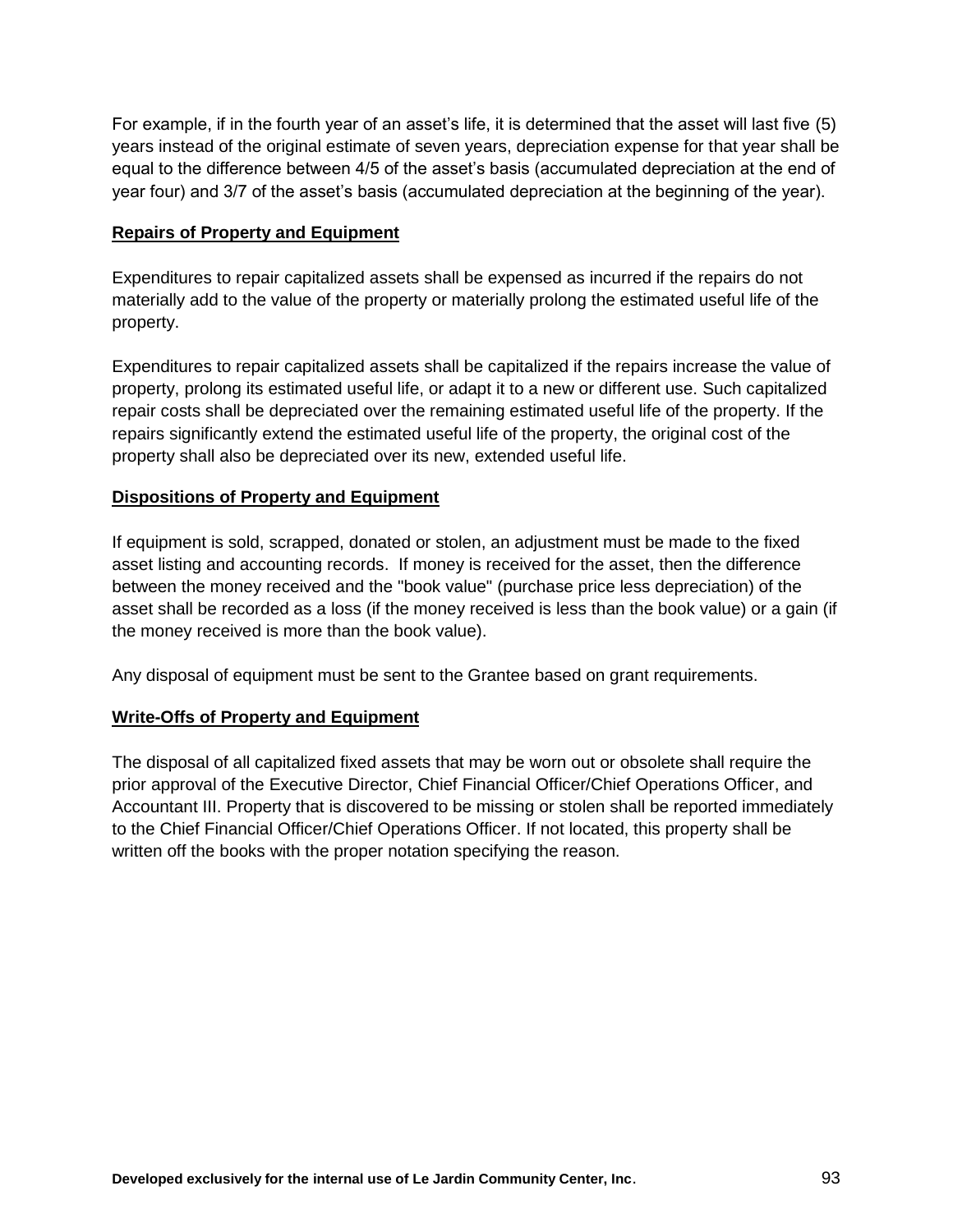For example, if in the fourth year of an asset's life, it is determined that the asset will last five (5) years instead of the original estimate of seven years, depreciation expense for that year shall be equal to the difference between 4/5 of the asset's basis (accumulated depreciation at the end of year four) and 3/7 of the asset's basis (accumulated depreciation at the beginning of the year).

**Repairs of Property and Equipment**

Expenditures to repair capitalized assets shall be expensed as incurred if the repairs do not materially add to the value of the property or materially prolong the estimated useful life of the property.

Expenditures to repair capitalized assets shall be capitalized if the repairs increase the value of property, prolong its estimated useful life, or adapt it to a new or different use. Such capitalized repair costs shall be depreciated over the remaining estimated useful life of the property. If the repairs significantly extend the estimated useful life of the property, the original cost of the property shall also be depreciated over its new, extended useful life.

**Dispositions of Property and Equipment**

If equipment is sold, scrapped, donated or stolen, an adjustment must be made to the fixed asset listing and accounting records. If money is received for the asset, then the difference between the money received and the "book value" (purchase price less depreciation) of the asset shall be recorded as a loss (if the money received is less than the book value) or a gain (if the money received is more than the book value).

Any disposal of equipment must be sent to the Grantee based on grant requirements.

**Write-Offs of Property and Equipment**

The disposal of all capitalized fixed assets that may be worn out or obsolete shall require the prior approval of the Executive Director, Chief Financial Officer/Chief Operations Officer, and Accountant III. Property that is discovered to be missing or stolen shall be reported immediately to the Chief Financial Officer/Chief Operations Officer. If not located, this property shall be written off the books with the proper notation specifying the reason.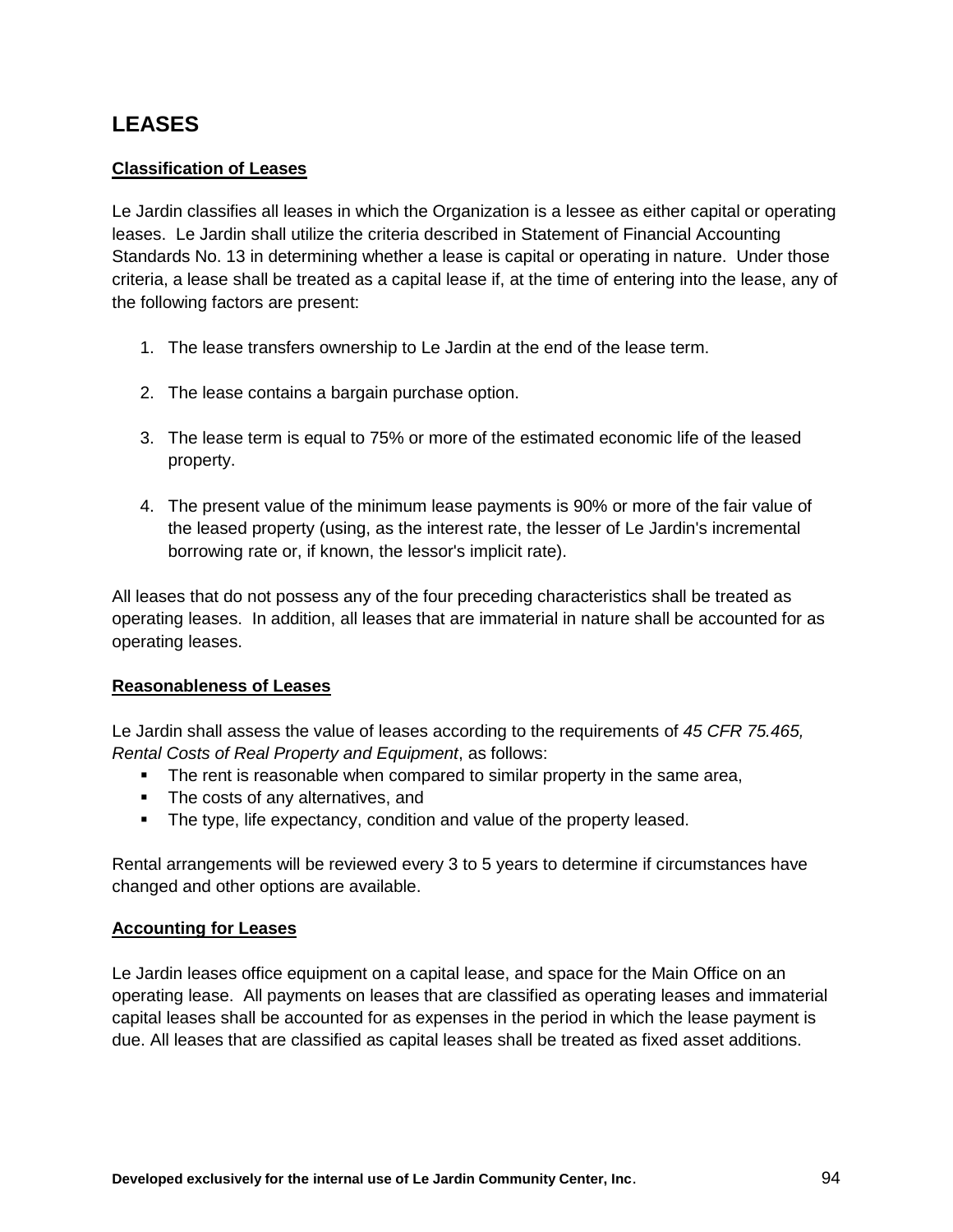# LEASES

**Classification of Leases**

Le Jardin classifies all leases in which the Organization is a lessee as either capital or operating leases. Le Jardin shall utilize the criteria described in Statement of Financial Accounting Standards No. 13 in determining whether a lease is capital or operating in nature. Under those criteria, a lease shall be treated as a capital lease if, at the time of entering into the lease, any of the following factors are present:

1. The lease transfers ownership to Le Jardin at the end of the lease term.
2. The lease contains a bargain purchase option.
3. The lease term is equal to 75% or more of the estimated economic life of the leased property.
4. The present value of the minimum lease payments is 90% or more of the fair value of the leased property (using, as the interest rate, the lesser of Le Jardin's incremental borrowing rate or, if known, the lessor's implicit rate).

All leases that do not possess any of the four preceding characteristics shall be treated as operating leases. In addition, all leases that are immaterial in nature shall be accounted for as operating leases.

**Reasonableness of Leases**

Le Jardin shall assess the value of leases according to the requirements of *45 CFR 75.465, Rental Costs of Real Property and Equipment*, as follows:

- The rent is reasonable when compared to similar property in the same area,
- The costs of any alternatives, and
- The type, life expectancy, condition and value of the property leased.

Rental arrangements will be reviewed every 3 to 5 years to determine if circumstances have changed and other options are available.

**Accounting for Leases**

Le Jardin leases office equipment on a capital lease, and space for the Main Office on an operating lease. All payments on leases that are classified as operating leases and immaterial capital leases shall be accounted for as expenses in the period in which the lease payment is due. All leases that are classified as capital leases shall be treated as fixed asset additions.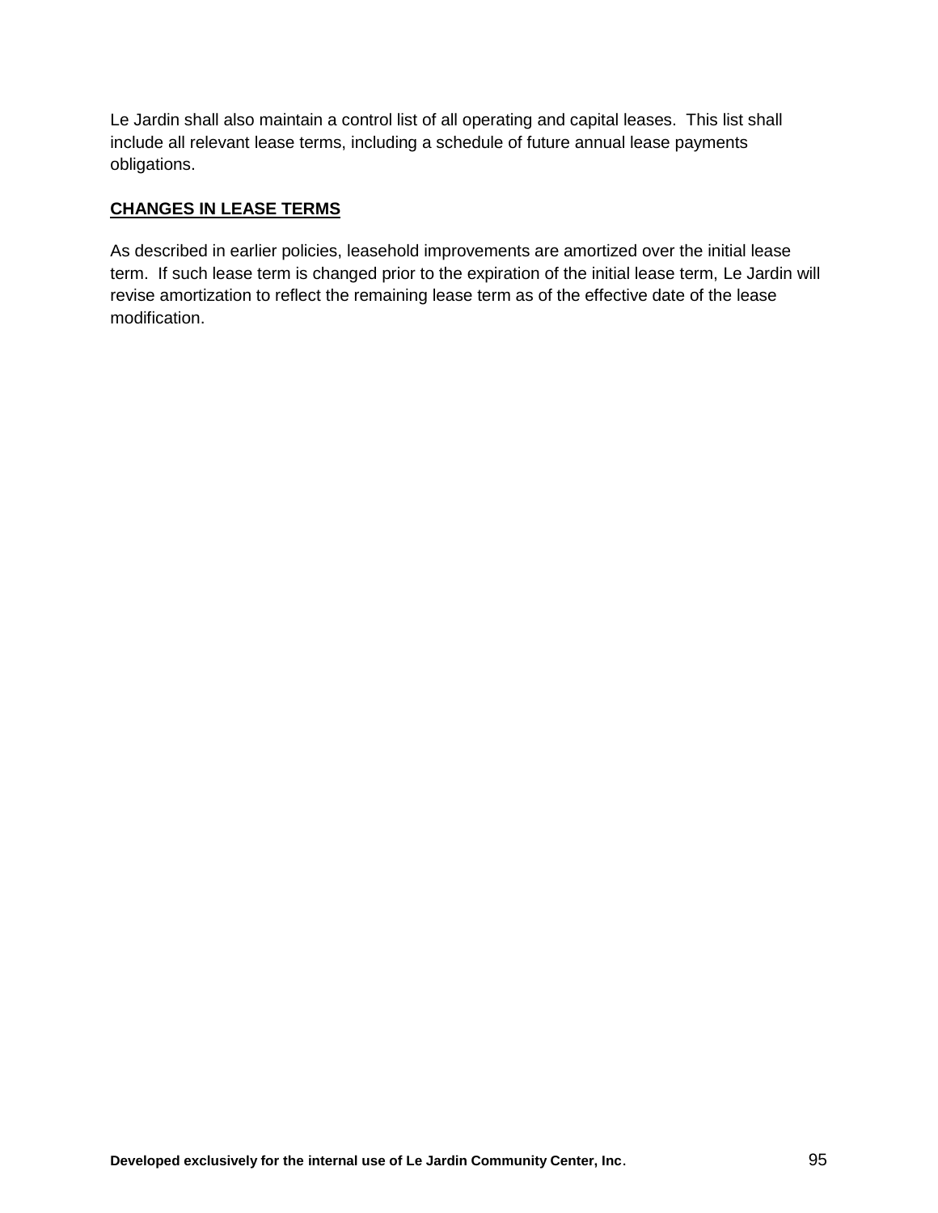Le Jardin shall also maintain a control list of all operating and capital leases. This list shall include all relevant lease terms, including a schedule of future annual lease payments obligations.

**CHANGES IN LEASE TERMS**

As described in earlier policies, leasehold improvements are amortized over the initial lease term. If such lease term is changed prior to the expiration of the initial lease term, Le Jardin will revise amortization to reflect the remaining lease term as of the effective date of the lease modification.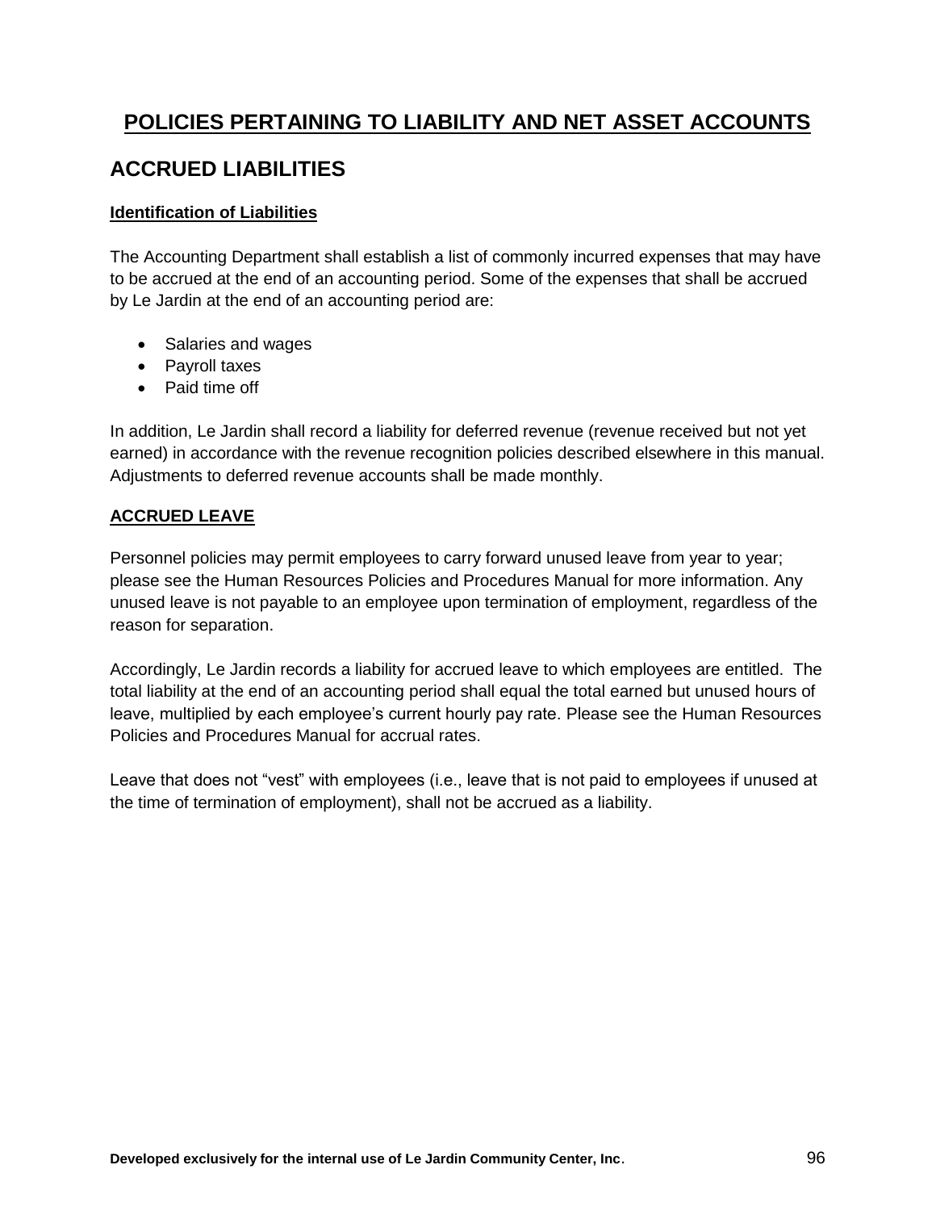# POLICIES PERTAINING TO LIABILITY AND NET ASSET ACCOUNTS

## ACCRUED LIABILITIES

### Identification of Liabilities

The Accounting Department shall establish a list of commonly incurred expenses that may have to be accrued at the end of an accounting period. Some of the expenses that shall be accrued by Le Jardin at the end of an accounting period are:

- Salaries and wages
- Payroll taxes
- Paid time off

In addition, Le Jardin shall record a liability for deferred revenue (revenue received but not yet earned) in accordance with the revenue recognition policies described elsewhere in this manual. Adjustments to deferred revenue accounts shall be made monthly.

### ACCRUED LEAVE

Personnel policies may permit employees to carry forward unused leave from year to year; please see the Human Resources Policies and Procedures Manual for more information. Any unused leave is not payable to an employee upon termination of employment, regardless of the reason for separation.

Accordingly, Le Jardin records a liability for accrued leave to which employees are entitled. The total liability at the end of an accounting period shall equal the total earned but unused hours of leave, multiplied by each employee's current hourly pay rate. Please see the Human Resources Policies and Procedures Manual for accrual rates.

Leave that does not "vest" with employees (i.e., leave that is not paid to employees if unused at the time of termination of employment), shall not be accrued as a liability.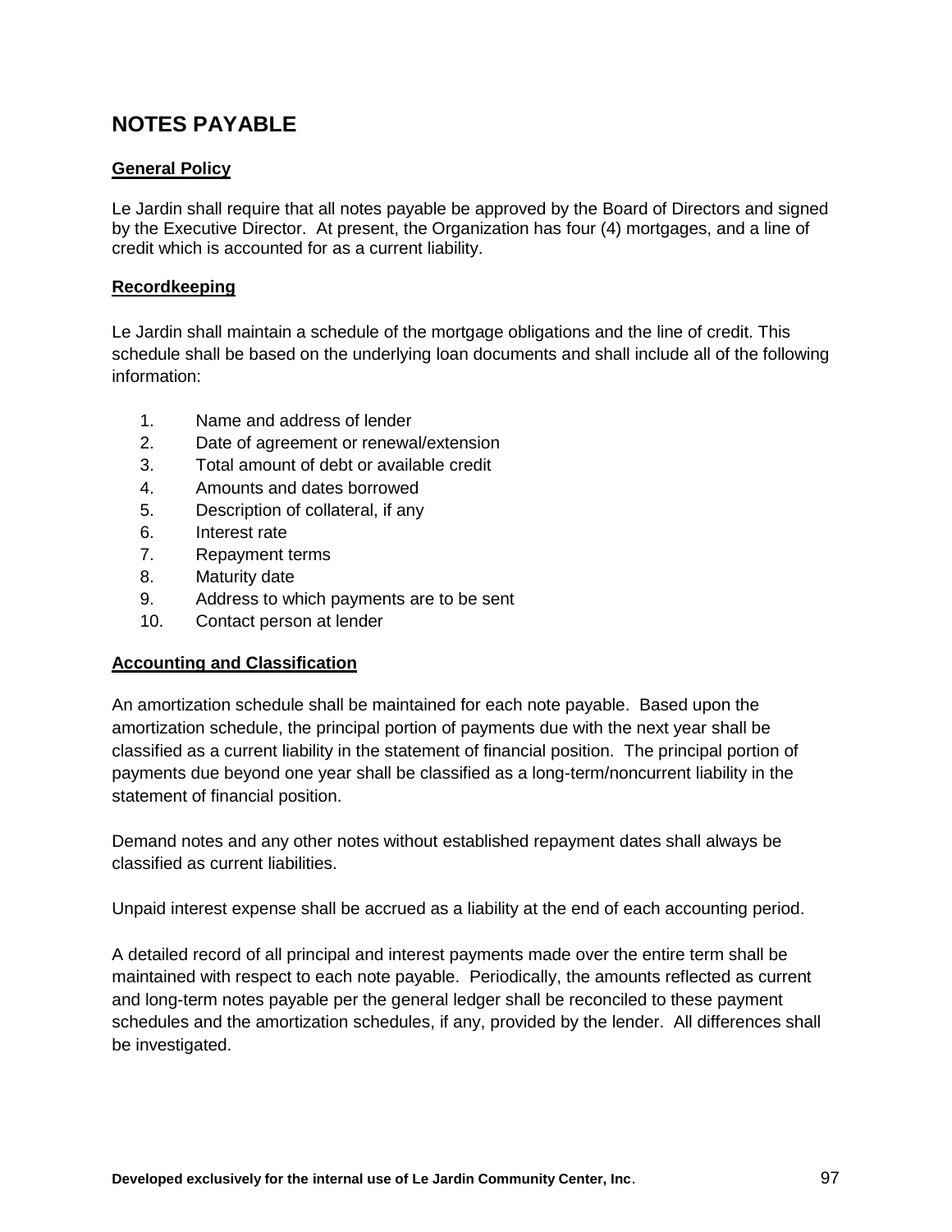# NOTES PAYABLE

## General Policy

Le Jardin shall require that all notes payable be approved by the Board of Directors and signed by the Executive Director. At present, the Organization has four (4) mortgages, and a line of credit which is accounted for as a current liability.

## Recordkeeping

Le Jardin shall maintain a schedule of the mortgage obligations and the line of credit. This schedule shall be based on the underlying loan documents and shall include all of the following information:

1. Name and address of lender
2. Date of agreement or renewal/extension
3. Total amount of debt or available credit
4. Amounts and dates borrowed
5. Description of collateral, if any
6. Interest rate
7. Repayment terms
8. Maturity date
9. Address to which payments are to be sent
10. Contact person at lender

## Accounting and Classification

An amortization schedule shall be maintained for each note payable. Based upon the amortization schedule, the principal portion of payments due with the next year shall be classified as a current liability in the statement of financial position. The principal portion of payments due beyond one year shall be classified as a long-term/noncurrent liability in the statement of financial position.

Demand notes and any other notes without established repayment dates shall always be classified as current liabilities.

Unpaid interest expense shall be accrued as a liability at the end of each accounting period.

A detailed record of all principal and interest payments made over the entire term shall be maintained with respect to each note payable. Periodically, the amounts reflected as current and long-term notes payable per the general ledger shall be reconciled to these payment schedules and the amortization schedules, if any, provided by the lender. All differences shall be investigated.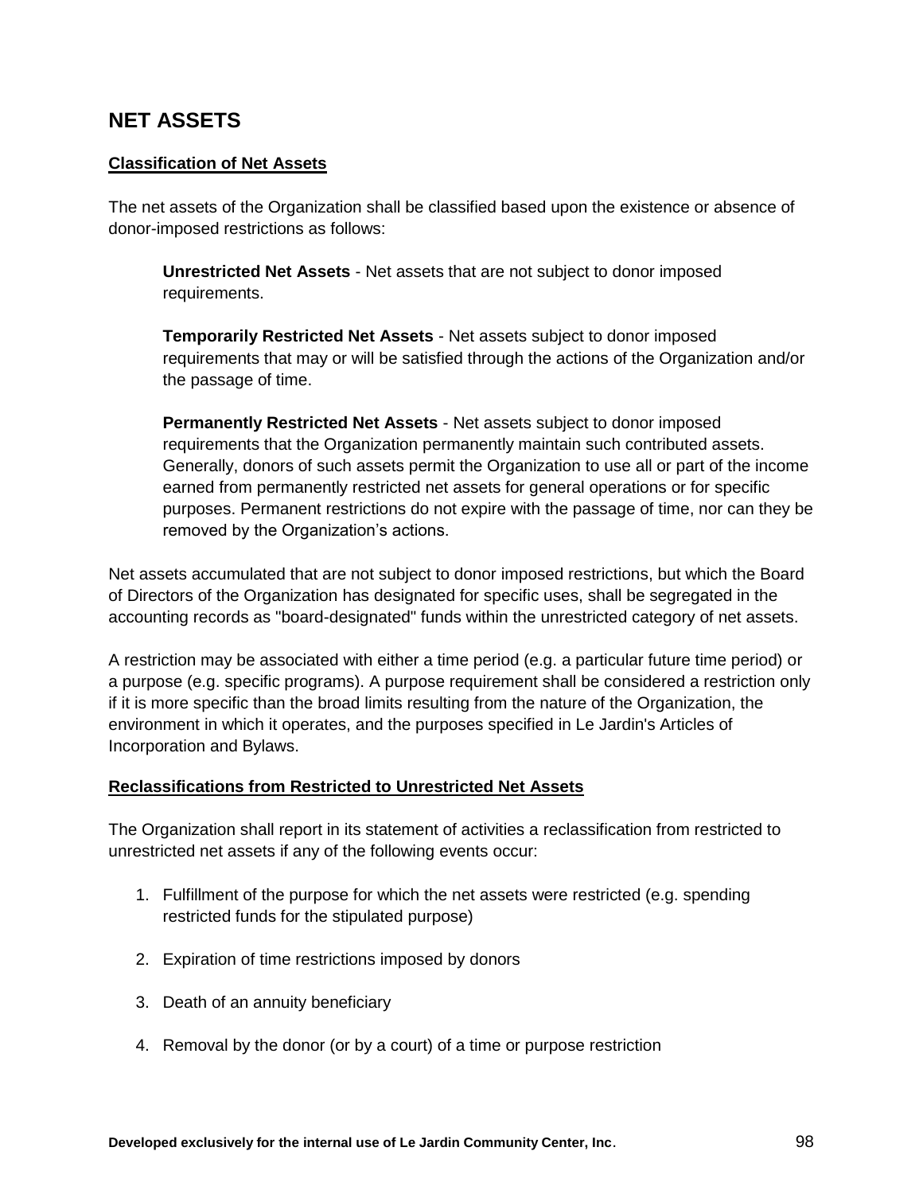## NET ASSETS

**Classification of Net Assets**

The net assets of the Organization shall be classified based upon the existence or absence of donor-imposed restrictions as follows:

> **Unrestricted Net Assets** - Net assets that are not subject to donor imposed requirements.
>
> **Temporarily Restricted Net Assets** - Net assets subject to donor imposed requirements that may or will be satisfied through the actions of the Organization and/or the passage of time.
>
> **Permanently Restricted Net Assets** - Net assets subject to donor imposed requirements that the Organization permanently maintain such contributed assets. Generally, donors of such assets permit the Organization to use all or part of the income earned from permanently restricted net assets for general operations or for specific purposes. Permanent restrictions do not expire with the passage of time, nor can they be removed by the Organization's actions.

Net assets accumulated that are not subject to donor imposed restrictions, but which the Board of Directors of the Organization has designated for specific uses, shall be segregated in the accounting records as "board-designated" funds within the unrestricted category of net assets.

A restriction may be associated with either a time period (e.g. a particular future time period) or a purpose (e.g. specific programs). A purpose requirement shall be considered a restriction only if it is more specific than the broad limits resulting from the nature of the Organization, the environment in which it operates, and the purposes specified in Le Jardin's Articles of Incorporation and Bylaws.

**Reclassifications from Restricted to Unrestricted Net Assets**

The Organization shall report in its statement of activities a reclassification from restricted to unrestricted net assets if any of the following events occur:

1. Fulfillment of the purpose for which the net assets were restricted (e.g. spending restricted funds for the stipulated purpose)
2. Expiration of time restrictions imposed by donors
3. Death of an annuity beneficiary
4. Removal by the donor (or by a court) of a time or purpose restriction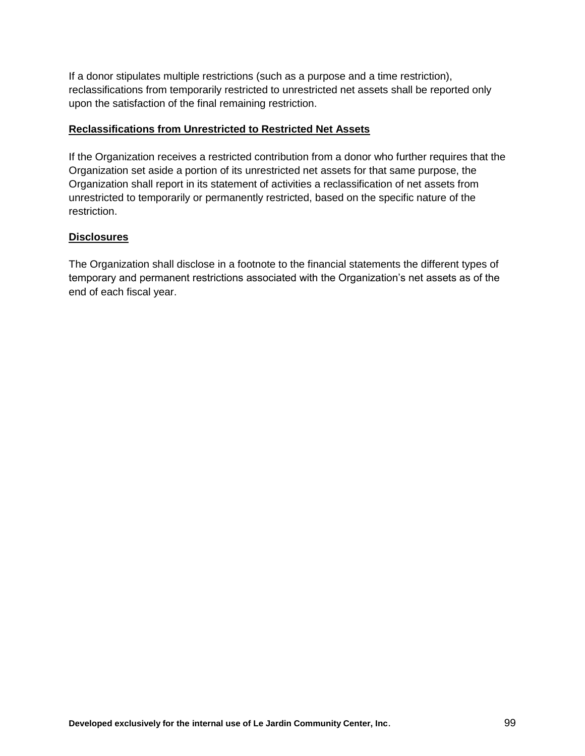If a donor stipulates multiple restrictions (such as a purpose and a time restriction), reclassifications from temporarily restricted to unrestricted net assets shall be reported only upon the satisfaction of the final remaining restriction.

**Reclassifications from Unrestricted to Restricted Net Assets**

If the Organization receives a restricted contribution from a donor who further requires that the Organization set aside a portion of its unrestricted net assets for that same purpose, the Organization shall report in its statement of activities a reclassification of net assets from unrestricted to temporarily or permanently restricted, based on the specific nature of the restriction.

**Disclosures**

The Organization shall disclose in a footnote to the financial statements the different types of temporary and permanent restrictions associated with the Organization's net assets as of the end of each fiscal year.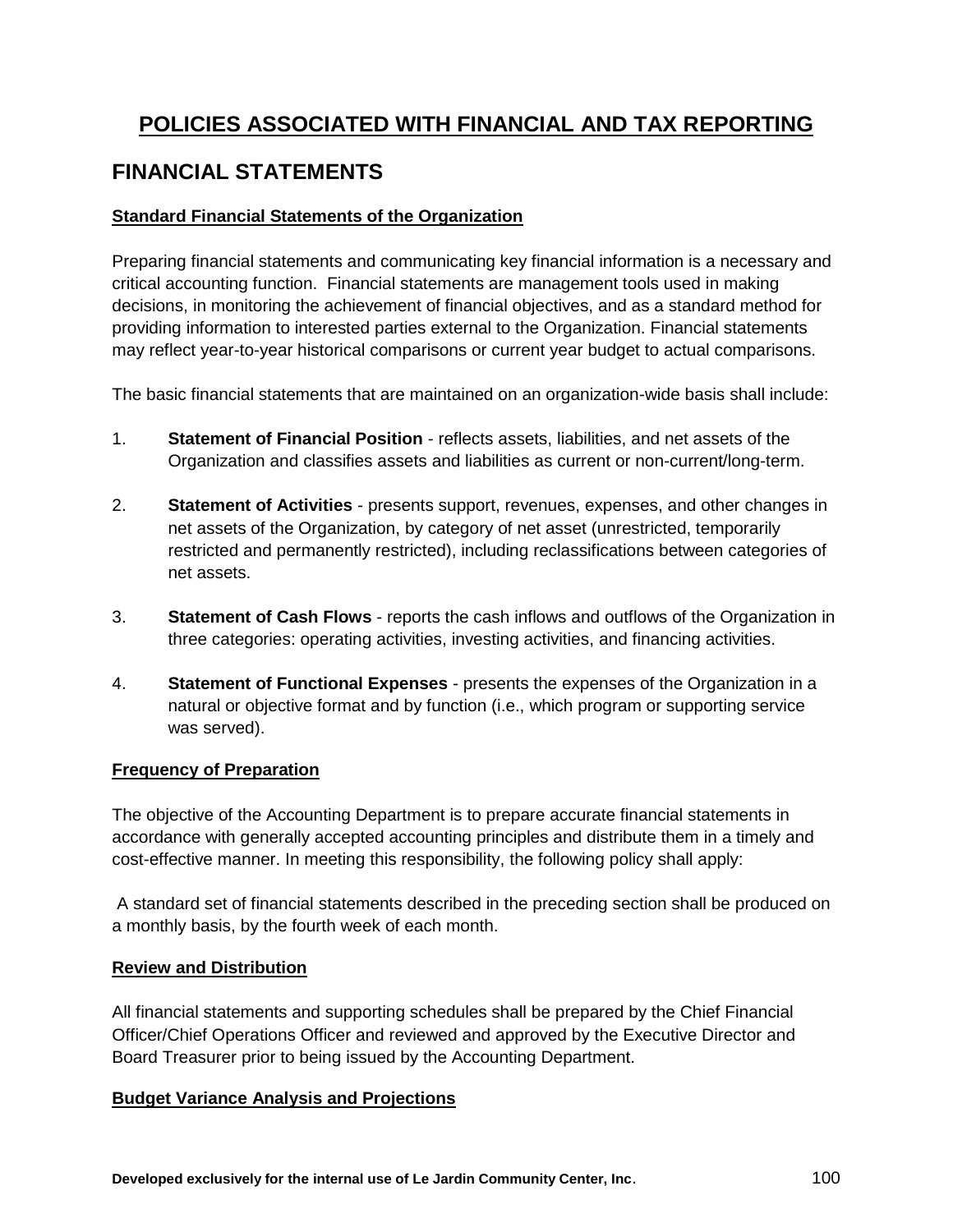# POLICIES ASSOCIATED WITH FINANCIAL AND TAX REPORTING

## FINANCIAL STATEMENTS

### Standard Financial Statements of the Organization

Preparing financial statements and communicating key financial information is a necessary and critical accounting function. Financial statements are management tools used in making decisions, in monitoring the achievement of financial objectives, and as a standard method for providing information to interested parties external to the Organization. Financial statements may reflect year-to-year historical comparisons or current year budget to actual comparisons.

The basic financial statements that are maintained on an organization-wide basis shall include:

1. **Statement of Financial Position** - reflects assets, liabilities, and net assets of the Organization and classifies assets and liabilities as current or non-current/long-term.

2. **Statement of Activities** - presents support, revenues, expenses, and other changes in net assets of the Organization, by category of net asset (unrestricted, temporarily restricted and permanently restricted), including reclassifications between categories of net assets.

3. **Statement of Cash Flows** - reports the cash inflows and outflows of the Organization in three categories: operating activities, investing activities, and financing activities.

4. **Statement of Functional Expenses** - presents the expenses of the Organization in a natural or objective format and by function (i.e., which program or supporting service was served).

### Frequency of Preparation

The objective of the Accounting Department is to prepare accurate financial statements in accordance with generally accepted accounting principles and distribute them in a timely and cost-effective manner. In meeting this responsibility, the following policy shall apply:

A standard set of financial statements described in the preceding section shall be produced on a monthly basis, by the fourth week of each month.

### Review and Distribution

All financial statements and supporting schedules shall be prepared by the Chief Financial Officer/Chief Operations Officer and reviewed and approved by the Executive Director and Board Treasurer prior to being issued by the Accounting Department.

### Budget Variance Analysis and Projections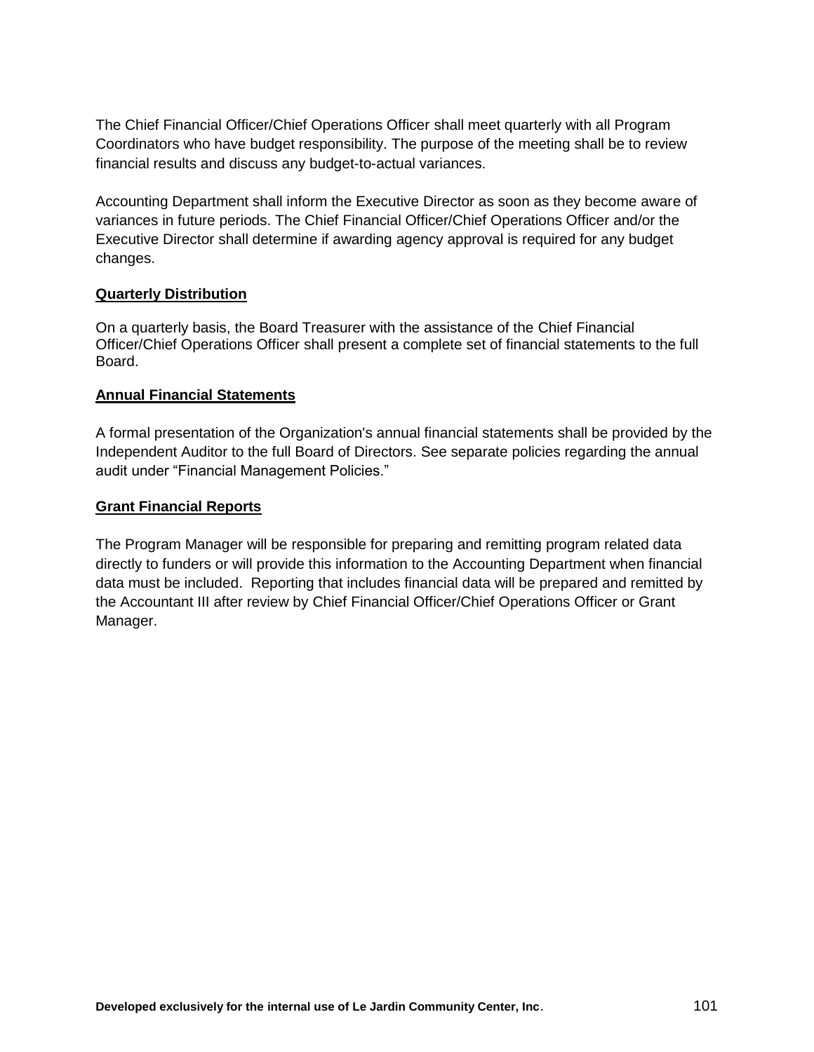The Chief Financial Officer/Chief Operations Officer shall meet quarterly with all Program Coordinators who have budget responsibility. The purpose of the meeting shall be to review financial results and discuss any budget-to-actual variances.

Accounting Department shall inform the Executive Director as soon as they become aware of variances in future periods. The Chief Financial Officer/Chief Operations Officer and/or the Executive Director shall determine if awarding agency approval is required for any budget changes.

**Quarterly Distribution**

On a quarterly basis, the Board Treasurer with the assistance of the Chief Financial Officer/Chief Operations Officer shall present a complete set of financial statements to the full Board.

**Annual Financial Statements**

A formal presentation of the Organization's annual financial statements shall be provided by the Independent Auditor to the full Board of Directors. See separate policies regarding the annual audit under "Financial Management Policies."

**Grant Financial Reports**

The Program Manager will be responsible for preparing and remitting program related data directly to funders or will provide this information to the Accounting Department when financial data must be included. Reporting that includes financial data will be prepared and remitted by the Accountant III after review by Chief Financial Officer/Chief Operations Officer or Grant Manager.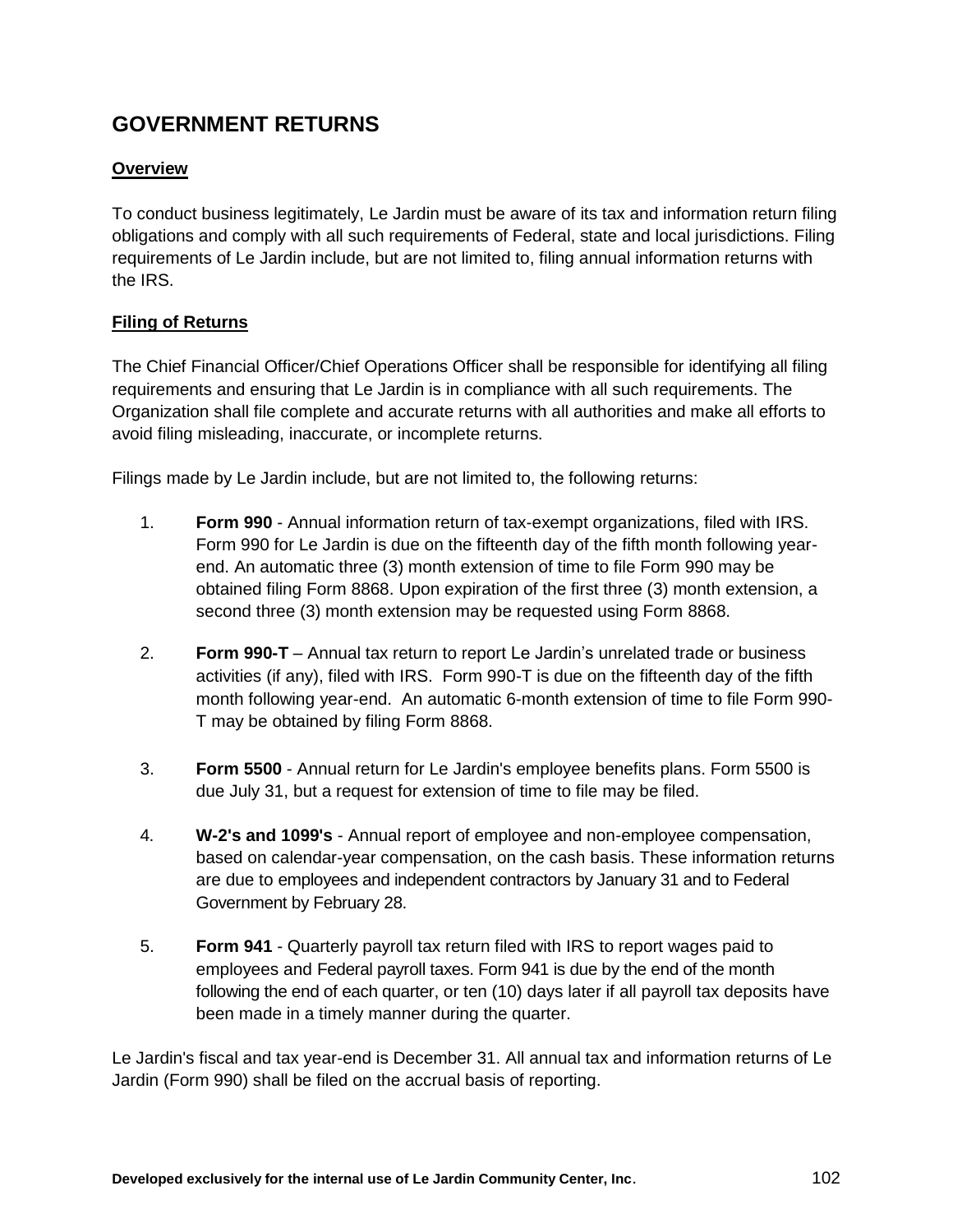## GOVERNMENT RETURNS

### Overview

To conduct business legitimately, Le Jardin must be aware of its tax and information return filing obligations and comply with all such requirements of Federal, state and local jurisdictions. Filing requirements of Le Jardin include, but are not limited to, filing annual information returns with the IRS.

### Filing of Returns

The Chief Financial Officer/Chief Operations Officer shall be responsible for identifying all filing requirements and ensuring that Le Jardin is in compliance with all such requirements. The Organization shall file complete and accurate returns with all authorities and make all efforts to avoid filing misleading, inaccurate, or incomplete returns.

Filings made by Le Jardin include, but are not limited to, the following returns:

1. **Form 990** - Annual information return of tax-exempt organizations, filed with IRS. Form 990 for Le Jardin is due on the fifteenth day of the fifth month following year-end. An automatic three (3) month extension of time to file Form 990 may be obtained filing Form 8868. Upon expiration of the first three (3) month extension, a second three (3) month extension may be requested using Form 8868.

2. **Form 990-T** – Annual tax return to report Le Jardin's unrelated trade or business activities (if any), filed with IRS. Form 990-T is due on the fifteenth day of the fifth month following year-end. An automatic 6-month extension of time to file Form 990-T may be obtained by filing Form 8868.

3. **Form 5500** - Annual return for Le Jardin's employee benefits plans. Form 5500 is due July 31, but a request for extension of time to file may be filed.

4. **W-2's and 1099's** - Annual report of employee and non-employee compensation, based on calendar-year compensation, on the cash basis. These information returns are due to employees and independent contractors by January 31 and to Federal Government by February 28.

5. **Form 941** - Quarterly payroll tax return filed with IRS to report wages paid to employees and Federal payroll taxes. Form 941 is due by the end of the month following the end of each quarter, or ten (10) days later if all payroll tax deposits have been made in a timely manner during the quarter.

Le Jardin's fiscal and tax year-end is December 31. All annual tax and information returns of Le Jardin (Form 990) shall be filed on the accrual basis of reporting.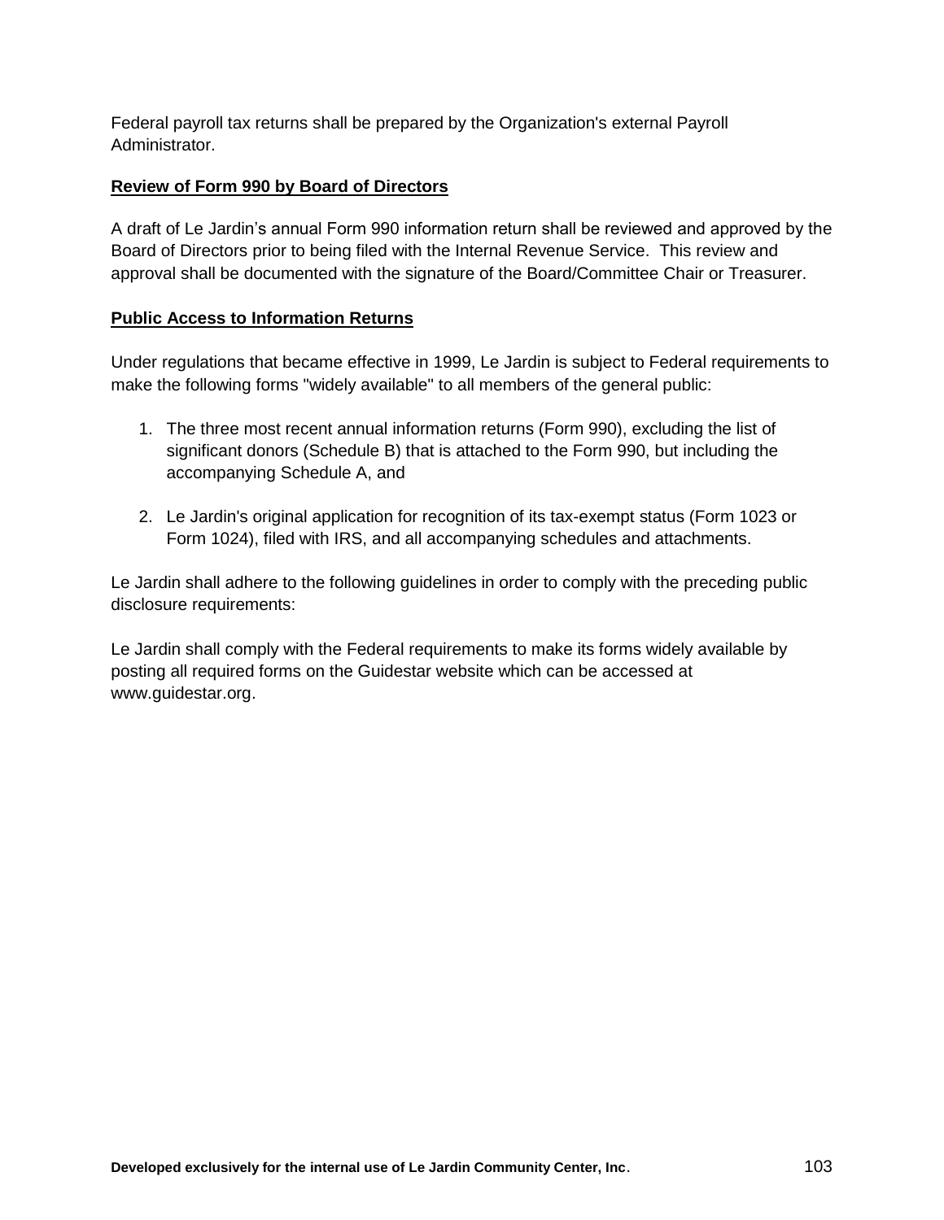Federal payroll tax returns shall be prepared by the Organization's external Payroll Administrator.

**Review of Form 990 by Board of Directors**

A draft of Le Jardin’s annual Form 990 information return shall be reviewed and approved by the Board of Directors prior to being filed with the Internal Revenue Service. This review and approval shall be documented with the signature of the Board/Committee Chair or Treasurer.

**Public Access to Information Returns**

Under regulations that became effective in 1999, Le Jardin is subject to Federal requirements to make the following forms "widely available" to all members of the general public:

1. The three most recent annual information returns (Form 990), excluding the list of significant donors (Schedule B) that is attached to the Form 990, but including the accompanying Schedule A, and

2. Le Jardin's original application for recognition of its tax-exempt status (Form 1023 or Form 1024), filed with IRS, and all accompanying schedules and attachments.

Le Jardin shall adhere to the following guidelines in order to comply with the preceding public disclosure requirements:

Le Jardin shall comply with the Federal requirements to make its forms widely available by posting all required forms on the Guidestar website which can be accessed at www.guidestar.org.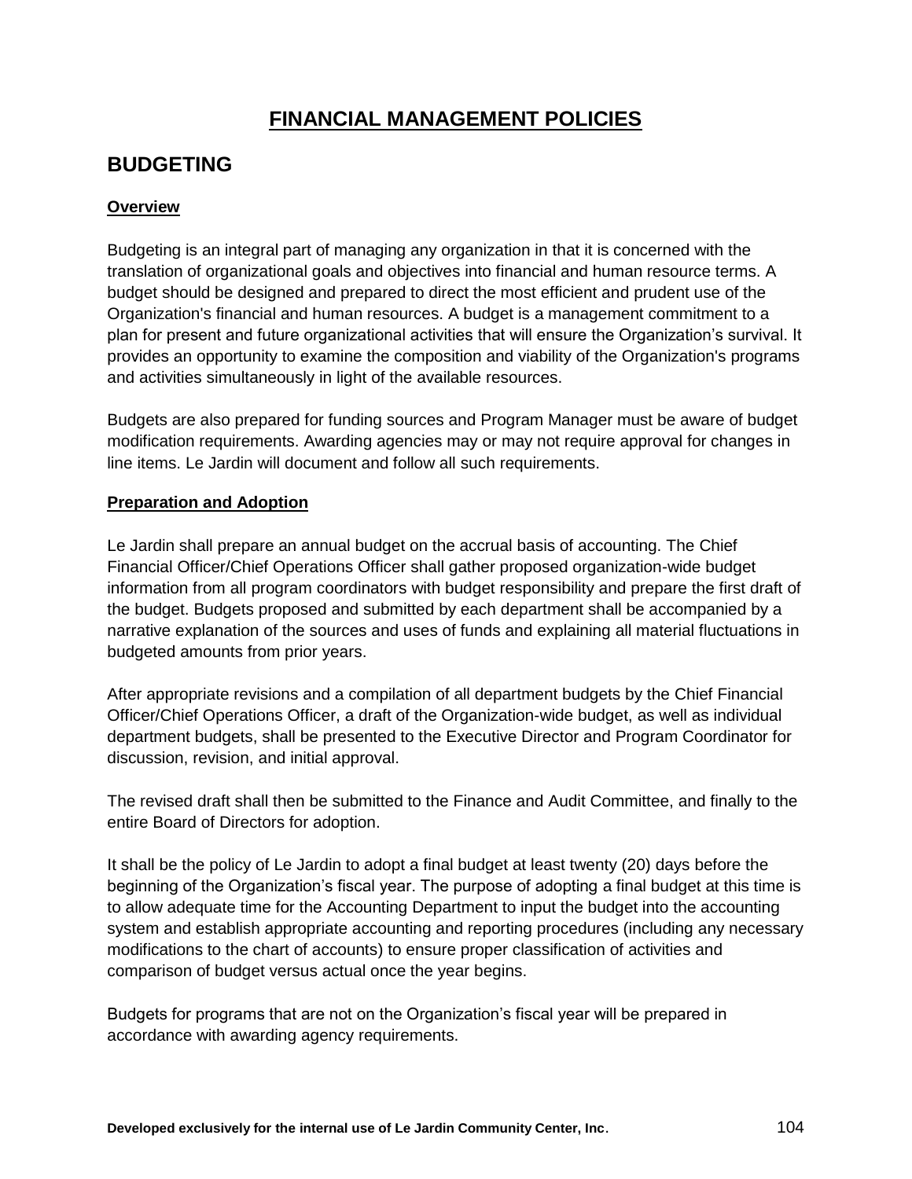# FINANCIAL MANAGEMENT POLICIES

## BUDGETING

### Overview

Budgeting is an integral part of managing any organization in that it is concerned with the translation of organizational goals and objectives into financial and human resource terms. A budget should be designed and prepared to direct the most efficient and prudent use of the Organization's financial and human resources. A budget is a management commitment to a plan for present and future organizational activities that will ensure the Organization’s survival. It provides an opportunity to examine the composition and viability of the Organization's programs and activities simultaneously in light of the available resources.

Budgets are also prepared for funding sources and Program Manager must be aware of budget modification requirements. Awarding agencies may or may not require approval for changes in line items. Le Jardin will document and follow all such requirements.

### Preparation and Adoption

Le Jardin shall prepare an annual budget on the accrual basis of accounting. The Chief Financial Officer/Chief Operations Officer shall gather proposed organization-wide budget information from all program coordinators with budget responsibility and prepare the first draft of the budget. Budgets proposed and submitted by each department shall be accompanied by a narrative explanation of the sources and uses of funds and explaining all material fluctuations in budgeted amounts from prior years.

After appropriate revisions and a compilation of all department budgets by the Chief Financial Officer/Chief Operations Officer, a draft of the Organization-wide budget, as well as individual department budgets, shall be presented to the Executive Director and Program Coordinator for discussion, revision, and initial approval.

The revised draft shall then be submitted to the Finance and Audit Committee, and finally to the entire Board of Directors for adoption.

It shall be the policy of Le Jardin to adopt a final budget at least twenty (20) days before the beginning of the Organization’s fiscal year. The purpose of adopting a final budget at this time is to allow adequate time for the Accounting Department to input the budget into the accounting system and establish appropriate accounting and reporting procedures (including any necessary modifications to the chart of accounts) to ensure proper classification of activities and comparison of budget versus actual once the year begins.

Budgets for programs that are not on the Organization’s fiscal year will be prepared in accordance with awarding agency requirements.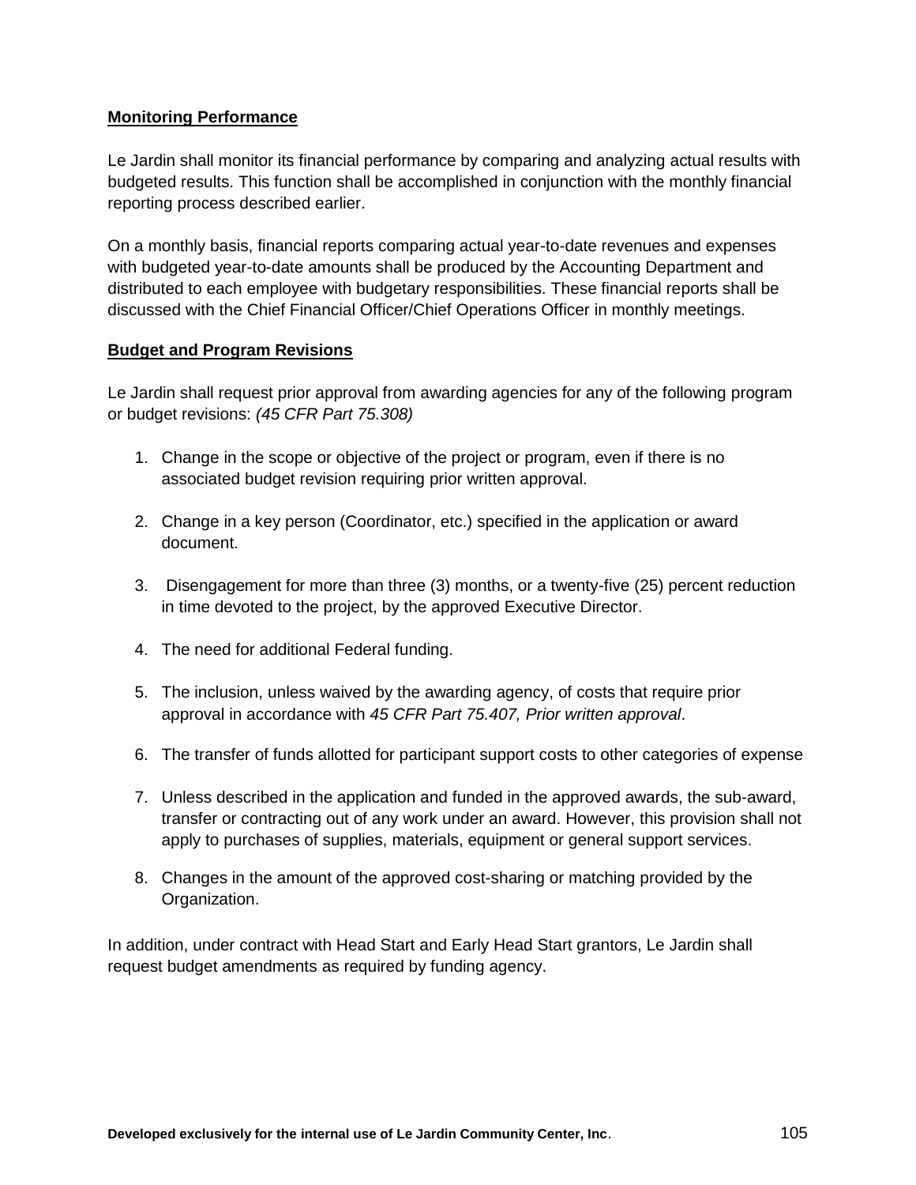**Monitoring Performance**

Le Jardin shall monitor its financial performance by comparing and analyzing actual results with budgeted results. This function shall be accomplished in conjunction with the monthly financial reporting process described earlier.

On a monthly basis, financial reports comparing actual year-to-date revenues and expenses with budgeted year-to-date amounts shall be produced by the Accounting Department and distributed to each employee with budgetary responsibilities. These financial reports shall be discussed with the Chief Financial Officer/Chief Operations Officer in monthly meetings.

**Budget and Program Revisions**

Le Jardin shall request prior approval from awarding agencies for any of the following program or budget revisions: *(45 CFR Part 75.308)*

1. Change in the scope or objective of the project or program, even if there is no associated budget revision requiring prior written approval.
2. Change in a key person (Coordinator, etc.) specified in the application or award document.
3. Disengagement for more than three (3) months, or a twenty-five (25) percent reduction in time devoted to the project, by the approved Executive Director.
4. The need for additional Federal funding.
5. The inclusion, unless waived by the awarding agency, of costs that require prior approval in accordance with *45 CFR Part 75.407, Prior written approval*.
6. The transfer of funds allotted for participant support costs to other categories of expense
7. Unless described in the application and funded in the approved awards, the sub-award, transfer or contracting out of any work under an award. However, this provision shall not apply to purchases of supplies, materials, equipment or general support services.
8. Changes in the amount of the approved cost-sharing or matching provided by the Organization.

In addition, under contract with Head Start and Early Head Start grantors, Le Jardin shall request budget amendments as required by funding agency.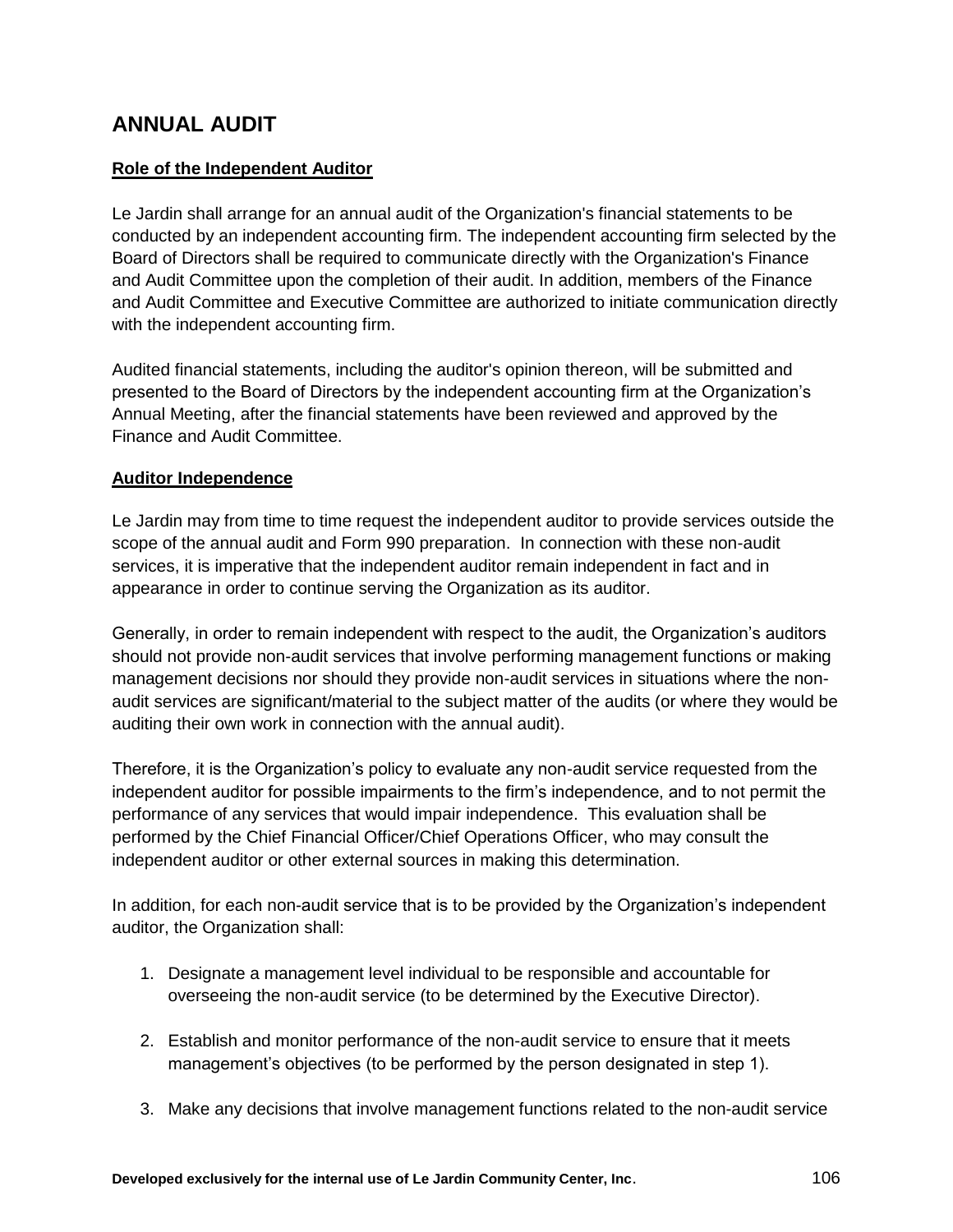# ANNUAL AUDIT

**Role of the Independent Auditor**

Le Jardin shall arrange for an annual audit of the Organization's financial statements to be conducted by an independent accounting firm. The independent accounting firm selected by the Board of Directors shall be required to communicate directly with the Organization's Finance and Audit Committee upon the completion of their audit. In addition, members of the Finance and Audit Committee and Executive Committee are authorized to initiate communication directly with the independent accounting firm.

Audited financial statements, including the auditor's opinion thereon, will be submitted and presented to the Board of Directors by the independent accounting firm at the Organization's Annual Meeting, after the financial statements have been reviewed and approved by the Finance and Audit Committee.

**Auditor Independence**

Le Jardin may from time to time request the independent auditor to provide services outside the scope of the annual audit and Form 990 preparation. In connection with these non-audit services, it is imperative that the independent auditor remain independent in fact and in appearance in order to continue serving the Organization as its auditor.

Generally, in order to remain independent with respect to the audit, the Organization's auditors should not provide non-audit services that involve performing management functions or making management decisions nor should they provide non-audit services in situations where the non-audit services are significant/material to the subject matter of the audits (or where they would be auditing their own work in connection with the annual audit).

Therefore, it is the Organization's policy to evaluate any non-audit service requested from the independent auditor for possible impairments to the firm's independence, and to not permit the performance of any services that would impair independence. This evaluation shall be performed by the Chief Financial Officer/Chief Operations Officer, who may consult the independent auditor or other external sources in making this determination.

In addition, for each non-audit service that is to be provided by the Organization's independent auditor, the Organization shall:

1. Designate a management level individual to be responsible and accountable for overseeing the non-audit service (to be determined by the Executive Director).

2. Establish and monitor performance of the non-audit service to ensure that it meets management's objectives (to be performed by the person designated in step 1).

3. Make any decisions that involve management functions related to the non-audit service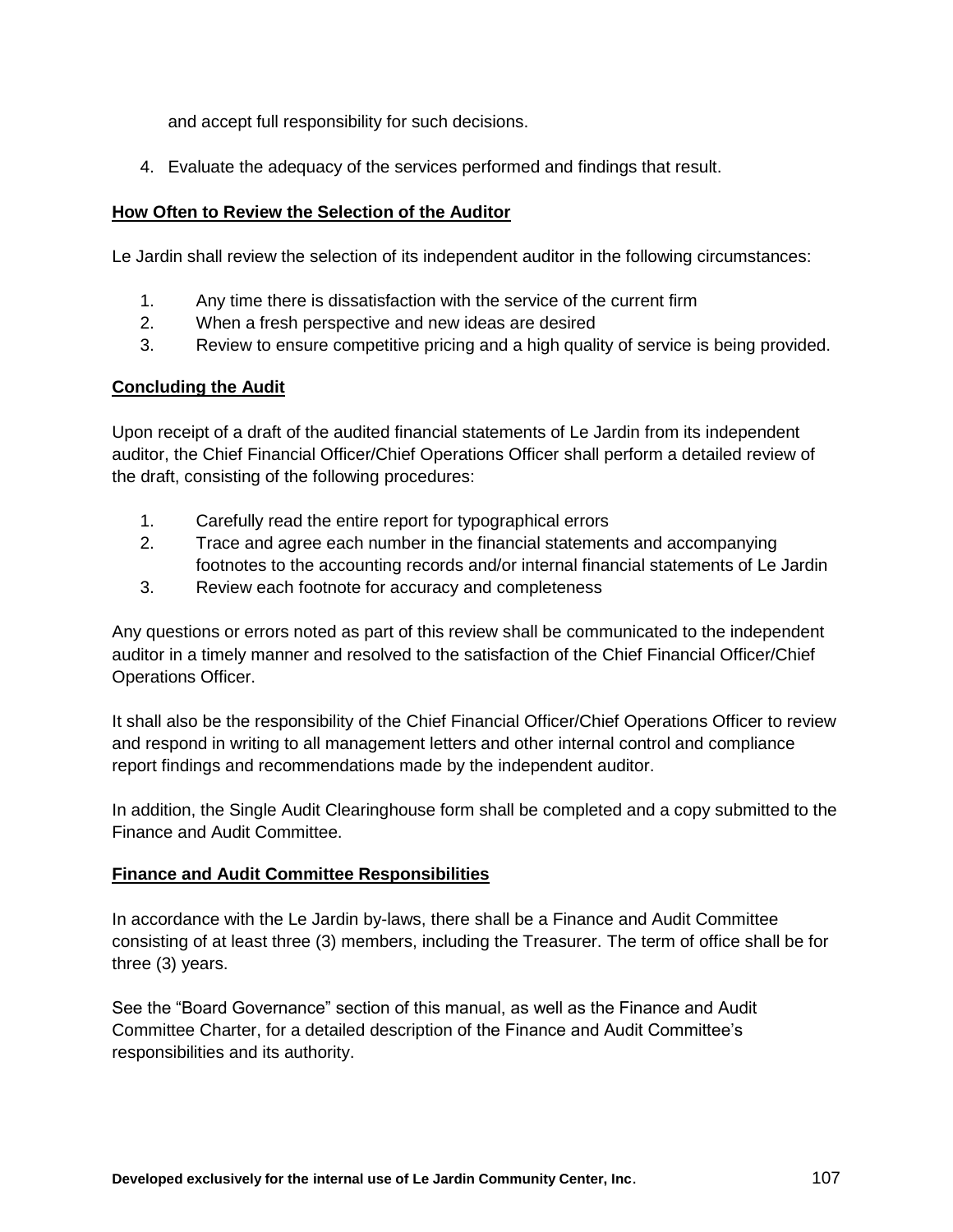and accept full responsibility for such decisions.

4. Evaluate the adequacy of the services performed and findings that result.

**How Often to Review the Selection of the Auditor**

Le Jardin shall review the selection of its independent auditor in the following circumstances:

1. Any time there is dissatisfaction with the service of the current firm
2. When a fresh perspective and new ideas are desired
3. Review to ensure competitive pricing and a high quality of service is being provided.

**Concluding the Audit**

Upon receipt of a draft of the audited financial statements of Le Jardin from its independent auditor, the Chief Financial Officer/Chief Operations Officer shall perform a detailed review of the draft, consisting of the following procedures:

1. Carefully read the entire report for typographical errors
2. Trace and agree each number in the financial statements and accompanying footnotes to the accounting records and/or internal financial statements of Le Jardin
3. Review each footnote for accuracy and completeness

Any questions or errors noted as part of this review shall be communicated to the independent auditor in a timely manner and resolved to the satisfaction of the Chief Financial Officer/Chief Operations Officer.

It shall also be the responsibility of the Chief Financial Officer/Chief Operations Officer to review and respond in writing to all management letters and other internal control and compliance report findings and recommendations made by the independent auditor.

In addition, the Single Audit Clearinghouse form shall be completed and a copy submitted to the Finance and Audit Committee.

**Finance and Audit Committee Responsibilities**

In accordance with the Le Jardin by-laws, there shall be a Finance and Audit Committee consisting of at least three (3) members, including the Treasurer. The term of office shall be for three (3) years.

See the "Board Governance" section of this manual, as well as the Finance and Audit Committee Charter, for a detailed description of the Finance and Audit Committee's responsibilities and its authority.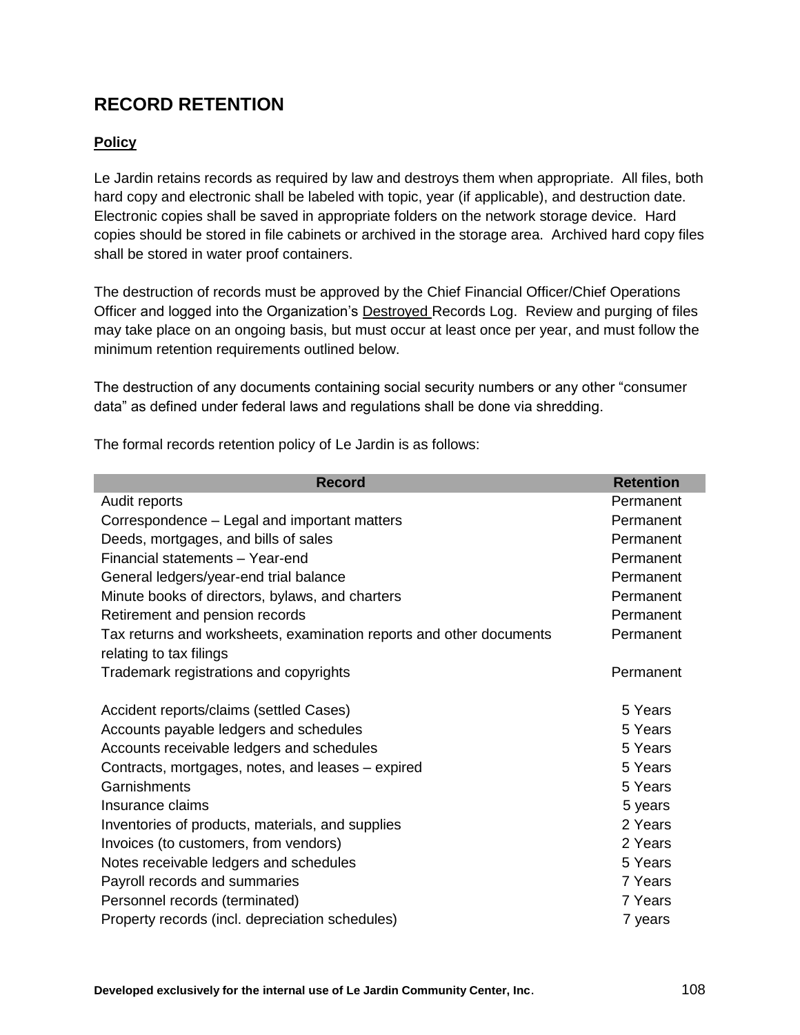## RECORD RETENTION

**Policy**

Le Jardin retains records as required by law and destroys them when appropriate. All files, both hard copy and electronic shall be labeled with topic, year (if applicable), and destruction date. Electronic copies shall be saved in appropriate folders on the network storage device. Hard copies should be stored in file cabinets or archived in the storage area. Archived hard copy files shall be stored in water proof containers.

The destruction of records must be approved by the Chief Financial Officer/Chief Operations Officer and logged into the Organization's Destroyed Records Log. Review and purging of files may take place on an ongoing basis, but must occur at least once per year, and must follow the minimum retention requirements outlined below.

The destruction of any documents containing social security numbers or any other "consumer data" as defined under federal laws and regulations shall be done via shredding.

The formal records retention policy of Le Jardin is as follows:

| Record | Retention |
|---|---|
| Audit reports | Permanent |
| Correspondence – Legal and important matters | Permanent |
| Deeds, mortgages, and bills of sales | Permanent |
| Financial statements – Year-end | Permanent |
| General ledgers/year-end trial balance | Permanent |
| Minute books of directors, bylaws, and charters | Permanent |
| Retirement and pension records | Permanent |
| Tax returns and worksheets, examination reports and other documents relating to tax filings | Permanent |
| Trademark registrations and copyrights | Permanent |
| | |
| Accident reports/claims (settled Cases) | 5 Years |
| Accounts payable ledgers and schedules | 5 Years |
| Accounts receivable ledgers and schedules | 5 Years |
| Contracts, mortgages, notes, and leases – expired | 5 Years |
| Garnishments | 5 Years |
| Insurance claims | 5 years |
| Inventories of products, materials, and supplies | 2 Years |
| Invoices (to customers, from vendors) | 2 Years |
| Notes receivable ledgers and schedules | 5 Years |
| Payroll records and summaries | 7 Years |
| Personnel records (terminated) | 7 Years |
| Property records (incl. depreciation schedules) | 7 years |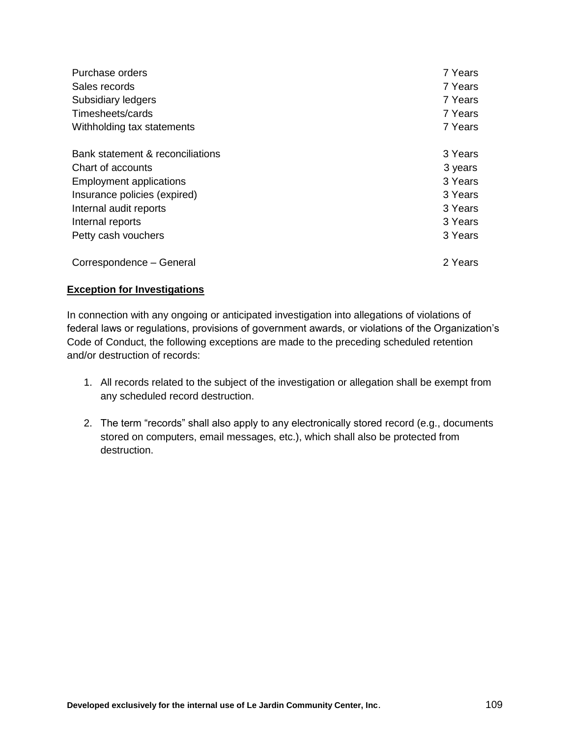| | |
|---|---|
| Purchase orders | 7 Years |
| Sales records | 7 Years |
| Subsidiary ledgers | 7 Years |
| Timesheets/cards | 7 Years |
| Withholding tax statements | 7 Years |
| | |
| Bank statement & reconciliations | 3 Years |
| Chart of accounts | 3 years |
| Employment applications | 3 Years |
| Insurance policies (expired) | 3 Years |
| Internal audit reports | 3 Years |
| Internal reports | 3 Years |
| Petty cash vouchers | 3 Years |
| | |
| Correspondence – General | 2 Years |

**Exception for Investigations**

In connection with any ongoing or anticipated investigation into allegations of violations of federal laws or regulations, provisions of government awards, or violations of the Organization's Code of Conduct, the following exceptions are made to the preceding scheduled retention and/or destruction of records:

1. All records related to the subject of the investigation or allegation shall be exempt from any scheduled record destruction.

2. The term "records" shall also apply to any electronically stored record (e.g., documents stored on computers, email messages, etc.), which shall also be protected from destruction.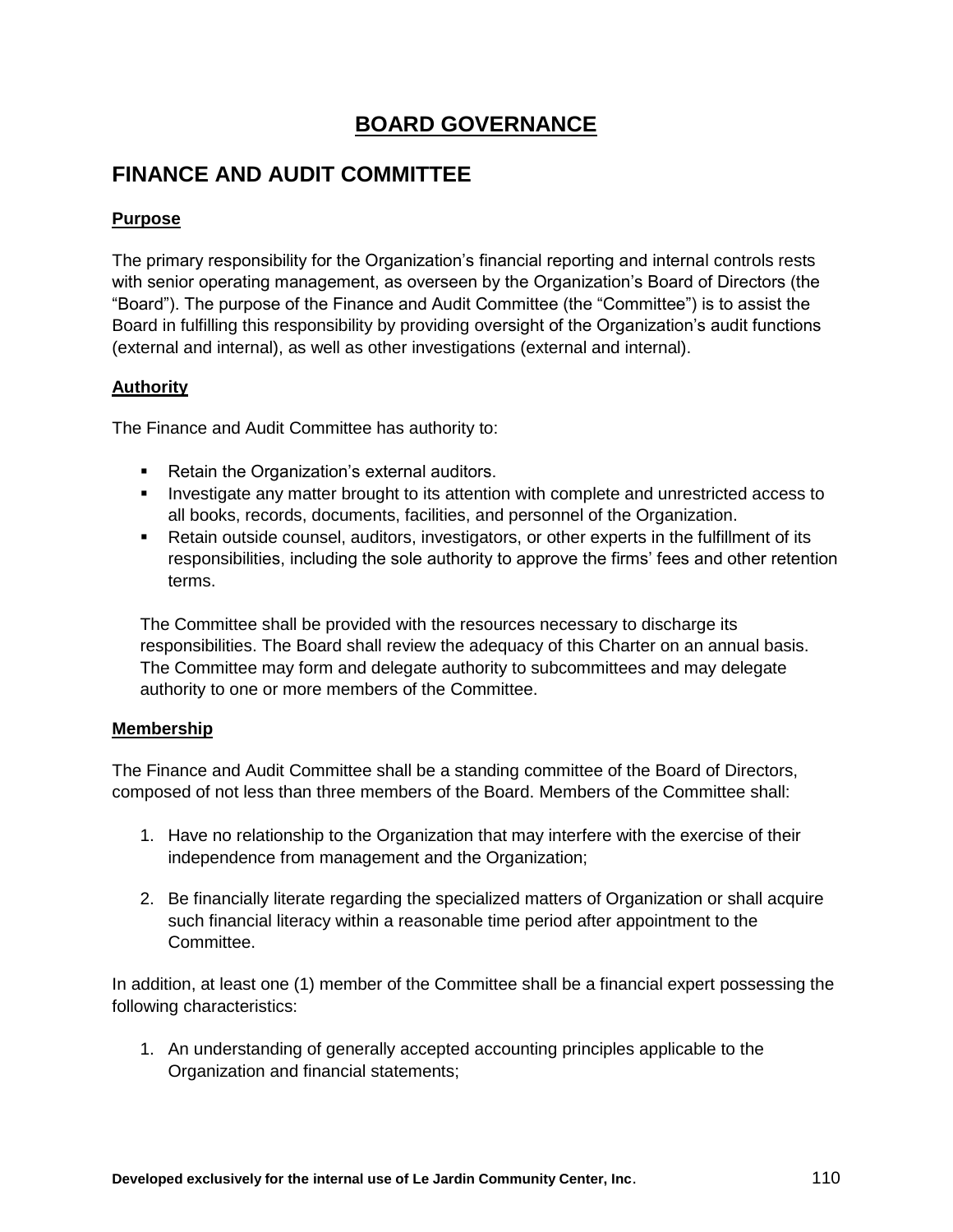# BOARD GOVERNANCE

## FINANCE AND AUDIT COMMITTEE

### Purpose

The primary responsibility for the Organization's financial reporting and internal controls rests with senior operating management, as overseen by the Organization's Board of Directors (the "Board"). The purpose of the Finance and Audit Committee (the "Committee") is to assist the Board in fulfilling this responsibility by providing oversight of the Organization's audit functions (external and internal), as well as other investigations (external and internal).

### Authority

The Finance and Audit Committee has authority to:

- Retain the Organization's external auditors.
- Investigate any matter brought to its attention with complete and unrestricted access to all books, records, documents, facilities, and personnel of the Organization.
- Retain outside counsel, auditors, investigators, or other experts in the fulfillment of its responsibilities, including the sole authority to approve the firms' fees and other retention terms.

The Committee shall be provided with the resources necessary to discharge its responsibilities. The Board shall review the adequacy of this Charter on an annual basis. The Committee may form and delegate authority to subcommittees and may delegate authority to one or more members of the Committee.

### Membership

The Finance and Audit Committee shall be a standing committee of the Board of Directors, composed of not less than three members of the Board. Members of the Committee shall:

1. Have no relationship to the Organization that may interfere with the exercise of their independence from management and the Organization;

2. Be financially literate regarding the specialized matters of Organization or shall acquire such financial literacy within a reasonable time period after appointment to the Committee.

In addition, at least one (1) member of the Committee shall be a financial expert possessing the following characteristics:

1. An understanding of generally accepted accounting principles applicable to the Organization and financial statements;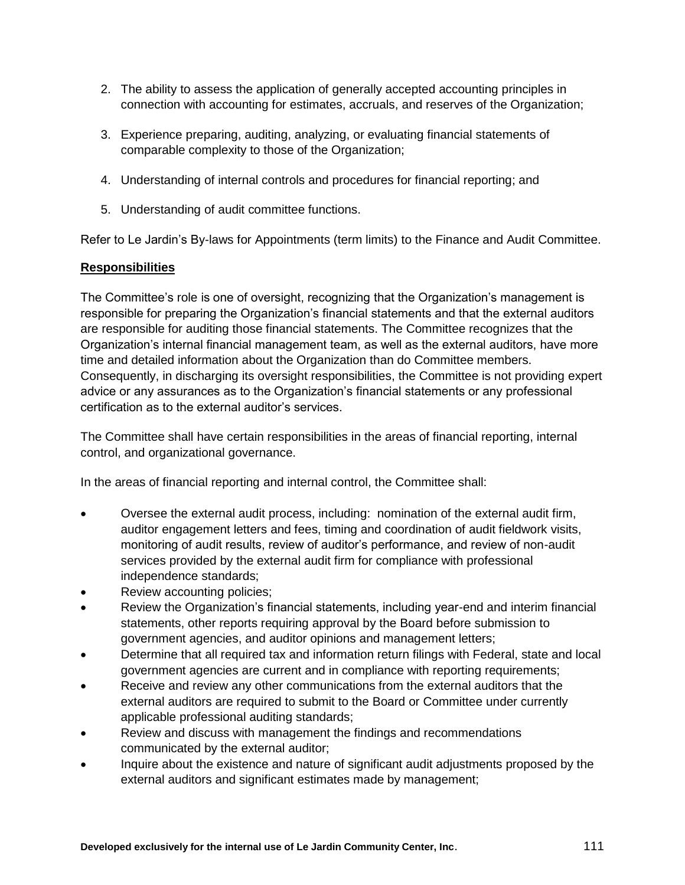2. The ability to assess the application of generally accepted accounting principles in connection with accounting for estimates, accruals, and reserves of the Organization;

3. Experience preparing, auditing, analyzing, or evaluating financial statements of comparable complexity to those of the Organization;

4. Understanding of internal controls and procedures for financial reporting; and

5. Understanding of audit committee functions.

Refer to Le Jardin's By-laws for Appointments (term limits) to the Finance and Audit Committee.

**Responsibilities**

The Committee's role is one of oversight, recognizing that the Organization's management is responsible for preparing the Organization's financial statements and that the external auditors are responsible for auditing those financial statements. The Committee recognizes that the Organization's internal financial management team, as well as the external auditors, have more time and detailed information about the Organization than do Committee members. Consequently, in discharging its oversight responsibilities, the Committee is not providing expert advice or any assurances as to the Organization's financial statements or any professional certification as to the external auditor's services.

The Committee shall have certain responsibilities in the areas of financial reporting, internal control, and organizational governance.

In the areas of financial reporting and internal control, the Committee shall:

- Oversee the external audit process, including: nomination of the external audit firm, auditor engagement letters and fees, timing and coordination of audit fieldwork visits, monitoring of audit results, review of auditor's performance, and review of non-audit services provided by the external audit firm for compliance with professional independence standards;
- Review accounting policies;
- Review the Organization's financial statements, including year-end and interim financial statements, other reports requiring approval by the Board before submission to government agencies, and auditor opinions and management letters;
- Determine that all required tax and information return filings with Federal, state and local government agencies are current and in compliance with reporting requirements;
- Receive and review any other communications from the external auditors that the external auditors are required to submit to the Board or Committee under currently applicable professional auditing standards;
- Review and discuss with management the findings and recommendations communicated by the external auditor;
- Inquire about the existence and nature of significant audit adjustments proposed by the external auditors and significant estimates made by management;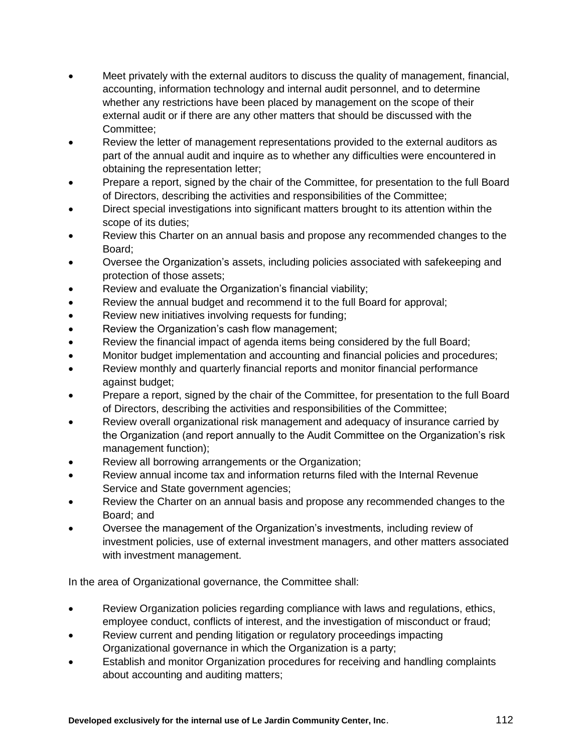- Meet privately with the external auditors to discuss the quality of management, financial, accounting, information technology and internal audit personnel, and to determine whether any restrictions have been placed by management on the scope of their external audit or if there are any other matters that should be discussed with the Committee;
- Review the letter of management representations provided to the external auditors as part of the annual audit and inquire as to whether any difficulties were encountered in obtaining the representation letter;
- Prepare a report, signed by the chair of the Committee, for presentation to the full Board of Directors, describing the activities and responsibilities of the Committee;
- Direct special investigations into significant matters brought to its attention within the scope of its duties;
- Review this Charter on an annual basis and propose any recommended changes to the Board;
- Oversee the Organization's assets, including policies associated with safekeeping and protection of those assets;
- Review and evaluate the Organization's financial viability;
- Review the annual budget and recommend it to the full Board for approval;
- Review new initiatives involving requests for funding;
- Review the Organization's cash flow management;
- Review the financial impact of agenda items being considered by the full Board;
- Monitor budget implementation and accounting and financial policies and procedures;
- Review monthly and quarterly financial reports and monitor financial performance against budget;
- Prepare a report, signed by the chair of the Committee, for presentation to the full Board of Directors, describing the activities and responsibilities of the Committee;
- Review overall organizational risk management and adequacy of insurance carried by the Organization (and report annually to the Audit Committee on the Organization's risk management function);
- Review all borrowing arrangements or the Organization;
- Review annual income tax and information returns filed with the Internal Revenue Service and State government agencies;
- Review the Charter on an annual basis and propose any recommended changes to the Board; and
- Oversee the management of the Organization's investments, including review of investment policies, use of external investment managers, and other matters associated with investment management.

In the area of Organizational governance, the Committee shall:

- Review Organization policies regarding compliance with laws and regulations, ethics, employee conduct, conflicts of interest, and the investigation of misconduct or fraud;
- Review current and pending litigation or regulatory proceedings impacting Organizational governance in which the Organization is a party;
- Establish and monitor Organization procedures for receiving and handling complaints about accounting and auditing matters;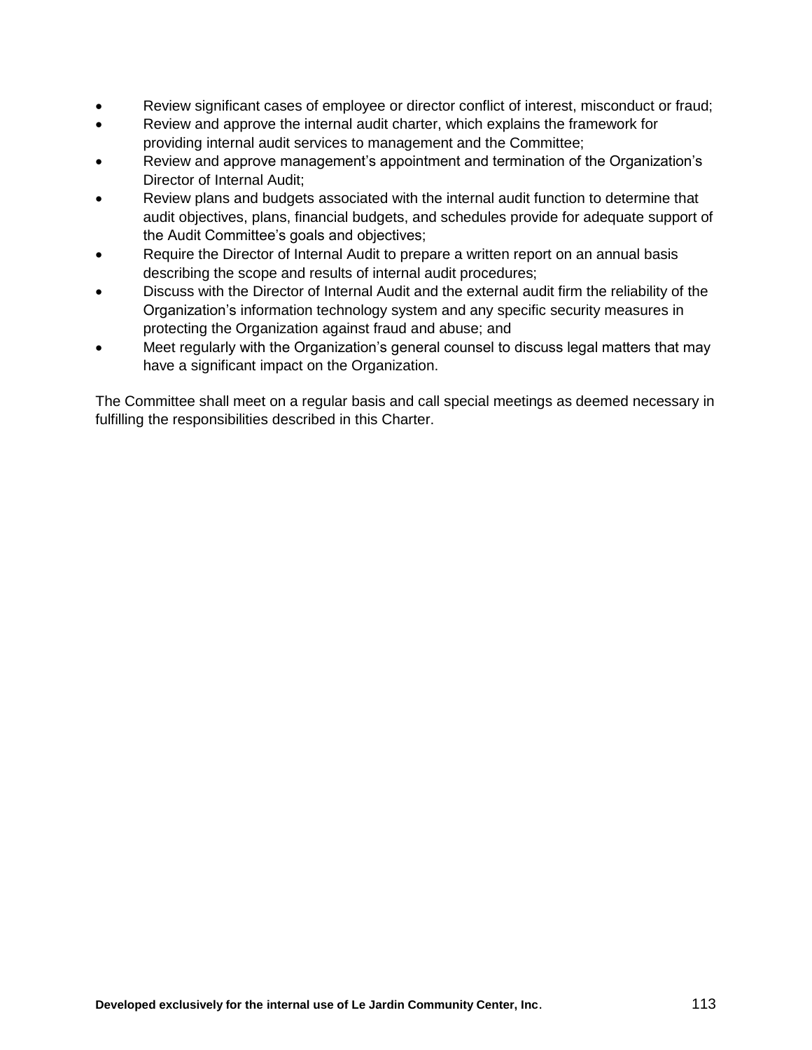- Review significant cases of employee or director conflict of interest, misconduct or fraud;
- Review and approve the internal audit charter, which explains the framework for providing internal audit services to management and the Committee;
- Review and approve management's appointment and termination of the Organization's Director of Internal Audit;
- Review plans and budgets associated with the internal audit function to determine that audit objectives, plans, financial budgets, and schedules provide for adequate support of the Audit Committee's goals and objectives;
- Require the Director of Internal Audit to prepare a written report on an annual basis describing the scope and results of internal audit procedures;
- Discuss with the Director of Internal Audit and the external audit firm the reliability of the Organization's information technology system and any specific security measures in protecting the Organization against fraud and abuse; and
- Meet regularly with the Organization's general counsel to discuss legal matters that may have a significant impact on the Organization.

The Committee shall meet on a regular basis and call special meetings as deemed necessary in fulfilling the responsibilities described in this Charter.